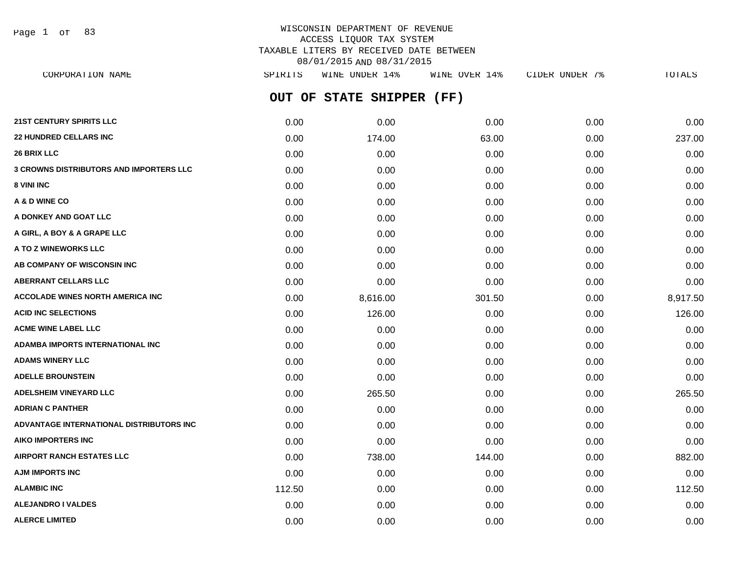WISCONSIN DEPARTMENT OF REVENUE
ACCESS LIQUOR TAX SYSTEM
TAXABLE LITERS BY RECEIVED DATE BETWEEN
08/01/2015 AND 08/31/2015

## OUT OF STATE SHIPPER (FF)

| CORPORATION NAME | SPIRITS | WINE UNDER 14% | WINE OVER 14% | CIDER UNDER 7% | TOTALS |
|---|---|---|---|---|---|
| 21ST CENTURY SPIRITS LLC | 0.00 | 0.00 | 0.00 | 0.00 | 0.00 |
| 22 HUNDRED CELLARS INC | 0.00 | 174.00 | 63.00 | 0.00 | 237.00 |
| 26 BRIX LLC | 0.00 | 0.00 | 0.00 | 0.00 | 0.00 |
| 3 CROWNS DISTRIBUTORS AND IMPORTERS LLC | 0.00 | 0.00 | 0.00 | 0.00 | 0.00 |
| 8 VINI INC | 0.00 | 0.00 | 0.00 | 0.00 | 0.00 |
| A & D WINE CO | 0.00 | 0.00 | 0.00 | 0.00 | 0.00 |
| A DONKEY AND GOAT LLC | 0.00 | 0.00 | 0.00 | 0.00 | 0.00 |
| A GIRL, A BOY & A GRAPE LLC | 0.00 | 0.00 | 0.00 | 0.00 | 0.00 |
| A TO Z WINEWORKS LLC | 0.00 | 0.00 | 0.00 | 0.00 | 0.00 |
| AB COMPANY OF WISCONSIN INC | 0.00 | 0.00 | 0.00 | 0.00 | 0.00 |
| ABERRANT CELLARS LLC | 0.00 | 0.00 | 0.00 | 0.00 | 0.00 |
| ACCOLADE WINES NORTH AMERICA INC | 0.00 | 8,616.00 | 301.50 | 0.00 | 8,917.50 |
| ACID INC SELECTIONS | 0.00 | 126.00 | 0.00 | 0.00 | 126.00 |
| ACME WINE LABEL LLC | 0.00 | 0.00 | 0.00 | 0.00 | 0.00 |
| ADAMBA IMPORTS INTERNATIONAL INC | 0.00 | 0.00 | 0.00 | 0.00 | 0.00 |
| ADAMS WINERY LLC | 0.00 | 0.00 | 0.00 | 0.00 | 0.00 |
| ADELLE BROUNSTEIN | 0.00 | 0.00 | 0.00 | 0.00 | 0.00 |
| ADELSHEIM VINEYARD LLC | 0.00 | 265.50 | 0.00 | 0.00 | 265.50 |
| ADRIAN C PANTHER | 0.00 | 0.00 | 0.00 | 0.00 | 0.00 |
| ADVANTAGE INTERNATIONAL DISTRIBUTORS INC | 0.00 | 0.00 | 0.00 | 0.00 | 0.00 |
| AIKO IMPORTERS INC | 0.00 | 0.00 | 0.00 | 0.00 | 0.00 |
| AIRPORT RANCH ESTATES LLC | 0.00 | 738.00 | 144.00 | 0.00 | 882.00 |
| AJM IMPORTS INC | 0.00 | 0.00 | 0.00 | 0.00 | 0.00 |
| ALAMBIC INC | 112.50 | 0.00 | 0.00 | 0.00 | 112.50 |
| ALEJANDRO I VALDES | 0.00 | 0.00 | 0.00 | 0.00 | 0.00 |
| ALERCE LIMITED | 0.00 | 0.00 | 0.00 | 0.00 | 0.00 |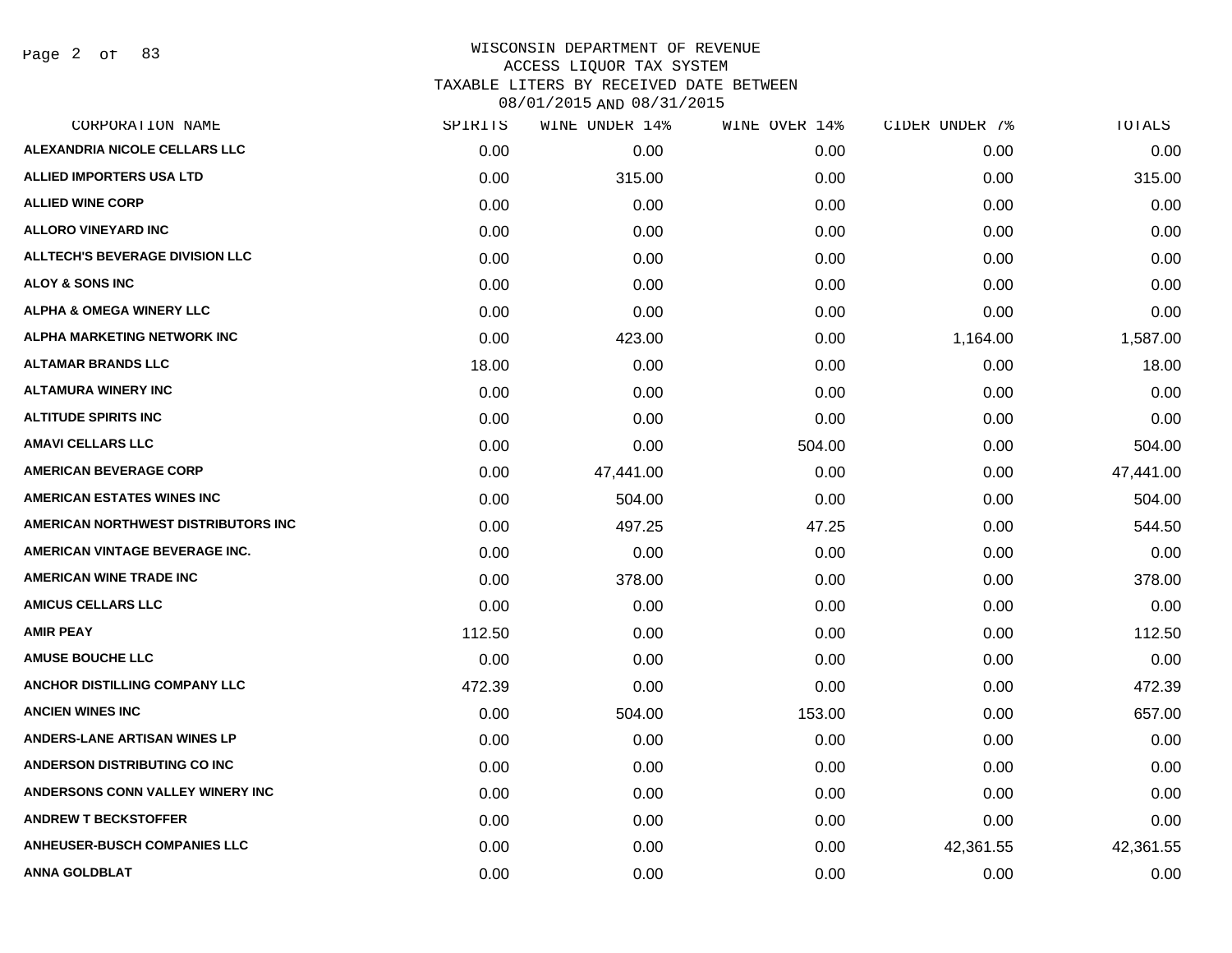WISCONSIN DEPARTMENT OF REVENUE
ACCESS LIQUOR TAX SYSTEM
TAXABLE LITERS BY RECEIVED DATE BETWEEN
08/01/2015 AND 08/31/2015

| CORPORATION NAME | SPIRITS | WINE UNDER 14% | WINE OVER 14% | CIDER UNDER 7% | TOTALS |
|---|---|---|---|---|---|
| ALEXANDRIA NICOLE CELLARS LLC | 0.00 | 0.00 | 0.00 | 0.00 | 0.00 |
| ALLIED IMPORTERS USA LTD | 0.00 | 315.00 | 0.00 | 0.00 | 315.00 |
| ALLIED WINE CORP | 0.00 | 0.00 | 0.00 | 0.00 | 0.00 |
| ALLORO VINEYARD INC | 0.00 | 0.00 | 0.00 | 0.00 | 0.00 |
| ALLTECH'S BEVERAGE DIVISION LLC | 0.00 | 0.00 | 0.00 | 0.00 | 0.00 |
| ALOY & SONS INC | 0.00 | 0.00 | 0.00 | 0.00 | 0.00 |
| ALPHA & OMEGA WINERY LLC | 0.00 | 0.00 | 0.00 | 0.00 | 0.00 |
| ALPHA MARKETING NETWORK INC | 0.00 | 423.00 | 0.00 | 1,164.00 | 1,587.00 |
| ALTAMAR BRANDS LLC | 18.00 | 0.00 | 0.00 | 0.00 | 18.00 |
| ALTAMURA WINERY INC | 0.00 | 0.00 | 0.00 | 0.00 | 0.00 |
| ALTITUDE SPIRITS INC | 0.00 | 0.00 | 0.00 | 0.00 | 0.00 |
| AMAVI CELLARS LLC | 0.00 | 0.00 | 504.00 | 0.00 | 504.00 |
| AMERICAN BEVERAGE CORP | 0.00 | 47,441.00 | 0.00 | 0.00 | 47,441.00 |
| AMERICAN ESTATES WINES INC | 0.00 | 504.00 | 0.00 | 0.00 | 504.00 |
| AMERICAN NORTHWEST DISTRIBUTORS INC | 0.00 | 497.25 | 47.25 | 0.00 | 544.50 |
| AMERICAN VINTAGE BEVERAGE INC. | 0.00 | 0.00 | 0.00 | 0.00 | 0.00 |
| AMERICAN WINE TRADE INC | 0.00 | 378.00 | 0.00 | 0.00 | 378.00 |
| AMICUS CELLARS LLC | 0.00 | 0.00 | 0.00 | 0.00 | 0.00 |
| AMIR PEAY | 112.50 | 0.00 | 0.00 | 0.00 | 112.50 |
| AMUSE BOUCHE LLC | 0.00 | 0.00 | 0.00 | 0.00 | 0.00 |
| ANCHOR DISTILLING COMPANY LLC | 472.39 | 0.00 | 0.00 | 0.00 | 472.39 |
| ANCIEN WINES INC | 0.00 | 504.00 | 153.00 | 0.00 | 657.00 |
| ANDERS-LANE ARTISAN WINES LP | 0.00 | 0.00 | 0.00 | 0.00 | 0.00 |
| ANDERSON DISTRIBUTING CO INC | 0.00 | 0.00 | 0.00 | 0.00 | 0.00 |
| ANDERSONS CONN VALLEY WINERY INC | 0.00 | 0.00 | 0.00 | 0.00 | 0.00 |
| ANDREW T BECKSTOFFER | 0.00 | 0.00 | 0.00 | 0.00 | 0.00 |
| ANHEUSER-BUSCH COMPANIES LLC | 0.00 | 0.00 | 0.00 | 42,361.55 | 42,361.55 |
| ANNA GOLDBLAT | 0.00 | 0.00 | 0.00 | 0.00 | 0.00 |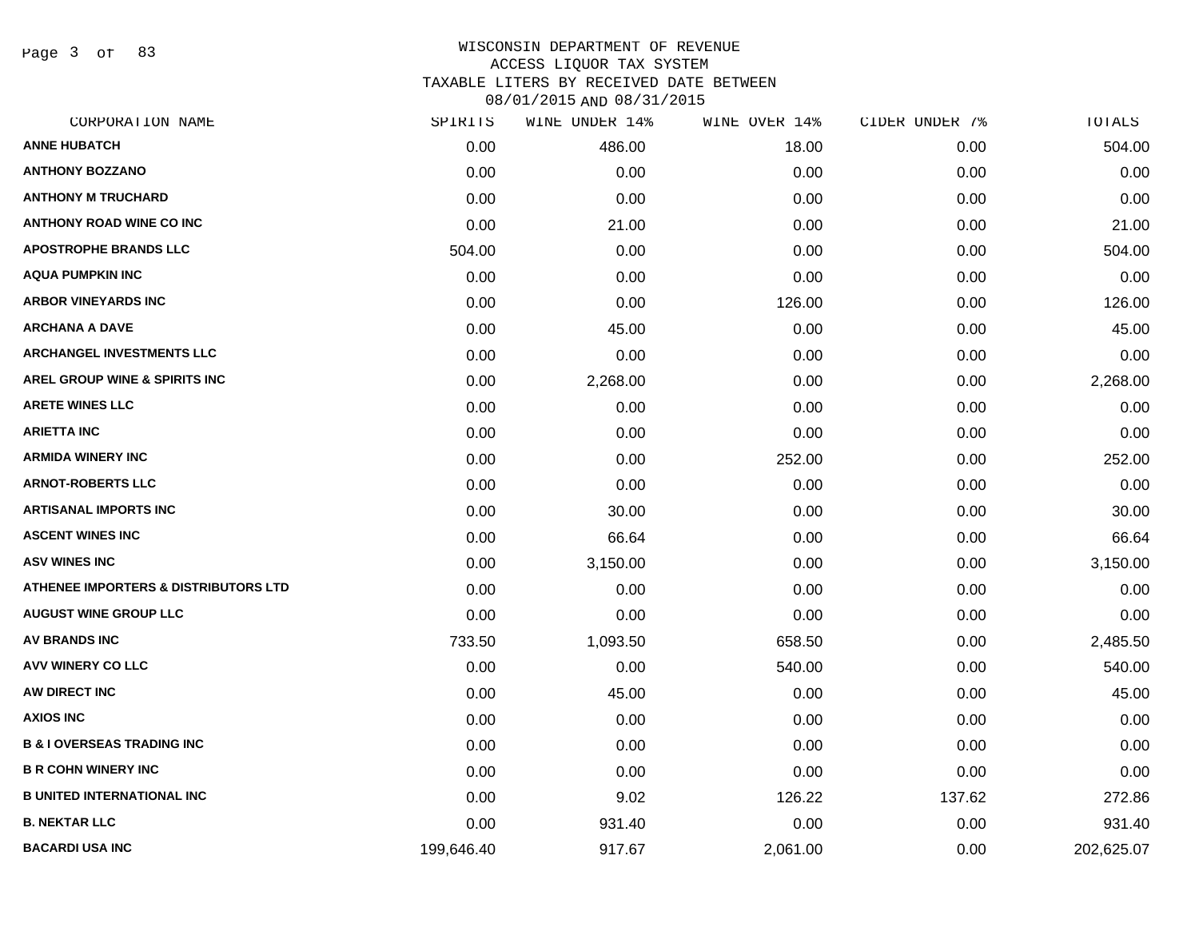WISCONSIN DEPARTMENT OF REVENUE
ACCESS LIQUOR TAX SYSTEM
TAXABLE LITERS BY RECEIVED DATE BETWEEN
08/01/2015 AND 08/31/2015

| CORPORATION NAME | SPIRITS | WINE UNDER 14% | WINE OVER 14% | CIDER UNDER 7% | TOTALS |
|---|---|---|---|---|---|
| ANNE HUBATCH | 0.00 | 486.00 | 18.00 | 0.00 | 504.00 |
| ANTHONY BOZZANO | 0.00 | 0.00 | 0.00 | 0.00 | 0.00 |
| ANTHONY M TRUCHARD | 0.00 | 0.00 | 0.00 | 0.00 | 0.00 |
| ANTHONY ROAD WINE CO INC | 0.00 | 21.00 | 0.00 | 0.00 | 21.00 |
| APOSTROPHE BRANDS LLC | 504.00 | 0.00 | 0.00 | 0.00 | 504.00 |
| AQUA PUMPKIN INC | 0.00 | 0.00 | 0.00 | 0.00 | 0.00 |
| ARBOR VINEYARDS INC | 0.00 | 0.00 | 126.00 | 0.00 | 126.00 |
| ARCHANA A DAVE | 0.00 | 45.00 | 0.00 | 0.00 | 45.00 |
| ARCHANGEL INVESTMENTS LLC | 0.00 | 0.00 | 0.00 | 0.00 | 0.00 |
| AREL GROUP WINE & SPIRITS INC | 0.00 | 2,268.00 | 0.00 | 0.00 | 2,268.00 |
| ARETE WINES LLC | 0.00 | 0.00 | 0.00 | 0.00 | 0.00 |
| ARIETTA INC | 0.00 | 0.00 | 0.00 | 0.00 | 0.00 |
| ARMIDA WINERY INC | 0.00 | 0.00 | 252.00 | 0.00 | 252.00 |
| ARNOT-ROBERTS LLC | 0.00 | 0.00 | 0.00 | 0.00 | 0.00 |
| ARTISANAL IMPORTS INC | 0.00 | 30.00 | 0.00 | 0.00 | 30.00 |
| ASCENT WINES INC | 0.00 | 66.64 | 0.00 | 0.00 | 66.64 |
| ASV WINES INC | 0.00 | 3,150.00 | 0.00 | 0.00 | 3,150.00 |
| ATHENEE IMPORTERS & DISTRIBUTORS LTD | 0.00 | 0.00 | 0.00 | 0.00 | 0.00 |
| AUGUST WINE GROUP LLC | 0.00 | 0.00 | 0.00 | 0.00 | 0.00 |
| AV BRANDS INC | 733.50 | 1,093.50 | 658.50 | 0.00 | 2,485.50 |
| AVV WINERY CO LLC | 0.00 | 0.00 | 540.00 | 0.00 | 540.00 |
| AW DIRECT INC | 0.00 | 45.00 | 0.00 | 0.00 | 45.00 |
| AXIOS INC | 0.00 | 0.00 | 0.00 | 0.00 | 0.00 |
| B & I OVERSEAS TRADING INC | 0.00 | 0.00 | 0.00 | 0.00 | 0.00 |
| B R COHN WINERY INC | 0.00 | 0.00 | 0.00 | 0.00 | 0.00 |
| B UNITED INTERNATIONAL INC | 0.00 | 9.02 | 126.22 | 137.62 | 272.86 |
| B. NEKTAR LLC | 0.00 | 931.40 | 0.00 | 0.00 | 931.40 |
| BACARDI USA INC | 199,646.40 | 917.67 | 2,061.00 | 0.00 | 202,625.07 |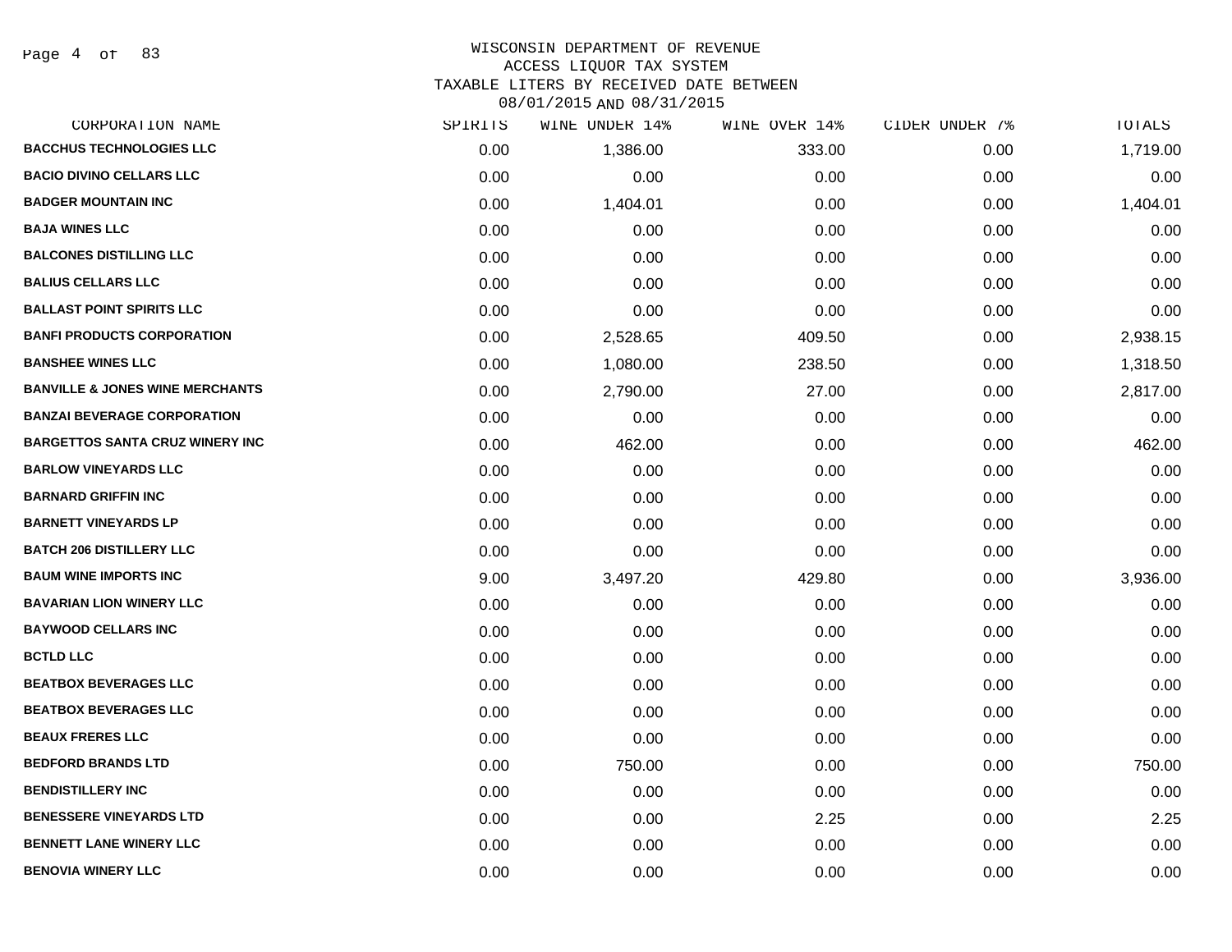# WISCONSIN DEPARTMENT OF REVENUE
## ACCESS LIQUOR TAX SYSTEM
### TAXABLE LITERS BY RECEIVED DATE BETWEEN 08/01/2015 AND 08/31/2015

| CORPORATION NAME | SPIRITS | WINE UNDER 14% | WINE OVER 14% | CIDER UNDER 7% | TOTALS |
|---|---|---|---|---|---|
| BACCHUS TECHNOLOGIES LLC | 0.00 | 1,386.00 | 333.00 | 0.00 | 1,719.00 |
| BACIO DIVINO CELLARS LLC | 0.00 | 0.00 | 0.00 | 0.00 | 0.00 |
| BADGER MOUNTAIN INC | 0.00 | 1,404.01 | 0.00 | 0.00 | 1,404.01 |
| BAJA WINES LLC | 0.00 | 0.00 | 0.00 | 0.00 | 0.00 |
| BALCONES DISTILLING LLC | 0.00 | 0.00 | 0.00 | 0.00 | 0.00 |
| BALIUS CELLARS LLC | 0.00 | 0.00 | 0.00 | 0.00 | 0.00 |
| BALLAST POINT SPIRITS LLC | 0.00 | 0.00 | 0.00 | 0.00 | 0.00 |
| BANFI PRODUCTS CORPORATION | 0.00 | 2,528.65 | 409.50 | 0.00 | 2,938.15 |
| BANSHEE WINES LLC | 0.00 | 1,080.00 | 238.50 | 0.00 | 1,318.50 |
| BANVILLE & JONES WINE MERCHANTS | 0.00 | 2,790.00 | 27.00 | 0.00 | 2,817.00 |
| BANZAI BEVERAGE CORPORATION | 0.00 | 0.00 | 0.00 | 0.00 | 0.00 |
| BARGETTOS SANTA CRUZ WINERY INC | 0.00 | 462.00 | 0.00 | 0.00 | 462.00 |
| BARLOW VINEYARDS LLC | 0.00 | 0.00 | 0.00 | 0.00 | 0.00 |
| BARNARD GRIFFIN INC | 0.00 | 0.00 | 0.00 | 0.00 | 0.00 |
| BARNETT VINEYARDS LP | 0.00 | 0.00 | 0.00 | 0.00 | 0.00 |
| BATCH 206 DISTILLERY LLC | 0.00 | 0.00 | 0.00 | 0.00 | 0.00 |
| BAUM WINE IMPORTS INC | 9.00 | 3,497.20 | 429.80 | 0.00 | 3,936.00 |
| BAVARIAN LION WINERY LLC | 0.00 | 0.00 | 0.00 | 0.00 | 0.00 |
| BAYWOOD CELLARS INC | 0.00 | 0.00 | 0.00 | 0.00 | 0.00 |
| BCTLD LLC | 0.00 | 0.00 | 0.00 | 0.00 | 0.00 |
| BEATBOX BEVERAGES LLC | 0.00 | 0.00 | 0.00 | 0.00 | 0.00 |
| BEATBOX BEVERAGES LLC | 0.00 | 0.00 | 0.00 | 0.00 | 0.00 |
| BEAUX FRERES LLC | 0.00 | 0.00 | 0.00 | 0.00 | 0.00 |
| BEDFORD BRANDS LTD | 0.00 | 750.00 | 0.00 | 0.00 | 750.00 |
| BENDISTILLERY INC | 0.00 | 0.00 | 0.00 | 0.00 | 0.00 |
| BENESSERE VINEYARDS LTD | 0.00 | 0.00 | 2.25 | 0.00 | 2.25 |
| BENNETT LANE WINERY LLC | 0.00 | 0.00 | 0.00 | 0.00 | 0.00 |
| BENOVIA WINERY LLC | 0.00 | 0.00 | 0.00 | 0.00 | 0.00 |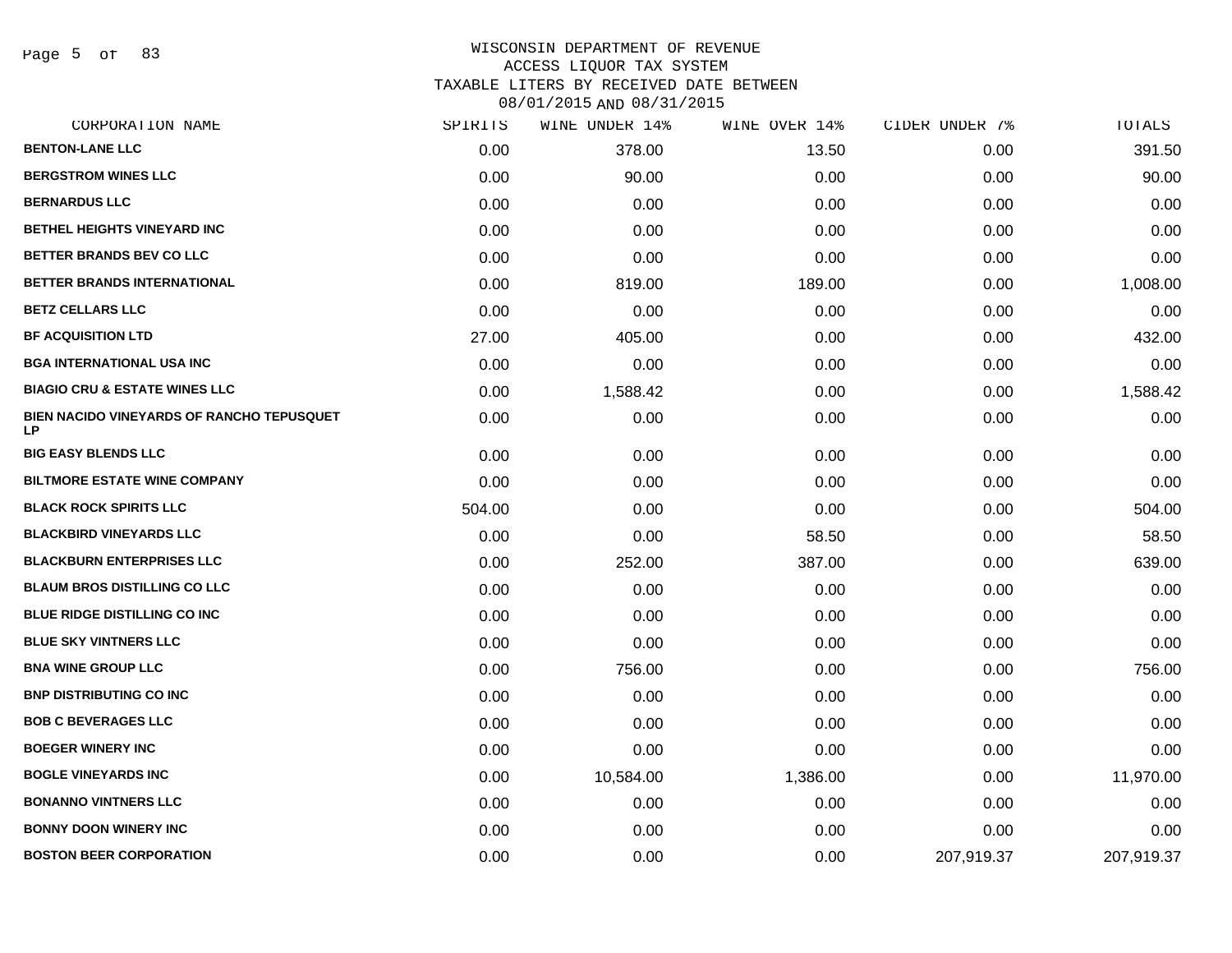# WISCONSIN DEPARTMENT OF REVENUE
## ACCESS LIQUOR TAX SYSTEM
## TAXABLE LITERS BY RECEIVED DATE BETWEEN 08/01/2015 AND 08/31/2015

| CORPORATION NAME | SPIRITS | WINE UNDER 14% | WINE OVER 14% | CIDER UNDER 7% | TOTALS |
|---|---|---|---|---|---|
| BENTON-LANE LLC | 0.00 | 378.00 | 13.50 | 0.00 | 391.50 |
| BERGSTROM WINES LLC | 0.00 | 90.00 | 0.00 | 0.00 | 90.00 |
| BERNARDUS LLC | 0.00 | 0.00 | 0.00 | 0.00 | 0.00 |
| BETHEL HEIGHTS VINEYARD INC | 0.00 | 0.00 | 0.00 | 0.00 | 0.00 |
| BETTER BRANDS BEV CO LLC | 0.00 | 0.00 | 0.00 | 0.00 | 0.00 |
| BETTER BRANDS INTERNATIONAL | 0.00 | 819.00 | 189.00 | 0.00 | 1,008.00 |
| BETZ CELLARS LLC | 0.00 | 0.00 | 0.00 | 0.00 | 0.00 |
| BF ACQUISITION LTD | 27.00 | 405.00 | 0.00 | 0.00 | 432.00 |
| BGA INTERNATIONAL USA INC | 0.00 | 0.00 | 0.00 | 0.00 | 0.00 |
| BIAGIO CRU & ESTATE WINES LLC | 0.00 | 1,588.42 | 0.00 | 0.00 | 1,588.42 |
| BIEN NACIDO VINEYARDS OF RANCHO TEPUSQUET LP | 0.00 | 0.00 | 0.00 | 0.00 | 0.00 |
| BIG EASY BLENDS LLC | 0.00 | 0.00 | 0.00 | 0.00 | 0.00 |
| BILTMORE ESTATE WINE COMPANY | 0.00 | 0.00 | 0.00 | 0.00 | 0.00 |
| BLACK ROCK SPIRITS LLC | 504.00 | 0.00 | 0.00 | 0.00 | 504.00 |
| BLACKBIRD VINEYARDS LLC | 0.00 | 0.00 | 58.50 | 0.00 | 58.50 |
| BLACKBURN ENTERPRISES LLC | 0.00 | 252.00 | 387.00 | 0.00 | 639.00 |
| BLAUM BROS DISTILLING CO LLC | 0.00 | 0.00 | 0.00 | 0.00 | 0.00 |
| BLUE RIDGE DISTILLING CO INC | 0.00 | 0.00 | 0.00 | 0.00 | 0.00 |
| BLUE SKY VINTNERS LLC | 0.00 | 0.00 | 0.00 | 0.00 | 0.00 |
| BNA WINE GROUP LLC | 0.00 | 756.00 | 0.00 | 0.00 | 756.00 |
| BNP DISTRIBUTING CO INC | 0.00 | 0.00 | 0.00 | 0.00 | 0.00 |
| BOB C BEVERAGES LLC | 0.00 | 0.00 | 0.00 | 0.00 | 0.00 |
| BOEGER WINERY INC | 0.00 | 0.00 | 0.00 | 0.00 | 0.00 |
| BOGLE VINEYARDS INC | 0.00 | 10,584.00 | 1,386.00 | 0.00 | 11,970.00 |
| BONANNO VINTNERS LLC | 0.00 | 0.00 | 0.00 | 0.00 | 0.00 |
| BONNY DOON WINERY INC | 0.00 | 0.00 | 0.00 | 0.00 | 0.00 |
| BOSTON BEER CORPORATION | 0.00 | 0.00 | 0.00 | 207,919.37 | 207,919.37 |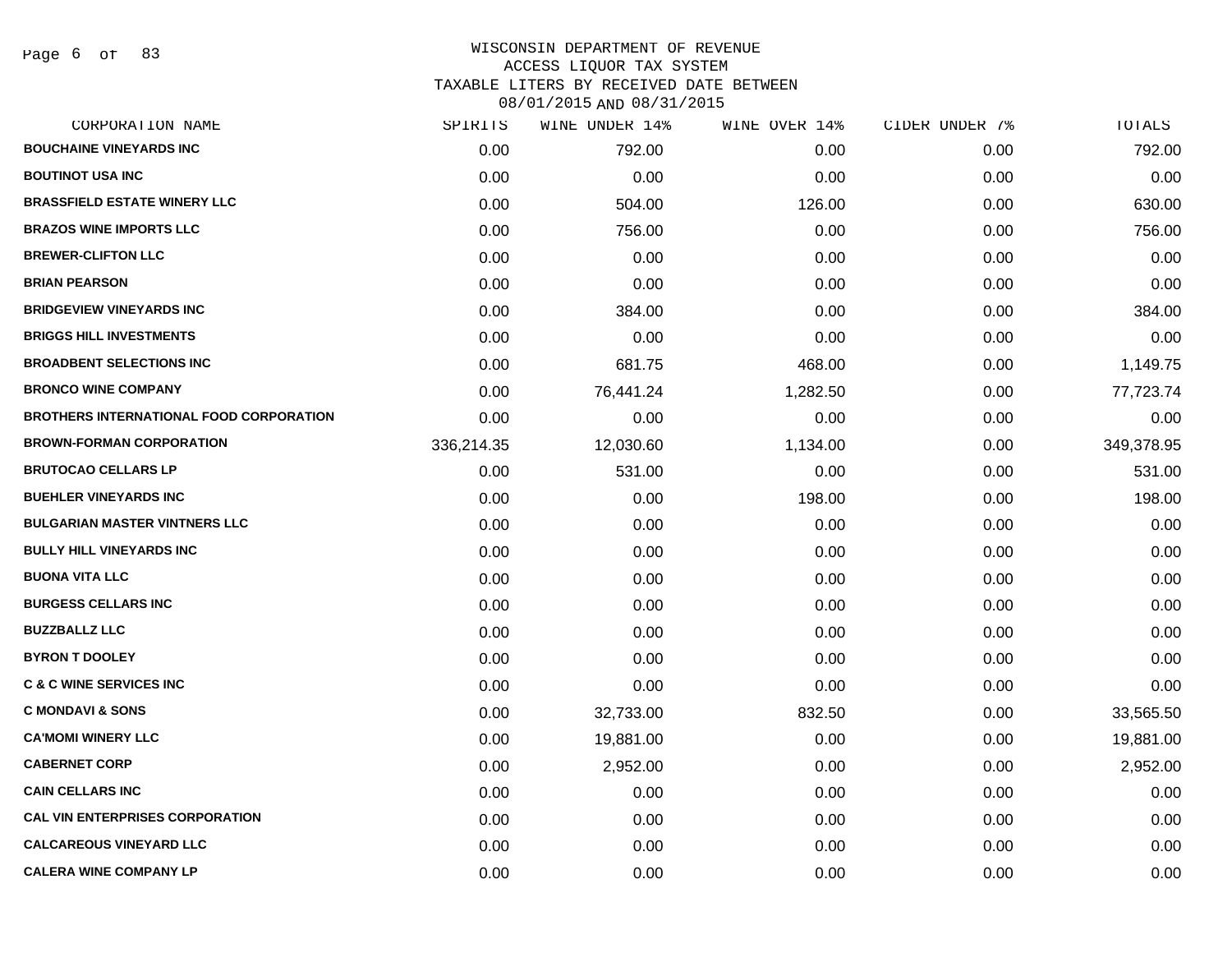# WISCONSIN DEPARTMENT OF REVENUE
## ACCESS LIQUOR TAX SYSTEM
### TAXABLE LITERS BY RECEIVED DATE BETWEEN 08/01/2015 AND 08/31/2015

| CORPORATION NAME | SPIRITS | WINE UNDER 14% | WINE OVER 14% | CIDER UNDER 7% | TOTALS |
|---|---|---|---|---|---|
| BOUCHAINE VINEYARDS INC | 0.00 | 792.00 | 0.00 | 0.00 | 792.00 |
| BOUTINOT USA INC | 0.00 | 0.00 | 0.00 | 0.00 | 0.00 |
| BRASSFIELD ESTATE WINERY LLC | 0.00 | 504.00 | 126.00 | 0.00 | 630.00 |
| BRAZOS WINE IMPORTS LLC | 0.00 | 756.00 | 0.00 | 0.00 | 756.00 |
| BREWER-CLIFTON LLC | 0.00 | 0.00 | 0.00 | 0.00 | 0.00 |
| BRIAN PEARSON | 0.00 | 0.00 | 0.00 | 0.00 | 0.00 |
| BRIDGEVIEW VINEYARDS INC | 0.00 | 384.00 | 0.00 | 0.00 | 384.00 |
| BRIGGS HILL INVESTMENTS | 0.00 | 0.00 | 0.00 | 0.00 | 0.00 |
| BROADBENT SELECTIONS INC | 0.00 | 681.75 | 468.00 | 0.00 | 1,149.75 |
| BRONCO WINE COMPANY | 0.00 | 76,441.24 | 1,282.50 | 0.00 | 77,723.74 |
| BROTHERS INTERNATIONAL FOOD CORPORATION | 0.00 | 0.00 | 0.00 | 0.00 | 0.00 |
| BROWN-FORMAN CORPORATION | 336,214.35 | 12,030.60 | 1,134.00 | 0.00 | 349,378.95 |
| BRUTOCAO CELLARS LP | 0.00 | 531.00 | 0.00 | 0.00 | 531.00 |
| BUEHLER VINEYARDS INC | 0.00 | 0.00 | 198.00 | 0.00 | 198.00 |
| BULGARIAN MASTER VINTNERS LLC | 0.00 | 0.00 | 0.00 | 0.00 | 0.00 |
| BULLY HILL VINEYARDS INC | 0.00 | 0.00 | 0.00 | 0.00 | 0.00 |
| BUONA VITA LLC | 0.00 | 0.00 | 0.00 | 0.00 | 0.00 |
| BURGESS CELLARS INC | 0.00 | 0.00 | 0.00 | 0.00 | 0.00 |
| BUZZBALLZ LLC | 0.00 | 0.00 | 0.00 | 0.00 | 0.00 |
| BYRON T DOOLEY | 0.00 | 0.00 | 0.00 | 0.00 | 0.00 |
| C & C WINE SERVICES INC | 0.00 | 0.00 | 0.00 | 0.00 | 0.00 |
| C MONDAVI & SONS | 0.00 | 32,733.00 | 832.50 | 0.00 | 33,565.50 |
| CA'MOMI WINERY LLC | 0.00 | 19,881.00 | 0.00 | 0.00 | 19,881.00 |
| CABERNET CORP | 0.00 | 2,952.00 | 0.00 | 0.00 | 2,952.00 |
| CAIN CELLARS INC | 0.00 | 0.00 | 0.00 | 0.00 | 0.00 |
| CAL VIN ENTERPRISES CORPORATION | 0.00 | 0.00 | 0.00 | 0.00 | 0.00 |
| CALCAREOUS VINEYARD LLC | 0.00 | 0.00 | 0.00 | 0.00 | 0.00 |
| CALERA WINE COMPANY LP | 0.00 | 0.00 | 0.00 | 0.00 | 0.00 |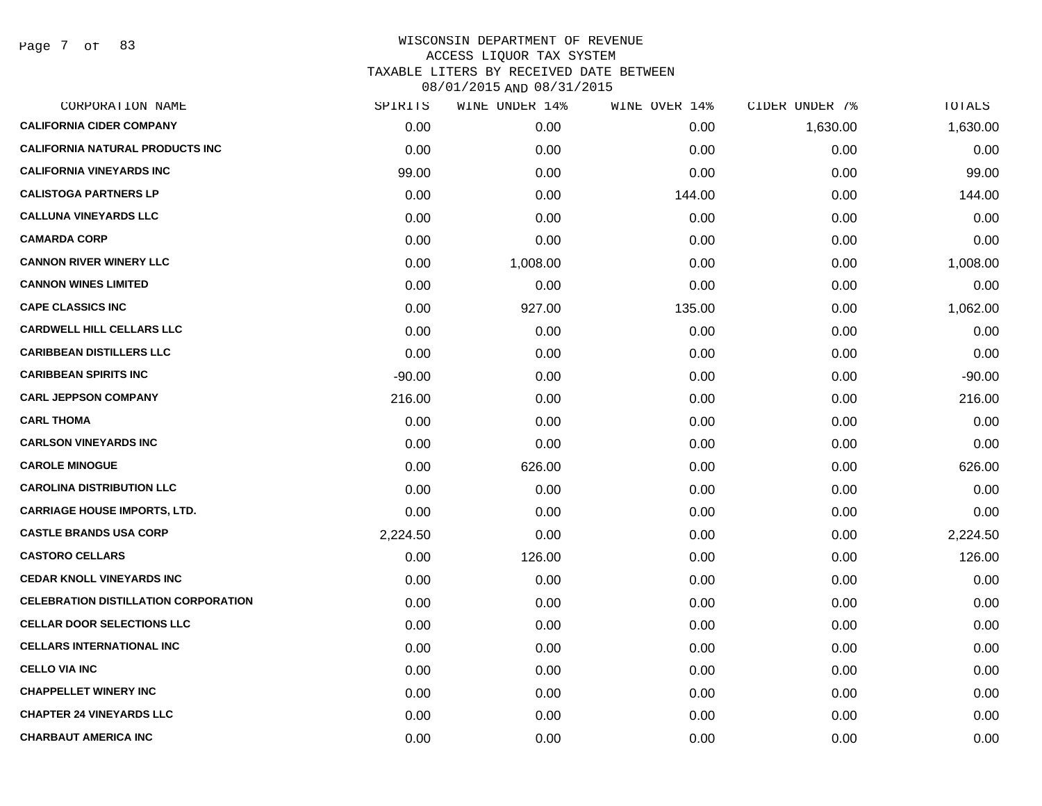# WISCONSIN DEPARTMENT OF REVENUE
## ACCESS LIQUOR TAX SYSTEM
## TAXABLE LITERS BY RECEIVED DATE BETWEEN 08/01/2015 AND 08/31/2015

| CORPORATION NAME | SPIRITS | WINE UNDER 14% | WINE OVER 14% | CIDER UNDER 7% | TOTALS |
|---|---|---|---|---|---|
| CALIFORNIA CIDER COMPANY | 0.00 | 0.00 | 0.00 | 1,630.00 | 1,630.00 |
| CALIFORNIA NATURAL PRODUCTS INC | 0.00 | 0.00 | 0.00 | 0.00 | 0.00 |
| CALIFORNIA VINEYARDS INC | 99.00 | 0.00 | 0.00 | 0.00 | 99.00 |
| CALISTOGA PARTNERS LP | 0.00 | 0.00 | 144.00 | 0.00 | 144.00 |
| CALLUNA VINEYARDS LLC | 0.00 | 0.00 | 0.00 | 0.00 | 0.00 |
| CAMARDA CORP | 0.00 | 0.00 | 0.00 | 0.00 | 0.00 |
| CANNON RIVER WINERY LLC | 0.00 | 1,008.00 | 0.00 | 0.00 | 1,008.00 |
| CANNON WINES LIMITED | 0.00 | 0.00 | 0.00 | 0.00 | 0.00 |
| CAPE CLASSICS INC | 0.00 | 927.00 | 135.00 | 0.00 | 1,062.00 |
| CARDWELL HILL CELLARS LLC | 0.00 | 0.00 | 0.00 | 0.00 | 0.00 |
| CARIBBEAN DISTILLERS LLC | 0.00 | 0.00 | 0.00 | 0.00 | 0.00 |
| CARIBBEAN SPIRITS INC | -90.00 | 0.00 | 0.00 | 0.00 | -90.00 |
| CARL JEPPSON COMPANY | 216.00 | 0.00 | 0.00 | 0.00 | 216.00 |
| CARL THOMA | 0.00 | 0.00 | 0.00 | 0.00 | 0.00 |
| CARLSON VINEYARDS INC | 0.00 | 0.00 | 0.00 | 0.00 | 0.00 |
| CAROLE MINOGUE | 0.00 | 626.00 | 0.00 | 0.00 | 626.00 |
| CAROLINA DISTRIBUTION LLC | 0.00 | 0.00 | 0.00 | 0.00 | 0.00 |
| CARRIAGE HOUSE IMPORTS, LTD. | 0.00 | 0.00 | 0.00 | 0.00 | 0.00 |
| CASTLE BRANDS USA CORP | 2,224.50 | 0.00 | 0.00 | 0.00 | 2,224.50 |
| CASTORO CELLARS | 0.00 | 126.00 | 0.00 | 0.00 | 126.00 |
| CEDAR KNOLL VINEYARDS INC | 0.00 | 0.00 | 0.00 | 0.00 | 0.00 |
| CELEBRATION DISTILLATION CORPORATION | 0.00 | 0.00 | 0.00 | 0.00 | 0.00 |
| CELLAR DOOR SELECTIONS LLC | 0.00 | 0.00 | 0.00 | 0.00 | 0.00 |
| CELLARS INTERNATIONAL INC | 0.00 | 0.00 | 0.00 | 0.00 | 0.00 |
| CELLO VIA INC | 0.00 | 0.00 | 0.00 | 0.00 | 0.00 |
| CHAPPELLET WINERY INC | 0.00 | 0.00 | 0.00 | 0.00 | 0.00 |
| CHAPTER 24 VINEYARDS LLC | 0.00 | 0.00 | 0.00 | 0.00 | 0.00 |
| CHARBAUT AMERICA INC | 0.00 | 0.00 | 0.00 | 0.00 | 0.00 |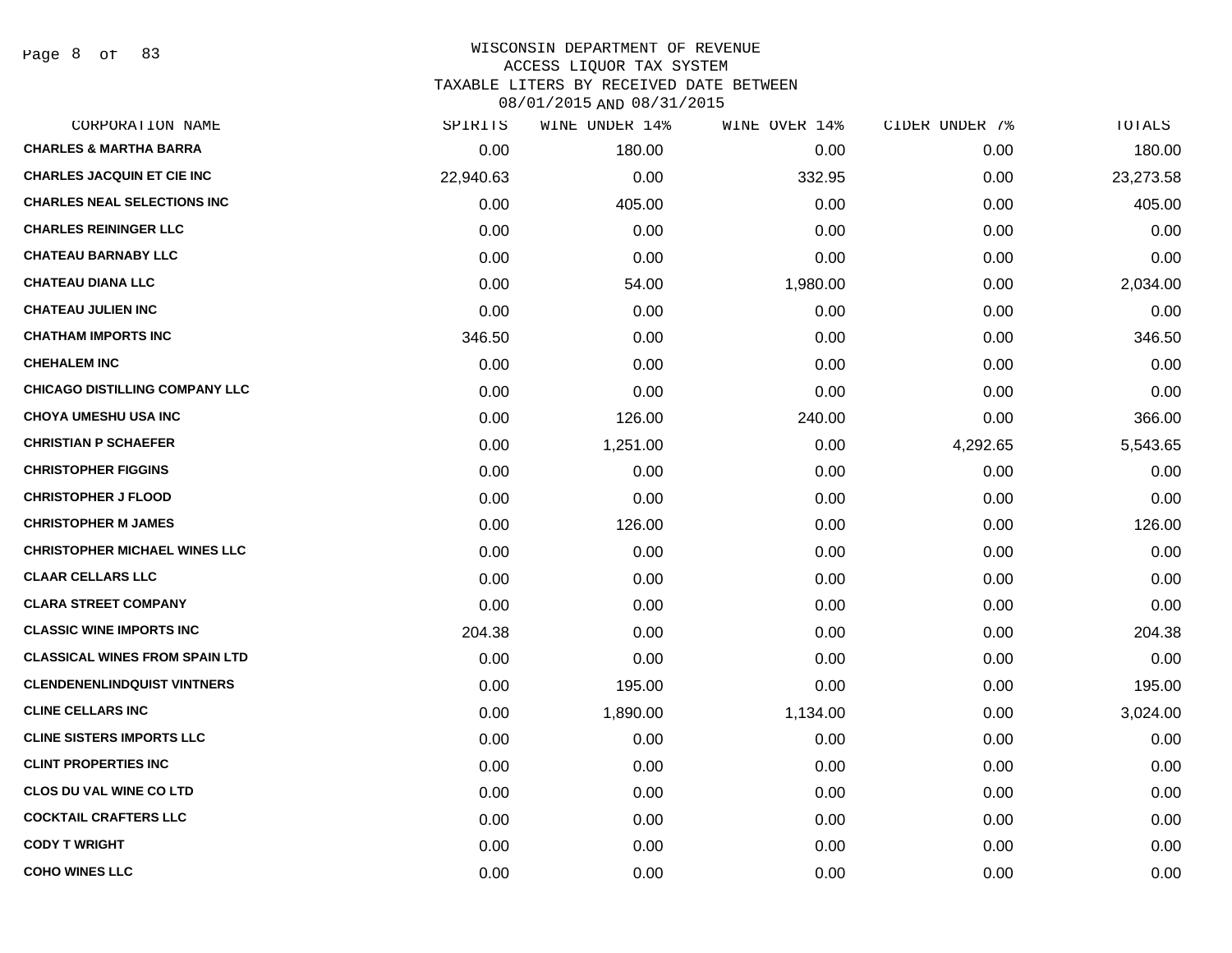WISCONSIN DEPARTMENT OF REVENUE
ACCESS LIQUOR TAX SYSTEM
TAXABLE LITERS BY RECEIVED DATE BETWEEN
08/01/2015 AND 08/31/2015

| CORPORATION NAME | SPIRITS | WINE UNDER 14% | WINE OVER 14% | CIDER UNDER 7% | TOTALS |
|---|---|---|---|---|---|
| CHARLES & MARTHA BARRA | 0.00 | 180.00 | 0.00 | 0.00 | 180.00 |
| CHARLES JACQUIN ET CIE INC | 22,940.63 | 0.00 | 332.95 | 0.00 | 23,273.58 |
| CHARLES NEAL SELECTIONS INC | 0.00 | 405.00 | 0.00 | 0.00 | 405.00 |
| CHARLES REININGER LLC | 0.00 | 0.00 | 0.00 | 0.00 | 0.00 |
| CHATEAU BARNABY LLC | 0.00 | 0.00 | 0.00 | 0.00 | 0.00 |
| CHATEAU DIANA LLC | 0.00 | 54.00 | 1,980.00 | 0.00 | 2,034.00 |
| CHATEAU JULIEN INC | 0.00 | 0.00 | 0.00 | 0.00 | 0.00 |
| CHATHAM IMPORTS INC | 346.50 | 0.00 | 0.00 | 0.00 | 346.50 |
| CHEHALEM INC | 0.00 | 0.00 | 0.00 | 0.00 | 0.00 |
| CHICAGO DISTILLING COMPANY LLC | 0.00 | 0.00 | 0.00 | 0.00 | 0.00 |
| CHOYA UMESHU USA INC | 0.00 | 126.00 | 240.00 | 0.00 | 366.00 |
| CHRISTIAN P SCHAEFER | 0.00 | 1,251.00 | 0.00 | 4,292.65 | 5,543.65 |
| CHRISTOPHER FIGGINS | 0.00 | 0.00 | 0.00 | 0.00 | 0.00 |
| CHRISTOPHER J FLOOD | 0.00 | 0.00 | 0.00 | 0.00 | 0.00 |
| CHRISTOPHER M JAMES | 0.00 | 126.00 | 0.00 | 0.00 | 126.00 |
| CHRISTOPHER MICHAEL WINES LLC | 0.00 | 0.00 | 0.00 | 0.00 | 0.00 |
| CLAAR CELLARS LLC | 0.00 | 0.00 | 0.00 | 0.00 | 0.00 |
| CLARA STREET COMPANY | 0.00 | 0.00 | 0.00 | 0.00 | 0.00 |
| CLASSIC WINE IMPORTS INC | 204.38 | 0.00 | 0.00 | 0.00 | 204.38 |
| CLASSICAL WINES FROM SPAIN LTD | 0.00 | 0.00 | 0.00 | 0.00 | 0.00 |
| CLENDENENLINDQUIST VINTNERS | 0.00 | 195.00 | 0.00 | 0.00 | 195.00 |
| CLINE CELLARS INC | 0.00 | 1,890.00 | 1,134.00 | 0.00 | 3,024.00 |
| CLINE SISTERS IMPORTS LLC | 0.00 | 0.00 | 0.00 | 0.00 | 0.00 |
| CLINT PROPERTIES INC | 0.00 | 0.00 | 0.00 | 0.00 | 0.00 |
| CLOS DU VAL WINE CO LTD | 0.00 | 0.00 | 0.00 | 0.00 | 0.00 |
| COCKTAIL CRAFTERS LLC | 0.00 | 0.00 | 0.00 | 0.00 | 0.00 |
| CODY T WRIGHT | 0.00 | 0.00 | 0.00 | 0.00 | 0.00 |
| COHO WINES LLC | 0.00 | 0.00 | 0.00 | 0.00 | 0.00 |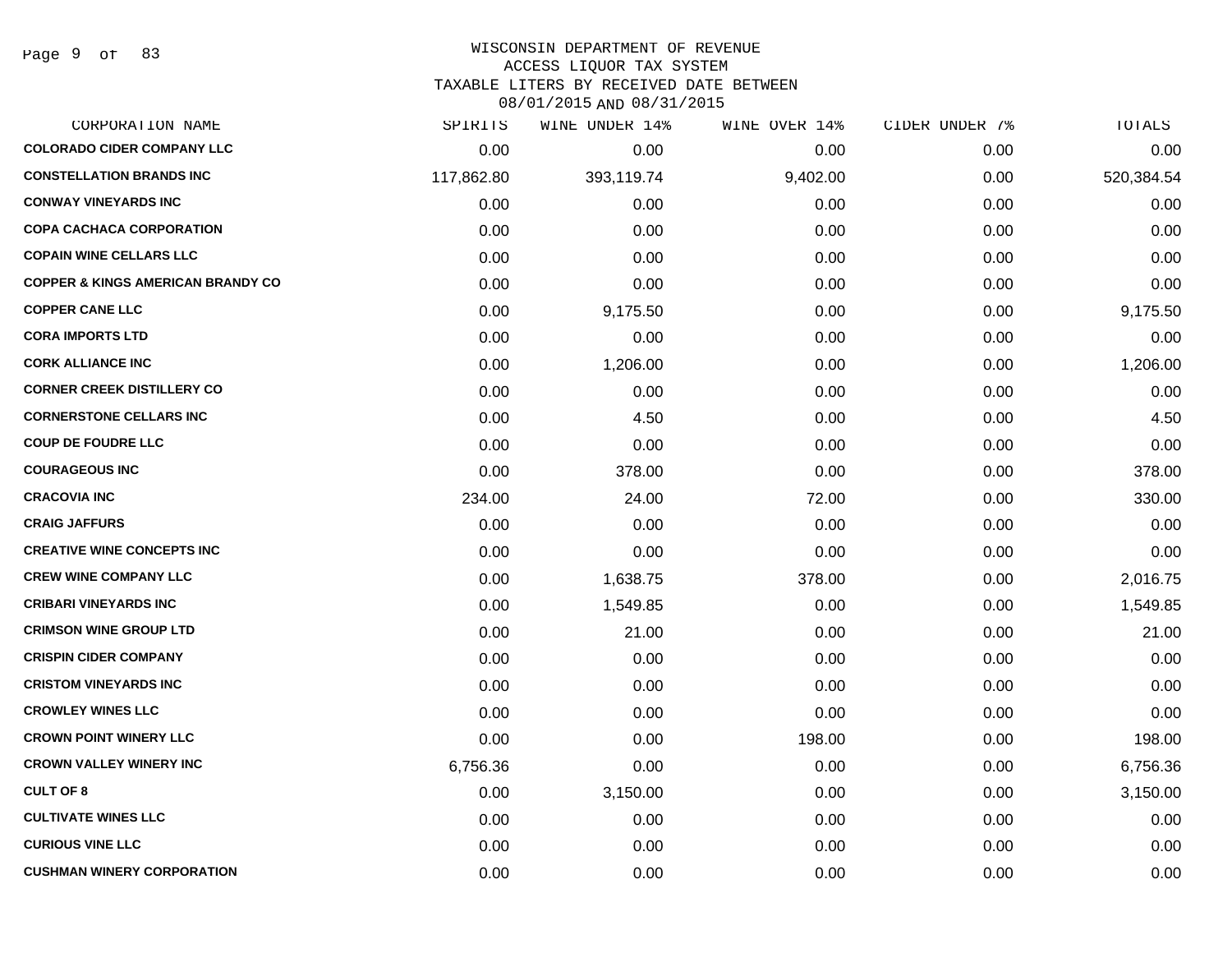WISCONSIN DEPARTMENT OF REVENUE
ACCESS LIQUOR TAX SYSTEM
TAXABLE LITERS BY RECEIVED DATE BETWEEN
08/01/2015 AND 08/31/2015

| CORPORATION NAME | SPIRITS | WINE UNDER 14% | WINE OVER 14% | CIDER UNDER 7% | TOTALS |
|---|---|---|---|---|---|
| COLORADO CIDER COMPANY LLC | 0.00 | 0.00 | 0.00 | 0.00 | 0.00 |
| CONSTELLATION BRANDS INC | 117,862.80 | 393,119.74 | 9,402.00 | 0.00 | 520,384.54 |
| CONWAY VINEYARDS INC | 0.00 | 0.00 | 0.00 | 0.00 | 0.00 |
| COPA CACHACA CORPORATION | 0.00 | 0.00 | 0.00 | 0.00 | 0.00 |
| COPAIN WINE CELLARS LLC | 0.00 | 0.00 | 0.00 | 0.00 | 0.00 |
| COPPER & KINGS AMERICAN BRANDY CO | 0.00 | 0.00 | 0.00 | 0.00 | 0.00 |
| COPPER CANE LLC | 0.00 | 9,175.50 | 0.00 | 0.00 | 9,175.50 |
| CORA IMPORTS LTD | 0.00 | 0.00 | 0.00 | 0.00 | 0.00 |
| CORK ALLIANCE INC | 0.00 | 1,206.00 | 0.00 | 0.00 | 1,206.00 |
| CORNER CREEK DISTILLERY CO | 0.00 | 0.00 | 0.00 | 0.00 | 0.00 |
| CORNERSTONE CELLARS INC | 0.00 | 4.50 | 0.00 | 0.00 | 4.50 |
| COUP DE FOUDRE LLC | 0.00 | 0.00 | 0.00 | 0.00 | 0.00 |
| COURAGEOUS INC | 0.00 | 378.00 | 0.00 | 0.00 | 378.00 |
| CRACOVIA INC | 234.00 | 24.00 | 72.00 | 0.00 | 330.00 |
| CRAIG JAFFURS | 0.00 | 0.00 | 0.00 | 0.00 | 0.00 |
| CREATIVE WINE CONCEPTS INC | 0.00 | 0.00 | 0.00 | 0.00 | 0.00 |
| CREW WINE COMPANY LLC | 0.00 | 1,638.75 | 378.00 | 0.00 | 2,016.75 |
| CRIBARI VINEYARDS INC | 0.00 | 1,549.85 | 0.00 | 0.00 | 1,549.85 |
| CRIMSON WINE GROUP LTD | 0.00 | 21.00 | 0.00 | 0.00 | 21.00 |
| CRISPIN CIDER COMPANY | 0.00 | 0.00 | 0.00 | 0.00 | 0.00 |
| CRISTOM VINEYARDS INC | 0.00 | 0.00 | 0.00 | 0.00 | 0.00 |
| CROWLEY WINES LLC | 0.00 | 0.00 | 0.00 | 0.00 | 0.00 |
| CROWN POINT WINERY LLC | 0.00 | 0.00 | 198.00 | 0.00 | 198.00 |
| CROWN VALLEY WINERY INC | 6,756.36 | 0.00 | 0.00 | 0.00 | 6,756.36 |
| CULT OF 8 | 0.00 | 3,150.00 | 0.00 | 0.00 | 3,150.00 |
| CULTIVATE WINES LLC | 0.00 | 0.00 | 0.00 | 0.00 | 0.00 |
| CURIOUS VINE LLC | 0.00 | 0.00 | 0.00 | 0.00 | 0.00 |
| CUSHMAN WINERY CORPORATION | 0.00 | 0.00 | 0.00 | 0.00 | 0.00 |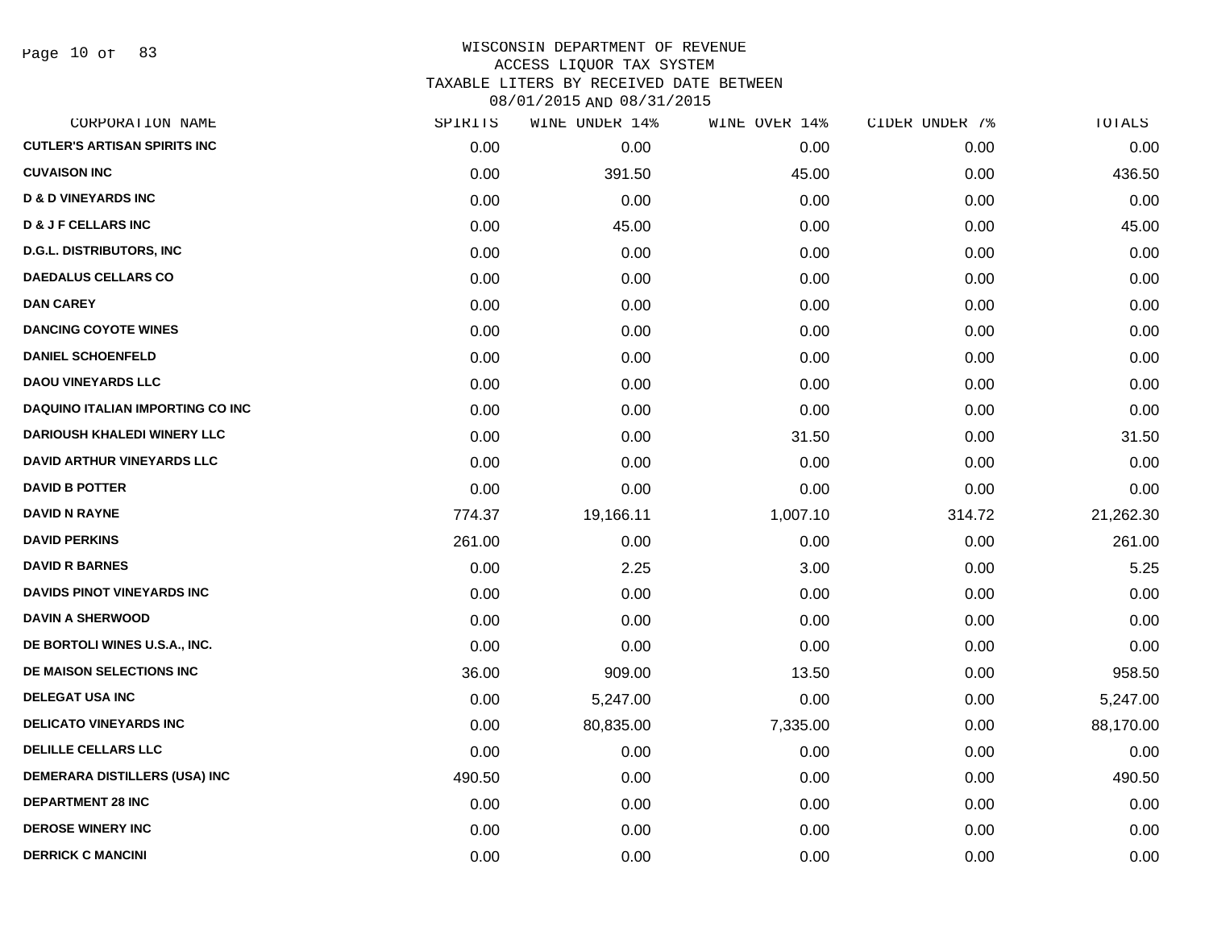WISCONSIN DEPARTMENT OF REVENUE
ACCESS LIQUOR TAX SYSTEM
TAXABLE LITERS BY RECEIVED DATE BETWEEN
08/01/2015 AND 08/31/2015

| CORPORATION NAME | SPIRITS | WINE UNDER 14% | WINE OVER 14% | CIDER UNDER 7% | TOTALS |
|---|---|---|---|---|---|
| CUTLER'S ARTISAN SPIRITS INC | 0.00 | 0.00 | 0.00 | 0.00 | 0.00 |
| CUVAISON INC | 0.00 | 391.50 | 45.00 | 0.00 | 436.50 |
| D & D VINEYARDS INC | 0.00 | 0.00 | 0.00 | 0.00 | 0.00 |
| D & J F CELLARS INC | 0.00 | 45.00 | 0.00 | 0.00 | 45.00 |
| D.G.L. DISTRIBUTORS, INC | 0.00 | 0.00 | 0.00 | 0.00 | 0.00 |
| DAEDALUS CELLARS CO | 0.00 | 0.00 | 0.00 | 0.00 | 0.00 |
| DAN CAREY | 0.00 | 0.00 | 0.00 | 0.00 | 0.00 |
| DANCING COYOTE WINES | 0.00 | 0.00 | 0.00 | 0.00 | 0.00 |
| DANIEL SCHOENFELD | 0.00 | 0.00 | 0.00 | 0.00 | 0.00 |
| DAOU VINEYARDS LLC | 0.00 | 0.00 | 0.00 | 0.00 | 0.00 |
| DAQUINO ITALIAN IMPORTING CO INC | 0.00 | 0.00 | 0.00 | 0.00 | 0.00 |
| DARIOUSH KHALEDI WINERY LLC | 0.00 | 0.00 | 31.50 | 0.00 | 31.50 |
| DAVID ARTHUR VINEYARDS LLC | 0.00 | 0.00 | 0.00 | 0.00 | 0.00 |
| DAVID B POTTER | 0.00 | 0.00 | 0.00 | 0.00 | 0.00 |
| DAVID N RAYNE | 774.37 | 19,166.11 | 1,007.10 | 314.72 | 21,262.30 |
| DAVID PERKINS | 261.00 | 0.00 | 0.00 | 0.00 | 261.00 |
| DAVID R BARNES | 0.00 | 2.25 | 3.00 | 0.00 | 5.25 |
| DAVIDS PINOT VINEYARDS INC | 0.00 | 0.00 | 0.00 | 0.00 | 0.00 |
| DAVIN A SHERWOOD | 0.00 | 0.00 | 0.00 | 0.00 | 0.00 |
| DE BORTOLI WINES U.S.A., INC. | 0.00 | 0.00 | 0.00 | 0.00 | 0.00 |
| DE MAISON SELECTIONS INC | 36.00 | 909.00 | 13.50 | 0.00 | 958.50 |
| DELEGAT USA INC | 0.00 | 5,247.00 | 0.00 | 0.00 | 5,247.00 |
| DELICATO VINEYARDS INC | 0.00 | 80,835.00 | 7,335.00 | 0.00 | 88,170.00 |
| DELILLE CELLARS LLC | 0.00 | 0.00 | 0.00 | 0.00 | 0.00 |
| DEMERARA DISTILLERS (USA) INC | 490.50 | 0.00 | 0.00 | 0.00 | 490.50 |
| DEPARTMENT 28 INC | 0.00 | 0.00 | 0.00 | 0.00 | 0.00 |
| DEROSE WINERY INC | 0.00 | 0.00 | 0.00 | 0.00 | 0.00 |
| DERRICK C MANCINI | 0.00 | 0.00 | 0.00 | 0.00 | 0.00 |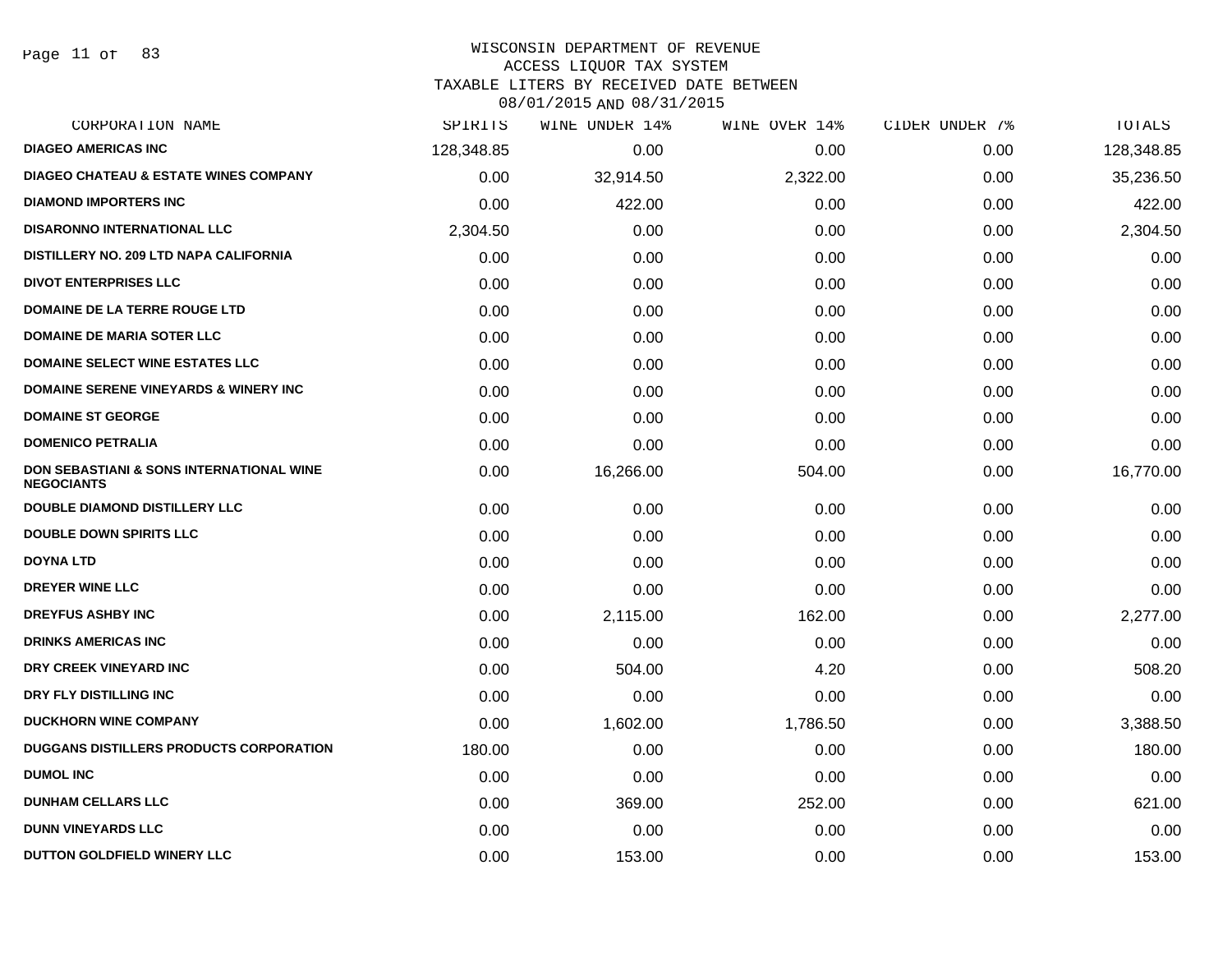# WISCONSIN DEPARTMENT OF REVENUE
## ACCESS LIQUOR TAX SYSTEM
### TAXABLE LITERS BY RECEIVED DATE BETWEEN 08/01/2015 AND 08/31/2015

| CORPORATION NAME | SPIRITS | WINE UNDER 14% | WINE OVER 14% | CIDER UNDER 7% | TOTALS |
|---|---|---|---|---|---|
| DIAGEO AMERICAS INC | 128,348.85 | 0.00 | 0.00 | 0.00 | 128,348.85 |
| DIAGEO CHATEAU & ESTATE WINES COMPANY | 0.00 | 32,914.50 | 2,322.00 | 0.00 | 35,236.50 |
| DIAMOND IMPORTERS INC | 0.00 | 422.00 | 0.00 | 0.00 | 422.00 |
| DISARONNO INTERNATIONAL LLC | 2,304.50 | 0.00 | 0.00 | 0.00 | 2,304.50 |
| DISTILLERY NO. 209 LTD NAPA CALIFORNIA | 0.00 | 0.00 | 0.00 | 0.00 | 0.00 |
| DIVOT ENTERPRISES LLC | 0.00 | 0.00 | 0.00 | 0.00 | 0.00 |
| DOMAINE DE LA TERRE ROUGE LTD | 0.00 | 0.00 | 0.00 | 0.00 | 0.00 |
| DOMAINE DE MARIA SOTER LLC | 0.00 | 0.00 | 0.00 | 0.00 | 0.00 |
| DOMAINE SELECT WINE ESTATES LLC | 0.00 | 0.00 | 0.00 | 0.00 | 0.00 |
| DOMAINE SERENE VINEYARDS & WINERY INC | 0.00 | 0.00 | 0.00 | 0.00 | 0.00 |
| DOMAINE ST GEORGE | 0.00 | 0.00 | 0.00 | 0.00 | 0.00 |
| DOMENICO PETRALIA | 0.00 | 0.00 | 0.00 | 0.00 | 0.00 |
| DON SEBASTIANI & SONS INTERNATIONAL WINE NEGOCIANTS | 0.00 | 16,266.00 | 504.00 | 0.00 | 16,770.00 |
| DOUBLE DIAMOND DISTILLERY LLC | 0.00 | 0.00 | 0.00 | 0.00 | 0.00 |
| DOUBLE DOWN SPIRITS LLC | 0.00 | 0.00 | 0.00 | 0.00 | 0.00 |
| DOYNA LTD | 0.00 | 0.00 | 0.00 | 0.00 | 0.00 |
| DREYER WINE LLC | 0.00 | 0.00 | 0.00 | 0.00 | 0.00 |
| DREYFUS ASHBY INC | 0.00 | 2,115.00 | 162.00 | 0.00 | 2,277.00 |
| DRINKS AMERICAS INC | 0.00 | 0.00 | 0.00 | 0.00 | 0.00 |
| DRY CREEK VINEYARD INC | 0.00 | 504.00 | 4.20 | 0.00 | 508.20 |
| DRY FLY DISTILLING INC | 0.00 | 0.00 | 0.00 | 0.00 | 0.00 |
| DUCKHORN WINE COMPANY | 0.00 | 1,602.00 | 1,786.50 | 0.00 | 3,388.50 |
| DUGGANS DISTILLERS PRODUCTS CORPORATION | 180.00 | 0.00 | 0.00 | 0.00 | 180.00 |
| DUMOL INC | 0.00 | 0.00 | 0.00 | 0.00 | 0.00 |
| DUNHAM CELLARS LLC | 0.00 | 369.00 | 252.00 | 0.00 | 621.00 |
| DUNN VINEYARDS LLC | 0.00 | 0.00 | 0.00 | 0.00 | 0.00 |
| DUTTON GOLDFIELD WINERY LLC | 0.00 | 153.00 | 0.00 | 0.00 | 153.00 |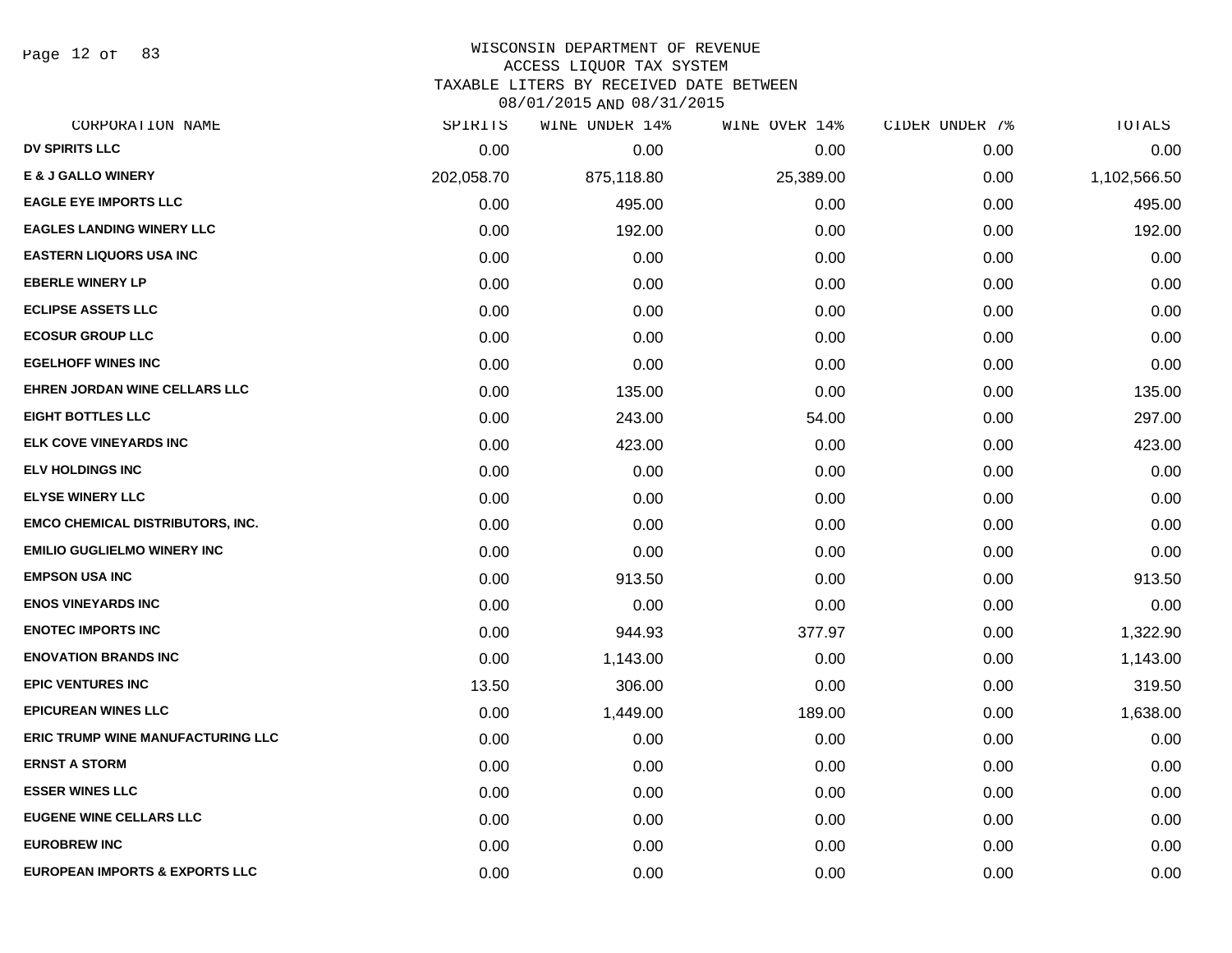# WISCONSIN DEPARTMENT OF REVENUE
## ACCESS LIQUOR TAX SYSTEM
## TAXABLE LITERS BY RECEIVED DATE BETWEEN 08/01/2015 AND 08/31/2015

| CORPORATION NAME | SPIRITS | WINE UNDER 14% | WINE OVER 14% | CIDER UNDER 7% | TOTALS |
|---|---|---|---|---|---|
| DV SPIRITS LLC | 0.00 | 0.00 | 0.00 | 0.00 | 0.00 |
| E & J GALLO WINERY | 202,058.70 | 875,118.80 | 25,389.00 | 0.00 | 1,102,566.50 |
| EAGLE EYE IMPORTS LLC | 0.00 | 495.00 | 0.00 | 0.00 | 495.00 |
| EAGLES LANDING WINERY LLC | 0.00 | 192.00 | 0.00 | 0.00 | 192.00 |
| EASTERN LIQUORS USA INC | 0.00 | 0.00 | 0.00 | 0.00 | 0.00 |
| EBERLE WINERY LP | 0.00 | 0.00 | 0.00 | 0.00 | 0.00 |
| ECLIPSE ASSETS LLC | 0.00 | 0.00 | 0.00 | 0.00 | 0.00 |
| ECOSUR GROUP LLC | 0.00 | 0.00 | 0.00 | 0.00 | 0.00 |
| EGELHOFF WINES INC | 0.00 | 0.00 | 0.00 | 0.00 | 0.00 |
| EHREN JORDAN WINE CELLARS LLC | 0.00 | 135.00 | 0.00 | 0.00 | 135.00 |
| EIGHT BOTTLES LLC | 0.00 | 243.00 | 54.00 | 0.00 | 297.00 |
| ELK COVE VINEYARDS INC | 0.00 | 423.00 | 0.00 | 0.00 | 423.00 |
| ELV HOLDINGS INC | 0.00 | 0.00 | 0.00 | 0.00 | 0.00 |
| ELYSE WINERY LLC | 0.00 | 0.00 | 0.00 | 0.00 | 0.00 |
| EMCO CHEMICAL DISTRIBUTORS, INC. | 0.00 | 0.00 | 0.00 | 0.00 | 0.00 |
| EMILIO GUGLIELMO WINERY INC | 0.00 | 0.00 | 0.00 | 0.00 | 0.00 |
| EMPSON USA INC | 0.00 | 913.50 | 0.00 | 0.00 | 913.50 |
| ENOS VINEYARDS INC | 0.00 | 0.00 | 0.00 | 0.00 | 0.00 |
| ENOTEC IMPORTS INC | 0.00 | 944.93 | 377.97 | 0.00 | 1,322.90 |
| ENOVATION BRANDS INC | 0.00 | 1,143.00 | 0.00 | 0.00 | 1,143.00 |
| EPIC VENTURES INC | 13.50 | 306.00 | 0.00 | 0.00 | 319.50 |
| EPICUREAN WINES LLC | 0.00 | 1,449.00 | 189.00 | 0.00 | 1,638.00 |
| ERIC TRUMP WINE MANUFACTURING LLC | 0.00 | 0.00 | 0.00 | 0.00 | 0.00 |
| ERNST A STORM | 0.00 | 0.00 | 0.00 | 0.00 | 0.00 |
| ESSER WINES LLC | 0.00 | 0.00 | 0.00 | 0.00 | 0.00 |
| EUGENE WINE CELLARS LLC | 0.00 | 0.00 | 0.00 | 0.00 | 0.00 |
| EUROBREW INC | 0.00 | 0.00 | 0.00 | 0.00 | 0.00 |
| EUROPEAN IMPORTS & EXPORTS LLC | 0.00 | 0.00 | 0.00 | 0.00 | 0.00 |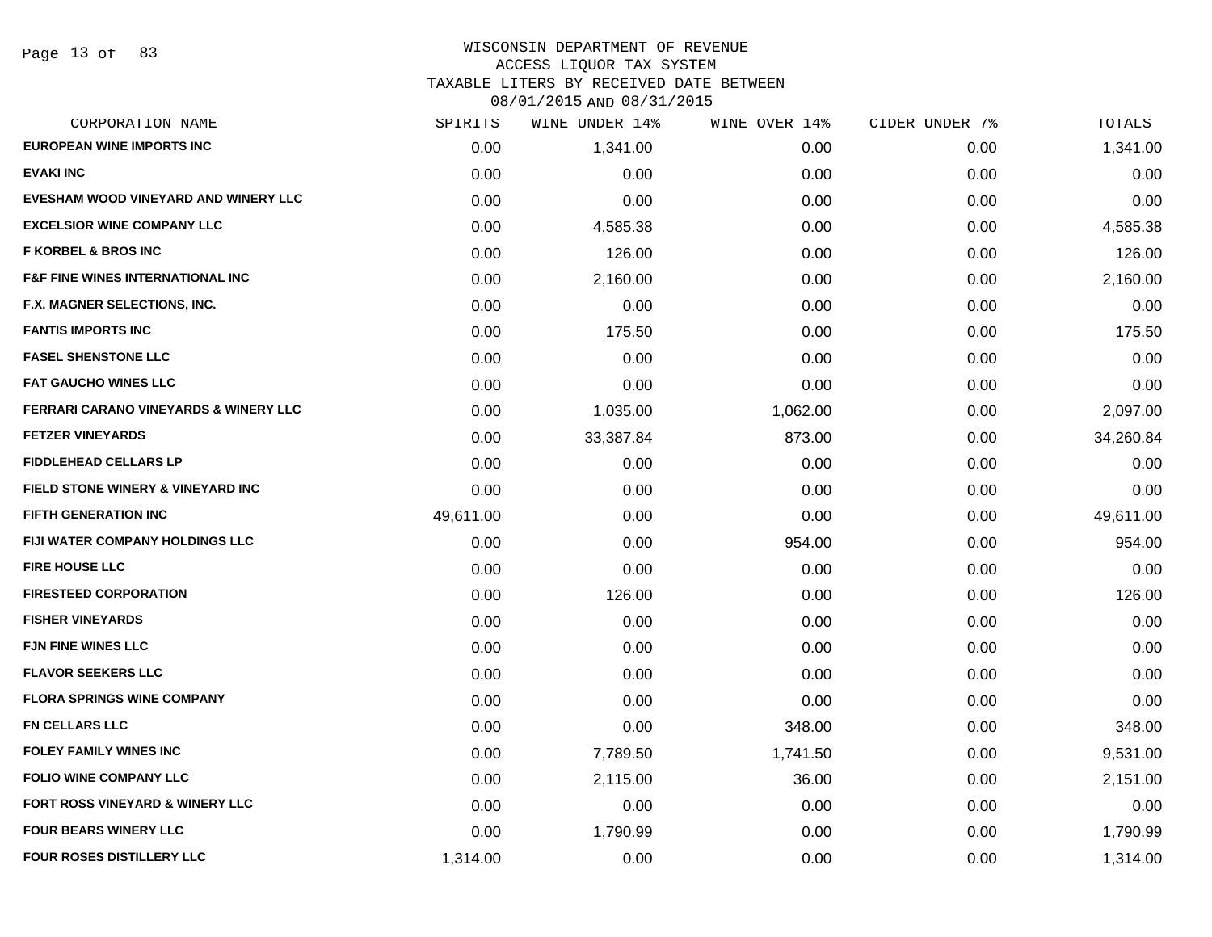WISCONSIN DEPARTMENT OF REVENUE
ACCESS LIQUOR TAX SYSTEM
TAXABLE LITERS BY RECEIVED DATE BETWEEN
08/01/2015 AND 08/31/2015

| CORPORATION NAME | SPIRITS | WINE UNDER 14% | WINE OVER 14% | CIDER UNDER 7% | TOTALS |
|---|---|---|---|---|---|
| EUROPEAN WINE IMPORTS INC | 0.00 | 1,341.00 | 0.00 | 0.00 | 1,341.00 |
| EVAKI INC | 0.00 | 0.00 | 0.00 | 0.00 | 0.00 |
| EVESHAM WOOD VINEYARD AND WINERY LLC | 0.00 | 0.00 | 0.00 | 0.00 | 0.00 |
| EXCELSIOR WINE COMPANY LLC | 0.00 | 4,585.38 | 0.00 | 0.00 | 4,585.38 |
| F KORBEL & BROS INC | 0.00 | 126.00 | 0.00 | 0.00 | 126.00 |
| F&F FINE WINES INTERNATIONAL INC | 0.00 | 2,160.00 | 0.00 | 0.00 | 2,160.00 |
| F.X. MAGNER SELECTIONS, INC. | 0.00 | 0.00 | 0.00 | 0.00 | 0.00 |
| FANTIS IMPORTS INC | 0.00 | 175.50 | 0.00 | 0.00 | 175.50 |
| FASEL SHENSTONE LLC | 0.00 | 0.00 | 0.00 | 0.00 | 0.00 |
| FAT GAUCHO WINES LLC | 0.00 | 0.00 | 0.00 | 0.00 | 0.00 |
| FERRARI CARANO VINEYARDS & WINERY LLC | 0.00 | 1,035.00 | 1,062.00 | 0.00 | 2,097.00 |
| FETZER VINEYARDS | 0.00 | 33,387.84 | 873.00 | 0.00 | 34,260.84 |
| FIDDLEHEAD CELLARS LP | 0.00 | 0.00 | 0.00 | 0.00 | 0.00 |
| FIELD STONE WINERY & VINEYARD INC | 0.00 | 0.00 | 0.00 | 0.00 | 0.00 |
| FIFTH GENERATION INC | 49,611.00 | 0.00 | 0.00 | 0.00 | 49,611.00 |
| FIJI WATER COMPANY HOLDINGS LLC | 0.00 | 0.00 | 954.00 | 0.00 | 954.00 |
| FIRE HOUSE LLC | 0.00 | 0.00 | 0.00 | 0.00 | 0.00 |
| FIRESTEED CORPORATION | 0.00 | 126.00 | 0.00 | 0.00 | 126.00 |
| FISHER VINEYARDS | 0.00 | 0.00 | 0.00 | 0.00 | 0.00 |
| FJN FINE WINES LLC | 0.00 | 0.00 | 0.00 | 0.00 | 0.00 |
| FLAVOR SEEKERS LLC | 0.00 | 0.00 | 0.00 | 0.00 | 0.00 |
| FLORA SPRINGS WINE COMPANY | 0.00 | 0.00 | 0.00 | 0.00 | 0.00 |
| FN CELLARS LLC | 0.00 | 0.00 | 348.00 | 0.00 | 348.00 |
| FOLEY FAMILY WINES INC | 0.00 | 7,789.50 | 1,741.50 | 0.00 | 9,531.00 |
| FOLIO WINE COMPANY LLC | 0.00 | 2,115.00 | 36.00 | 0.00 | 2,151.00 |
| FORT ROSS VINEYARD & WINERY LLC | 0.00 | 0.00 | 0.00 | 0.00 | 0.00 |
| FOUR BEARS WINERY LLC | 0.00 | 1,790.99 | 0.00 | 0.00 | 1,790.99 |
| FOUR ROSES DISTILLERY LLC | 1,314.00 | 0.00 | 0.00 | 0.00 | 1,314.00 |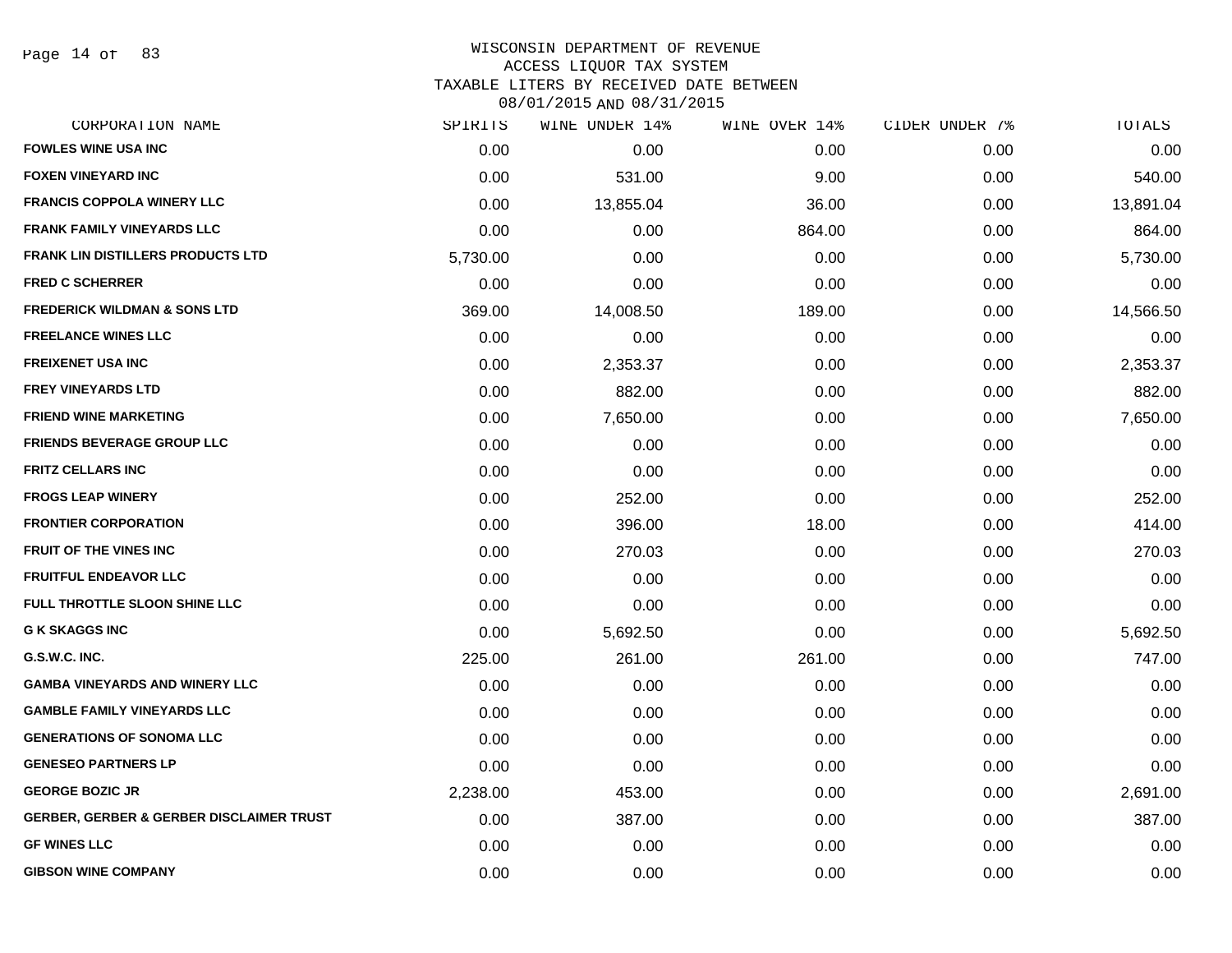WISCONSIN DEPARTMENT OF REVENUE
ACCESS LIQUOR TAX SYSTEM
TAXABLE LITERS BY RECEIVED DATE BETWEEN
08/01/2015 AND 08/31/2015

| CORPORATION NAME | SPIRITS | WINE UNDER 14% | WINE OVER 14% | CIDER UNDER 7% | TOTALS |
|---|---|---|---|---|---|
| FOWLES WINE USA INC | 0.00 | 0.00 | 0.00 | 0.00 | 0.00 |
| FOXEN VINEYARD INC | 0.00 | 531.00 | 9.00 | 0.00 | 540.00 |
| FRANCIS COPPOLA WINERY LLC | 0.00 | 13,855.04 | 36.00 | 0.00 | 13,891.04 |
| FRANK FAMILY VINEYARDS LLC | 0.00 | 0.00 | 864.00 | 0.00 | 864.00 |
| FRANK LIN DISTILLERS PRODUCTS LTD | 5,730.00 | 0.00 | 0.00 | 0.00 | 5,730.00 |
| FRED C SCHERRER | 0.00 | 0.00 | 0.00 | 0.00 | 0.00 |
| FREDERICK WILDMAN & SONS LTD | 369.00 | 14,008.50 | 189.00 | 0.00 | 14,566.50 |
| FREELANCE WINES LLC | 0.00 | 0.00 | 0.00 | 0.00 | 0.00 |
| FREIXENET USA INC | 0.00 | 2,353.37 | 0.00 | 0.00 | 2,353.37 |
| FREY VINEYARDS LTD | 0.00 | 882.00 | 0.00 | 0.00 | 882.00 |
| FRIEND WINE MARKETING | 0.00 | 7,650.00 | 0.00 | 0.00 | 7,650.00 |
| FRIENDS BEVERAGE GROUP LLC | 0.00 | 0.00 | 0.00 | 0.00 | 0.00 |
| FRITZ CELLARS INC | 0.00 | 0.00 | 0.00 | 0.00 | 0.00 |
| FROGS LEAP WINERY | 0.00 | 252.00 | 0.00 | 0.00 | 252.00 |
| FRONTIER CORPORATION | 0.00 | 396.00 | 18.00 | 0.00 | 414.00 |
| FRUIT OF THE VINES INC | 0.00 | 270.03 | 0.00 | 0.00 | 270.03 |
| FRUITFUL ENDEAVOR LLC | 0.00 | 0.00 | 0.00 | 0.00 | 0.00 |
| FULL THROTTLE SLOON SHINE LLC | 0.00 | 0.00 | 0.00 | 0.00 | 0.00 |
| G K SKAGGS INC | 0.00 | 5,692.50 | 0.00 | 0.00 | 5,692.50 |
| G.S.W.C. INC. | 225.00 | 261.00 | 261.00 | 0.00 | 747.00 |
| GAMBA VINEYARDS AND WINERY LLC | 0.00 | 0.00 | 0.00 | 0.00 | 0.00 |
| GAMBLE FAMILY VINEYARDS LLC | 0.00 | 0.00 | 0.00 | 0.00 | 0.00 |
| GENERATIONS OF SONOMA LLC | 0.00 | 0.00 | 0.00 | 0.00 | 0.00 |
| GENESEO PARTNERS LP | 0.00 | 0.00 | 0.00 | 0.00 | 0.00 |
| GEORGE BOZIC JR | 2,238.00 | 453.00 | 0.00 | 0.00 | 2,691.00 |
| GERBER, GERBER & GERBER DISCLAIMER TRUST | 0.00 | 387.00 | 0.00 | 0.00 | 387.00 |
| GF WINES LLC | 0.00 | 0.00 | 0.00 | 0.00 | 0.00 |
| GIBSON WINE COMPANY | 0.00 | 0.00 | 0.00 | 0.00 | 0.00 |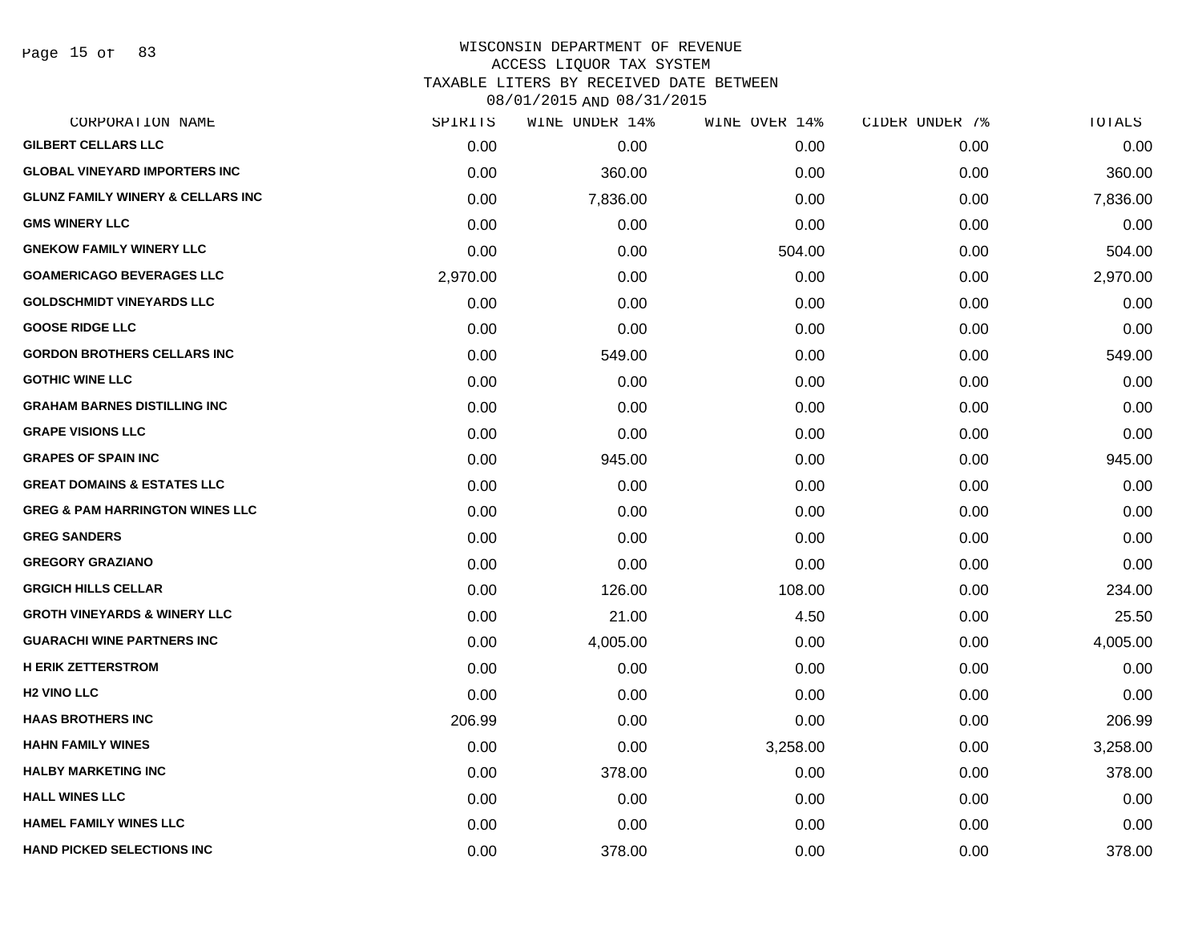# WISCONSIN DEPARTMENT OF REVENUE
## ACCESS LIQUOR TAX SYSTEM
### TAXABLE LITERS BY RECEIVED DATE BETWEEN 08/01/2015 AND 08/31/2015

| CORPORATION NAME | SPIRITS | WINE UNDER 14% | WINE OVER 14% | CIDER UNDER 7% | TOTALS |
|---|---|---|---|---|---|
| GILBERT CELLARS LLC | 0.00 | 0.00 | 0.00 | 0.00 | 0.00 |
| GLOBAL VINEYARD IMPORTERS INC | 0.00 | 360.00 | 0.00 | 0.00 | 360.00 |
| GLUNZ FAMILY WINERY & CELLARS INC | 0.00 | 7,836.00 | 0.00 | 0.00 | 7,836.00 |
| GMS WINERY LLC | 0.00 | 0.00 | 0.00 | 0.00 | 0.00 |
| GNEKOW FAMILY WINERY LLC | 0.00 | 0.00 | 504.00 | 0.00 | 504.00 |
| GOAMERICAGO BEVERAGES LLC | 2,970.00 | 0.00 | 0.00 | 0.00 | 2,970.00 |
| GOLDSCHMIDT VINEYARDS LLC | 0.00 | 0.00 | 0.00 | 0.00 | 0.00 |
| GOOSE RIDGE LLC | 0.00 | 0.00 | 0.00 | 0.00 | 0.00 |
| GORDON BROTHERS CELLARS INC | 0.00 | 549.00 | 0.00 | 0.00 | 549.00 |
| GOTHIC WINE LLC | 0.00 | 0.00 | 0.00 | 0.00 | 0.00 |
| GRAHAM BARNES DISTILLING INC | 0.00 | 0.00 | 0.00 | 0.00 | 0.00 |
| GRAPE VISIONS LLC | 0.00 | 0.00 | 0.00 | 0.00 | 0.00 |
| GRAPES OF SPAIN INC | 0.00 | 945.00 | 0.00 | 0.00 | 945.00 |
| GREAT DOMAINS & ESTATES LLC | 0.00 | 0.00 | 0.00 | 0.00 | 0.00 |
| GREG & PAM HARRINGTON WINES LLC | 0.00 | 0.00 | 0.00 | 0.00 | 0.00 |
| GREG SANDERS | 0.00 | 0.00 | 0.00 | 0.00 | 0.00 |
| GREGORY GRAZIANO | 0.00 | 0.00 | 0.00 | 0.00 | 0.00 |
| GRGICH HILLS CELLAR | 0.00 | 126.00 | 108.00 | 0.00 | 234.00 |
| GROTH VINEYARDS & WINERY LLC | 0.00 | 21.00 | 4.50 | 0.00 | 25.50 |
| GUARACHI WINE PARTNERS INC | 0.00 | 4,005.00 | 0.00 | 0.00 | 4,005.00 |
| H ERIK ZETTERSTROM | 0.00 | 0.00 | 0.00 | 0.00 | 0.00 |
| H2 VINO LLC | 0.00 | 0.00 | 0.00 | 0.00 | 0.00 |
| HAAS BROTHERS INC | 206.99 | 0.00 | 0.00 | 0.00 | 206.99 |
| HAHN FAMILY WINES | 0.00 | 0.00 | 3,258.00 | 0.00 | 3,258.00 |
| HALBY MARKETING INC | 0.00 | 378.00 | 0.00 | 0.00 | 378.00 |
| HALL WINES LLC | 0.00 | 0.00 | 0.00 | 0.00 | 0.00 |
| HAMEL FAMILY WINES LLC | 0.00 | 0.00 | 0.00 | 0.00 | 0.00 |
| HAND PICKED SELECTIONS INC | 0.00 | 378.00 | 0.00 | 0.00 | 378.00 |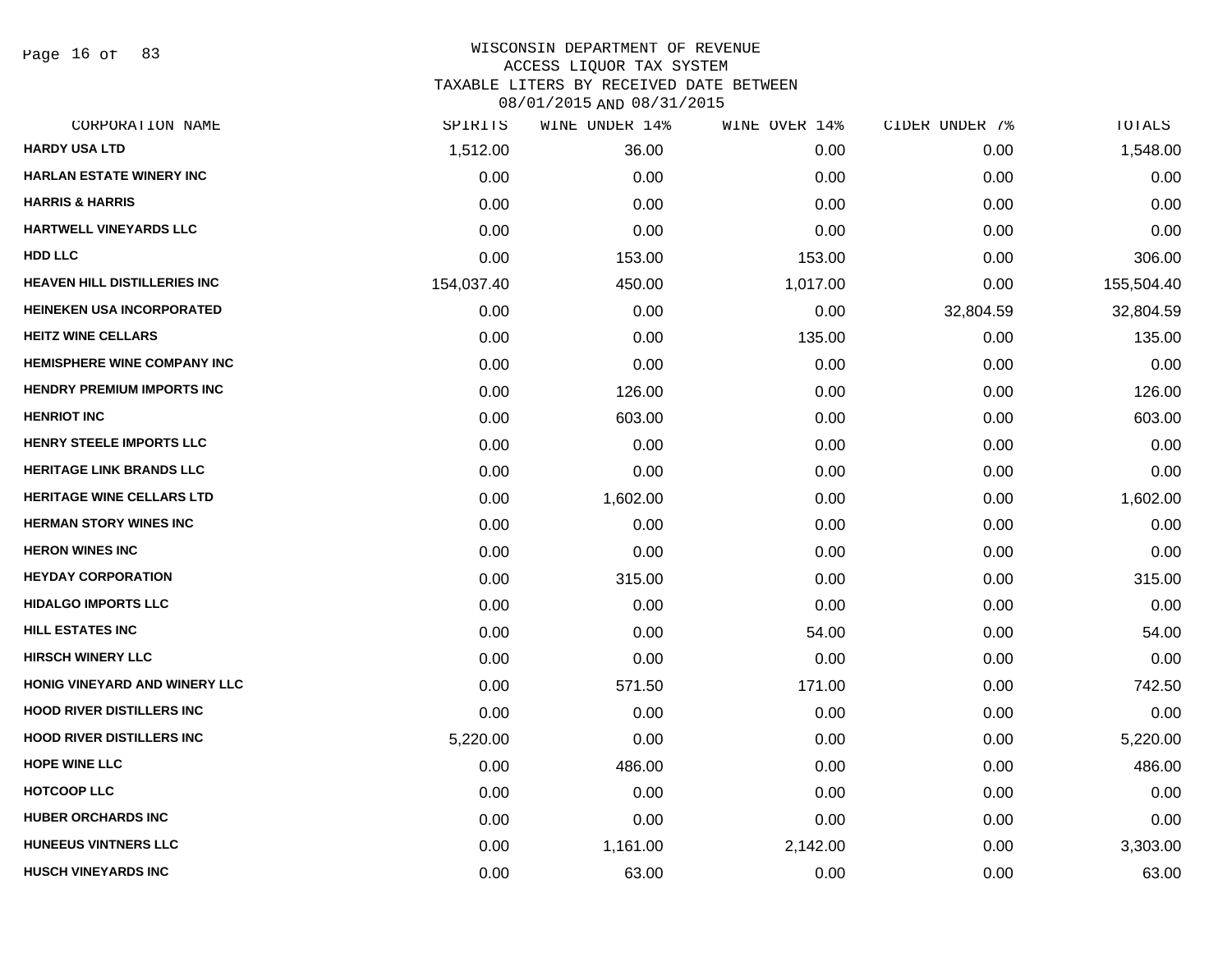WISCONSIN DEPARTMENT OF REVENUE
ACCESS LIQUOR TAX SYSTEM
TAXABLE LITERS BY RECEIVED DATE BETWEEN
08/01/2015 AND 08/31/2015

| CORPORATION NAME | SPIRITS | WINE UNDER 14% | WINE OVER 14% | CIDER UNDER 7% | TOTALS |
|---|---|---|---|---|---|
| HARDY USA LTD | 1,512.00 | 36.00 | 0.00 | 0.00 | 1,548.00 |
| HARLAN ESTATE WINERY INC | 0.00 | 0.00 | 0.00 | 0.00 | 0.00 |
| HARRIS & HARRIS | 0.00 | 0.00 | 0.00 | 0.00 | 0.00 |
| HARTWELL VINEYARDS LLC | 0.00 | 0.00 | 0.00 | 0.00 | 0.00 |
| HDD LLC | 0.00 | 153.00 | 153.00 | 0.00 | 306.00 |
| HEAVEN HILL DISTILLERIES INC | 154,037.40 | 450.00 | 1,017.00 | 0.00 | 155,504.40 |
| HEINEKEN USA INCORPORATED | 0.00 | 0.00 | 0.00 | 32,804.59 | 32,804.59 |
| HEITZ WINE CELLARS | 0.00 | 0.00 | 135.00 | 0.00 | 135.00 |
| HEMISPHERE WINE COMPANY INC | 0.00 | 0.00 | 0.00 | 0.00 | 0.00 |
| HENDRY PREMIUM IMPORTS INC | 0.00 | 126.00 | 0.00 | 0.00 | 126.00 |
| HENRIOT INC | 0.00 | 603.00 | 0.00 | 0.00 | 603.00 |
| HENRY STEELE IMPORTS LLC | 0.00 | 0.00 | 0.00 | 0.00 | 0.00 |
| HERITAGE LINK BRANDS LLC | 0.00 | 0.00 | 0.00 | 0.00 | 0.00 |
| HERITAGE WINE CELLARS LTD | 0.00 | 1,602.00 | 0.00 | 0.00 | 1,602.00 |
| HERMAN STORY WINES INC | 0.00 | 0.00 | 0.00 | 0.00 | 0.00 |
| HERON WINES INC | 0.00 | 0.00 | 0.00 | 0.00 | 0.00 |
| HEYDAY CORPORATION | 0.00 | 315.00 | 0.00 | 0.00 | 315.00 |
| HIDALGO IMPORTS LLC | 0.00 | 0.00 | 0.00 | 0.00 | 0.00 |
| HILL ESTATES INC | 0.00 | 0.00 | 54.00 | 0.00 | 54.00 |
| HIRSCH WINERY LLC | 0.00 | 0.00 | 0.00 | 0.00 | 0.00 |
| HONIG VINEYARD AND WINERY LLC | 0.00 | 571.50 | 171.00 | 0.00 | 742.50 |
| HOOD RIVER DISTILLERS INC | 0.00 | 0.00 | 0.00 | 0.00 | 0.00 |
| HOOD RIVER DISTILLERS INC | 5,220.00 | 0.00 | 0.00 | 0.00 | 5,220.00 |
| HOPE WINE LLC | 0.00 | 486.00 | 0.00 | 0.00 | 486.00 |
| HOTCOOP LLC | 0.00 | 0.00 | 0.00 | 0.00 | 0.00 |
| HUBER ORCHARDS INC | 0.00 | 0.00 | 0.00 | 0.00 | 0.00 |
| HUNEEUS VINTNERS LLC | 0.00 | 1,161.00 | 2,142.00 | 0.00 | 3,303.00 |
| HUSCH VINEYARDS INC | 0.00 | 63.00 | 0.00 | 0.00 | 63.00 |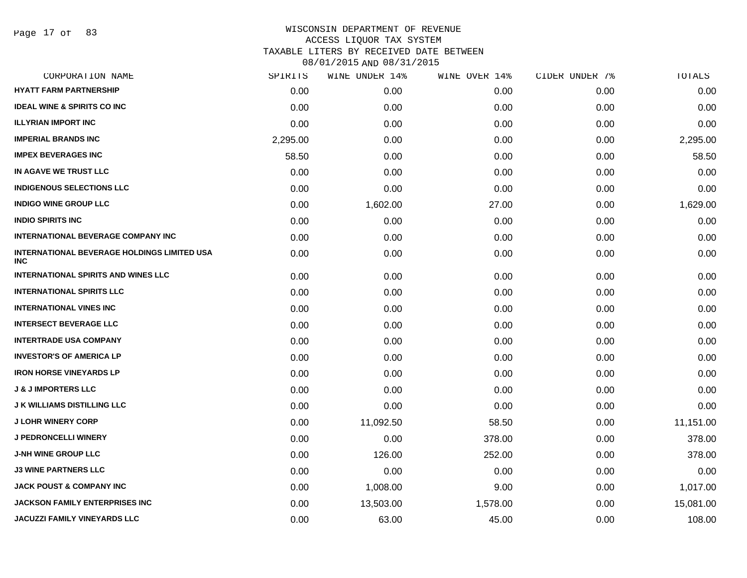# WISCONSIN DEPARTMENT OF REVENUE
## ACCESS LIQUOR TAX SYSTEM
## TAXABLE LITERS BY RECEIVED DATE BETWEEN 08/01/2015 AND 08/31/2015

| CORPORATION NAME | SPIRITS | WINE UNDER 14% | WINE OVER 14% | CIDER UNDER 7% | TOTALS |
|---|---|---|---|---|---|
| HYATT FARM PARTNERSHIP | 0.00 | 0.00 | 0.00 | 0.00 | 0.00 |
| IDEAL WINE & SPIRITS CO INC | 0.00 | 0.00 | 0.00 | 0.00 | 0.00 |
| ILLYRIAN IMPORT INC | 0.00 | 0.00 | 0.00 | 0.00 | 0.00 |
| IMPERIAL BRANDS INC | 2,295.00 | 0.00 | 0.00 | 0.00 | 2,295.00 |
| IMPEX BEVERAGES INC | 58.50 | 0.00 | 0.00 | 0.00 | 58.50 |
| IN AGAVE WE TRUST LLC | 0.00 | 0.00 | 0.00 | 0.00 | 0.00 |
| INDIGENOUS SELECTIONS LLC | 0.00 | 0.00 | 0.00 | 0.00 | 0.00 |
| INDIGO WINE GROUP LLC | 0.00 | 1,602.00 | 27.00 | 0.00 | 1,629.00 |
| INDIO SPIRITS INC | 0.00 | 0.00 | 0.00 | 0.00 | 0.00 |
| INTERNATIONAL BEVERAGE COMPANY INC | 0.00 | 0.00 | 0.00 | 0.00 | 0.00 |
| INTERNATIONAL BEVERAGE HOLDINGS LIMITED USA INC | 0.00 | 0.00 | 0.00 | 0.00 | 0.00 |
| INTERNATIONAL SPIRITS AND WINES LLC | 0.00 | 0.00 | 0.00 | 0.00 | 0.00 |
| INTERNATIONAL SPIRITS LLC | 0.00 | 0.00 | 0.00 | 0.00 | 0.00 |
| INTERNATIONAL VINES INC | 0.00 | 0.00 | 0.00 | 0.00 | 0.00 |
| INTERSECT BEVERAGE LLC | 0.00 | 0.00 | 0.00 | 0.00 | 0.00 |
| INTERTRADE USA COMPANY | 0.00 | 0.00 | 0.00 | 0.00 | 0.00 |
| INVESTOR'S OF AMERICA LP | 0.00 | 0.00 | 0.00 | 0.00 | 0.00 |
| IRON HORSE VINEYARDS LP | 0.00 | 0.00 | 0.00 | 0.00 | 0.00 |
| J & J IMPORTERS LLC | 0.00 | 0.00 | 0.00 | 0.00 | 0.00 |
| J K WILLIAMS DISTILLING LLC | 0.00 | 0.00 | 0.00 | 0.00 | 0.00 |
| J LOHR WINERY CORP | 0.00 | 11,092.50 | 58.50 | 0.00 | 11,151.00 |
| J PEDRONCELLI WINERY | 0.00 | 0.00 | 378.00 | 0.00 | 378.00 |
| J-NH WINE GROUP LLC | 0.00 | 126.00 | 252.00 | 0.00 | 378.00 |
| J3 WINE PARTNERS LLC | 0.00 | 0.00 | 0.00 | 0.00 | 0.00 |
| JACK POUST & COMPANY INC | 0.00 | 1,008.00 | 9.00 | 0.00 | 1,017.00 |
| JACKSON FAMILY ENTERPRISES INC | 0.00 | 13,503.00 | 1,578.00 | 0.00 | 15,081.00 |
| JACUZZI FAMILY VINEYARDS LLC | 0.00 | 63.00 | 45.00 | 0.00 | 108.00 |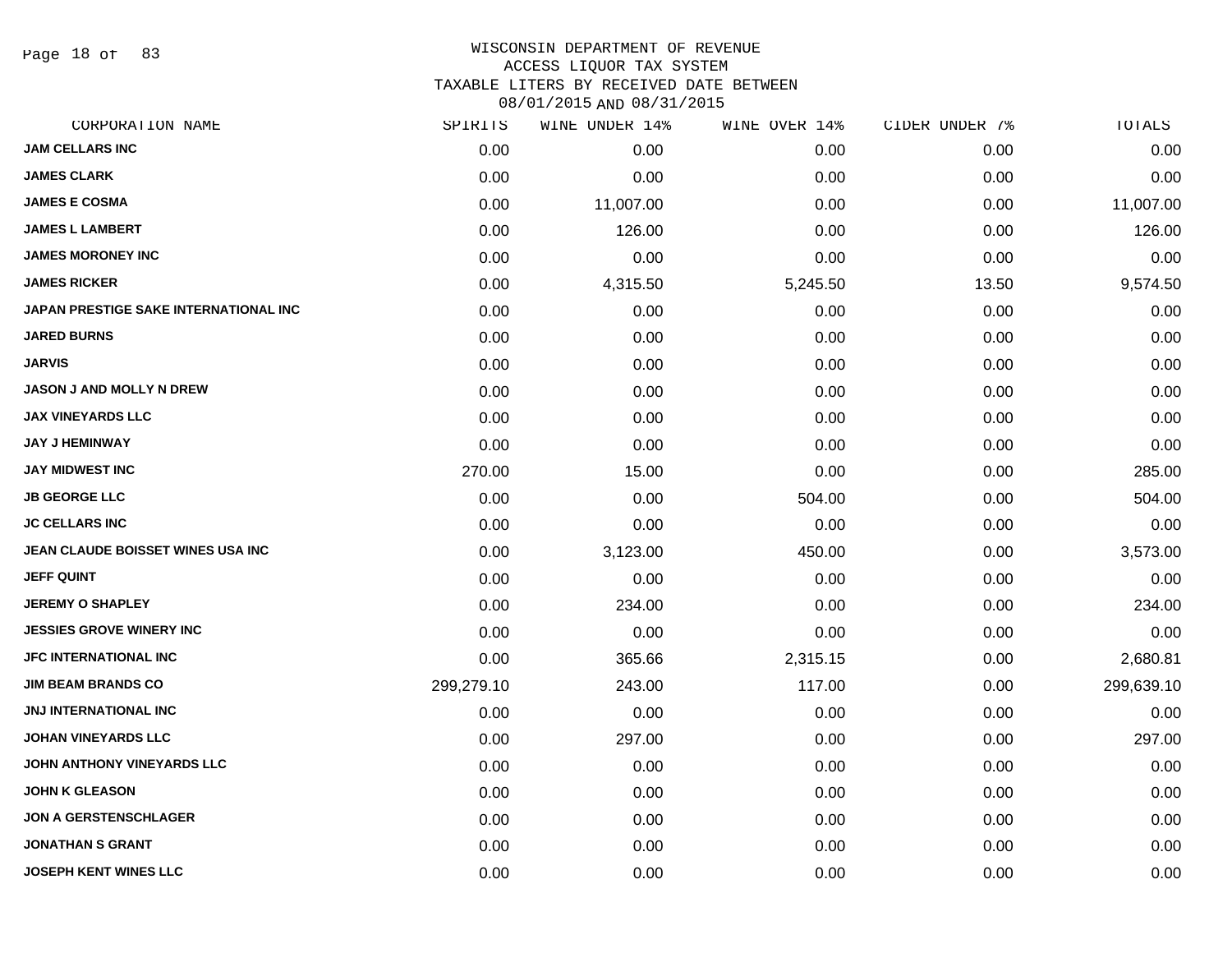# WISCONSIN DEPARTMENT OF REVENUE
## ACCESS LIQUOR TAX SYSTEM
## TAXABLE LITERS BY RECEIVED DATE BETWEEN 08/01/2015 AND 08/31/2015

| CORPORATION NAME | SPIRITS | WINE UNDER 14% | WINE OVER 14% | CIDER UNDER 7% | TOTALS |
|---|---|---|---|---|---|
| JAM CELLARS INC | 0.00 | 0.00 | 0.00 | 0.00 | 0.00 |
| JAMES CLARK | 0.00 | 0.00 | 0.00 | 0.00 | 0.00 |
| JAMES E COSMA | 0.00 | 11,007.00 | 0.00 | 0.00 | 11,007.00 |
| JAMES L LAMBERT | 0.00 | 126.00 | 0.00 | 0.00 | 126.00 |
| JAMES MORONEY INC | 0.00 | 0.00 | 0.00 | 0.00 | 0.00 |
| JAMES RICKER | 0.00 | 4,315.50 | 5,245.50 | 13.50 | 9,574.50 |
| JAPAN PRESTIGE SAKE INTERNATIONAL INC | 0.00 | 0.00 | 0.00 | 0.00 | 0.00 |
| JARED BURNS | 0.00 | 0.00 | 0.00 | 0.00 | 0.00 |
| JARVIS | 0.00 | 0.00 | 0.00 | 0.00 | 0.00 |
| JASON J AND MOLLY N DREW | 0.00 | 0.00 | 0.00 | 0.00 | 0.00 |
| JAX VINEYARDS LLC | 0.00 | 0.00 | 0.00 | 0.00 | 0.00 |
| JAY J HEMINWAY | 0.00 | 0.00 | 0.00 | 0.00 | 0.00 |
| JAY MIDWEST INC | 270.00 | 15.00 | 0.00 | 0.00 | 285.00 |
| JB GEORGE LLC | 0.00 | 0.00 | 504.00 | 0.00 | 504.00 |
| JC CELLARS INC | 0.00 | 0.00 | 0.00 | 0.00 | 0.00 |
| JEAN CLAUDE BOISSET WINES USA INC | 0.00 | 3,123.00 | 450.00 | 0.00 | 3,573.00 |
| JEFF QUINT | 0.00 | 0.00 | 0.00 | 0.00 | 0.00 |
| JEREMY O SHAPLEY | 0.00 | 234.00 | 0.00 | 0.00 | 234.00 |
| JESSIES GROVE WINERY INC | 0.00 | 0.00 | 0.00 | 0.00 | 0.00 |
| JFC INTERNATIONAL INC | 0.00 | 365.66 | 2,315.15 | 0.00 | 2,680.81 |
| JIM BEAM BRANDS CO | 299,279.10 | 243.00 | 117.00 | 0.00 | 299,639.10 |
| JNJ INTERNATIONAL INC | 0.00 | 0.00 | 0.00 | 0.00 | 0.00 |
| JOHAN VINEYARDS LLC | 0.00 | 297.00 | 0.00 | 0.00 | 297.00 |
| JOHN ANTHONY VINEYARDS LLC | 0.00 | 0.00 | 0.00 | 0.00 | 0.00 |
| JOHN K GLEASON | 0.00 | 0.00 | 0.00 | 0.00 | 0.00 |
| JON A GERSTENSCHLAGER | 0.00 | 0.00 | 0.00 | 0.00 | 0.00 |
| JONATHAN S GRANT | 0.00 | 0.00 | 0.00 | 0.00 | 0.00 |
| JOSEPH KENT WINES LLC | 0.00 | 0.00 | 0.00 | 0.00 | 0.00 |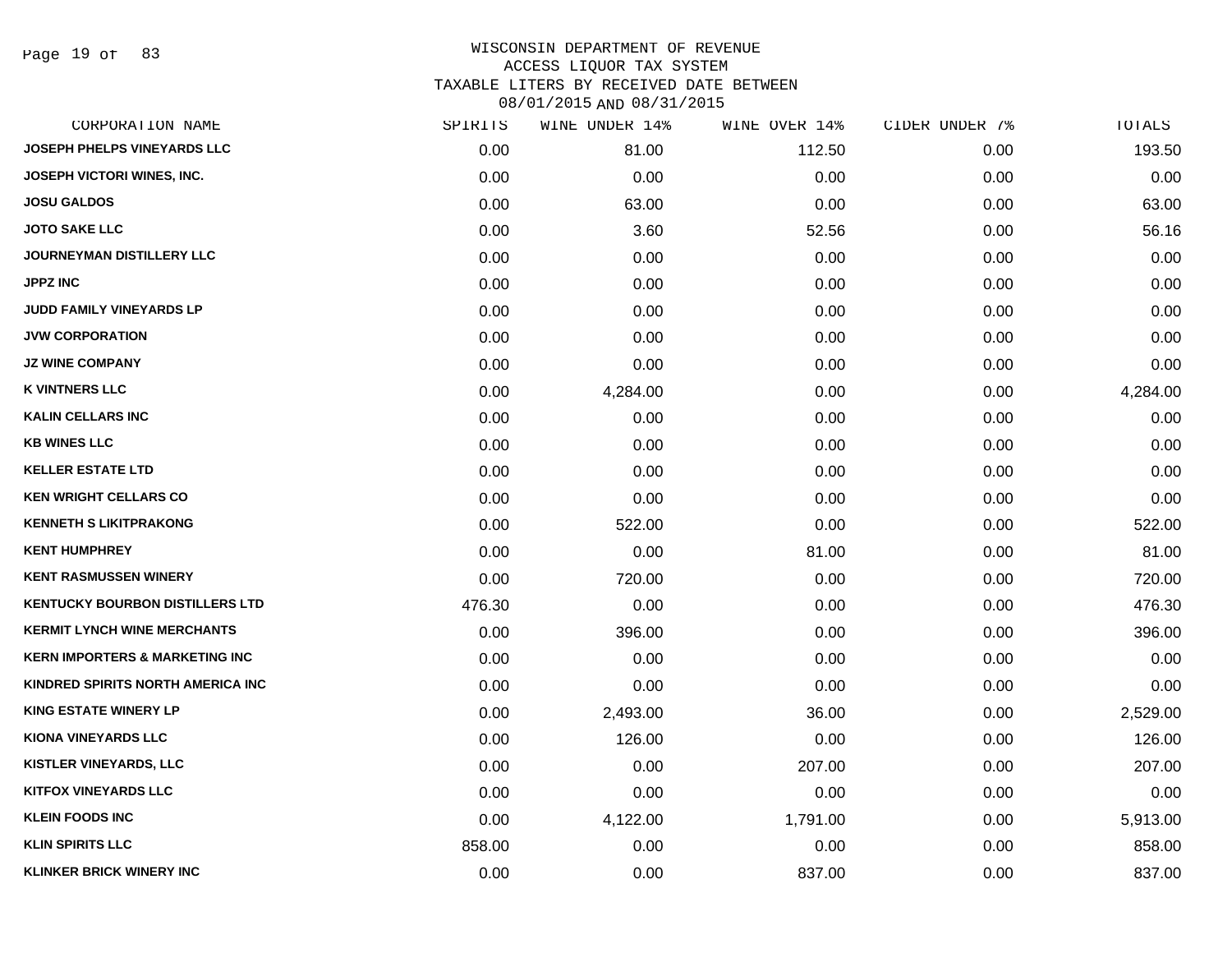# WISCONSIN DEPARTMENT OF REVENUE
## ACCESS LIQUOR TAX SYSTEM
## TAXABLE LITERS BY RECEIVED DATE BETWEEN 08/01/2015 AND 08/31/2015

| CORPORATION NAME | SPIRITS | WINE UNDER 14% | WINE OVER 14% | CIDER UNDER 7% | TOTALS |
|---|---|---|---|---|---|
| JOSEPH PHELPS VINEYARDS LLC | 0.00 | 81.00 | 112.50 | 0.00 | 193.50 |
| JOSEPH VICTORI WINES, INC. | 0.00 | 0.00 | 0.00 | 0.00 | 0.00 |
| JOSU GALDOS | 0.00 | 63.00 | 0.00 | 0.00 | 63.00 |
| JOTO SAKE LLC | 0.00 | 3.60 | 52.56 | 0.00 | 56.16 |
| JOURNEYMAN DISTILLERY LLC | 0.00 | 0.00 | 0.00 | 0.00 | 0.00 |
| JPPZ INC | 0.00 | 0.00 | 0.00 | 0.00 | 0.00 |
| JUDD FAMILY VINEYARDS LP | 0.00 | 0.00 | 0.00 | 0.00 | 0.00 |
| JVW CORPORATION | 0.00 | 0.00 | 0.00 | 0.00 | 0.00 |
| JZ WINE COMPANY | 0.00 | 0.00 | 0.00 | 0.00 | 0.00 |
| K VINTNERS LLC | 0.00 | 4,284.00 | 0.00 | 0.00 | 4,284.00 |
| KALIN CELLARS INC | 0.00 | 0.00 | 0.00 | 0.00 | 0.00 |
| KB WINES LLC | 0.00 | 0.00 | 0.00 | 0.00 | 0.00 |
| KELLER ESTATE LTD | 0.00 | 0.00 | 0.00 | 0.00 | 0.00 |
| KEN WRIGHT CELLARS CO | 0.00 | 0.00 | 0.00 | 0.00 | 0.00 |
| KENNETH S LIKITPRAKONG | 0.00 | 522.00 | 0.00 | 0.00 | 522.00 |
| KENT HUMPHREY | 0.00 | 0.00 | 81.00 | 0.00 | 81.00 |
| KENT RASMUSSEN WINERY | 0.00 | 720.00 | 0.00 | 0.00 | 720.00 |
| KENTUCKY BOURBON DISTILLERS LTD | 476.30 | 0.00 | 0.00 | 0.00 | 476.30 |
| KERMIT LYNCH WINE MERCHANTS | 0.00 | 396.00 | 0.00 | 0.00 | 396.00 |
| KERN IMPORTERS & MARKETING INC | 0.00 | 0.00 | 0.00 | 0.00 | 0.00 |
| KINDRED SPIRITS NORTH AMERICA INC | 0.00 | 0.00 | 0.00 | 0.00 | 0.00 |
| KING ESTATE WINERY LP | 0.00 | 2,493.00 | 36.00 | 0.00 | 2,529.00 |
| KIONA VINEYARDS LLC | 0.00 | 126.00 | 0.00 | 0.00 | 126.00 |
| KISTLER VINEYARDS, LLC | 0.00 | 0.00 | 207.00 | 0.00 | 207.00 |
| KITFOX VINEYARDS LLC | 0.00 | 0.00 | 0.00 | 0.00 | 0.00 |
| KLEIN FOODS INC | 0.00 | 4,122.00 | 1,791.00 | 0.00 | 5,913.00 |
| KLIN SPIRITS LLC | 858.00 | 0.00 | 0.00 | 0.00 | 858.00 |
| KLINKER BRICK WINERY INC | 0.00 | 0.00 | 837.00 | 0.00 | 837.00 |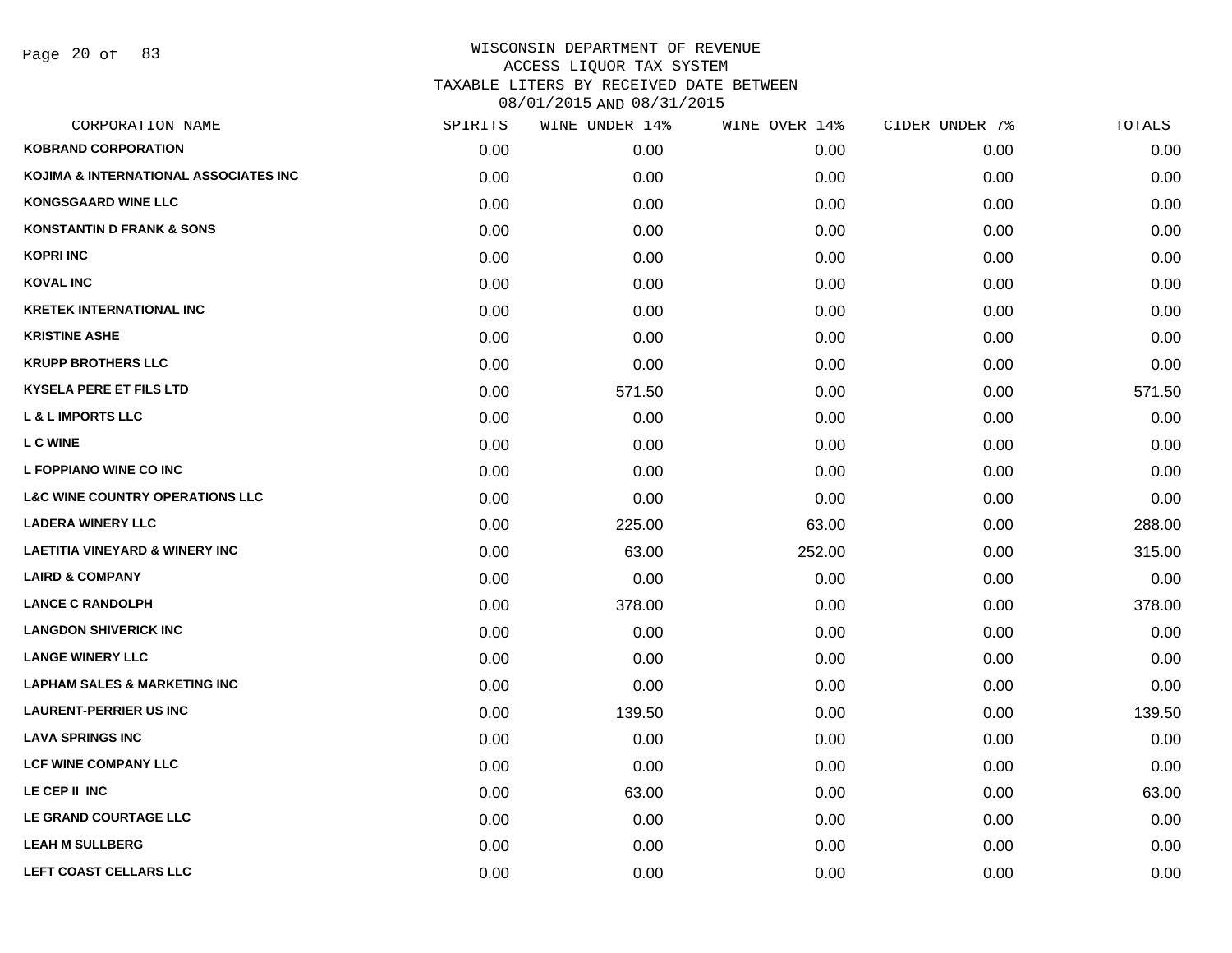# WISCONSIN DEPARTMENT OF REVENUE
## ACCESS LIQUOR TAX SYSTEM
## TAXABLE LITERS BY RECEIVED DATE BETWEEN 08/01/2015 AND 08/31/2015

| CORPORATION NAME | SPIRITS | WINE UNDER 14% | WINE OVER 14% | CIDER UNDER 7% | TOTALS |
|---|---|---|---|---|---|
| KOBRAND CORPORATION | 0.00 | 0.00 | 0.00 | 0.00 | 0.00 |
| KOJIMA & INTERNATIONAL ASSOCIATES INC | 0.00 | 0.00 | 0.00 | 0.00 | 0.00 |
| KONGSGAARD WINE LLC | 0.00 | 0.00 | 0.00 | 0.00 | 0.00 |
| KONSTANTIN D FRANK & SONS | 0.00 | 0.00 | 0.00 | 0.00 | 0.00 |
| KOPRI INC | 0.00 | 0.00 | 0.00 | 0.00 | 0.00 |
| KOVAL INC | 0.00 | 0.00 | 0.00 | 0.00 | 0.00 |
| KRETEK INTERNATIONAL INC | 0.00 | 0.00 | 0.00 | 0.00 | 0.00 |
| KRISTINE ASHE | 0.00 | 0.00 | 0.00 | 0.00 | 0.00 |
| KRUPP BROTHERS LLC | 0.00 | 0.00 | 0.00 | 0.00 | 0.00 |
| KYSELA PERE ET FILS LTD | 0.00 | 571.50 | 0.00 | 0.00 | 571.50 |
| L & L IMPORTS LLC | 0.00 | 0.00 | 0.00 | 0.00 | 0.00 |
| L C WINE | 0.00 | 0.00 | 0.00 | 0.00 | 0.00 |
| L FOPPIANO WINE CO INC | 0.00 | 0.00 | 0.00 | 0.00 | 0.00 |
| L&C WINE COUNTRY OPERATIONS LLC | 0.00 | 0.00 | 0.00 | 0.00 | 0.00 |
| LADERA WINERY LLC | 0.00 | 225.00 | 63.00 | 0.00 | 288.00 |
| LAETITIA VINEYARD & WINERY INC | 0.00 | 63.00 | 252.00 | 0.00 | 315.00 |
| LAIRD & COMPANY | 0.00 | 0.00 | 0.00 | 0.00 | 0.00 |
| LANCE C RANDOLPH | 0.00 | 378.00 | 0.00 | 0.00 | 378.00 |
| LANGDON SHIVERICK INC | 0.00 | 0.00 | 0.00 | 0.00 | 0.00 |
| LANGE WINERY LLC | 0.00 | 0.00 | 0.00 | 0.00 | 0.00 |
| LAPHAM SALES & MARKETING INC | 0.00 | 0.00 | 0.00 | 0.00 | 0.00 |
| LAURENT-PERRIER US INC | 0.00 | 139.50 | 0.00 | 0.00 | 139.50 |
| LAVA SPRINGS INC | 0.00 | 0.00 | 0.00 | 0.00 | 0.00 |
| LCF WINE COMPANY LLC | 0.00 | 0.00 | 0.00 | 0.00 | 0.00 |
| LE CEP II INC | 0.00 | 63.00 | 0.00 | 0.00 | 63.00 |
| LE GRAND COURTAGE LLC | 0.00 | 0.00 | 0.00 | 0.00 | 0.00 |
| LEAH M SULLBERG | 0.00 | 0.00 | 0.00 | 0.00 | 0.00 |
| LEFT COAST CELLARS LLC | 0.00 | 0.00 | 0.00 | 0.00 | 0.00 |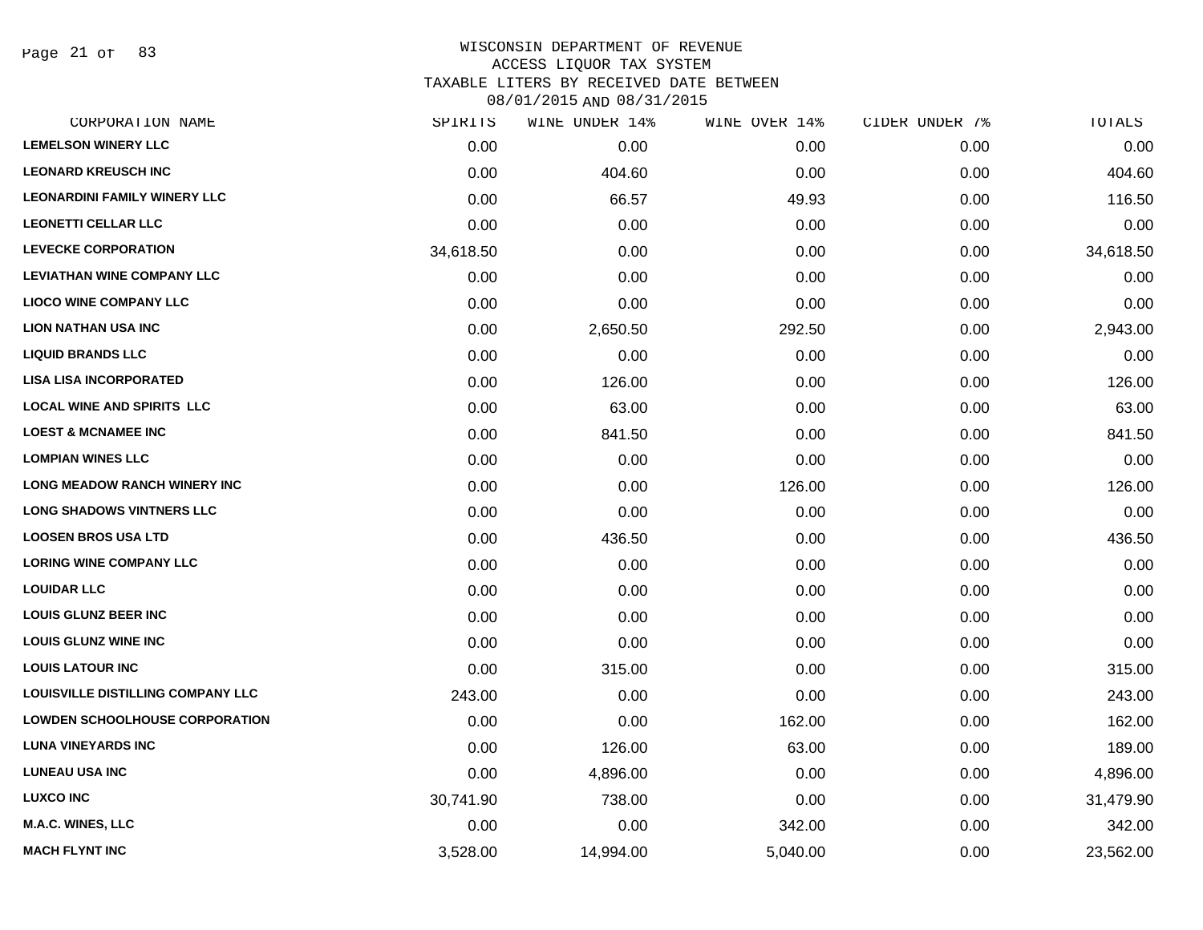WISCONSIN DEPARTMENT OF REVENUE
ACCESS LIQUOR TAX SYSTEM
TAXABLE LITERS BY RECEIVED DATE BETWEEN
08/01/2015 AND 08/31/2015

| CORPORATION NAME | SPIRITS | WINE UNDER 14% | WINE OVER 14% | CIDER UNDER 7% | TOTALS |
|---|---|---|---|---|---|
| LEMELSON WINERY LLC | 0.00 | 0.00 | 0.00 | 0.00 | 0.00 |
| LEONARD KREUSCH INC | 0.00 | 404.60 | 0.00 | 0.00 | 404.60 |
| LEONARDINI FAMILY WINERY LLC | 0.00 | 66.57 | 49.93 | 0.00 | 116.50 |
| LEONETTI CELLAR LLC | 0.00 | 0.00 | 0.00 | 0.00 | 0.00 |
| LEVECKE CORPORATION | 34,618.50 | 0.00 | 0.00 | 0.00 | 34,618.50 |
| LEVIATHAN WINE COMPANY LLC | 0.00 | 0.00 | 0.00 | 0.00 | 0.00 |
| LIOCO WINE COMPANY LLC | 0.00 | 0.00 | 0.00 | 0.00 | 0.00 |
| LION NATHAN USA INC | 0.00 | 2,650.50 | 292.50 | 0.00 | 2,943.00 |
| LIQUID BRANDS LLC | 0.00 | 0.00 | 0.00 | 0.00 | 0.00 |
| LISA LISA INCORPORATED | 0.00 | 126.00 | 0.00 | 0.00 | 126.00 |
| LOCAL WINE AND SPIRITS LLC | 0.00 | 63.00 | 0.00 | 0.00 | 63.00 |
| LOEST & MCNAMEE INC | 0.00 | 841.50 | 0.00 | 0.00 | 841.50 |
| LOMPIAN WINES LLC | 0.00 | 0.00 | 0.00 | 0.00 | 0.00 |
| LONG MEADOW RANCH WINERY INC | 0.00 | 0.00 | 126.00 | 0.00 | 126.00 |
| LONG SHADOWS VINTNERS LLC | 0.00 | 0.00 | 0.00 | 0.00 | 0.00 |
| LOOSEN BROS USA LTD | 0.00 | 436.50 | 0.00 | 0.00 | 436.50 |
| LORING WINE COMPANY LLC | 0.00 | 0.00 | 0.00 | 0.00 | 0.00 |
| LOUIDAR LLC | 0.00 | 0.00 | 0.00 | 0.00 | 0.00 |
| LOUIS GLUNZ BEER INC | 0.00 | 0.00 | 0.00 | 0.00 | 0.00 |
| LOUIS GLUNZ WINE INC | 0.00 | 0.00 | 0.00 | 0.00 | 0.00 |
| LOUIS LATOUR INC | 0.00 | 315.00 | 0.00 | 0.00 | 315.00 |
| LOUISVILLE DISTILLING COMPANY LLC | 243.00 | 0.00 | 0.00 | 0.00 | 243.00 |
| LOWDEN SCHOOLHOUSE CORPORATION | 0.00 | 0.00 | 162.00 | 0.00 | 162.00 |
| LUNA VINEYARDS INC | 0.00 | 126.00 | 63.00 | 0.00 | 189.00 |
| LUNEAU USA INC | 0.00 | 4,896.00 | 0.00 | 0.00 | 4,896.00 |
| LUXCO INC | 30,741.90 | 738.00 | 0.00 | 0.00 | 31,479.90 |
| M.A.C. WINES, LLC | 0.00 | 0.00 | 342.00 | 0.00 | 342.00 |
| MACH FLYNT INC | 3,528.00 | 14,994.00 | 5,040.00 | 0.00 | 23,562.00 |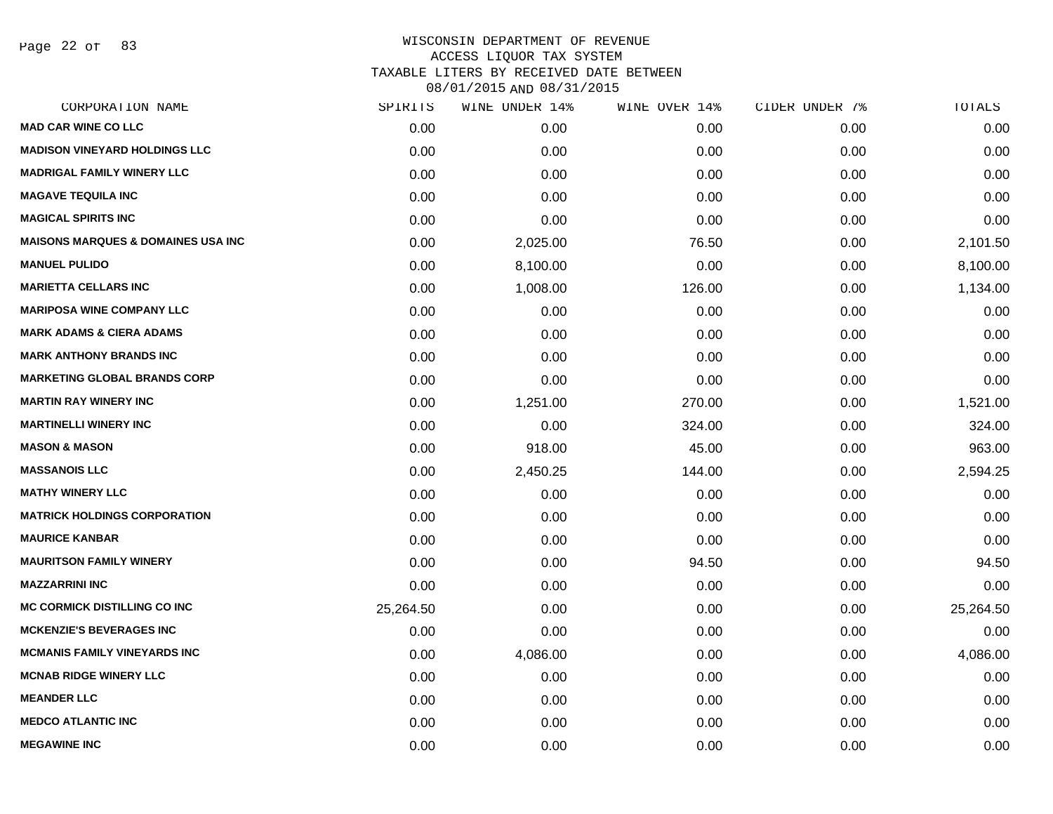WISCONSIN DEPARTMENT OF REVENUE
ACCESS LIQUOR TAX SYSTEM
TAXABLE LITERS BY RECEIVED DATE BETWEEN
08/01/2015 AND 08/31/2015

| CORPORATION NAME | SPIRITS | WINE UNDER 14% | WINE OVER 14% | CIDER UNDER 7% | TOTALS |
|---|---|---|---|---|---|
| MAD CAR WINE CO LLC | 0.00 | 0.00 | 0.00 | 0.00 | 0.00 |
| MADISON VINEYARD HOLDINGS LLC | 0.00 | 0.00 | 0.00 | 0.00 | 0.00 |
| MADRIGAL FAMILY WINERY LLC | 0.00 | 0.00 | 0.00 | 0.00 | 0.00 |
| MAGAVE TEQUILA INC | 0.00 | 0.00 | 0.00 | 0.00 | 0.00 |
| MAGICAL SPIRITS INC | 0.00 | 0.00 | 0.00 | 0.00 | 0.00 |
| MAISONS MARQUES & DOMAINES USA INC | 0.00 | 2,025.00 | 76.50 | 0.00 | 2,101.50 |
| MANUEL PULIDO | 0.00 | 8,100.00 | 0.00 | 0.00 | 8,100.00 |
| MARIETTA CELLARS INC | 0.00 | 1,008.00 | 126.00 | 0.00 | 1,134.00 |
| MARIPOSA WINE COMPANY LLC | 0.00 | 0.00 | 0.00 | 0.00 | 0.00 |
| MARK ADAMS & CIERA ADAMS | 0.00 | 0.00 | 0.00 | 0.00 | 0.00 |
| MARK ANTHONY BRANDS INC | 0.00 | 0.00 | 0.00 | 0.00 | 0.00 |
| MARKETING GLOBAL BRANDS CORP | 0.00 | 0.00 | 0.00 | 0.00 | 0.00 |
| MARTIN RAY WINERY INC | 0.00 | 1,251.00 | 270.00 | 0.00 | 1,521.00 |
| MARTINELLI WINERY INC | 0.00 | 0.00 | 324.00 | 0.00 | 324.00 |
| MASON & MASON | 0.00 | 918.00 | 45.00 | 0.00 | 963.00 |
| MASSANOIS LLC | 0.00 | 2,450.25 | 144.00 | 0.00 | 2,594.25 |
| MATHY WINERY LLC | 0.00 | 0.00 | 0.00 | 0.00 | 0.00 |
| MATRICK HOLDINGS CORPORATION | 0.00 | 0.00 | 0.00 | 0.00 | 0.00 |
| MAURICE KANBAR | 0.00 | 0.00 | 0.00 | 0.00 | 0.00 |
| MAURITSON FAMILY WINERY | 0.00 | 0.00 | 94.50 | 0.00 | 94.50 |
| MAZZARRINI INC | 0.00 | 0.00 | 0.00 | 0.00 | 0.00 |
| MC CORMICK DISTILLING CO INC | 25,264.50 | 0.00 | 0.00 | 0.00 | 25,264.50 |
| MCKENZIE'S BEVERAGES INC | 0.00 | 0.00 | 0.00 | 0.00 | 0.00 |
| MCMANIS FAMILY VINEYARDS INC | 0.00 | 4,086.00 | 0.00 | 0.00 | 4,086.00 |
| MCNAB RIDGE WINERY LLC | 0.00 | 0.00 | 0.00 | 0.00 | 0.00 |
| MEANDER LLC | 0.00 | 0.00 | 0.00 | 0.00 | 0.00 |
| MEDCO ATLANTIC INC | 0.00 | 0.00 | 0.00 | 0.00 | 0.00 |
| MEGAWINE INC | 0.00 | 0.00 | 0.00 | 0.00 | 0.00 |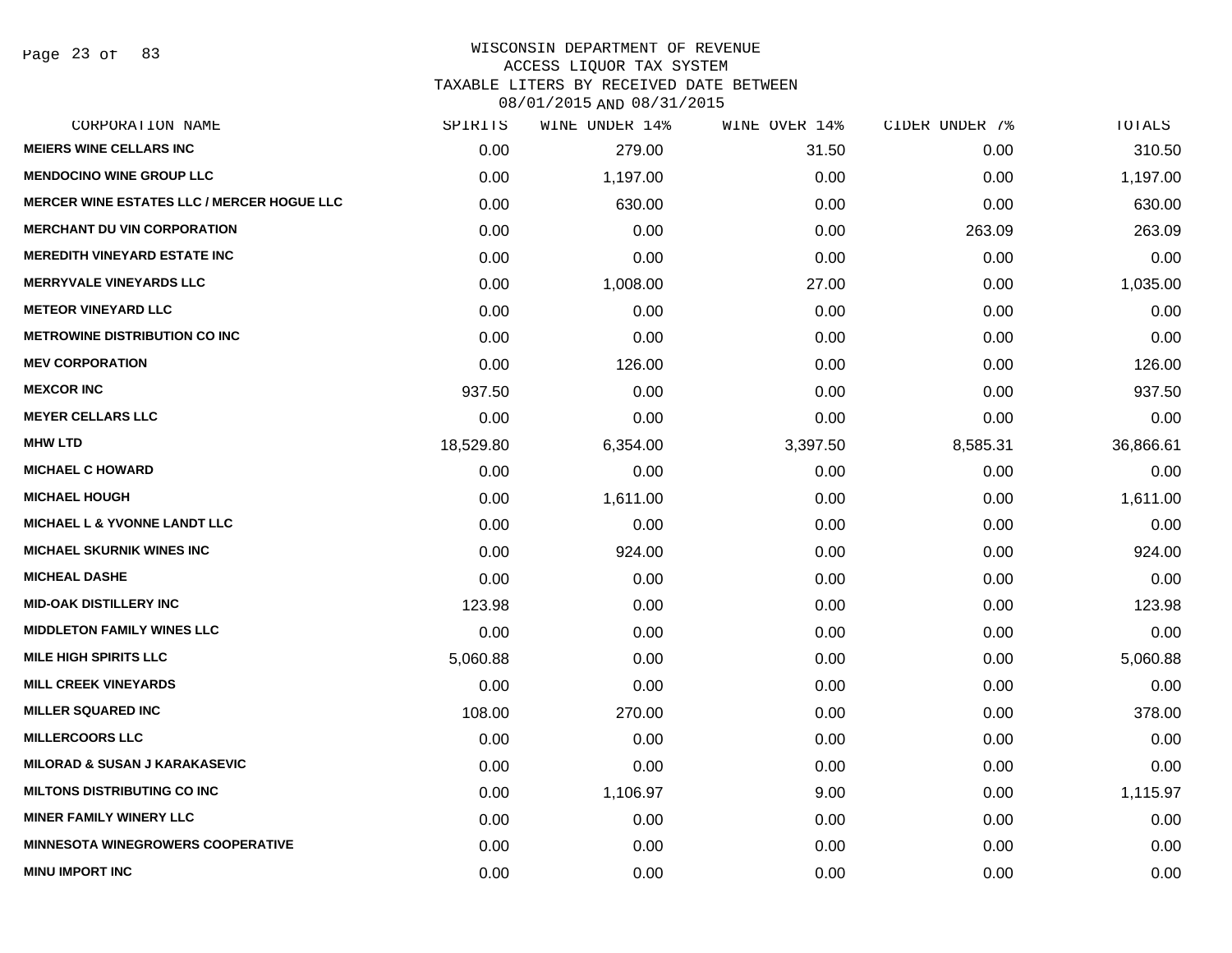# WISCONSIN DEPARTMENT OF REVENUE
## ACCESS LIQUOR TAX SYSTEM
## TAXABLE LITERS BY RECEIVED DATE BETWEEN 08/01/2015 AND 08/31/2015

| CORPORATION NAME | SPIRITS | WINE UNDER 14% | WINE OVER 14% | CIDER UNDER 7% | TOTALS |
|---|---|---|---|---|---|
| MEIERS WINE CELLARS INC | 0.00 | 279.00 | 31.50 | 0.00 | 310.50 |
| MENDOCINO WINE GROUP LLC | 0.00 | 1,197.00 | 0.00 | 0.00 | 1,197.00 |
| MERCER WINE ESTATES LLC / MERCER HOGUE LLC | 0.00 | 630.00 | 0.00 | 0.00 | 630.00 |
| MERCHANT DU VIN CORPORATION | 0.00 | 0.00 | 0.00 | 263.09 | 263.09 |
| MEREDITH VINEYARD ESTATE INC | 0.00 | 0.00 | 0.00 | 0.00 | 0.00 |
| MERRYVALE VINEYARDS LLC | 0.00 | 1,008.00 | 27.00 | 0.00 | 1,035.00 |
| METEOR VINEYARD LLC | 0.00 | 0.00 | 0.00 | 0.00 | 0.00 |
| METROWINE DISTRIBUTION CO INC | 0.00 | 0.00 | 0.00 | 0.00 | 0.00 |
| MEV CORPORATION | 0.00 | 126.00 | 0.00 | 0.00 | 126.00 |
| MEXCOR INC | 937.50 | 0.00 | 0.00 | 0.00 | 937.50 |
| MEYER CELLARS LLC | 0.00 | 0.00 | 0.00 | 0.00 | 0.00 |
| MHW LTD | 18,529.80 | 6,354.00 | 3,397.50 | 8,585.31 | 36,866.61 |
| MICHAEL C HOWARD | 0.00 | 0.00 | 0.00 | 0.00 | 0.00 |
| MICHAEL HOUGH | 0.00 | 1,611.00 | 0.00 | 0.00 | 1,611.00 |
| MICHAEL L & YVONNE LANDT LLC | 0.00 | 0.00 | 0.00 | 0.00 | 0.00 |
| MICHAEL SKURNIK WINES INC | 0.00 | 924.00 | 0.00 | 0.00 | 924.00 |
| MICHEAL DASHE | 0.00 | 0.00 | 0.00 | 0.00 | 0.00 |
| MID-OAK DISTILLERY INC | 123.98 | 0.00 | 0.00 | 0.00 | 123.98 |
| MIDDLETON FAMILY WINES LLC | 0.00 | 0.00 | 0.00 | 0.00 | 0.00 |
| MILE HIGH SPIRITS LLC | 5,060.88 | 0.00 | 0.00 | 0.00 | 5,060.88 |
| MILL CREEK VINEYARDS | 0.00 | 0.00 | 0.00 | 0.00 | 0.00 |
| MILLER SQUARED INC | 108.00 | 270.00 | 0.00 | 0.00 | 378.00 |
| MILLERCOORS LLC | 0.00 | 0.00 | 0.00 | 0.00 | 0.00 |
| MILORAD & SUSAN J KARAKASEVIC | 0.00 | 0.00 | 0.00 | 0.00 | 0.00 |
| MILTONS DISTRIBUTING CO INC | 0.00 | 1,106.97 | 9.00 | 0.00 | 1,115.97 |
| MINER FAMILY WINERY LLC | 0.00 | 0.00 | 0.00 | 0.00 | 0.00 |
| MINNESOTA WINEGROWERS COOPERATIVE | 0.00 | 0.00 | 0.00 | 0.00 | 0.00 |
| MINU IMPORT INC | 0.00 | 0.00 | 0.00 | 0.00 | 0.00 |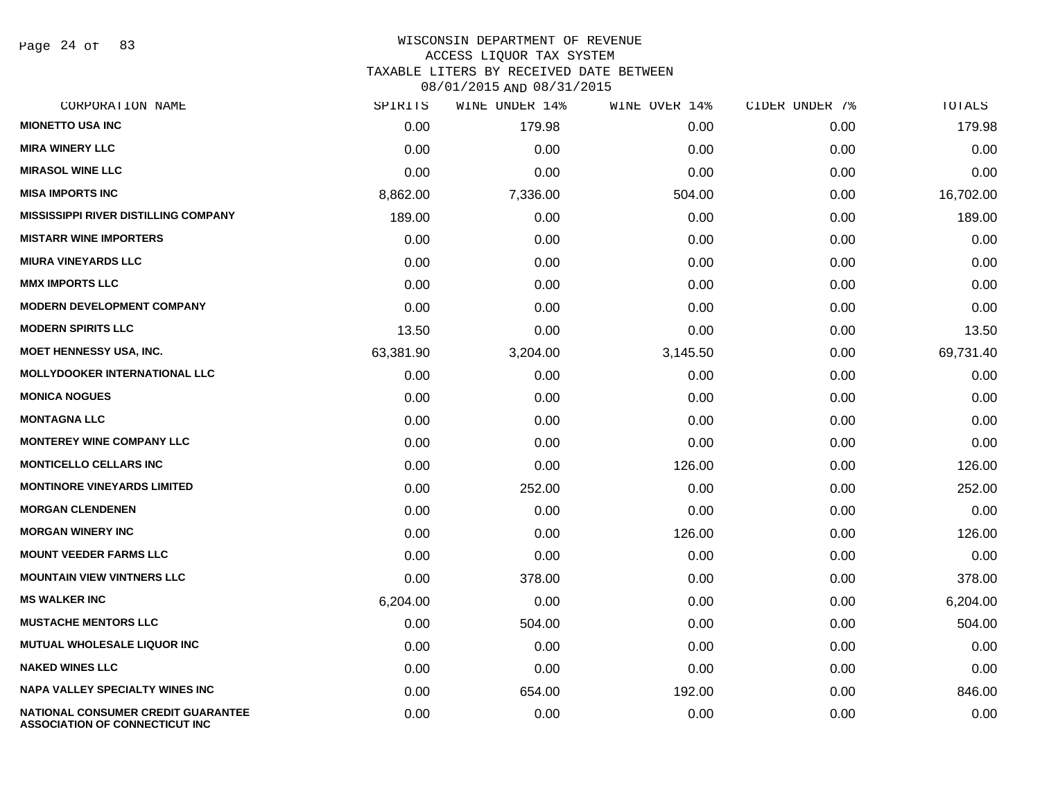# WISCONSIN DEPARTMENT OF REVENUE
## ACCESS LIQUOR TAX SYSTEM
### TAXABLE LITERS BY RECEIVED DATE BETWEEN 08/01/2015 AND 08/31/2015

| CORPORATION NAME | SPIRITS | WINE UNDER 14% | WINE OVER 14% | CIDER UNDER 7% | TOTALS |
|---|---|---|---|---|---|
| MIONETTO USA INC | 0.00 | 179.98 | 0.00 | 0.00 | 179.98 |
| MIRA WINERY LLC | 0.00 | 0.00 | 0.00 | 0.00 | 0.00 |
| MIRASOL WINE LLC | 0.00 | 0.00 | 0.00 | 0.00 | 0.00 |
| MISA IMPORTS INC | 8,862.00 | 7,336.00 | 504.00 | 0.00 | 16,702.00 |
| MISSISSIPPI RIVER DISTILLING COMPANY | 189.00 | 0.00 | 0.00 | 0.00 | 189.00 |
| MISTARR WINE IMPORTERS | 0.00 | 0.00 | 0.00 | 0.00 | 0.00 |
| MIURA VINEYARDS LLC | 0.00 | 0.00 | 0.00 | 0.00 | 0.00 |
| MMX IMPORTS LLC | 0.00 | 0.00 | 0.00 | 0.00 | 0.00 |
| MODERN DEVELOPMENT COMPANY | 0.00 | 0.00 | 0.00 | 0.00 | 0.00 |
| MODERN SPIRITS LLC | 13.50 | 0.00 | 0.00 | 0.00 | 13.50 |
| MOET HENNESSY USA, INC. | 63,381.90 | 3,204.00 | 3,145.50 | 0.00 | 69,731.40 |
| MOLLYDOOKER INTERNATIONAL LLC | 0.00 | 0.00 | 0.00 | 0.00 | 0.00 |
| MONICA NOGUES | 0.00 | 0.00 | 0.00 | 0.00 | 0.00 |
| MONTAGNA LLC | 0.00 | 0.00 | 0.00 | 0.00 | 0.00 |
| MONTEREY WINE COMPANY LLC | 0.00 | 0.00 | 0.00 | 0.00 | 0.00 |
| MONTICELLO CELLARS INC | 0.00 | 0.00 | 126.00 | 0.00 | 126.00 |
| MONTINORE VINEYARDS LIMITED | 0.00 | 252.00 | 0.00 | 0.00 | 252.00 |
| MORGAN CLENDENEN | 0.00 | 0.00 | 0.00 | 0.00 | 0.00 |
| MORGAN WINERY INC | 0.00 | 0.00 | 126.00 | 0.00 | 126.00 |
| MOUNT VEEDER FARMS LLC | 0.00 | 0.00 | 0.00 | 0.00 | 0.00 |
| MOUNTAIN VIEW VINTNERS LLC | 0.00 | 378.00 | 0.00 | 0.00 | 378.00 |
| MS WALKER INC | 6,204.00 | 0.00 | 0.00 | 0.00 | 6,204.00 |
| MUSTACHE MENTORS LLC | 0.00 | 504.00 | 0.00 | 0.00 | 504.00 |
| MUTUAL WHOLESALE LIQUOR INC | 0.00 | 0.00 | 0.00 | 0.00 | 0.00 |
| NAKED WINES LLC | 0.00 | 0.00 | 0.00 | 0.00 | 0.00 |
| NAPA VALLEY SPECIALTY WINES INC | 0.00 | 654.00 | 192.00 | 0.00 | 846.00 |
| NATIONAL CONSUMER CREDIT GUARANTEE ASSOCIATION OF CONNECTICUT INC | 0.00 | 0.00 | 0.00 | 0.00 | 0.00 |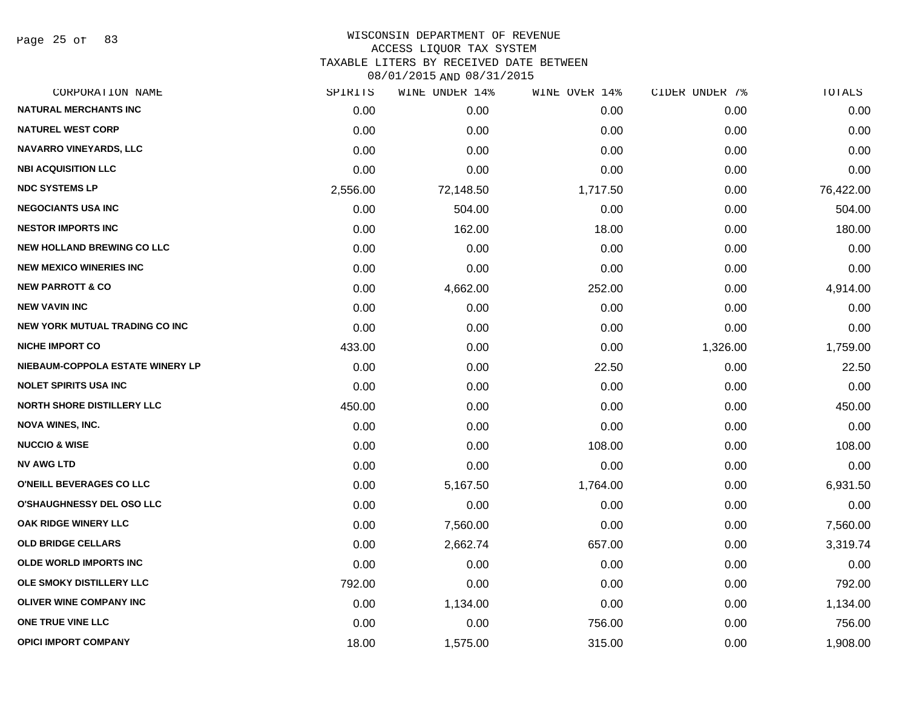WISCONSIN DEPARTMENT OF REVENUE
ACCESS LIQUOR TAX SYSTEM
TAXABLE LITERS BY RECEIVED DATE BETWEEN
08/01/2015 AND 08/31/2015

| CORPORATION NAME | SPIRITS | WINE UNDER 14% | WINE OVER 14% | CIDER UNDER 7% | TOTALS |
|---|---|---|---|---|---|
| NATURAL MERCHANTS INC | 0.00 | 0.00 | 0.00 | 0.00 | 0.00 |
| NATUREL WEST CORP | 0.00 | 0.00 | 0.00 | 0.00 | 0.00 |
| NAVARRO VINEYARDS, LLC | 0.00 | 0.00 | 0.00 | 0.00 | 0.00 |
| NBI ACQUISITION LLC | 0.00 | 0.00 | 0.00 | 0.00 | 0.00 |
| NDC SYSTEMS LP | 2,556.00 | 72,148.50 | 1,717.50 | 0.00 | 76,422.00 |
| NEGOCIANTS USA INC | 0.00 | 504.00 | 0.00 | 0.00 | 504.00 |
| NESTOR IMPORTS INC | 0.00 | 162.00 | 18.00 | 0.00 | 180.00 |
| NEW HOLLAND BREWING CO LLC | 0.00 | 0.00 | 0.00 | 0.00 | 0.00 |
| NEW MEXICO WINERIES INC | 0.00 | 0.00 | 0.00 | 0.00 | 0.00 |
| NEW PARROTT & CO | 0.00 | 4,662.00 | 252.00 | 0.00 | 4,914.00 |
| NEW VAVIN INC | 0.00 | 0.00 | 0.00 | 0.00 | 0.00 |
| NEW YORK MUTUAL TRADING CO INC | 0.00 | 0.00 | 0.00 | 0.00 | 0.00 |
| NICHE IMPORT CO | 433.00 | 0.00 | 0.00 | 1,326.00 | 1,759.00 |
| NIEBAUM-COPPOLA ESTATE WINERY LP | 0.00 | 0.00 | 22.50 | 0.00 | 22.50 |
| NOLET SPIRITS USA INC | 0.00 | 0.00 | 0.00 | 0.00 | 0.00 |
| NORTH SHORE DISTILLERY LLC | 450.00 | 0.00 | 0.00 | 0.00 | 450.00 |
| NOVA WINES, INC. | 0.00 | 0.00 | 0.00 | 0.00 | 0.00 |
| NUCCIO & WISE | 0.00 | 0.00 | 108.00 | 0.00 | 108.00 |
| NV AWG LTD | 0.00 | 0.00 | 0.00 | 0.00 | 0.00 |
| O'NEILL BEVERAGES CO LLC | 0.00 | 5,167.50 | 1,764.00 | 0.00 | 6,931.50 |
| O'SHAUGHNESSY DEL OSO LLC | 0.00 | 0.00 | 0.00 | 0.00 | 0.00 |
| OAK RIDGE WINERY LLC | 0.00 | 7,560.00 | 0.00 | 0.00 | 7,560.00 |
| OLD BRIDGE CELLARS | 0.00 | 2,662.74 | 657.00 | 0.00 | 3,319.74 |
| OLDE WORLD IMPORTS INC | 0.00 | 0.00 | 0.00 | 0.00 | 0.00 |
| OLE SMOKY DISTILLERY LLC | 792.00 | 0.00 | 0.00 | 0.00 | 792.00 |
| OLIVER WINE COMPANY INC | 0.00 | 1,134.00 | 0.00 | 0.00 | 1,134.00 |
| ONE TRUE VINE LLC | 0.00 | 0.00 | 756.00 | 0.00 | 756.00 |
| OPICI IMPORT COMPANY | 18.00 | 1,575.00 | 315.00 | 0.00 | 1,908.00 |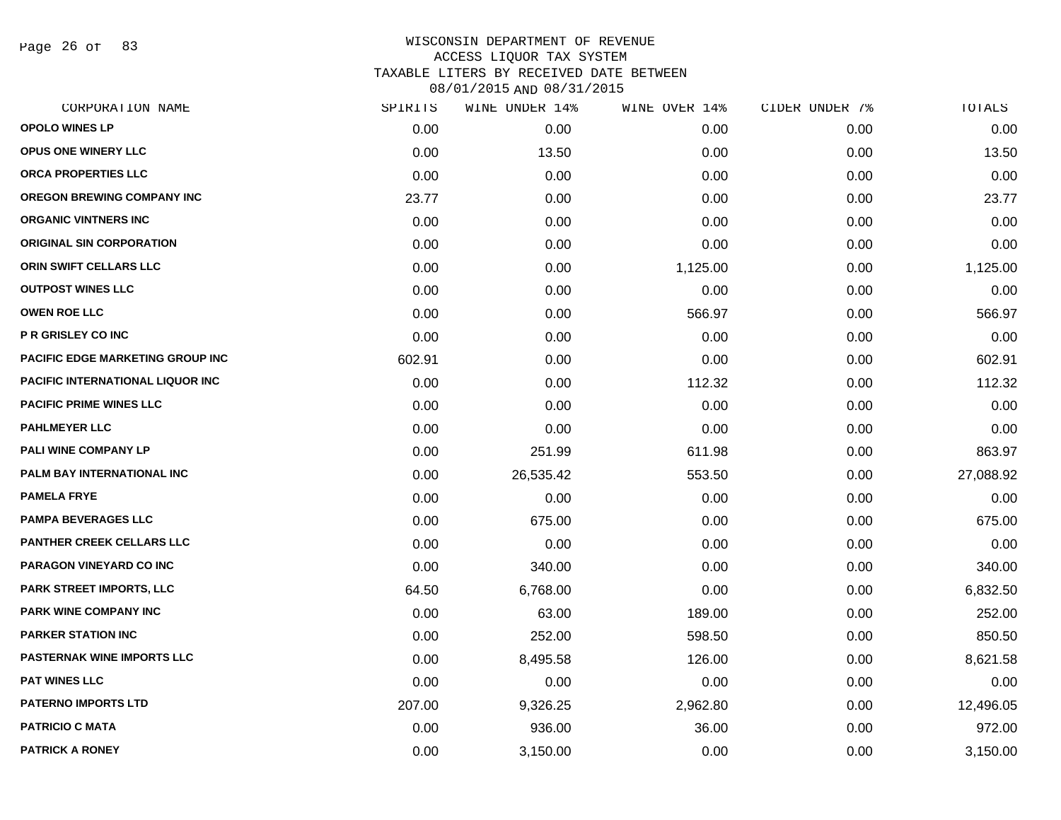WISCONSIN DEPARTMENT OF REVENUE
ACCESS LIQUOR TAX SYSTEM
TAXABLE LITERS BY RECEIVED DATE BETWEEN
08/01/2015 AND 08/31/2015

| CORPORATION NAME | SPIRITS | WINE UNDER 14% | WINE OVER 14% | CIDER UNDER 7% | TOTALS |
|---|---|---|---|---|---|
| OPOLO WINES LP | 0.00 | 0.00 | 0.00 | 0.00 | 0.00 |
| OPUS ONE WINERY LLC | 0.00 | 13.50 | 0.00 | 0.00 | 13.50 |
| ORCA PROPERTIES LLC | 0.00 | 0.00 | 0.00 | 0.00 | 0.00 |
| OREGON BREWING COMPANY INC | 23.77 | 0.00 | 0.00 | 0.00 | 23.77 |
| ORGANIC VINTNERS INC | 0.00 | 0.00 | 0.00 | 0.00 | 0.00 |
| ORIGINAL SIN CORPORATION | 0.00 | 0.00 | 0.00 | 0.00 | 0.00 |
| ORIN SWIFT CELLARS LLC | 0.00 | 0.00 | 1,125.00 | 0.00 | 1,125.00 |
| OUTPOST WINES LLC | 0.00 | 0.00 | 0.00 | 0.00 | 0.00 |
| OWEN ROE LLC | 0.00 | 0.00 | 566.97 | 0.00 | 566.97 |
| P R GRISLEY CO INC | 0.00 | 0.00 | 0.00 | 0.00 | 0.00 |
| PACIFIC EDGE MARKETING GROUP INC | 602.91 | 0.00 | 0.00 | 0.00 | 602.91 |
| PACIFIC INTERNATIONAL LIQUOR INC | 0.00 | 0.00 | 112.32 | 0.00 | 112.32 |
| PACIFIC PRIME WINES LLC | 0.00 | 0.00 | 0.00 | 0.00 | 0.00 |
| PAHLMEYER LLC | 0.00 | 0.00 | 0.00 | 0.00 | 0.00 |
| PALI WINE COMPANY LP | 0.00 | 251.99 | 611.98 | 0.00 | 863.97 |
| PALM BAY INTERNATIONAL INC | 0.00 | 26,535.42 | 553.50 | 0.00 | 27,088.92 |
| PAMELA FRYE | 0.00 | 0.00 | 0.00 | 0.00 | 0.00 |
| PAMPA BEVERAGES LLC | 0.00 | 675.00 | 0.00 | 0.00 | 675.00 |
| PANTHER CREEK CELLARS LLC | 0.00 | 0.00 | 0.00 | 0.00 | 0.00 |
| PARAGON VINEYARD CO INC | 0.00 | 340.00 | 0.00 | 0.00 | 340.00 |
| PARK STREET IMPORTS, LLC | 64.50 | 6,768.00 | 0.00 | 0.00 | 6,832.50 |
| PARK WINE COMPANY INC | 0.00 | 63.00 | 189.00 | 0.00 | 252.00 |
| PARKER STATION INC | 0.00 | 252.00 | 598.50 | 0.00 | 850.50 |
| PASTERNAK WINE IMPORTS LLC | 0.00 | 8,495.58 | 126.00 | 0.00 | 8,621.58 |
| PAT WINES LLC | 0.00 | 0.00 | 0.00 | 0.00 | 0.00 |
| PATERNO IMPORTS LTD | 207.00 | 9,326.25 | 2,962.80 | 0.00 | 12,496.05 |
| PATRICIO C MATA | 0.00 | 936.00 | 36.00 | 0.00 | 972.00 |
| PATRICK A RONEY | 0.00 | 3,150.00 | 0.00 | 0.00 | 3,150.00 |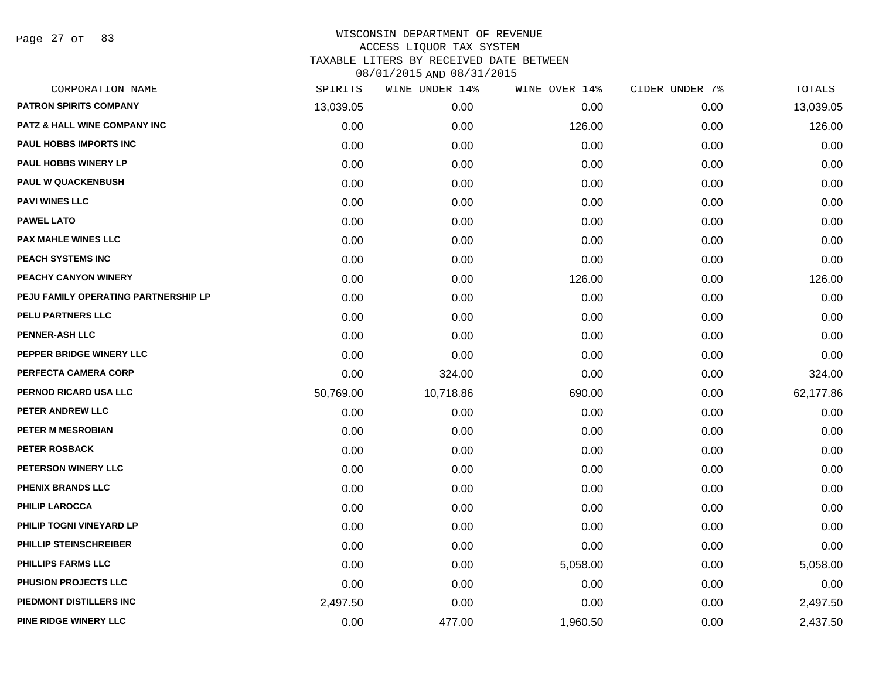WISCONSIN DEPARTMENT OF REVENUE
ACCESS LIQUOR TAX SYSTEM
TAXABLE LITERS BY RECEIVED DATE BETWEEN
08/01/2015 AND 08/31/2015

| CORPORATION NAME | SPIRITS | WINE UNDER 14% | WINE OVER 14% | CIDER UNDER 7% | TOTALS |
|---|---|---|---|---|---|
| PATRON SPIRITS COMPANY | 13,039.05 | 0.00 | 0.00 | 0.00 | 13,039.05 |
| PATZ & HALL WINE COMPANY INC | 0.00 | 0.00 | 126.00 | 0.00 | 126.00 |
| PAUL HOBBS IMPORTS INC | 0.00 | 0.00 | 0.00 | 0.00 | 0.00 |
| PAUL HOBBS WINERY LP | 0.00 | 0.00 | 0.00 | 0.00 | 0.00 |
| PAUL W QUACKENBUSH | 0.00 | 0.00 | 0.00 | 0.00 | 0.00 |
| PAVI WINES LLC | 0.00 | 0.00 | 0.00 | 0.00 | 0.00 |
| PAWEL LATO | 0.00 | 0.00 | 0.00 | 0.00 | 0.00 |
| PAX MAHLE WINES LLC | 0.00 | 0.00 | 0.00 | 0.00 | 0.00 |
| PEACH SYSTEMS INC | 0.00 | 0.00 | 0.00 | 0.00 | 0.00 |
| PEACHY CANYON WINERY | 0.00 | 0.00 | 126.00 | 0.00 | 126.00 |
| PEJU FAMILY OPERATING PARTNERSHIP LP | 0.00 | 0.00 | 0.00 | 0.00 | 0.00 |
| PELU PARTNERS LLC | 0.00 | 0.00 | 0.00 | 0.00 | 0.00 |
| PENNER-ASH LLC | 0.00 | 0.00 | 0.00 | 0.00 | 0.00 |
| PEPPER BRIDGE WINERY LLC | 0.00 | 0.00 | 0.00 | 0.00 | 0.00 |
| PERFECTA CAMERA CORP | 0.00 | 324.00 | 0.00 | 0.00 | 324.00 |
| PERNOD RICARD USA LLC | 50,769.00 | 10,718.86 | 690.00 | 0.00 | 62,177.86 |
| PETER ANDREW LLC | 0.00 | 0.00 | 0.00 | 0.00 | 0.00 |
| PETER M MESROBIAN | 0.00 | 0.00 | 0.00 | 0.00 | 0.00 |
| PETER ROSBACK | 0.00 | 0.00 | 0.00 | 0.00 | 0.00 |
| PETERSON WINERY LLC | 0.00 | 0.00 | 0.00 | 0.00 | 0.00 |
| PHENIX BRANDS LLC | 0.00 | 0.00 | 0.00 | 0.00 | 0.00 |
| PHILIP LAROCCA | 0.00 | 0.00 | 0.00 | 0.00 | 0.00 |
| PHILIP TOGNI VINEYARD LP | 0.00 | 0.00 | 0.00 | 0.00 | 0.00 |
| PHILLIP STEINSCHREIBER | 0.00 | 0.00 | 0.00 | 0.00 | 0.00 |
| PHILLIPS FARMS LLC | 0.00 | 0.00 | 5,058.00 | 0.00 | 5,058.00 |
| PHUSION PROJECTS LLC | 0.00 | 0.00 | 0.00 | 0.00 | 0.00 |
| PIEDMONT DISTILLERS INC | 2,497.50 | 0.00 | 0.00 | 0.00 | 2,497.50 |
| PINE RIDGE WINERY LLC | 0.00 | 477.00 | 1,960.50 | 0.00 | 2,437.50 |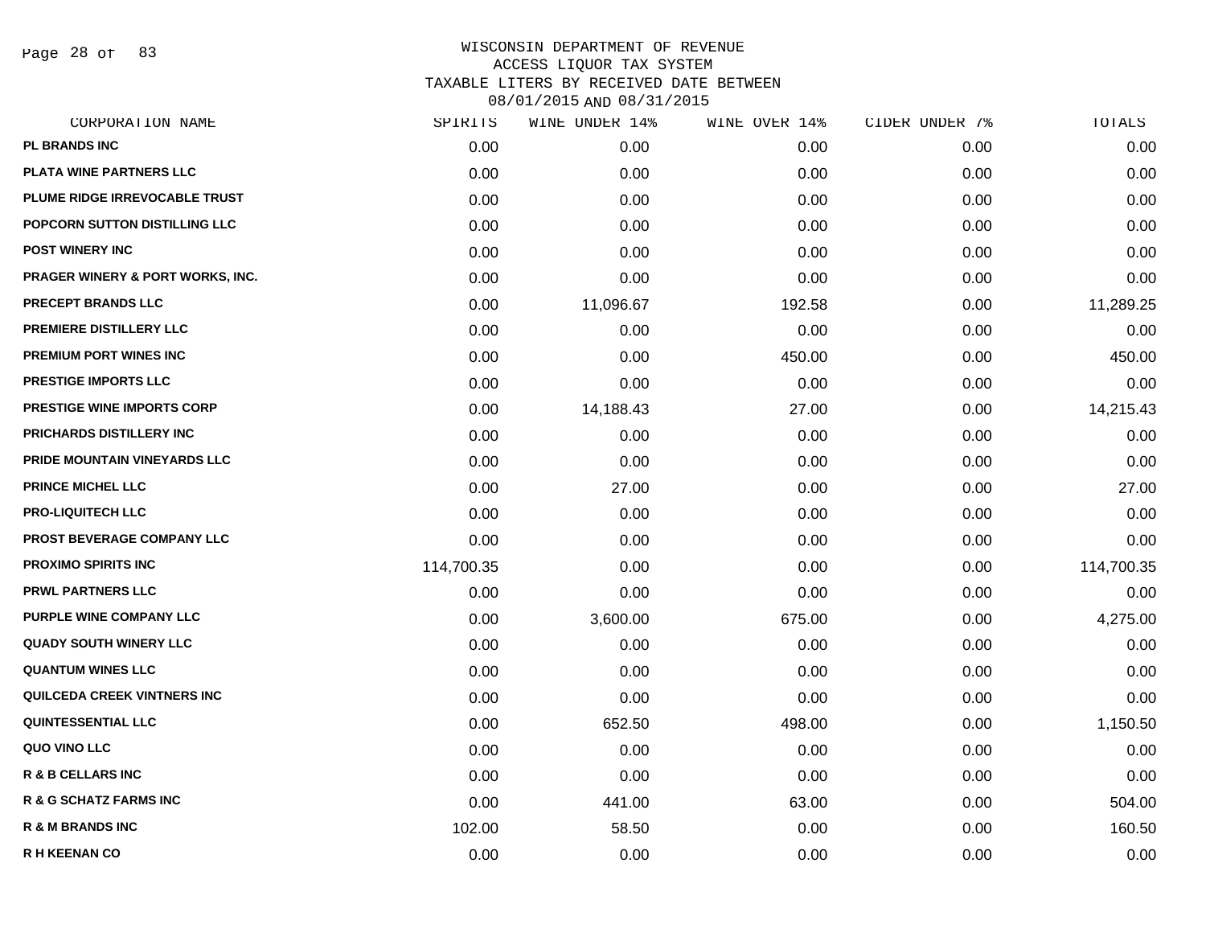# WISCONSIN DEPARTMENT OF REVENUE
## ACCESS LIQUOR TAX SYSTEM
## TAXABLE LITERS BY RECEIVED DATE BETWEEN 08/01/2015 AND 08/31/2015

| CORPORATION NAME | SPIRITS | WINE UNDER 14% | WINE OVER 14% | CIDER UNDER 7% | TOTALS |
|---|---|---|---|---|---|
| PL BRANDS INC | 0.00 | 0.00 | 0.00 | 0.00 | 0.00 |
| PLATA WINE PARTNERS LLC | 0.00 | 0.00 | 0.00 | 0.00 | 0.00 |
| PLUME RIDGE IRREVOCABLE TRUST | 0.00 | 0.00 | 0.00 | 0.00 | 0.00 |
| POPCORN SUTTON DISTILLING LLC | 0.00 | 0.00 | 0.00 | 0.00 | 0.00 |
| POST WINERY INC | 0.00 | 0.00 | 0.00 | 0.00 | 0.00 |
| PRAGER WINERY & PORT WORKS, INC. | 0.00 | 0.00 | 0.00 | 0.00 | 0.00 |
| PRECEPT BRANDS LLC | 0.00 | 11,096.67 | 192.58 | 0.00 | 11,289.25 |
| PREMIERE DISTILLERY LLC | 0.00 | 0.00 | 0.00 | 0.00 | 0.00 |
| PREMIUM PORT WINES INC | 0.00 | 0.00 | 450.00 | 0.00 | 450.00 |
| PRESTIGE IMPORTS LLC | 0.00 | 0.00 | 0.00 | 0.00 | 0.00 |
| PRESTIGE WINE IMPORTS CORP | 0.00 | 14,188.43 | 27.00 | 0.00 | 14,215.43 |
| PRICHARDS DISTILLERY INC | 0.00 | 0.00 | 0.00 | 0.00 | 0.00 |
| PRIDE MOUNTAIN VINEYARDS LLC | 0.00 | 0.00 | 0.00 | 0.00 | 0.00 |
| PRINCE MICHEL LLC | 0.00 | 27.00 | 0.00 | 0.00 | 27.00 |
| PRO-LIQUITECH LLC | 0.00 | 0.00 | 0.00 | 0.00 | 0.00 |
| PROST BEVERAGE COMPANY LLC | 0.00 | 0.00 | 0.00 | 0.00 | 0.00 |
| PROXIMO SPIRITS INC | 114,700.35 | 0.00 | 0.00 | 0.00 | 114,700.35 |
| PRWL PARTNERS LLC | 0.00 | 0.00 | 0.00 | 0.00 | 0.00 |
| PURPLE WINE COMPANY LLC | 0.00 | 3,600.00 | 675.00 | 0.00 | 4,275.00 |
| QUADY SOUTH WINERY LLC | 0.00 | 0.00 | 0.00 | 0.00 | 0.00 |
| QUANTUM WINES LLC | 0.00 | 0.00 | 0.00 | 0.00 | 0.00 |
| QUILCEDA CREEK VINTNERS INC | 0.00 | 0.00 | 0.00 | 0.00 | 0.00 |
| QUINTESSENTIAL LLC | 0.00 | 652.50 | 498.00 | 0.00 | 1,150.50 |
| QUO VINO LLC | 0.00 | 0.00 | 0.00 | 0.00 | 0.00 |
| R & B CELLARS INC | 0.00 | 0.00 | 0.00 | 0.00 | 0.00 |
| R & G SCHATZ FARMS INC | 0.00 | 441.00 | 63.00 | 0.00 | 504.00 |
| R & M BRANDS INC | 102.00 | 58.50 | 0.00 | 0.00 | 160.50 |
| R H KEENAN CO | 0.00 | 0.00 | 0.00 | 0.00 | 0.00 |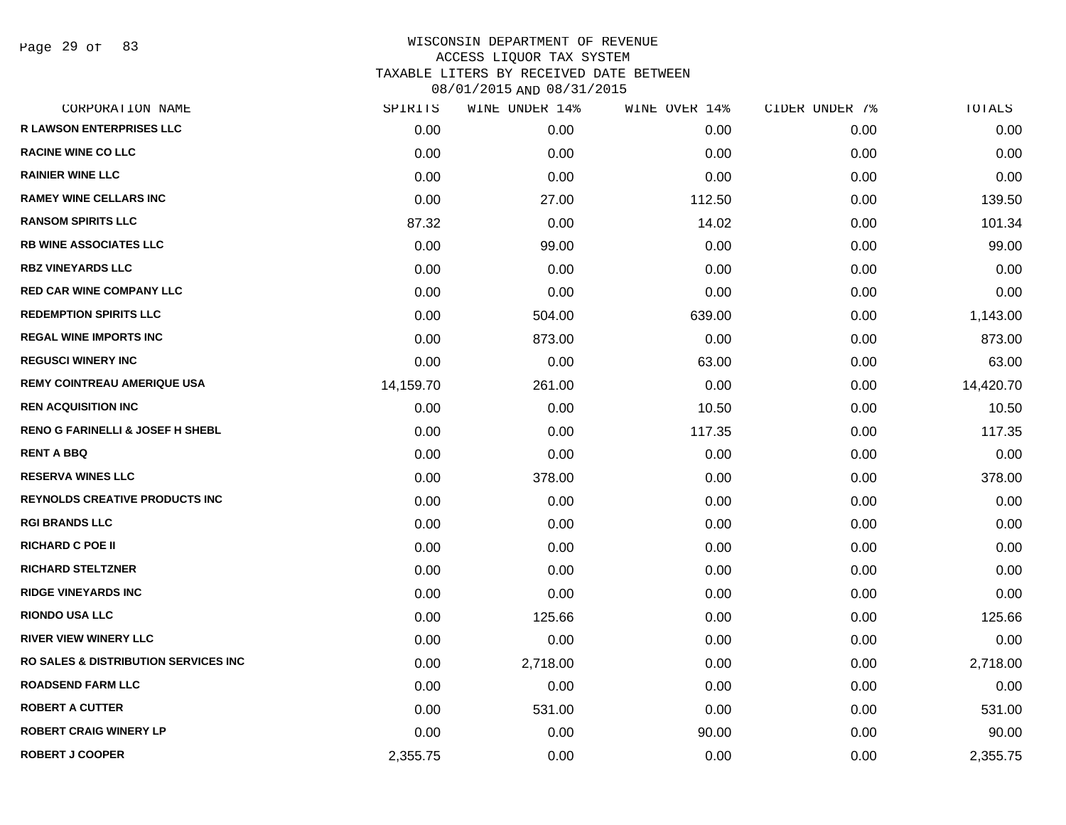WISCONSIN DEPARTMENT OF REVENUE
ACCESS LIQUOR TAX SYSTEM
TAXABLE LITERS BY RECEIVED DATE BETWEEN
08/01/2015 AND 08/31/2015

| CORPORATION NAME | SPIRITS | WINE UNDER 14% | WINE OVER 14% | CIDER UNDER 7% | TOTALS |
|---|---|---|---|---|---|
| R LAWSON ENTERPRISES LLC | 0.00 | 0.00 | 0.00 | 0.00 | 0.00 |
| RACINE WINE CO LLC | 0.00 | 0.00 | 0.00 | 0.00 | 0.00 |
| RAINIER WINE LLC | 0.00 | 0.00 | 0.00 | 0.00 | 0.00 |
| RAMEY WINE CELLARS INC | 0.00 | 27.00 | 112.50 | 0.00 | 139.50 |
| RANSOM SPIRITS LLC | 87.32 | 0.00 | 14.02 | 0.00 | 101.34 |
| RB WINE ASSOCIATES LLC | 0.00 | 99.00 | 0.00 | 0.00 | 99.00 |
| RBZ VINEYARDS LLC | 0.00 | 0.00 | 0.00 | 0.00 | 0.00 |
| RED CAR WINE COMPANY LLC | 0.00 | 0.00 | 0.00 | 0.00 | 0.00 |
| REDEMPTION SPIRITS LLC | 0.00 | 504.00 | 639.00 | 0.00 | 1,143.00 |
| REGAL WINE IMPORTS INC | 0.00 | 873.00 | 0.00 | 0.00 | 873.00 |
| REGUSCI WINERY INC | 0.00 | 0.00 | 63.00 | 0.00 | 63.00 |
| REMY COINTREAU AMERIQUE USA | 14,159.70 | 261.00 | 0.00 | 0.00 | 14,420.70 |
| REN ACQUISITION INC | 0.00 | 0.00 | 10.50 | 0.00 | 10.50 |
| RENO G FARINELLI & JOSEF H SHEBL | 0.00 | 0.00 | 117.35 | 0.00 | 117.35 |
| RENT A BBQ | 0.00 | 0.00 | 0.00 | 0.00 | 0.00 |
| RESERVA WINES LLC | 0.00 | 378.00 | 0.00 | 0.00 | 378.00 |
| REYNOLDS CREATIVE PRODUCTS INC | 0.00 | 0.00 | 0.00 | 0.00 | 0.00 |
| RGI BRANDS LLC | 0.00 | 0.00 | 0.00 | 0.00 | 0.00 |
| RICHARD C POE II | 0.00 | 0.00 | 0.00 | 0.00 | 0.00 |
| RICHARD STELTZNER | 0.00 | 0.00 | 0.00 | 0.00 | 0.00 |
| RIDGE VINEYARDS INC | 0.00 | 0.00 | 0.00 | 0.00 | 0.00 |
| RIONDO USA LLC | 0.00 | 125.66 | 0.00 | 0.00 | 125.66 |
| RIVER VIEW WINERY LLC | 0.00 | 0.00 | 0.00 | 0.00 | 0.00 |
| RO SALES & DISTRIBUTION SERVICES INC | 0.00 | 2,718.00 | 0.00 | 0.00 | 2,718.00 |
| ROADSEND FARM LLC | 0.00 | 0.00 | 0.00 | 0.00 | 0.00 |
| ROBERT A CUTTER | 0.00 | 531.00 | 0.00 | 0.00 | 531.00 |
| ROBERT CRAIG WINERY LP | 0.00 | 0.00 | 90.00 | 0.00 | 90.00 |
| ROBERT J COOPER | 2,355.75 | 0.00 | 0.00 | 0.00 | 2,355.75 |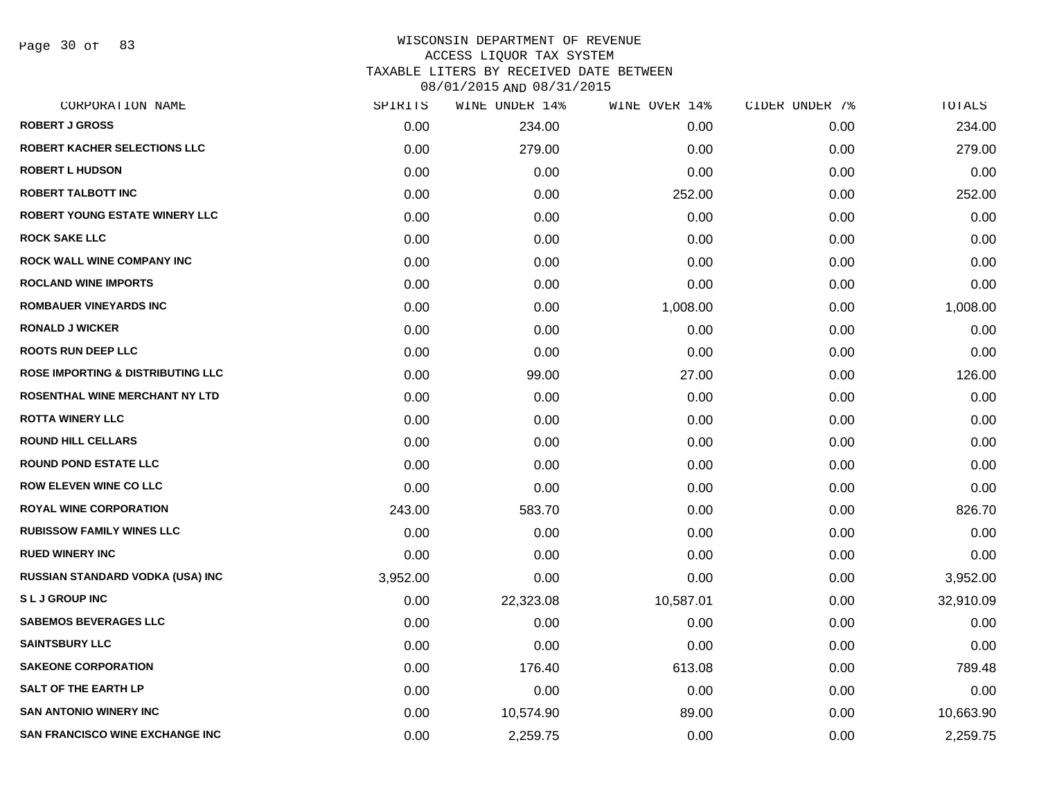# WISCONSIN DEPARTMENT OF REVENUE
## ACCESS LIQUOR TAX SYSTEM
### TAXABLE LITERS BY RECEIVED DATE BETWEEN 08/01/2015 AND 08/31/2015

| CORPORATION NAME | SPIRITS | WINE UNDER 14% | WINE OVER 14% | CIDER UNDER 7% | TOTALS |
|---|---|---|---|---|---|
| ROBERT J GROSS | 0.00 | 234.00 | 0.00 | 0.00 | 234.00 |
| ROBERT KACHER SELECTIONS LLC | 0.00 | 279.00 | 0.00 | 0.00 | 279.00 |
| ROBERT L HUDSON | 0.00 | 0.00 | 0.00 | 0.00 | 0.00 |
| ROBERT TALBOTT INC | 0.00 | 0.00 | 252.00 | 0.00 | 252.00 |
| ROBERT YOUNG ESTATE WINERY LLC | 0.00 | 0.00 | 0.00 | 0.00 | 0.00 |
| ROCK SAKE LLC | 0.00 | 0.00 | 0.00 | 0.00 | 0.00 |
| ROCK WALL WINE COMPANY INC | 0.00 | 0.00 | 0.00 | 0.00 | 0.00 |
| ROCLAND WINE IMPORTS | 0.00 | 0.00 | 0.00 | 0.00 | 0.00 |
| ROMBAUER VINEYARDS INC | 0.00 | 0.00 | 1,008.00 | 0.00 | 1,008.00 |
| RONALD J WICKER | 0.00 | 0.00 | 0.00 | 0.00 | 0.00 |
| ROOTS RUN DEEP LLC | 0.00 | 0.00 | 0.00 | 0.00 | 0.00 |
| ROSE IMPORTING & DISTRIBUTING LLC | 0.00 | 99.00 | 27.00 | 0.00 | 126.00 |
| ROSENTHAL WINE MERCHANT NY LTD | 0.00 | 0.00 | 0.00 | 0.00 | 0.00 |
| ROTTA WINERY LLC | 0.00 | 0.00 | 0.00 | 0.00 | 0.00 |
| ROUND HILL CELLARS | 0.00 | 0.00 | 0.00 | 0.00 | 0.00 |
| ROUND POND ESTATE LLC | 0.00 | 0.00 | 0.00 | 0.00 | 0.00 |
| ROW ELEVEN WINE CO LLC | 0.00 | 0.00 | 0.00 | 0.00 | 0.00 |
| ROYAL WINE CORPORATION | 243.00 | 583.70 | 0.00 | 0.00 | 826.70 |
| RUBISSOW FAMILY WINES LLC | 0.00 | 0.00 | 0.00 | 0.00 | 0.00 |
| RUED WINERY INC | 0.00 | 0.00 | 0.00 | 0.00 | 0.00 |
| RUSSIAN STANDARD VODKA (USA) INC | 3,952.00 | 0.00 | 0.00 | 0.00 | 3,952.00 |
| S L J GROUP INC | 0.00 | 22,323.08 | 10,587.01 | 0.00 | 32,910.09 |
| SABEMOS BEVERAGES LLC | 0.00 | 0.00 | 0.00 | 0.00 | 0.00 |
| SAINTSBURY LLC | 0.00 | 0.00 | 0.00 | 0.00 | 0.00 |
| SAKEONE CORPORATION | 0.00 | 176.40 | 613.08 | 0.00 | 789.48 |
| SALT OF THE EARTH LP | 0.00 | 0.00 | 0.00 | 0.00 | 0.00 |
| SAN ANTONIO WINERY INC | 0.00 | 10,574.90 | 89.00 | 0.00 | 10,663.90 |
| SAN FRANCISCO WINE EXCHANGE INC | 0.00 | 2,259.75 | 0.00 | 0.00 | 2,259.75 |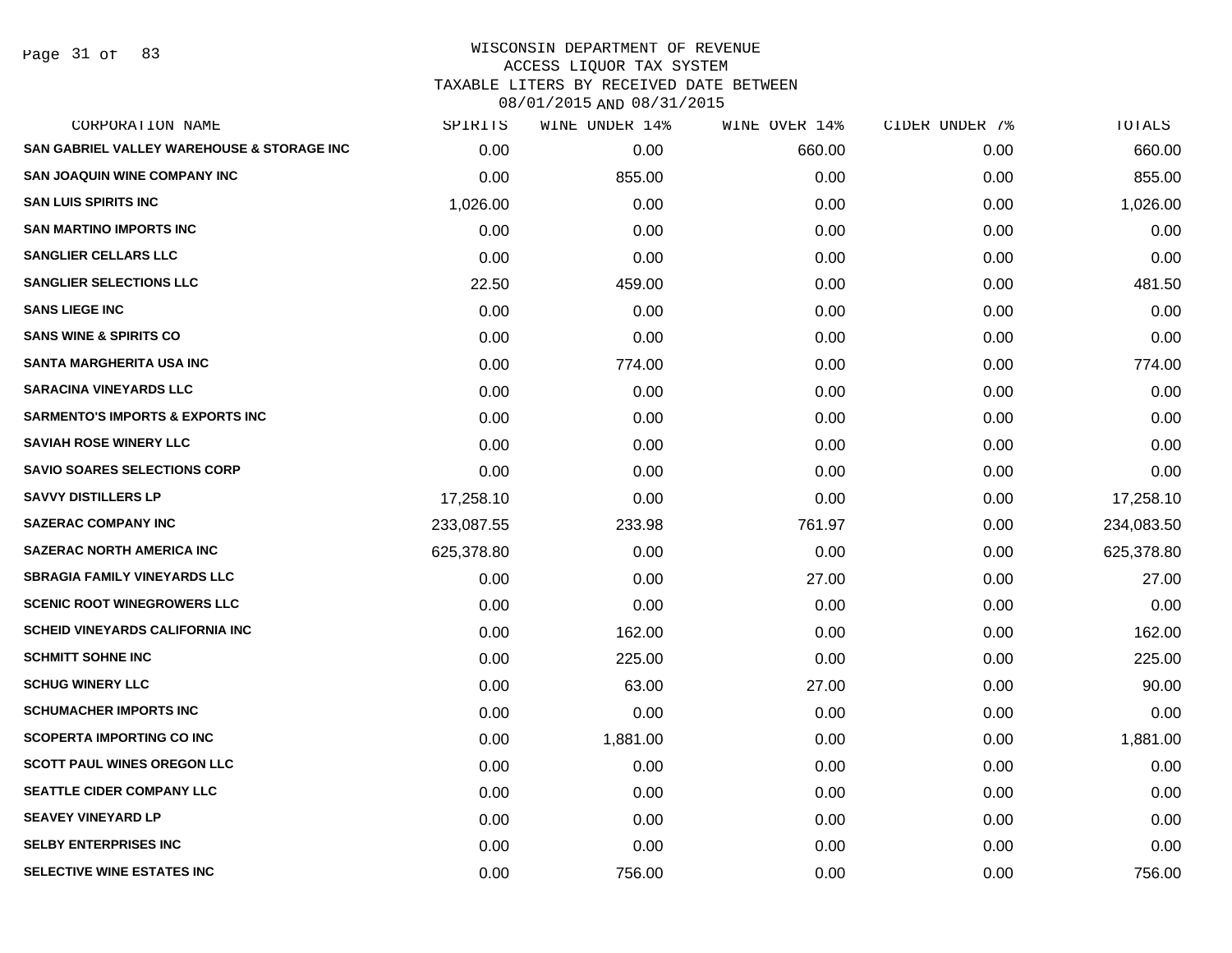# WISCONSIN DEPARTMENT OF REVENUE
## ACCESS LIQUOR TAX SYSTEM
## TAXABLE LITERS BY RECEIVED DATE BETWEEN 08/01/2015 AND 08/31/2015

| CORPORATION NAME | SPIRITS | WINE UNDER 14% | WINE OVER 14% | CIDER UNDER 7% | TOTALS |
|---|---|---|---|---|---|
| SAN GABRIEL VALLEY WAREHOUSE & STORAGE INC | 0.00 | 0.00 | 660.00 | 0.00 | 660.00 |
| SAN JOAQUIN WINE COMPANY INC | 0.00 | 855.00 | 0.00 | 0.00 | 855.00 |
| SAN LUIS SPIRITS INC | 1,026.00 | 0.00 | 0.00 | 0.00 | 1,026.00 |
| SAN MARTINO IMPORTS INC | 0.00 | 0.00 | 0.00 | 0.00 | 0.00 |
| SANGLIER CELLARS LLC | 0.00 | 0.00 | 0.00 | 0.00 | 0.00 |
| SANGLIER SELECTIONS LLC | 22.50 | 459.00 | 0.00 | 0.00 | 481.50 |
| SANS LIEGE INC | 0.00 | 0.00 | 0.00 | 0.00 | 0.00 |
| SANS WINE & SPIRITS CO | 0.00 | 0.00 | 0.00 | 0.00 | 0.00 |
| SANTA MARGHERITA USA INC | 0.00 | 774.00 | 0.00 | 0.00 | 774.00 |
| SARACINA VINEYARDS LLC | 0.00 | 0.00 | 0.00 | 0.00 | 0.00 |
| SARMENTO'S IMPORTS & EXPORTS INC | 0.00 | 0.00 | 0.00 | 0.00 | 0.00 |
| SAVIAH ROSE WINERY LLC | 0.00 | 0.00 | 0.00 | 0.00 | 0.00 |
| SAVIO SOARES SELECTIONS CORP | 0.00 | 0.00 | 0.00 | 0.00 | 0.00 |
| SAVVY DISTILLERS LP | 17,258.10 | 0.00 | 0.00 | 0.00 | 17,258.10 |
| SAZERAC COMPANY INC | 233,087.55 | 233.98 | 761.97 | 0.00 | 234,083.50 |
| SAZERAC NORTH AMERICA INC | 625,378.80 | 0.00 | 0.00 | 0.00 | 625,378.80 |
| SBRAGIA FAMILY VINEYARDS LLC | 0.00 | 0.00 | 27.00 | 0.00 | 27.00 |
| SCENIC ROOT WINEGROWERS LLC | 0.00 | 0.00 | 0.00 | 0.00 | 0.00 |
| SCHEID VINEYARDS CALIFORNIA INC | 0.00 | 162.00 | 0.00 | 0.00 | 162.00 |
| SCHMITT SOHNE INC | 0.00 | 225.00 | 0.00 | 0.00 | 225.00 |
| SCHUG WINERY LLC | 0.00 | 63.00 | 27.00 | 0.00 | 90.00 |
| SCHUMACHER IMPORTS INC | 0.00 | 0.00 | 0.00 | 0.00 | 0.00 |
| SCOPERTA IMPORTING CO INC | 0.00 | 1,881.00 | 0.00 | 0.00 | 1,881.00 |
| SCOTT PAUL WINES OREGON LLC | 0.00 | 0.00 | 0.00 | 0.00 | 0.00 |
| SEATTLE CIDER COMPANY LLC | 0.00 | 0.00 | 0.00 | 0.00 | 0.00 |
| SEAVEY VINEYARD LP | 0.00 | 0.00 | 0.00 | 0.00 | 0.00 |
| SELBY ENTERPRISES INC | 0.00 | 0.00 | 0.00 | 0.00 | 0.00 |
| SELECTIVE WINE ESTATES INC | 0.00 | 756.00 | 0.00 | 0.00 | 756.00 |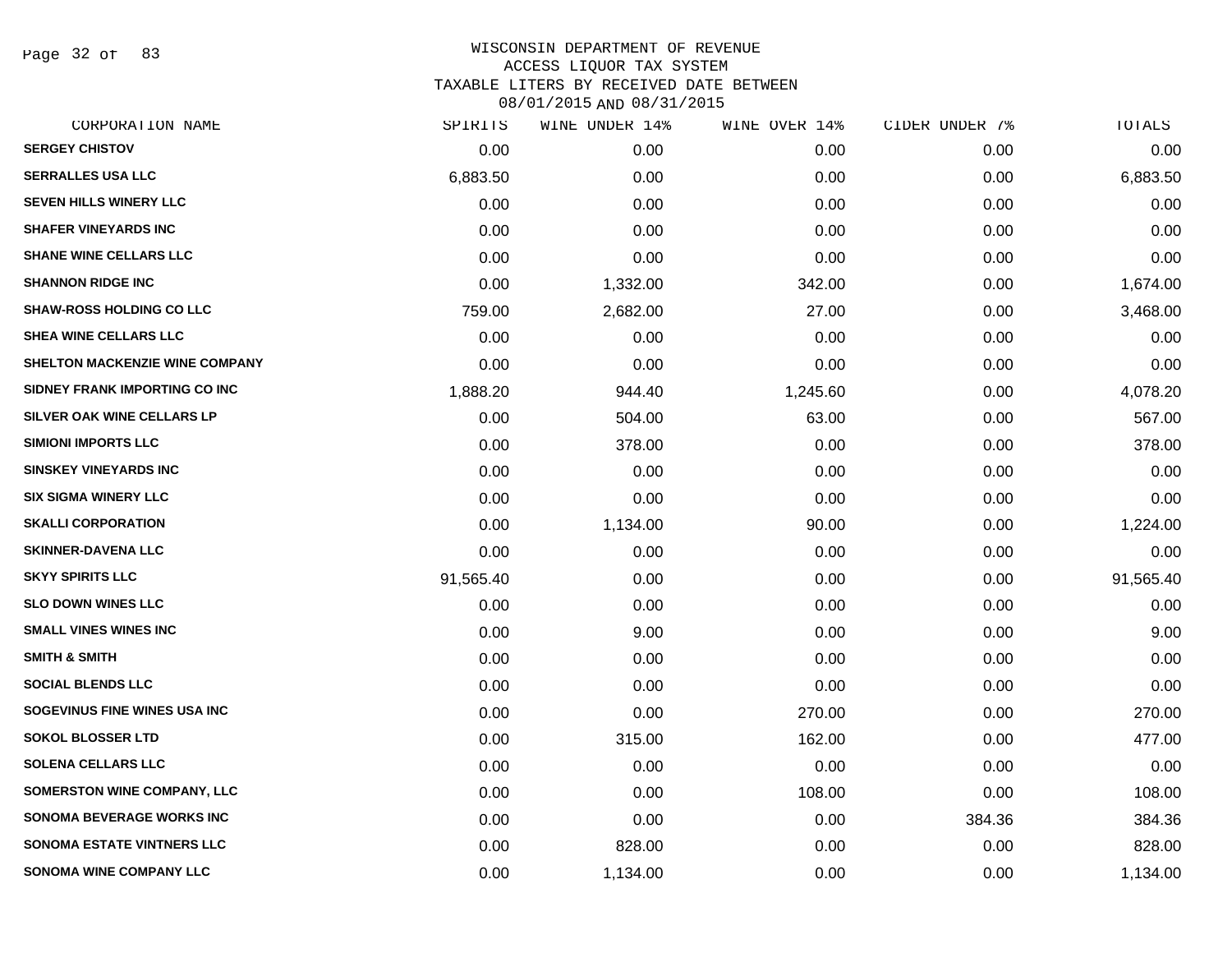WISCONSIN DEPARTMENT OF REVENUE
ACCESS LIQUOR TAX SYSTEM
TAXABLE LITERS BY RECEIVED DATE BETWEEN
08/01/2015 AND 08/31/2015

| CORPORATION NAME | SPIRITS | WINE UNDER 14% | WINE OVER 14% | CIDER UNDER 7% | TOTALS |
|---|---|---|---|---|---|
| SERGEY CHISTOV | 0.00 | 0.00 | 0.00 | 0.00 | 0.00 |
| SERRALLES USA LLC | 6,883.50 | 0.00 | 0.00 | 0.00 | 6,883.50 |
| SEVEN HILLS WINERY LLC | 0.00 | 0.00 | 0.00 | 0.00 | 0.00 |
| SHAFER VINEYARDS INC | 0.00 | 0.00 | 0.00 | 0.00 | 0.00 |
| SHANE WINE CELLARS LLC | 0.00 | 0.00 | 0.00 | 0.00 | 0.00 |
| SHANNON RIDGE INC | 0.00 | 1,332.00 | 342.00 | 0.00 | 1,674.00 |
| SHAW-ROSS HOLDING CO LLC | 759.00 | 2,682.00 | 27.00 | 0.00 | 3,468.00 |
| SHEA WINE CELLARS LLC | 0.00 | 0.00 | 0.00 | 0.00 | 0.00 |
| SHELTON MACKENZIE WINE COMPANY | 0.00 | 0.00 | 0.00 | 0.00 | 0.00 |
| SIDNEY FRANK IMPORTING CO INC | 1,888.20 | 944.40 | 1,245.60 | 0.00 | 4,078.20 |
| SILVER OAK WINE CELLARS LP | 0.00 | 504.00 | 63.00 | 0.00 | 567.00 |
| SIMIONI IMPORTS LLC | 0.00 | 378.00 | 0.00 | 0.00 | 378.00 |
| SINSKEY VINEYARDS INC | 0.00 | 0.00 | 0.00 | 0.00 | 0.00 |
| SIX SIGMA WINERY LLC | 0.00 | 0.00 | 0.00 | 0.00 | 0.00 |
| SKALLI CORPORATION | 0.00 | 1,134.00 | 90.00 | 0.00 | 1,224.00 |
| SKINNER-DAVENA LLC | 0.00 | 0.00 | 0.00 | 0.00 | 0.00 |
| SKYY SPIRITS LLC | 91,565.40 | 0.00 | 0.00 | 0.00 | 91,565.40 |
| SLO DOWN WINES LLC | 0.00 | 0.00 | 0.00 | 0.00 | 0.00 |
| SMALL VINES WINES INC | 0.00 | 9.00 | 0.00 | 0.00 | 9.00 |
| SMITH & SMITH | 0.00 | 0.00 | 0.00 | 0.00 | 0.00 |
| SOCIAL BLENDS LLC | 0.00 | 0.00 | 0.00 | 0.00 | 0.00 |
| SOGEVINUS FINE WINES USA INC | 0.00 | 0.00 | 270.00 | 0.00 | 270.00 |
| SOKOL BLOSSER LTD | 0.00 | 315.00 | 162.00 | 0.00 | 477.00 |
| SOLENA CELLARS LLC | 0.00 | 0.00 | 0.00 | 0.00 | 0.00 |
| SOMERSTON WINE COMPANY, LLC | 0.00 | 0.00 | 108.00 | 0.00 | 108.00 |
| SONOMA BEVERAGE WORKS INC | 0.00 | 0.00 | 0.00 | 384.36 | 384.36 |
| SONOMA ESTATE VINTNERS LLC | 0.00 | 828.00 | 0.00 | 0.00 | 828.00 |
| SONOMA WINE COMPANY LLC | 0.00 | 1,134.00 | 0.00 | 0.00 | 1,134.00 |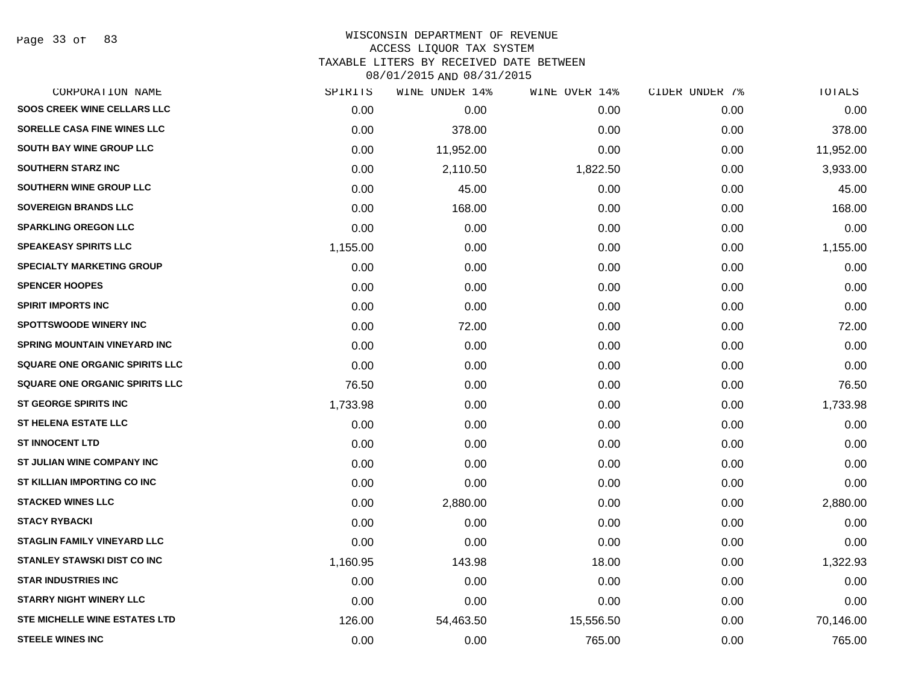# WISCONSIN DEPARTMENT OF REVENUE
## ACCESS LIQUOR TAX SYSTEM
## TAXABLE LITERS BY RECEIVED DATE BETWEEN 08/01/2015 AND 08/31/2015

| CORPORATION NAME | SPIRITS | WINE UNDER 14% | WINE OVER 14% | CIDER UNDER 7% | TOTALS |
|---|---|---|---|---|---|
| SOOS CREEK WINE CELLARS LLC | 0.00 | 0.00 | 0.00 | 0.00 | 0.00 |
| SORELLE CASA FINE WINES LLC | 0.00 | 378.00 | 0.00 | 0.00 | 378.00 |
| SOUTH BAY WINE GROUP LLC | 0.00 | 11,952.00 | 0.00 | 0.00 | 11,952.00 |
| SOUTHERN STARZ INC | 0.00 | 2,110.50 | 1,822.50 | 0.00 | 3,933.00 |
| SOUTHERN WINE GROUP LLC | 0.00 | 45.00 | 0.00 | 0.00 | 45.00 |
| SOVEREIGN BRANDS LLC | 0.00 | 168.00 | 0.00 | 0.00 | 168.00 |
| SPARKLING OREGON LLC | 0.00 | 0.00 | 0.00 | 0.00 | 0.00 |
| SPEAKEASY SPIRITS LLC | 1,155.00 | 0.00 | 0.00 | 0.00 | 1,155.00 |
| SPECIALTY MARKETING GROUP | 0.00 | 0.00 | 0.00 | 0.00 | 0.00 |
| SPENCER HOOPES | 0.00 | 0.00 | 0.00 | 0.00 | 0.00 |
| SPIRIT IMPORTS INC | 0.00 | 0.00 | 0.00 | 0.00 | 0.00 |
| SPOTTSWOODE WINERY INC | 0.00 | 72.00 | 0.00 | 0.00 | 72.00 |
| SPRING MOUNTAIN VINEYARD INC | 0.00 | 0.00 | 0.00 | 0.00 | 0.00 |
| SQUARE ONE ORGANIC SPIRITS LLC | 0.00 | 0.00 | 0.00 | 0.00 | 0.00 |
| SQUARE ONE ORGANIC SPIRITS LLC | 76.50 | 0.00 | 0.00 | 0.00 | 76.50 |
| ST GEORGE SPIRITS INC | 1,733.98 | 0.00 | 0.00 | 0.00 | 1,733.98 |
| ST HELENA ESTATE LLC | 0.00 | 0.00 | 0.00 | 0.00 | 0.00 |
| ST INNOCENT LTD | 0.00 | 0.00 | 0.00 | 0.00 | 0.00 |
| ST JULIAN WINE COMPANY INC | 0.00 | 0.00 | 0.00 | 0.00 | 0.00 |
| ST KILLIAN IMPORTING CO INC | 0.00 | 0.00 | 0.00 | 0.00 | 0.00 |
| STACKED WINES LLC | 0.00 | 2,880.00 | 0.00 | 0.00 | 2,880.00 |
| STACY RYBACKI | 0.00 | 0.00 | 0.00 | 0.00 | 0.00 |
| STAGLIN FAMILY VINEYARD LLC | 0.00 | 0.00 | 0.00 | 0.00 | 0.00 |
| STANLEY STAWSKI DIST CO INC | 1,160.95 | 143.98 | 18.00 | 0.00 | 1,322.93 |
| STAR INDUSTRIES INC | 0.00 | 0.00 | 0.00 | 0.00 | 0.00 |
| STARRY NIGHT WINERY LLC | 0.00 | 0.00 | 0.00 | 0.00 | 0.00 |
| STE MICHELLE WINE ESTATES LTD | 126.00 | 54,463.50 | 15,556.50 | 0.00 | 70,146.00 |
| STEELE WINES INC | 0.00 | 0.00 | 765.00 | 0.00 | 765.00 |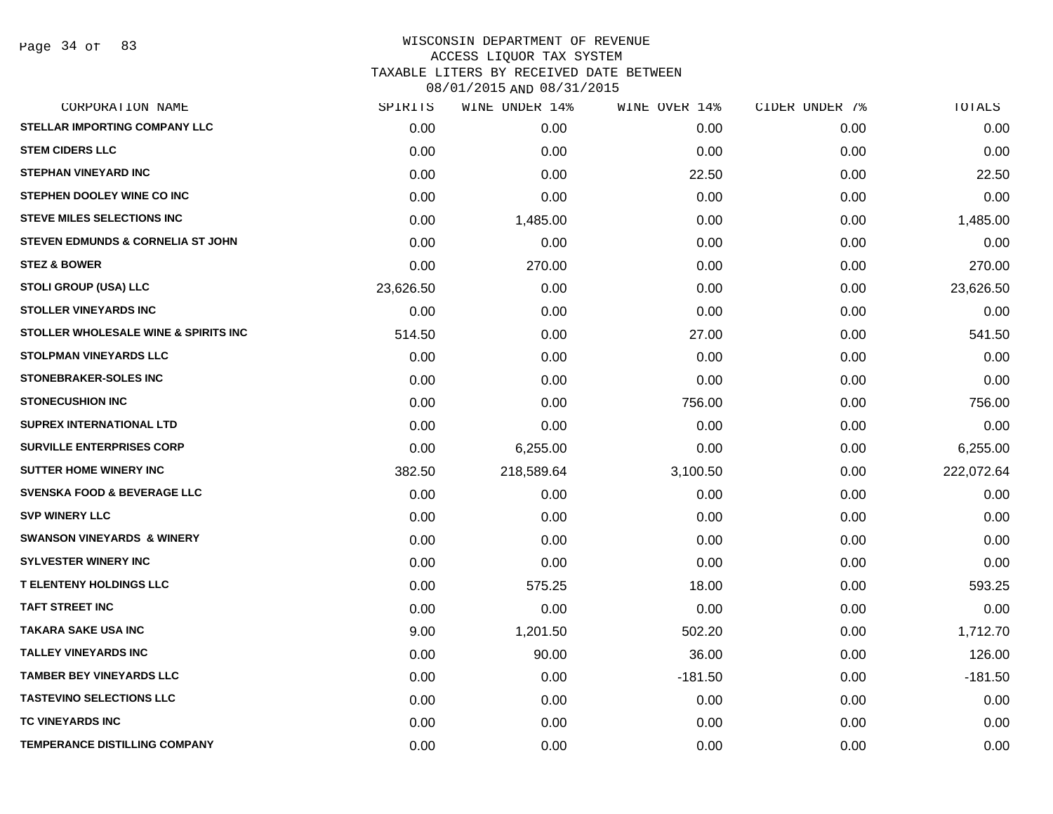WISCONSIN DEPARTMENT OF REVENUE
ACCESS LIQUOR TAX SYSTEM
TAXABLE LITERS BY RECEIVED DATE BETWEEN
08/01/2015 AND 08/31/2015

| CORPORATION NAME | SPIRITS | WINE UNDER 14% | WINE OVER 14% | CIDER UNDER 7% | TOTALS |
|---|---|---|---|---|---|
| STELLAR IMPORTING COMPANY LLC | 0.00 | 0.00 | 0.00 | 0.00 | 0.00 |
| STEM CIDERS LLC | 0.00 | 0.00 | 0.00 | 0.00 | 0.00 |
| STEPHAN VINEYARD INC | 0.00 | 0.00 | 22.50 | 0.00 | 22.50 |
| STEPHEN DOOLEY WINE CO INC | 0.00 | 0.00 | 0.00 | 0.00 | 0.00 |
| STEVE MILES SELECTIONS INC | 0.00 | 1,485.00 | 0.00 | 0.00 | 1,485.00 |
| STEVEN EDMUNDS & CORNELIA ST JOHN | 0.00 | 0.00 | 0.00 | 0.00 | 0.00 |
| STEZ & BOWER | 0.00 | 270.00 | 0.00 | 0.00 | 270.00 |
| STOLI GROUP (USA) LLC | 23,626.50 | 0.00 | 0.00 | 0.00 | 23,626.50 |
| STOLLER VINEYARDS INC | 0.00 | 0.00 | 0.00 | 0.00 | 0.00 |
| STOLLER WHOLESALE WINE & SPIRITS INC | 514.50 | 0.00 | 27.00 | 0.00 | 541.50 |
| STOLPMAN VINEYARDS LLC | 0.00 | 0.00 | 0.00 | 0.00 | 0.00 |
| STONEBRAKER-SOLES INC | 0.00 | 0.00 | 0.00 | 0.00 | 0.00 |
| STONECUSHION INC | 0.00 | 0.00 | 756.00 | 0.00 | 756.00 |
| SUPREX INTERNATIONAL LTD | 0.00 | 0.00 | 0.00 | 0.00 | 0.00 |
| SURVILLE ENTERPRISES CORP | 0.00 | 6,255.00 | 0.00 | 0.00 | 6,255.00 |
| SUTTER HOME WINERY INC | 382.50 | 218,589.64 | 3,100.50 | 0.00 | 222,072.64 |
| SVENSKA FOOD & BEVERAGE LLC | 0.00 | 0.00 | 0.00 | 0.00 | 0.00 |
| SVP WINERY LLC | 0.00 | 0.00 | 0.00 | 0.00 | 0.00 |
| SWANSON VINEYARDS & WINERY | 0.00 | 0.00 | 0.00 | 0.00 | 0.00 |
| SYLVESTER WINERY INC | 0.00 | 0.00 | 0.00 | 0.00 | 0.00 |
| T ELENTENY HOLDINGS LLC | 0.00 | 575.25 | 18.00 | 0.00 | 593.25 |
| TAFT STREET INC | 0.00 | 0.00 | 0.00 | 0.00 | 0.00 |
| TAKARA SAKE USA INC | 9.00 | 1,201.50 | 502.20 | 0.00 | 1,712.70 |
| TALLEY VINEYARDS INC | 0.00 | 90.00 | 36.00 | 0.00 | 126.00 |
| TAMBER BEY VINEYARDS LLC | 0.00 | 0.00 | -181.50 | 0.00 | -181.50 |
| TASTEVINO SELECTIONS LLC | 0.00 | 0.00 | 0.00 | 0.00 | 0.00 |
| TC VINEYARDS INC | 0.00 | 0.00 | 0.00 | 0.00 | 0.00 |
| TEMPERANCE DISTILLING COMPANY | 0.00 | 0.00 | 0.00 | 0.00 | 0.00 |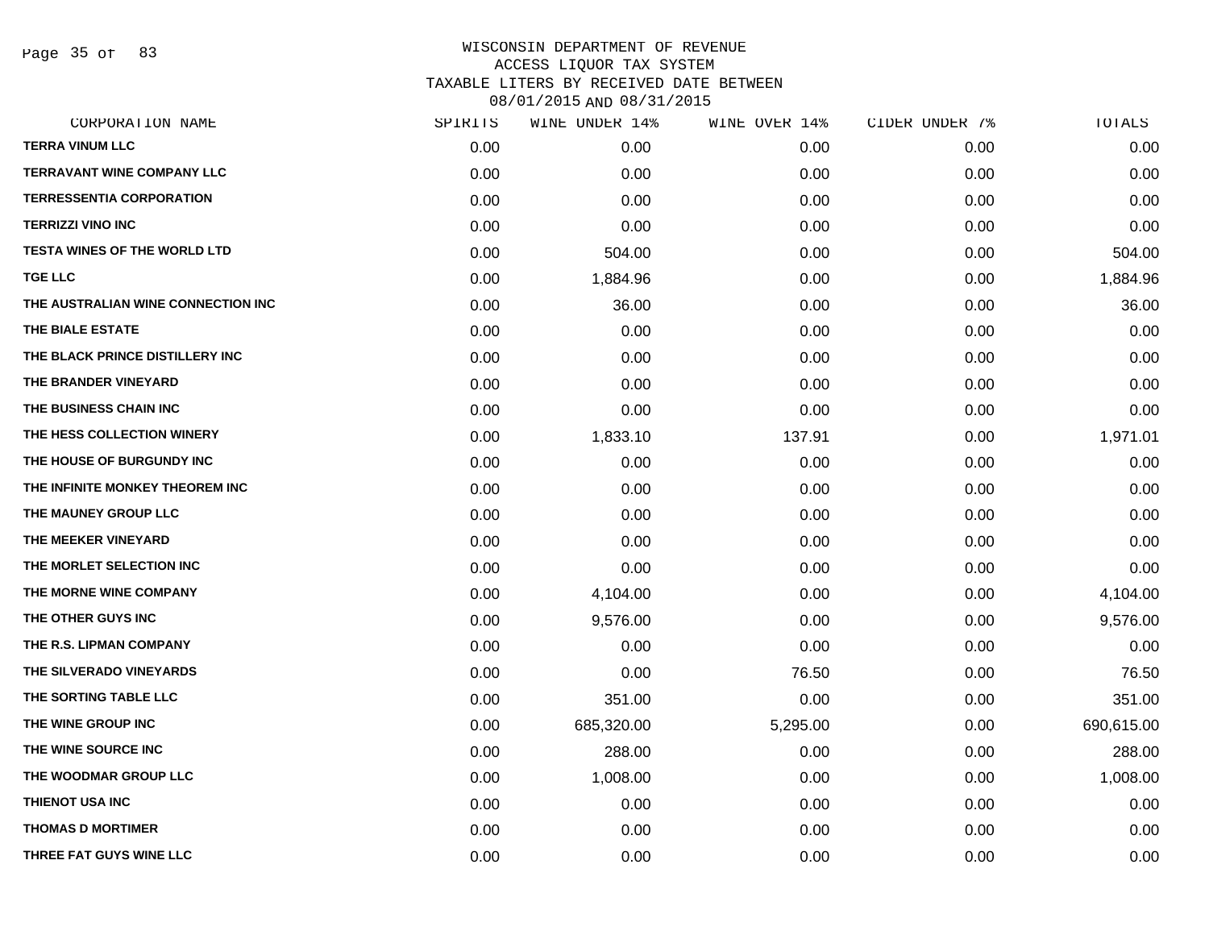# WISCONSIN DEPARTMENT OF REVENUE
## ACCESS LIQUOR TAX SYSTEM
### TAXABLE LITERS BY RECEIVED DATE BETWEEN 08/01/2015 AND 08/31/2015

| CORPORATION NAME | SPIRITS | WINE UNDER 14% | WINE OVER 14% | CIDER UNDER 7% | TOTALS |
|---|---|---|---|---|---|
| TERRA VINUM LLC | 0.00 | 0.00 | 0.00 | 0.00 | 0.00 |
| TERRAVANT WINE COMPANY LLC | 0.00 | 0.00 | 0.00 | 0.00 | 0.00 |
| TERRESSENTIA CORPORATION | 0.00 | 0.00 | 0.00 | 0.00 | 0.00 |
| TERRIZZI VINO INC | 0.00 | 0.00 | 0.00 | 0.00 | 0.00 |
| TESTA WINES OF THE WORLD LTD | 0.00 | 504.00 | 0.00 | 0.00 | 504.00 |
| TGE LLC | 0.00 | 1,884.96 | 0.00 | 0.00 | 1,884.96 |
| THE AUSTRALIAN WINE CONNECTION INC | 0.00 | 36.00 | 0.00 | 0.00 | 36.00 |
| THE BIALE ESTATE | 0.00 | 0.00 | 0.00 | 0.00 | 0.00 |
| THE BLACK PRINCE DISTILLERY INC | 0.00 | 0.00 | 0.00 | 0.00 | 0.00 |
| THE BRANDER VINEYARD | 0.00 | 0.00 | 0.00 | 0.00 | 0.00 |
| THE BUSINESS CHAIN INC | 0.00 | 0.00 | 0.00 | 0.00 | 0.00 |
| THE HESS COLLECTION WINERY | 0.00 | 1,833.10 | 137.91 | 0.00 | 1,971.01 |
| THE HOUSE OF BURGUNDY INC | 0.00 | 0.00 | 0.00 | 0.00 | 0.00 |
| THE INFINITE MONKEY THEOREM INC | 0.00 | 0.00 | 0.00 | 0.00 | 0.00 |
| THE MAUNEY GROUP LLC | 0.00 | 0.00 | 0.00 | 0.00 | 0.00 |
| THE MEEKER VINEYARD | 0.00 | 0.00 | 0.00 | 0.00 | 0.00 |
| THE MORLET SELECTION INC | 0.00 | 0.00 | 0.00 | 0.00 | 0.00 |
| THE MORNE WINE COMPANY | 0.00 | 4,104.00 | 0.00 | 0.00 | 4,104.00 |
| THE OTHER GUYS INC | 0.00 | 9,576.00 | 0.00 | 0.00 | 9,576.00 |
| THE R.S. LIPMAN COMPANY | 0.00 | 0.00 | 0.00 | 0.00 | 0.00 |
| THE SILVERADO VINEYARDS | 0.00 | 0.00 | 76.50 | 0.00 | 76.50 |
| THE SORTING TABLE LLC | 0.00 | 351.00 | 0.00 | 0.00 | 351.00 |
| THE WINE GROUP INC | 0.00 | 685,320.00 | 5,295.00 | 0.00 | 690,615.00 |
| THE WINE SOURCE INC | 0.00 | 288.00 | 0.00 | 0.00 | 288.00 |
| THE WOODMAR GROUP LLC | 0.00 | 1,008.00 | 0.00 | 0.00 | 1,008.00 |
| THIENOT USA INC | 0.00 | 0.00 | 0.00 | 0.00 | 0.00 |
| THOMAS D MORTIMER | 0.00 | 0.00 | 0.00 | 0.00 | 0.00 |
| THREE FAT GUYS WINE LLC | 0.00 | 0.00 | 0.00 | 0.00 | 0.00 |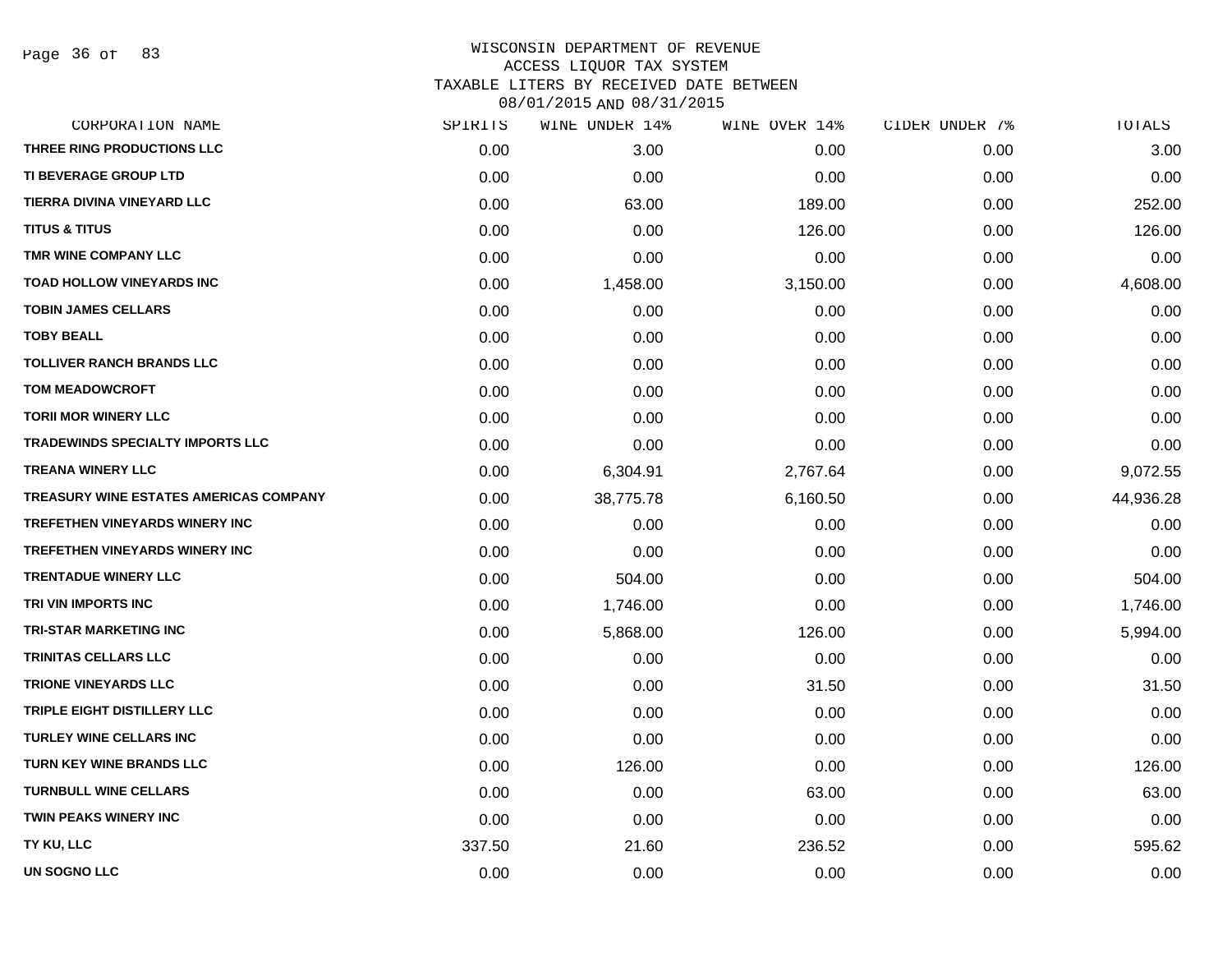WISCONSIN DEPARTMENT OF REVENUE
ACCESS LIQUOR TAX SYSTEM
TAXABLE LITERS BY RECEIVED DATE BETWEEN
08/01/2015 AND 08/31/2015

| CORPORATION NAME | SPIRITS | WINE UNDER 14% | WINE OVER 14% | CIDER UNDER 7% | TOTALS |
|---|---|---|---|---|---|
| THREE RING PRODUCTIONS LLC | 0.00 | 3.00 | 0.00 | 0.00 | 3.00 |
| TI BEVERAGE GROUP LTD | 0.00 | 0.00 | 0.00 | 0.00 | 0.00 |
| TIERRA DIVINA VINEYARD LLC | 0.00 | 63.00 | 189.00 | 0.00 | 252.00 |
| TITUS & TITUS | 0.00 | 0.00 | 126.00 | 0.00 | 126.00 |
| TMR WINE COMPANY LLC | 0.00 | 0.00 | 0.00 | 0.00 | 0.00 |
| TOAD HOLLOW VINEYARDS INC | 0.00 | 1,458.00 | 3,150.00 | 0.00 | 4,608.00 |
| TOBIN JAMES CELLARS | 0.00 | 0.00 | 0.00 | 0.00 | 0.00 |
| TOBY BEALL | 0.00 | 0.00 | 0.00 | 0.00 | 0.00 |
| TOLLIVER RANCH BRANDS LLC | 0.00 | 0.00 | 0.00 | 0.00 | 0.00 |
| TOM MEADOWCROFT | 0.00 | 0.00 | 0.00 | 0.00 | 0.00 |
| TORII MOR WINERY LLC | 0.00 | 0.00 | 0.00 | 0.00 | 0.00 |
| TRADEWINDS SPECIALTY IMPORTS LLC | 0.00 | 0.00 | 0.00 | 0.00 | 0.00 |
| TREANA WINERY LLC | 0.00 | 6,304.91 | 2,767.64 | 0.00 | 9,072.55 |
| TREASURY WINE ESTATES AMERICAS COMPANY | 0.00 | 38,775.78 | 6,160.50 | 0.00 | 44,936.28 |
| TREFETHEN VINEYARDS WINERY INC | 0.00 | 0.00 | 0.00 | 0.00 | 0.00 |
| TREFETHEN VINEYARDS WINERY INC | 0.00 | 0.00 | 0.00 | 0.00 | 0.00 |
| TRENTADUE WINERY LLC | 0.00 | 504.00 | 0.00 | 0.00 | 504.00 |
| TRI VIN IMPORTS INC | 0.00 | 1,746.00 | 0.00 | 0.00 | 1,746.00 |
| TRI-STAR MARKETING INC | 0.00 | 5,868.00 | 126.00 | 0.00 | 5,994.00 |
| TRINITAS CELLARS LLC | 0.00 | 0.00 | 0.00 | 0.00 | 0.00 |
| TRIONE VINEYARDS LLC | 0.00 | 0.00 | 31.50 | 0.00 | 31.50 |
| TRIPLE EIGHT DISTILLERY LLC | 0.00 | 0.00 | 0.00 | 0.00 | 0.00 |
| TURLEY WINE CELLARS INC | 0.00 | 0.00 | 0.00 | 0.00 | 0.00 |
| TURN KEY WINE BRANDS LLC | 0.00 | 126.00 | 0.00 | 0.00 | 126.00 |
| TURNBULL WINE CELLARS | 0.00 | 0.00 | 63.00 | 0.00 | 63.00 |
| TWIN PEAKS WINERY INC | 0.00 | 0.00 | 0.00 | 0.00 | 0.00 |
| TY KU, LLC | 337.50 | 21.60 | 236.52 | 0.00 | 595.62 |
| UN SOGNO LLC | 0.00 | 0.00 | 0.00 | 0.00 | 0.00 |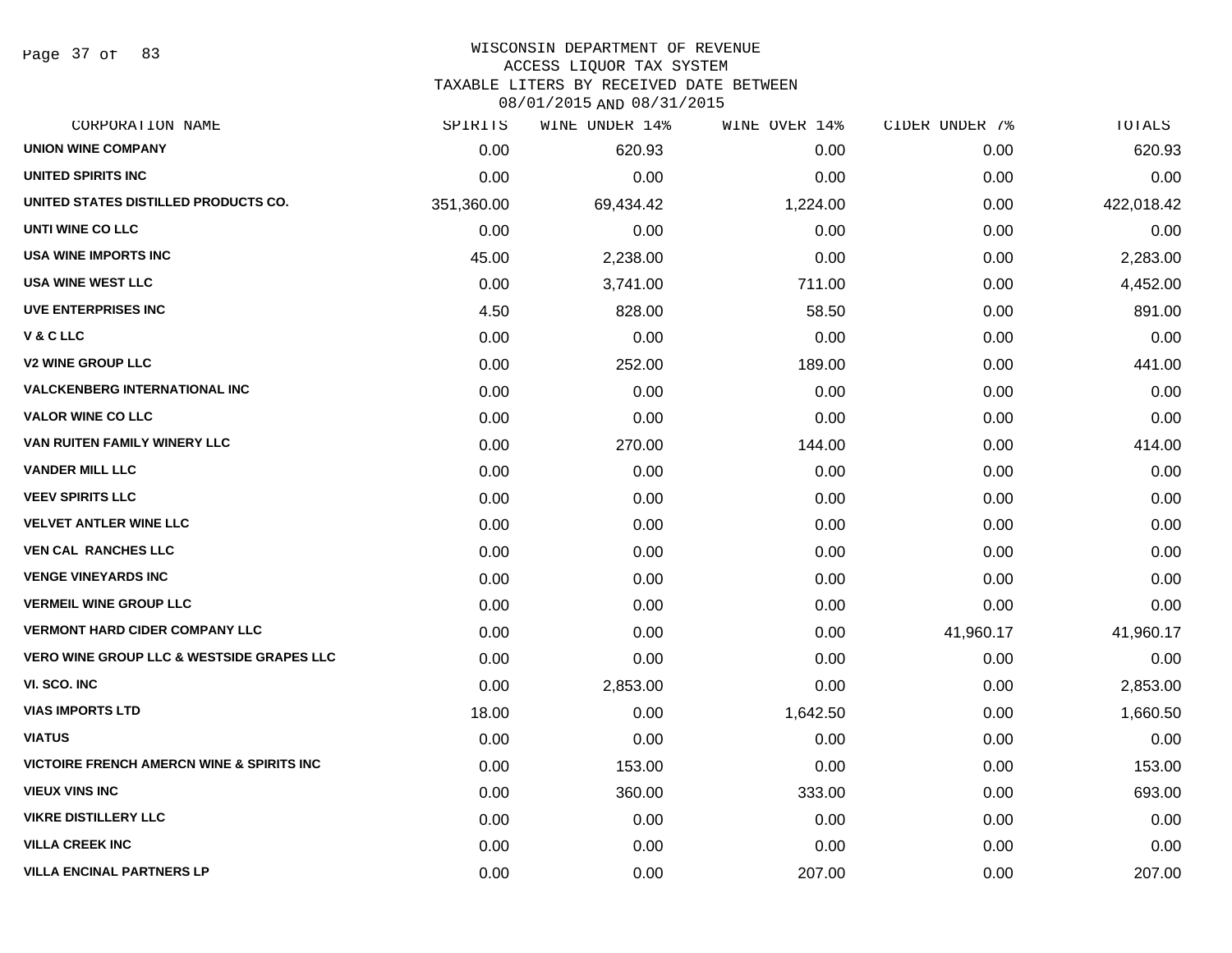WISCONSIN DEPARTMENT OF REVENUE
ACCESS LIQUOR TAX SYSTEM
TAXABLE LITERS BY RECEIVED DATE BETWEEN
08/01/2015 AND 08/31/2015

| CORPORATION NAME | SPIRITS | WINE UNDER 14% | WINE OVER 14% | CIDER UNDER 7% | TOTALS |
|---|---|---|---|---|---|
| UNION WINE COMPANY | 0.00 | 620.93 | 0.00 | 0.00 | 620.93 |
| UNITED SPIRITS INC | 0.00 | 0.00 | 0.00 | 0.00 | 0.00 |
| UNITED STATES DISTILLED PRODUCTS CO. | 351,360.00 | 69,434.42 | 1,224.00 | 0.00 | 422,018.42 |
| UNTI WINE CO LLC | 0.00 | 0.00 | 0.00 | 0.00 | 0.00 |
| USA WINE IMPORTS INC | 45.00 | 2,238.00 | 0.00 | 0.00 | 2,283.00 |
| USA WINE WEST LLC | 0.00 | 3,741.00 | 711.00 | 0.00 | 4,452.00 |
| UVE ENTERPRISES INC | 4.50 | 828.00 | 58.50 | 0.00 | 891.00 |
| V & C LLC | 0.00 | 0.00 | 0.00 | 0.00 | 0.00 |
| V2 WINE GROUP LLC | 0.00 | 252.00 | 189.00 | 0.00 | 441.00 |
| VALCKENBERG INTERNATIONAL INC | 0.00 | 0.00 | 0.00 | 0.00 | 0.00 |
| VALOR WINE CO LLC | 0.00 | 0.00 | 0.00 | 0.00 | 0.00 |
| VAN RUITEN FAMILY WINERY LLC | 0.00 | 270.00 | 144.00 | 0.00 | 414.00 |
| VANDER MILL LLC | 0.00 | 0.00 | 0.00 | 0.00 | 0.00 |
| VEEV SPIRITS LLC | 0.00 | 0.00 | 0.00 | 0.00 | 0.00 |
| VELVET ANTLER WINE LLC | 0.00 | 0.00 | 0.00 | 0.00 | 0.00 |
| VEN CAL RANCHES LLC | 0.00 | 0.00 | 0.00 | 0.00 | 0.00 |
| VENGE VINEYARDS INC | 0.00 | 0.00 | 0.00 | 0.00 | 0.00 |
| VERMEIL WINE GROUP LLC | 0.00 | 0.00 | 0.00 | 0.00 | 0.00 |
| VERMONT HARD CIDER COMPANY LLC | 0.00 | 0.00 | 0.00 | 41,960.17 | 41,960.17 |
| VERO WINE GROUP LLC & WESTSIDE GRAPES LLC | 0.00 | 0.00 | 0.00 | 0.00 | 0.00 |
| VI. SCO. INC | 0.00 | 2,853.00 | 0.00 | 0.00 | 2,853.00 |
| VIAS IMPORTS LTD | 18.00 | 0.00 | 1,642.50 | 0.00 | 1,660.50 |
| VIATUS | 0.00 | 0.00 | 0.00 | 0.00 | 0.00 |
| VICTOIRE FRENCH AMERCN WINE & SPIRITS INC | 0.00 | 153.00 | 0.00 | 0.00 | 153.00 |
| VIEUX VINS INC | 0.00 | 360.00 | 333.00 | 0.00 | 693.00 |
| VIKRE DISTILLERY LLC | 0.00 | 0.00 | 0.00 | 0.00 | 0.00 |
| VILLA CREEK INC | 0.00 | 0.00 | 0.00 | 0.00 | 0.00 |
| VILLA ENCINAL PARTNERS LP | 0.00 | 0.00 | 207.00 | 0.00 | 207.00 |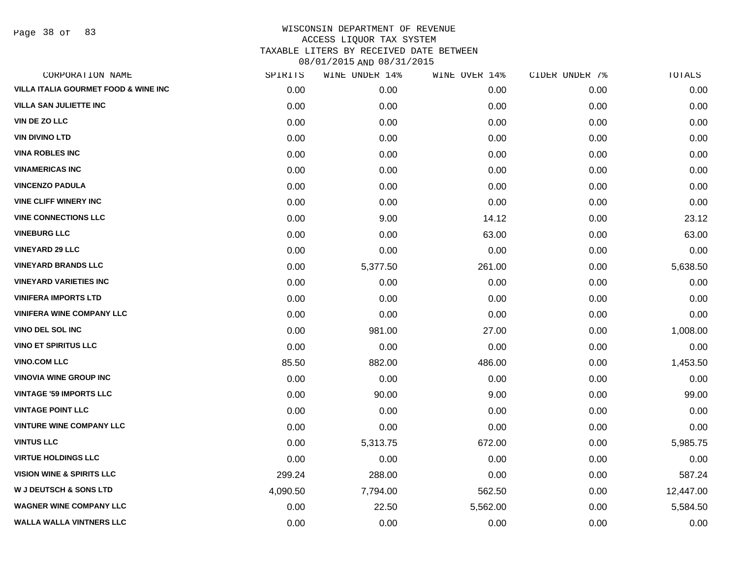WISCONSIN DEPARTMENT OF REVENUE
ACCESS LIQUOR TAX SYSTEM
TAXABLE LITERS BY RECEIVED DATE BETWEEN
08/01/2015 AND 08/31/2015

| CORPORATION NAME | SPIRITS | WINE UNDER 14% | WINE OVER 14% | CIDER UNDER 7% | TOTALS |
|---|---|---|---|---|---|
| VILLA ITALIA GOURMET FOOD & WINE INC | 0.00 | 0.00 | 0.00 | 0.00 | 0.00 |
| VILLA SAN JULIETTE INC | 0.00 | 0.00 | 0.00 | 0.00 | 0.00 |
| VIN DE ZO LLC | 0.00 | 0.00 | 0.00 | 0.00 | 0.00 |
| VIN DIVINO LTD | 0.00 | 0.00 | 0.00 | 0.00 | 0.00 |
| VINA ROBLES INC | 0.00 | 0.00 | 0.00 | 0.00 | 0.00 |
| VINAMERICAS INC | 0.00 | 0.00 | 0.00 | 0.00 | 0.00 |
| VINCENZO PADULA | 0.00 | 0.00 | 0.00 | 0.00 | 0.00 |
| VINE CLIFF WINERY INC | 0.00 | 0.00 | 0.00 | 0.00 | 0.00 |
| VINE CONNECTIONS LLC | 0.00 | 9.00 | 14.12 | 0.00 | 23.12 |
| VINEBURG LLC | 0.00 | 0.00 | 63.00 | 0.00 | 63.00 |
| VINEYARD 29 LLC | 0.00 | 0.00 | 0.00 | 0.00 | 0.00 |
| VINEYARD BRANDS LLC | 0.00 | 5,377.50 | 261.00 | 0.00 | 5,638.50 |
| VINEYARD VARIETIES INC | 0.00 | 0.00 | 0.00 | 0.00 | 0.00 |
| VINIFERA IMPORTS LTD | 0.00 | 0.00 | 0.00 | 0.00 | 0.00 |
| VINIFERA WINE COMPANY LLC | 0.00 | 0.00 | 0.00 | 0.00 | 0.00 |
| VINO DEL SOL INC | 0.00 | 981.00 | 27.00 | 0.00 | 1,008.00 |
| VINO ET SPIRITUS LLC | 0.00 | 0.00 | 0.00 | 0.00 | 0.00 |
| VINO.COM LLC | 85.50 | 882.00 | 486.00 | 0.00 | 1,453.50 |
| VINOVIA WINE GROUP INC | 0.00 | 0.00 | 0.00 | 0.00 | 0.00 |
| VINTAGE '59 IMPORTS LLC | 0.00 | 90.00 | 9.00 | 0.00 | 99.00 |
| VINTAGE POINT LLC | 0.00 | 0.00 | 0.00 | 0.00 | 0.00 |
| VINTURE WINE COMPANY LLC | 0.00 | 0.00 | 0.00 | 0.00 | 0.00 |
| VINTUS LLC | 0.00 | 5,313.75 | 672.00 | 0.00 | 5,985.75 |
| VIRTUE HOLDINGS LLC | 0.00 | 0.00 | 0.00 | 0.00 | 0.00 |
| VISION WINE & SPIRITS LLC | 299.24 | 288.00 | 0.00 | 0.00 | 587.24 |
| W J DEUTSCH & SONS LTD | 4,090.50 | 7,794.00 | 562.50 | 0.00 | 12,447.00 |
| WAGNER WINE COMPANY LLC | 0.00 | 22.50 | 5,562.00 | 0.00 | 5,584.50 |
| WALLA WALLA VINTNERS LLC | 0.00 | 0.00 | 0.00 | 0.00 | 0.00 |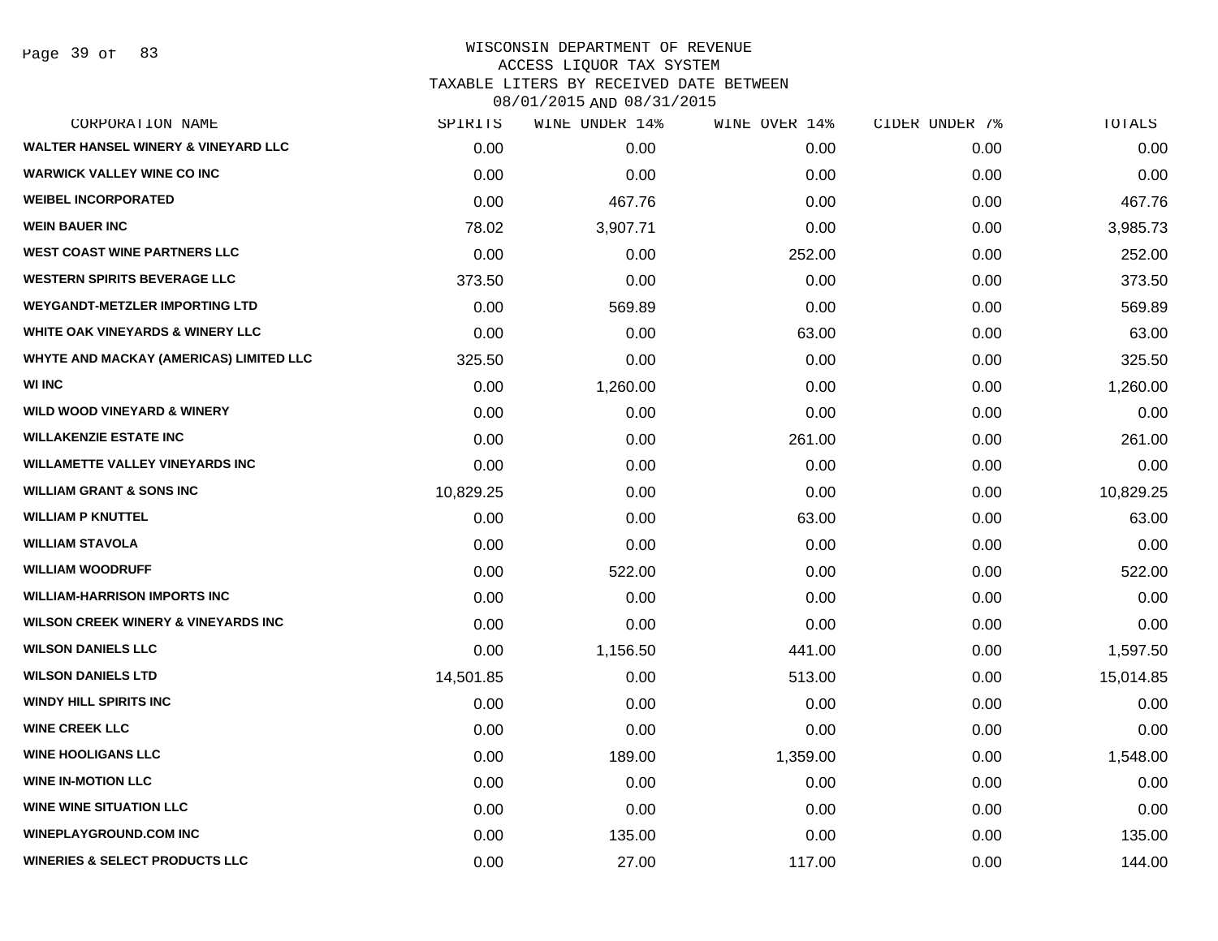# WISCONSIN DEPARTMENT OF REVENUE
## ACCESS LIQUOR TAX SYSTEM
## TAXABLE LITERS BY RECEIVED DATE BETWEEN 08/01/2015 AND 08/31/2015

| CORPORATION NAME | SPIRITS | WINE UNDER 14% | WINE OVER 14% | CIDER UNDER 7% | TOTALS |
|---|---|---|---|---|---|
| WALTER HANSEL WINERY & VINEYARD LLC | 0.00 | 0.00 | 0.00 | 0.00 | 0.00 |
| WARWICK VALLEY WINE CO INC | 0.00 | 0.00 | 0.00 | 0.00 | 0.00 |
| WEIBEL INCORPORATED | 0.00 | 467.76 | 0.00 | 0.00 | 467.76 |
| WEIN BAUER INC | 78.02 | 3,907.71 | 0.00 | 0.00 | 3,985.73 |
| WEST COAST WINE PARTNERS LLC | 0.00 | 0.00 | 252.00 | 0.00 | 252.00 |
| WESTERN SPIRITS BEVERAGE LLC | 373.50 | 0.00 | 0.00 | 0.00 | 373.50 |
| WEYGANDT-METZLER IMPORTING LTD | 0.00 | 569.89 | 0.00 | 0.00 | 569.89 |
| WHITE OAK VINEYARDS & WINERY LLC | 0.00 | 0.00 | 63.00 | 0.00 | 63.00 |
| WHYTE AND MACKAY (AMERICAS) LIMITED LLC | 325.50 | 0.00 | 0.00 | 0.00 | 325.50 |
| WI INC | 0.00 | 1,260.00 | 0.00 | 0.00 | 1,260.00 |
| WILD WOOD VINEYARD & WINERY | 0.00 | 0.00 | 0.00 | 0.00 | 0.00 |
| WILLAKENZIE ESTATE INC | 0.00 | 0.00 | 261.00 | 0.00 | 261.00 |
| WILLAMETTE VALLEY VINEYARDS INC | 0.00 | 0.00 | 0.00 | 0.00 | 0.00 |
| WILLIAM GRANT & SONS INC | 10,829.25 | 0.00 | 0.00 | 0.00 | 10,829.25 |
| WILLIAM P KNUTTEL | 0.00 | 0.00 | 63.00 | 0.00 | 63.00 |
| WILLIAM STAVOLA | 0.00 | 0.00 | 0.00 | 0.00 | 0.00 |
| WILLIAM WOODRUFF | 0.00 | 522.00 | 0.00 | 0.00 | 522.00 |
| WILLIAM-HARRISON IMPORTS INC | 0.00 | 0.00 | 0.00 | 0.00 | 0.00 |
| WILSON CREEK WINERY & VINEYARDS INC | 0.00 | 0.00 | 0.00 | 0.00 | 0.00 |
| WILSON DANIELS LLC | 0.00 | 1,156.50 | 441.00 | 0.00 | 1,597.50 |
| WILSON DANIELS LTD | 14,501.85 | 0.00 | 513.00 | 0.00 | 15,014.85 |
| WINDY HILL SPIRITS INC | 0.00 | 0.00 | 0.00 | 0.00 | 0.00 |
| WINE CREEK LLC | 0.00 | 0.00 | 0.00 | 0.00 | 0.00 |
| WINE HOOLIGANS LLC | 0.00 | 189.00 | 1,359.00 | 0.00 | 1,548.00 |
| WINE IN-MOTION LLC | 0.00 | 0.00 | 0.00 | 0.00 | 0.00 |
| WINE WINE SITUATION LLC | 0.00 | 0.00 | 0.00 | 0.00 | 0.00 |
| WINEPLAYGROUND.COM INC | 0.00 | 135.00 | 0.00 | 0.00 | 135.00 |
| WINERIES & SELECT PRODUCTS LLC | 0.00 | 27.00 | 117.00 | 0.00 | 144.00 |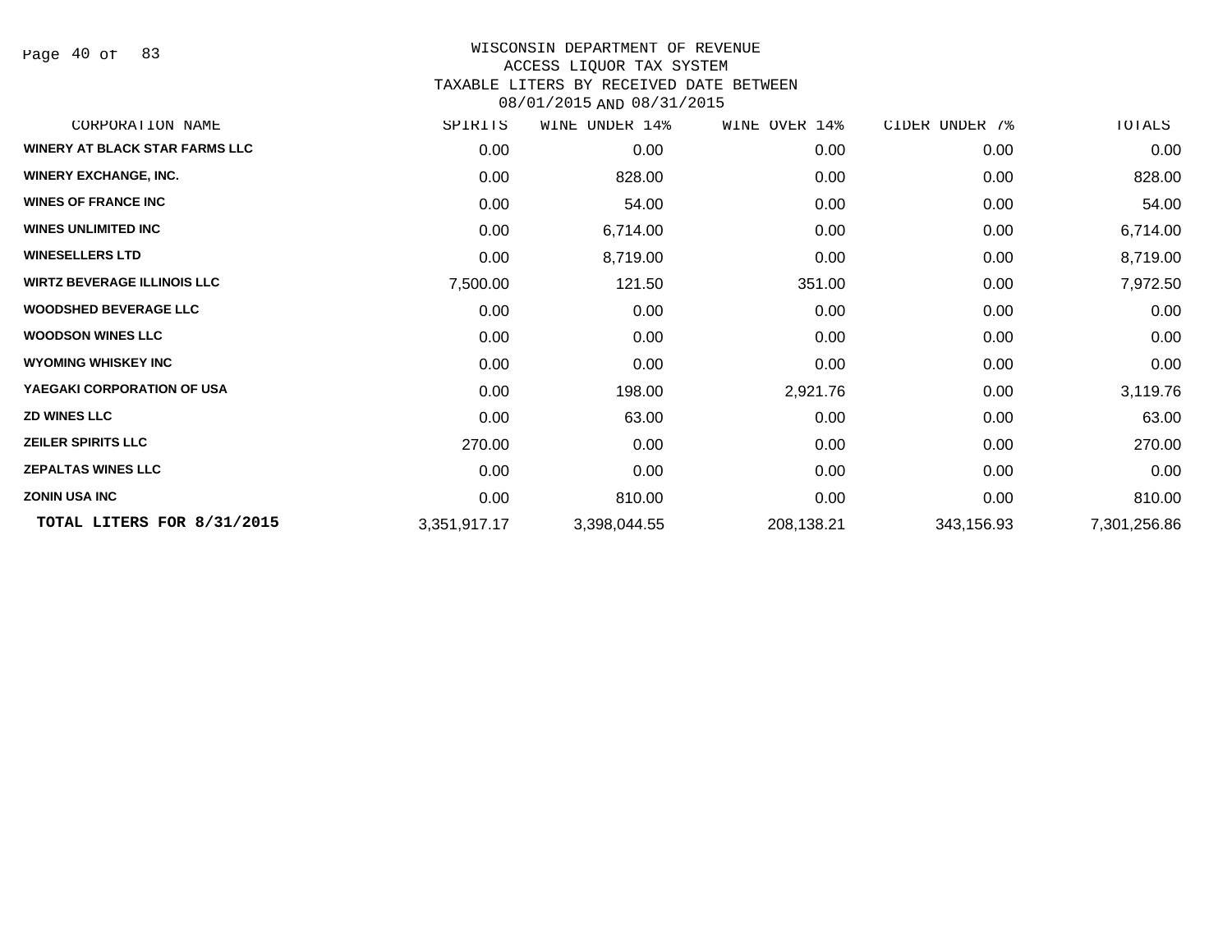# WISCONSIN DEPARTMENT OF REVENUE
## ACCESS LIQUOR TAX SYSTEM
### TAXABLE LITERS BY RECEIVED DATE BETWEEN 08/01/2015 AND 08/31/2015

| CORPORATION NAME | SPIRITS | WINE UNDER 14% | WINE OVER 14% | CIDER UNDER 7% | TOTALS |
|---|---|---|---|---|---|
| WINERY AT BLACK STAR FARMS LLC | 0.00 | 0.00 | 0.00 | 0.00 | 0.00 |
| WINERY EXCHANGE, INC. | 0.00 | 828.00 | 0.00 | 0.00 | 828.00 |
| WINES OF FRANCE INC | 0.00 | 54.00 | 0.00 | 0.00 | 54.00 |
| WINES UNLIMITED INC | 0.00 | 6,714.00 | 0.00 | 0.00 | 6,714.00 |
| WINESELLERS LTD | 0.00 | 8,719.00 | 0.00 | 0.00 | 8,719.00 |
| WIRTZ BEVERAGE ILLINOIS LLC | 7,500.00 | 121.50 | 351.00 | 0.00 | 7,972.50 |
| WOODSHED BEVERAGE LLC | 0.00 | 0.00 | 0.00 | 0.00 | 0.00 |
| WOODSON WINES LLC | 0.00 | 0.00 | 0.00 | 0.00 | 0.00 |
| WYOMING WHISKEY INC | 0.00 | 0.00 | 0.00 | 0.00 | 0.00 |
| YAEGAKI CORPORATION OF USA | 0.00 | 198.00 | 2,921.76 | 0.00 | 3,119.76 |
| ZD WINES LLC | 0.00 | 63.00 | 0.00 | 0.00 | 63.00 |
| ZEILER SPIRITS LLC | 270.00 | 0.00 | 0.00 | 0.00 | 270.00 |
| ZEPALTAS WINES LLC | 0.00 | 0.00 | 0.00 | 0.00 | 0.00 |
| ZONIN USA INC | 0.00 | 810.00 | 0.00 | 0.00 | 810.00 |
| **TOTAL LITERS FOR 8/31/2015** | 3,351,917.17 | 3,398,044.55 | 208,138.21 | 343,156.93 | 7,301,256.86 |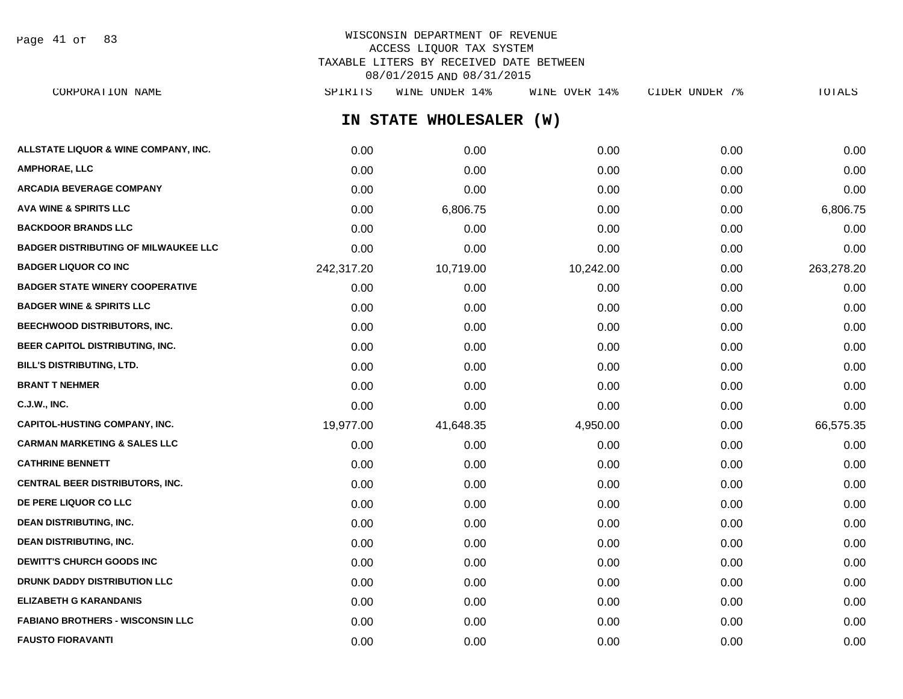WISCONSIN DEPARTMENT OF REVENUE
ACCESS LIQUOR TAX SYSTEM
TAXABLE LITERS BY RECEIVED DATE BETWEEN
08/01/2015 AND 08/31/2015

## IN STATE WHOLESALER (W)

| CORPORATION NAME | SPIRITS | WINE UNDER 14% | WINE OVER 14% | CIDER UNDER 7% | TOTALS |
|---|---|---|---|---|---|
| ALLSTATE LIQUOR & WINE COMPANY, INC. | 0.00 | 0.00 | 0.00 | 0.00 | 0.00 |
| AMPHORAE, LLC | 0.00 | 0.00 | 0.00 | 0.00 | 0.00 |
| ARCADIA BEVERAGE COMPANY | 0.00 | 0.00 | 0.00 | 0.00 | 0.00 |
| AVA WINE & SPIRITS LLC | 0.00 | 6,806.75 | 0.00 | 0.00 | 6,806.75 |
| BACKDOOR BRANDS LLC | 0.00 | 0.00 | 0.00 | 0.00 | 0.00 |
| BADGER DISTRIBUTING OF MILWAUKEE LLC | 0.00 | 0.00 | 0.00 | 0.00 | 0.00 |
| BADGER LIQUOR CO INC | 242,317.20 | 10,719.00 | 10,242.00 | 0.00 | 263,278.20 |
| BADGER STATE WINERY COOPERATIVE | 0.00 | 0.00 | 0.00 | 0.00 | 0.00 |
| BADGER WINE & SPIRITS LLC | 0.00 | 0.00 | 0.00 | 0.00 | 0.00 |
| BEECHWOOD DISTRIBUTORS, INC. | 0.00 | 0.00 | 0.00 | 0.00 | 0.00 |
| BEER CAPITOL DISTRIBUTING, INC. | 0.00 | 0.00 | 0.00 | 0.00 | 0.00 |
| BILL'S DISTRIBUTING, LTD. | 0.00 | 0.00 | 0.00 | 0.00 | 0.00 |
| BRANT T NEHMER | 0.00 | 0.00 | 0.00 | 0.00 | 0.00 |
| C.J.W., INC. | 0.00 | 0.00 | 0.00 | 0.00 | 0.00 |
| CAPITOL-HUSTING COMPANY, INC. | 19,977.00 | 41,648.35 | 4,950.00 | 0.00 | 66,575.35 |
| CARMAN MARKETING & SALES LLC | 0.00 | 0.00 | 0.00 | 0.00 | 0.00 |
| CATHRINE BENNETT | 0.00 | 0.00 | 0.00 | 0.00 | 0.00 |
| CENTRAL BEER DISTRIBUTORS, INC. | 0.00 | 0.00 | 0.00 | 0.00 | 0.00 |
| DE PERE LIQUOR CO LLC | 0.00 | 0.00 | 0.00 | 0.00 | 0.00 |
| DEAN DISTRIBUTING, INC. | 0.00 | 0.00 | 0.00 | 0.00 | 0.00 |
| DEAN DISTRIBUTING, INC. | 0.00 | 0.00 | 0.00 | 0.00 | 0.00 |
| DEWITT'S CHURCH GOODS INC | 0.00 | 0.00 | 0.00 | 0.00 | 0.00 |
| DRUNK DADDY DISTRIBUTION LLC | 0.00 | 0.00 | 0.00 | 0.00 | 0.00 |
| ELIZABETH G KARANDANIS | 0.00 | 0.00 | 0.00 | 0.00 | 0.00 |
| FABIANO BROTHERS - WISCONSIN LLC | 0.00 | 0.00 | 0.00 | 0.00 | 0.00 |
| FAUSTO FIORAVANTI | 0.00 | 0.00 | 0.00 | 0.00 | 0.00 |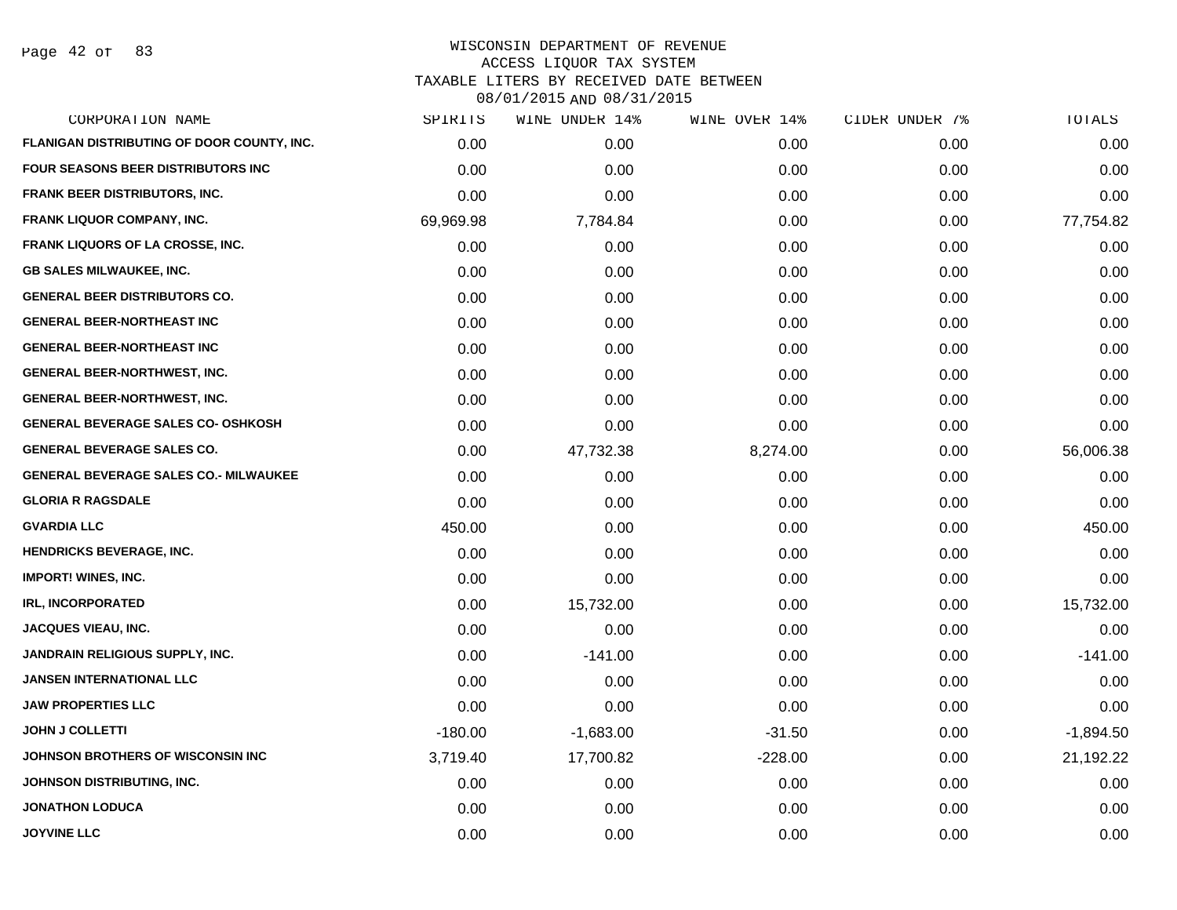# WISCONSIN DEPARTMENT OF REVENUE
## ACCESS LIQUOR TAX SYSTEM
### TAXABLE LITERS BY RECEIVED DATE BETWEEN 08/01/2015 AND 08/31/2015

| CORPORATION NAME | SPIRITS | WINE UNDER 14% | WINE OVER 14% | CIDER UNDER 7% | TOTALS |
|---|---|---|---|---|---|
| FLANIGAN DISTRIBUTING OF DOOR COUNTY, INC. | 0.00 | 0.00 | 0.00 | 0.00 | 0.00 |
| FOUR SEASONS BEER DISTRIBUTORS INC | 0.00 | 0.00 | 0.00 | 0.00 | 0.00 |
| FRANK BEER DISTRIBUTORS, INC. | 0.00 | 0.00 | 0.00 | 0.00 | 0.00 |
| FRANK LIQUOR COMPANY, INC. | 69,969.98 | 7,784.84 | 0.00 | 0.00 | 77,754.82 |
| FRANK LIQUORS OF LA CROSSE, INC. | 0.00 | 0.00 | 0.00 | 0.00 | 0.00 |
| GB SALES MILWAUKEE, INC. | 0.00 | 0.00 | 0.00 | 0.00 | 0.00 |
| GENERAL BEER DISTRIBUTORS CO. | 0.00 | 0.00 | 0.00 | 0.00 | 0.00 |
| GENERAL BEER-NORTHEAST INC | 0.00 | 0.00 | 0.00 | 0.00 | 0.00 |
| GENERAL BEER-NORTHEAST INC | 0.00 | 0.00 | 0.00 | 0.00 | 0.00 |
| GENERAL BEER-NORTHWEST, INC. | 0.00 | 0.00 | 0.00 | 0.00 | 0.00 |
| GENERAL BEER-NORTHWEST, INC. | 0.00 | 0.00 | 0.00 | 0.00 | 0.00 |
| GENERAL BEVERAGE SALES CO- OSHKOSH | 0.00 | 0.00 | 0.00 | 0.00 | 0.00 |
| GENERAL BEVERAGE SALES CO. | 0.00 | 47,732.38 | 8,274.00 | 0.00 | 56,006.38 |
| GENERAL BEVERAGE SALES CO.- MILWAUKEE | 0.00 | 0.00 | 0.00 | 0.00 | 0.00 |
| GLORIA R RAGSDALE | 0.00 | 0.00 | 0.00 | 0.00 | 0.00 |
| GVARDIA LLC | 450.00 | 0.00 | 0.00 | 0.00 | 450.00 |
| HENDRICKS BEVERAGE, INC. | 0.00 | 0.00 | 0.00 | 0.00 | 0.00 |
| IMPORT! WINES, INC. | 0.00 | 0.00 | 0.00 | 0.00 | 0.00 |
| IRL, INCORPORATED | 0.00 | 15,732.00 | 0.00 | 0.00 | 15,732.00 |
| JACQUES VIEAU, INC. | 0.00 | 0.00 | 0.00 | 0.00 | 0.00 |
| JANDRAIN RELIGIOUS SUPPLY, INC. | 0.00 | -141.00 | 0.00 | 0.00 | -141.00 |
| JANSEN INTERNATIONAL LLC | 0.00 | 0.00 | 0.00 | 0.00 | 0.00 |
| JAW PROPERTIES LLC | 0.00 | 0.00 | 0.00 | 0.00 | 0.00 |
| JOHN J COLLETTI | -180.00 | -1,683.00 | -31.50 | 0.00 | -1,894.50 |
| JOHNSON BROTHERS OF WISCONSIN INC | 3,719.40 | 17,700.82 | -228.00 | 0.00 | 21,192.22 |
| JOHNSON DISTRIBUTING, INC. | 0.00 | 0.00 | 0.00 | 0.00 | 0.00 |
| JONATHON LODUCA | 0.00 | 0.00 | 0.00 | 0.00 | 0.00 |
| JOYVINE LLC | 0.00 | 0.00 | 0.00 | 0.00 | 0.00 |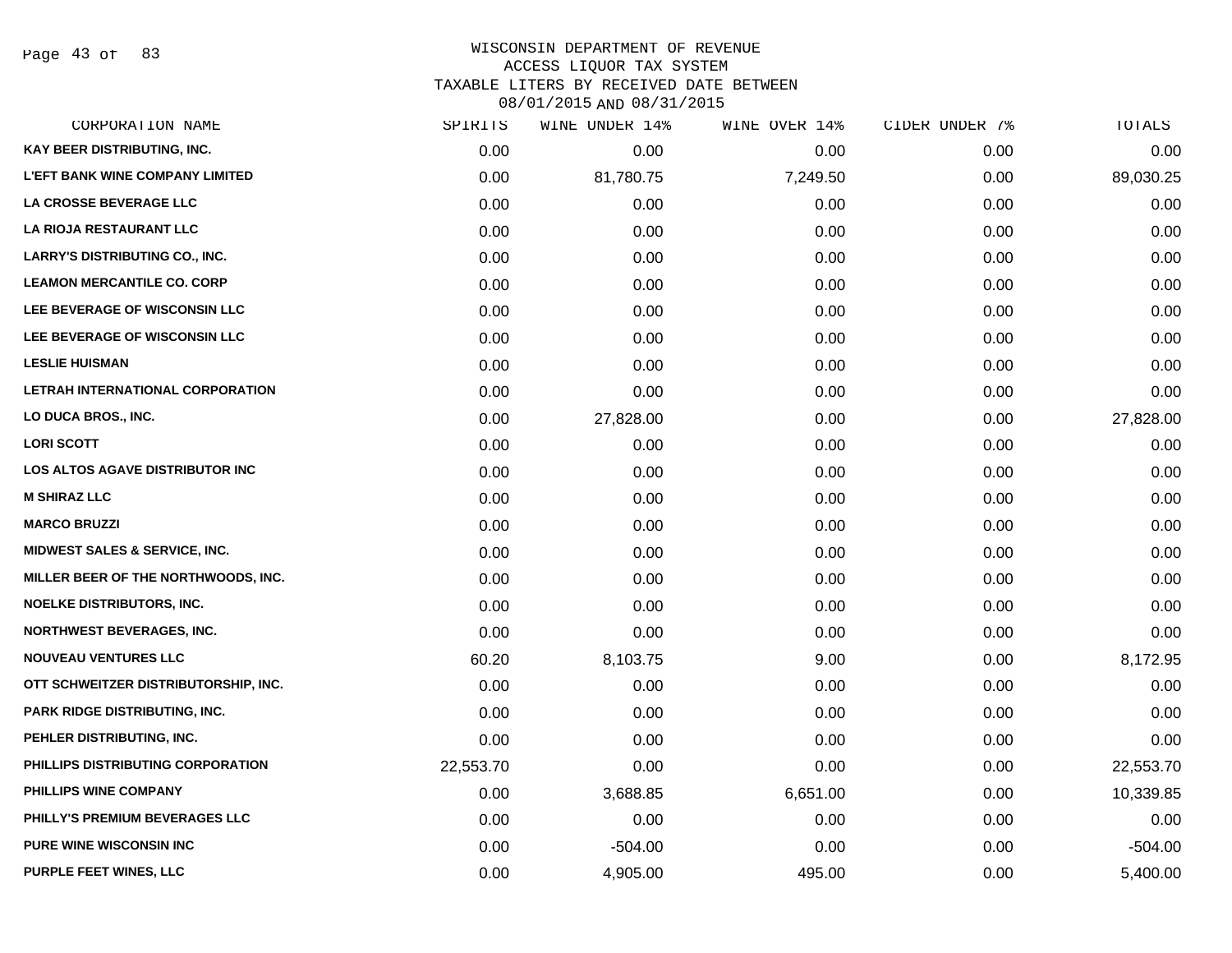WISCONSIN DEPARTMENT OF REVENUE
ACCESS LIQUOR TAX SYSTEM
TAXABLE LITERS BY RECEIVED DATE BETWEEN
08/01/2015 AND 08/31/2015

| CORPORATION NAME | SPIRITS | WINE UNDER 14% | WINE OVER 14% | CIDER UNDER 7% | TOTALS |
|---|---|---|---|---|---|
| KAY BEER DISTRIBUTING, INC. | 0.00 | 0.00 | 0.00 | 0.00 | 0.00 |
| L'EFT BANK WINE COMPANY LIMITED | 0.00 | 81,780.75 | 7,249.50 | 0.00 | 89,030.25 |
| LA CROSSE BEVERAGE LLC | 0.00 | 0.00 | 0.00 | 0.00 | 0.00 |
| LA RIOJA RESTAURANT LLC | 0.00 | 0.00 | 0.00 | 0.00 | 0.00 |
| LARRY'S DISTRIBUTING CO., INC. | 0.00 | 0.00 | 0.00 | 0.00 | 0.00 |
| LEAMON MERCANTILE CO. CORP | 0.00 | 0.00 | 0.00 | 0.00 | 0.00 |
| LEE BEVERAGE OF WISCONSIN LLC | 0.00 | 0.00 | 0.00 | 0.00 | 0.00 |
| LEE BEVERAGE OF WISCONSIN LLC | 0.00 | 0.00 | 0.00 | 0.00 | 0.00 |
| LESLIE HUISMAN | 0.00 | 0.00 | 0.00 | 0.00 | 0.00 |
| LETRAH INTERNATIONAL CORPORATION | 0.00 | 0.00 | 0.00 | 0.00 | 0.00 |
| LO DUCA BROS., INC. | 0.00 | 27,828.00 | 0.00 | 0.00 | 27,828.00 |
| LORI SCOTT | 0.00 | 0.00 | 0.00 | 0.00 | 0.00 |
| LOS ALTOS AGAVE DISTRIBUTOR INC | 0.00 | 0.00 | 0.00 | 0.00 | 0.00 |
| M SHIRAZ LLC | 0.00 | 0.00 | 0.00 | 0.00 | 0.00 |
| MARCO BRUZZI | 0.00 | 0.00 | 0.00 | 0.00 | 0.00 |
| MIDWEST SALES & SERVICE, INC. | 0.00 | 0.00 | 0.00 | 0.00 | 0.00 |
| MILLER BEER OF THE NORTHWOODS, INC. | 0.00 | 0.00 | 0.00 | 0.00 | 0.00 |
| NOELKE DISTRIBUTORS, INC. | 0.00 | 0.00 | 0.00 | 0.00 | 0.00 |
| NORTHWEST BEVERAGES, INC. | 0.00 | 0.00 | 0.00 | 0.00 | 0.00 |
| NOUVEAU VENTURES LLC | 60.20 | 8,103.75 | 9.00 | 0.00 | 8,172.95 |
| OTT SCHWEITZER DISTRIBUTORSHIP, INC. | 0.00 | 0.00 | 0.00 | 0.00 | 0.00 |
| PARK RIDGE DISTRIBUTING, INC. | 0.00 | 0.00 | 0.00 | 0.00 | 0.00 |
| PEHLER DISTRIBUTING, INC. | 0.00 | 0.00 | 0.00 | 0.00 | 0.00 |
| PHILLIPS DISTRIBUTING CORPORATION | 22,553.70 | 0.00 | 0.00 | 0.00 | 22,553.70 |
| PHILLIPS WINE COMPANY | 0.00 | 3,688.85 | 6,651.00 | 0.00 | 10,339.85 |
| PHILLY'S PREMIUM BEVERAGES LLC | 0.00 | 0.00 | 0.00 | 0.00 | 0.00 |
| PURE WINE WISCONSIN INC | 0.00 | -504.00 | 0.00 | 0.00 | -504.00 |
| PURPLE FEET WINES, LLC | 0.00 | 4,905.00 | 495.00 | 0.00 | 5,400.00 |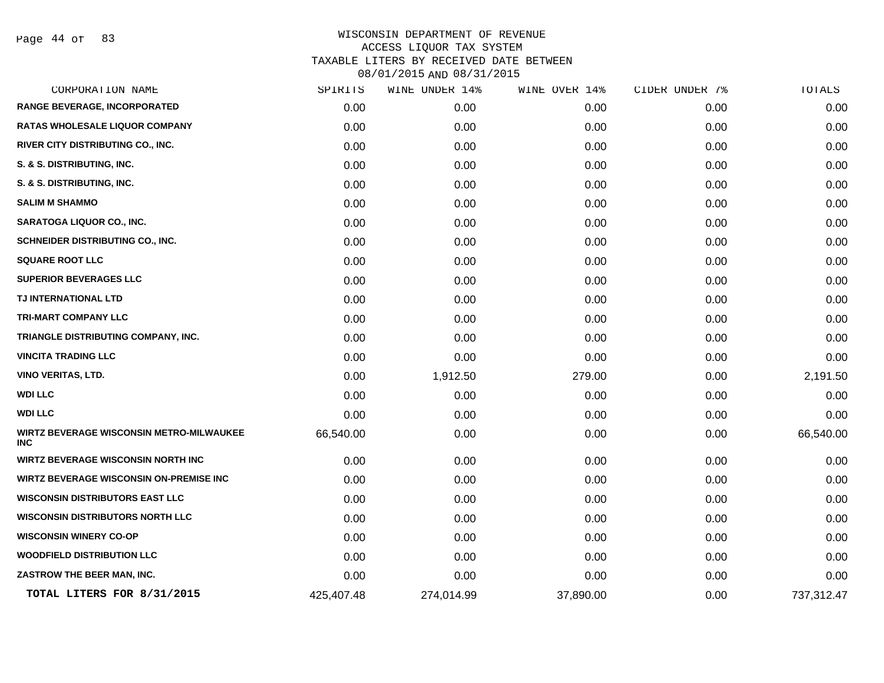# WISCONSIN DEPARTMENT OF REVENUE
## ACCESS LIQUOR TAX SYSTEM
## TAXABLE LITERS BY RECEIVED DATE BETWEEN 08/01/2015 AND 08/31/2015

| CORPORATION NAME | SPIRITS | WINE UNDER 14% | WINE OVER 14% | CIDER UNDER 7% | TOTALS |
|---|---|---|---|---|---|
| RANGE BEVERAGE, INCORPORATED | 0.00 | 0.00 | 0.00 | 0.00 | 0.00 |
| RATAS WHOLESALE LIQUOR COMPANY | 0.00 | 0.00 | 0.00 | 0.00 | 0.00 |
| RIVER CITY DISTRIBUTING CO., INC. | 0.00 | 0.00 | 0.00 | 0.00 | 0.00 |
| S. & S. DISTRIBUTING, INC. | 0.00 | 0.00 | 0.00 | 0.00 | 0.00 |
| S. & S. DISTRIBUTING, INC. | 0.00 | 0.00 | 0.00 | 0.00 | 0.00 |
| SALIM M SHAMMO | 0.00 | 0.00 | 0.00 | 0.00 | 0.00 |
| SARATOGA LIQUOR CO., INC. | 0.00 | 0.00 | 0.00 | 0.00 | 0.00 |
| SCHNEIDER DISTRIBUTING CO., INC. | 0.00 | 0.00 | 0.00 | 0.00 | 0.00 |
| SQUARE ROOT LLC | 0.00 | 0.00 | 0.00 | 0.00 | 0.00 |
| SUPERIOR BEVERAGES LLC | 0.00 | 0.00 | 0.00 | 0.00 | 0.00 |
| TJ INTERNATIONAL LTD | 0.00 | 0.00 | 0.00 | 0.00 | 0.00 |
| TRI-MART COMPANY LLC | 0.00 | 0.00 | 0.00 | 0.00 | 0.00 |
| TRIANGLE DISTRIBUTING COMPANY, INC. | 0.00 | 0.00 | 0.00 | 0.00 | 0.00 |
| VINCITA TRADING LLC | 0.00 | 0.00 | 0.00 | 0.00 | 0.00 |
| VINO VERITAS, LTD. | 0.00 | 1,912.50 | 279.00 | 0.00 | 2,191.50 |
| WDI LLC | 0.00 | 0.00 | 0.00 | 0.00 | 0.00 |
| WDI LLC | 0.00 | 0.00 | 0.00 | 0.00 | 0.00 |
| WIRTZ BEVERAGE WISCONSIN METRO-MILWAUKEE INC | 66,540.00 | 0.00 | 0.00 | 0.00 | 66,540.00 |
| WIRTZ BEVERAGE WISCONSIN NORTH INC | 0.00 | 0.00 | 0.00 | 0.00 | 0.00 |
| WIRTZ BEVERAGE WISCONSIN ON-PREMISE INC | 0.00 | 0.00 | 0.00 | 0.00 | 0.00 |
| WISCONSIN DISTRIBUTORS EAST LLC | 0.00 | 0.00 | 0.00 | 0.00 | 0.00 |
| WISCONSIN DISTRIBUTORS NORTH LLC | 0.00 | 0.00 | 0.00 | 0.00 | 0.00 |
| WISCONSIN WINERY CO-OP | 0.00 | 0.00 | 0.00 | 0.00 | 0.00 |
| WOODFIELD DISTRIBUTION LLC | 0.00 | 0.00 | 0.00 | 0.00 | 0.00 |
| ZASTROW THE BEER MAN, INC. | 0.00 | 0.00 | 0.00 | 0.00 | 0.00 |
| **TOTAL LITERS FOR 8/31/2015** | 425,407.48 | 274,014.99 | 37,890.00 | 0.00 | 737,312.47 |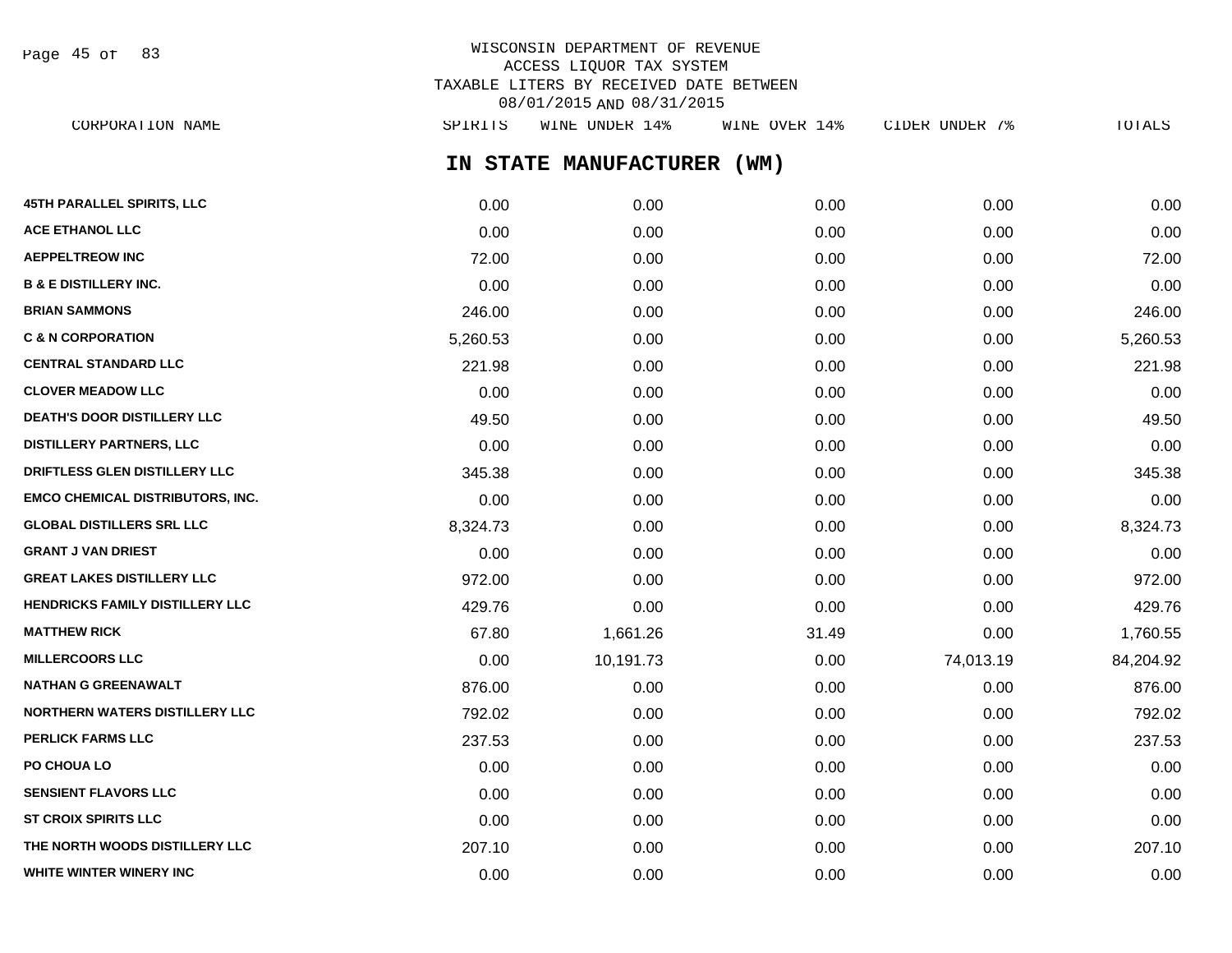WISCONSIN DEPARTMENT OF REVENUE
ACCESS LIQUOR TAX SYSTEM
TAXABLE LITERS BY RECEIVED DATE BETWEEN
08/01/2015 AND 08/31/2015

## IN STATE MANUFACTURER (WM)

| CORPORATION NAME | SPIRITS | WINE UNDER 14% | WINE OVER 14% | CIDER UNDER 7% | TOTALS |
|---|---|---|---|---|---|
| 45TH PARALLEL SPIRITS, LLC | 0.00 | 0.00 | 0.00 | 0.00 | 0.00 |
| ACE ETHANOL LLC | 0.00 | 0.00 | 0.00 | 0.00 | 0.00 |
| AEPPELTREOW INC | 72.00 | 0.00 | 0.00 | 0.00 | 72.00 |
| B & E DISTILLERY INC. | 0.00 | 0.00 | 0.00 | 0.00 | 0.00 |
| BRIAN SAMMONS | 246.00 | 0.00 | 0.00 | 0.00 | 246.00 |
| C & N CORPORATION | 5,260.53 | 0.00 | 0.00 | 0.00 | 5,260.53 |
| CENTRAL STANDARD LLC | 221.98 | 0.00 | 0.00 | 0.00 | 221.98 |
| CLOVER MEADOW LLC | 0.00 | 0.00 | 0.00 | 0.00 | 0.00 |
| DEATH'S DOOR DISTILLERY LLC | 49.50 | 0.00 | 0.00 | 0.00 | 49.50 |
| DISTILLERY PARTNERS, LLC | 0.00 | 0.00 | 0.00 | 0.00 | 0.00 |
| DRIFTLESS GLEN DISTILLERY LLC | 345.38 | 0.00 | 0.00 | 0.00 | 345.38 |
| EMCO CHEMICAL DISTRIBUTORS, INC. | 0.00 | 0.00 | 0.00 | 0.00 | 0.00 |
| GLOBAL DISTILLERS SRL LLC | 8,324.73 | 0.00 | 0.00 | 0.00 | 8,324.73 |
| GRANT J VAN DRIEST | 0.00 | 0.00 | 0.00 | 0.00 | 0.00 |
| GREAT LAKES DISTILLERY LLC | 972.00 | 0.00 | 0.00 | 0.00 | 972.00 |
| HENDRICKS FAMILY DISTILLERY LLC | 429.76 | 0.00 | 0.00 | 0.00 | 429.76 |
| MATTHEW RICK | 67.80 | 1,661.26 | 31.49 | 0.00 | 1,760.55 |
| MILLERCOORS LLC | 0.00 | 10,191.73 | 0.00 | 74,013.19 | 84,204.92 |
| NATHAN G GREENAWALT | 876.00 | 0.00 | 0.00 | 0.00 | 876.00 |
| NORTHERN WATERS DISTILLERY LLC | 792.02 | 0.00 | 0.00 | 0.00 | 792.02 |
| PERLICK FARMS LLC | 237.53 | 0.00 | 0.00 | 0.00 | 237.53 |
| PO CHOUA LO | 0.00 | 0.00 | 0.00 | 0.00 | 0.00 |
| SENSIENT FLAVORS LLC | 0.00 | 0.00 | 0.00 | 0.00 | 0.00 |
| ST CROIX SPIRITS LLC | 0.00 | 0.00 | 0.00 | 0.00 | 0.00 |
| THE NORTH WOODS DISTILLERY LLC | 207.10 | 0.00 | 0.00 | 0.00 | 207.10 |
| WHITE WINTER WINERY INC | 0.00 | 0.00 | 0.00 | 0.00 | 0.00 |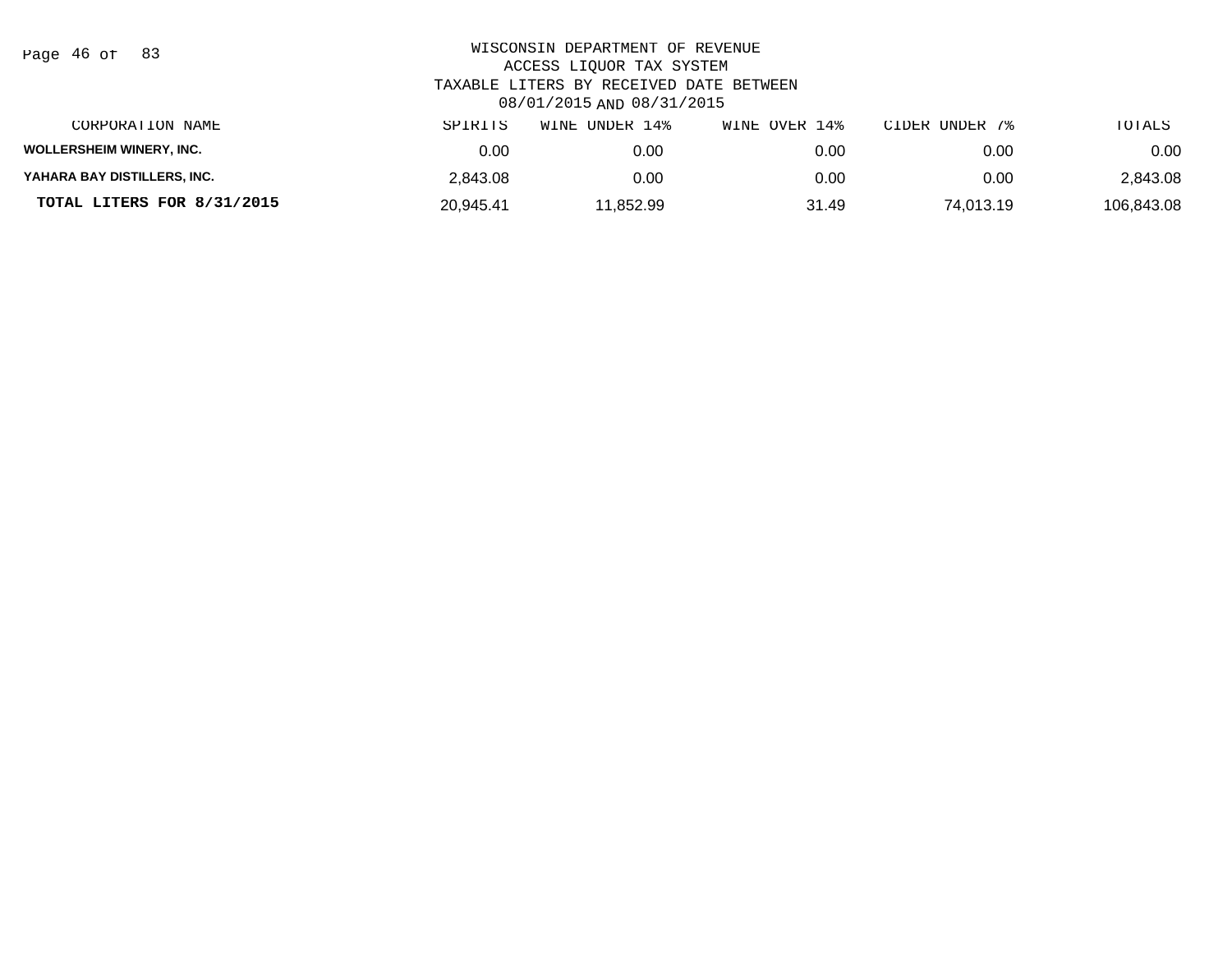WISCONSIN DEPARTMENT OF REVENUE
ACCESS LIQUOR TAX SYSTEM
TAXABLE LITERS BY RECEIVED DATE BETWEEN
08/01/2015 AND 08/31/2015

| CORPORATION NAME | SPIRITS | WINE UNDER 14% | WINE OVER 14% | CIDER UNDER 7% | TOTALS |
|---|---|---|---|---|---|
| **WOLLERSHEIM WINERY, INC.** | 0.00 | 0.00 | 0.00 | 0.00 | 0.00 |
| **YAHARA BAY DISTILLERS, INC.** | 2,843.08 | 0.00 | 0.00 | 0.00 | 2,843.08 |
| **TOTAL LITERS FOR 8/31/2015** | 20,945.41 | 11,852.99 | 31.49 | 74,013.19 | 106,843.08 |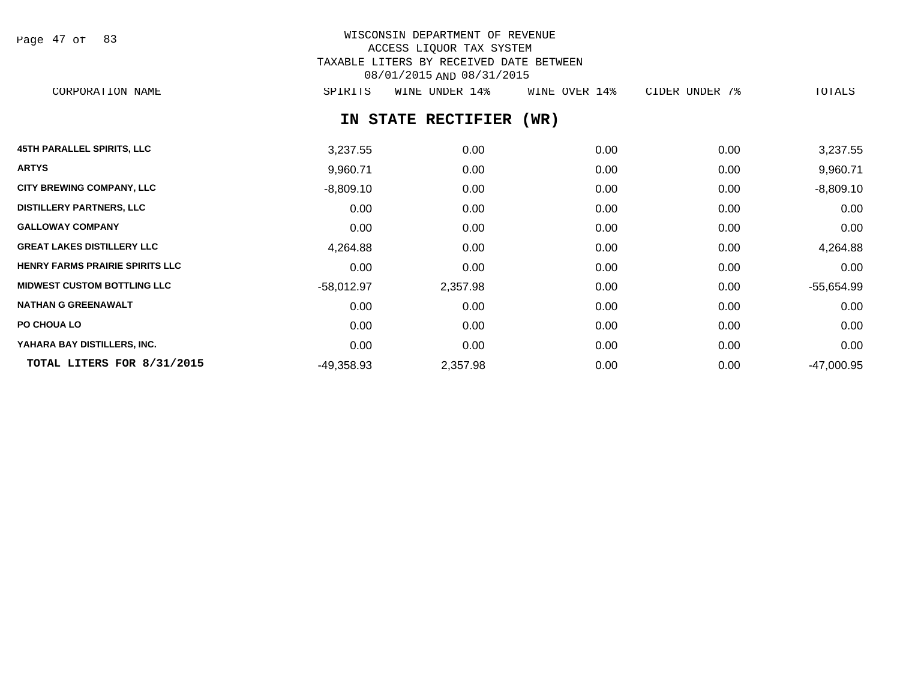WISCONSIN DEPARTMENT OF REVENUE
ACCESS LIQUOR TAX SYSTEM
TAXABLE LITERS BY RECEIVED DATE BETWEEN
08/01/2015 AND 08/31/2015

## IN STATE RECTIFIER (WR)

| CORPORATION NAME | SPIRITS | WINE UNDER 14% | WINE OVER 14% | CIDER UNDER 7% | TOTALS |
|---|---|---|---|---|---|
| 45TH PARALLEL SPIRITS, LLC | 3,237.55 | 0.00 | 0.00 | 0.00 | 3,237.55 |
| ARTYS | 9,960.71 | 0.00 | 0.00 | 0.00 | 9,960.71 |
| CITY BREWING COMPANY, LLC | -8,809.10 | 0.00 | 0.00 | 0.00 | -8,809.10 |
| DISTILLERY PARTNERS, LLC | 0.00 | 0.00 | 0.00 | 0.00 | 0.00 |
| GALLOWAY COMPANY | 0.00 | 0.00 | 0.00 | 0.00 | 0.00 |
| GREAT LAKES DISTILLERY LLC | 4,264.88 | 0.00 | 0.00 | 0.00 | 4,264.88 |
| HENRY FARMS PRAIRIE SPIRITS LLC | 0.00 | 0.00 | 0.00 | 0.00 | 0.00 |
| MIDWEST CUSTOM BOTTLING LLC | -58,012.97 | 2,357.98 | 0.00 | 0.00 | -55,654.99 |
| NATHAN G GREENAWALT | 0.00 | 0.00 | 0.00 | 0.00 | 0.00 |
| PO CHOUA LO | 0.00 | 0.00 | 0.00 | 0.00 | 0.00 |
| YAHARA BAY DISTILLERS, INC. | 0.00 | 0.00 | 0.00 | 0.00 | 0.00 |
| **TOTAL LITERS FOR 8/31/2015** | -49,358.93 | 2,357.98 | 0.00 | 0.00 | -47,000.95 |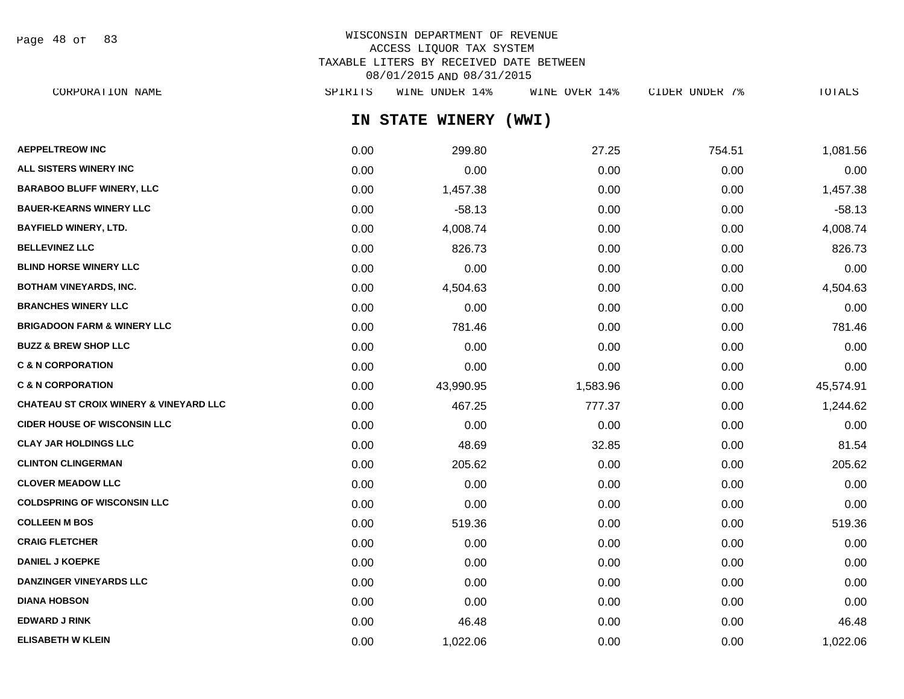WISCONSIN DEPARTMENT OF REVENUE
ACCESS LIQUOR TAX SYSTEM
TAXABLE LITERS BY RECEIVED DATE BETWEEN
08/01/2015 AND 08/31/2015

## IN STATE WINERY (WWI)

| CORPORATION NAME | SPIRITS | WINE UNDER 14% | WINE OVER 14% | CIDER UNDER 7% | TOTALS |
|---|---|---|---|---|---|
| AEPPELTREOW INC | 0.00 | 299.80 | 27.25 | 754.51 | 1,081.56 |
| ALL SISTERS WINERY INC | 0.00 | 0.00 | 0.00 | 0.00 | 0.00 |
| BARABOO BLUFF WINERY, LLC | 0.00 | 1,457.38 | 0.00 | 0.00 | 1,457.38 |
| BAUER-KEARNS WINERY LLC | 0.00 | -58.13 | 0.00 | 0.00 | -58.13 |
| BAYFIELD WINERY, LTD. | 0.00 | 4,008.74 | 0.00 | 0.00 | 4,008.74 |
| BELLEVINEZ LLC | 0.00 | 826.73 | 0.00 | 0.00 | 826.73 |
| BLIND HORSE WINERY LLC | 0.00 | 0.00 | 0.00 | 0.00 | 0.00 |
| BOTHAM VINEYARDS, INC. | 0.00 | 4,504.63 | 0.00 | 0.00 | 4,504.63 |
| BRANCHES WINERY LLC | 0.00 | 0.00 | 0.00 | 0.00 | 0.00 |
| BRIGADOON FARM & WINERY LLC | 0.00 | 781.46 | 0.00 | 0.00 | 781.46 |
| BUZZ & BREW SHOP LLC | 0.00 | 0.00 | 0.00 | 0.00 | 0.00 |
| C & N CORPORATION | 0.00 | 0.00 | 0.00 | 0.00 | 0.00 |
| C & N CORPORATION | 0.00 | 43,990.95 | 1,583.96 | 0.00 | 45,574.91 |
| CHATEAU ST CROIX WINERY & VINEYARD LLC | 0.00 | 467.25 | 777.37 | 0.00 | 1,244.62 |
| CIDER HOUSE OF WISCONSIN LLC | 0.00 | 0.00 | 0.00 | 0.00 | 0.00 |
| CLAY JAR HOLDINGS LLC | 0.00 | 48.69 | 32.85 | 0.00 | 81.54 |
| CLINTON CLINGERMAN | 0.00 | 205.62 | 0.00 | 0.00 | 205.62 |
| CLOVER MEADOW LLC | 0.00 | 0.00 | 0.00 | 0.00 | 0.00 |
| COLDSPRING OF WISCONSIN LLC | 0.00 | 0.00 | 0.00 | 0.00 | 0.00 |
| COLLEEN M BOS | 0.00 | 519.36 | 0.00 | 0.00 | 519.36 |
| CRAIG FLETCHER | 0.00 | 0.00 | 0.00 | 0.00 | 0.00 |
| DANIEL J KOEPKE | 0.00 | 0.00 | 0.00 | 0.00 | 0.00 |
| DANZINGER VINEYARDS LLC | 0.00 | 0.00 | 0.00 | 0.00 | 0.00 |
| DIANA HOBSON | 0.00 | 0.00 | 0.00 | 0.00 | 0.00 |
| EDWARD J RINK | 0.00 | 46.48 | 0.00 | 0.00 | 46.48 |
| ELISABETH W KLEIN | 0.00 | 1,022.06 | 0.00 | 0.00 | 1,022.06 |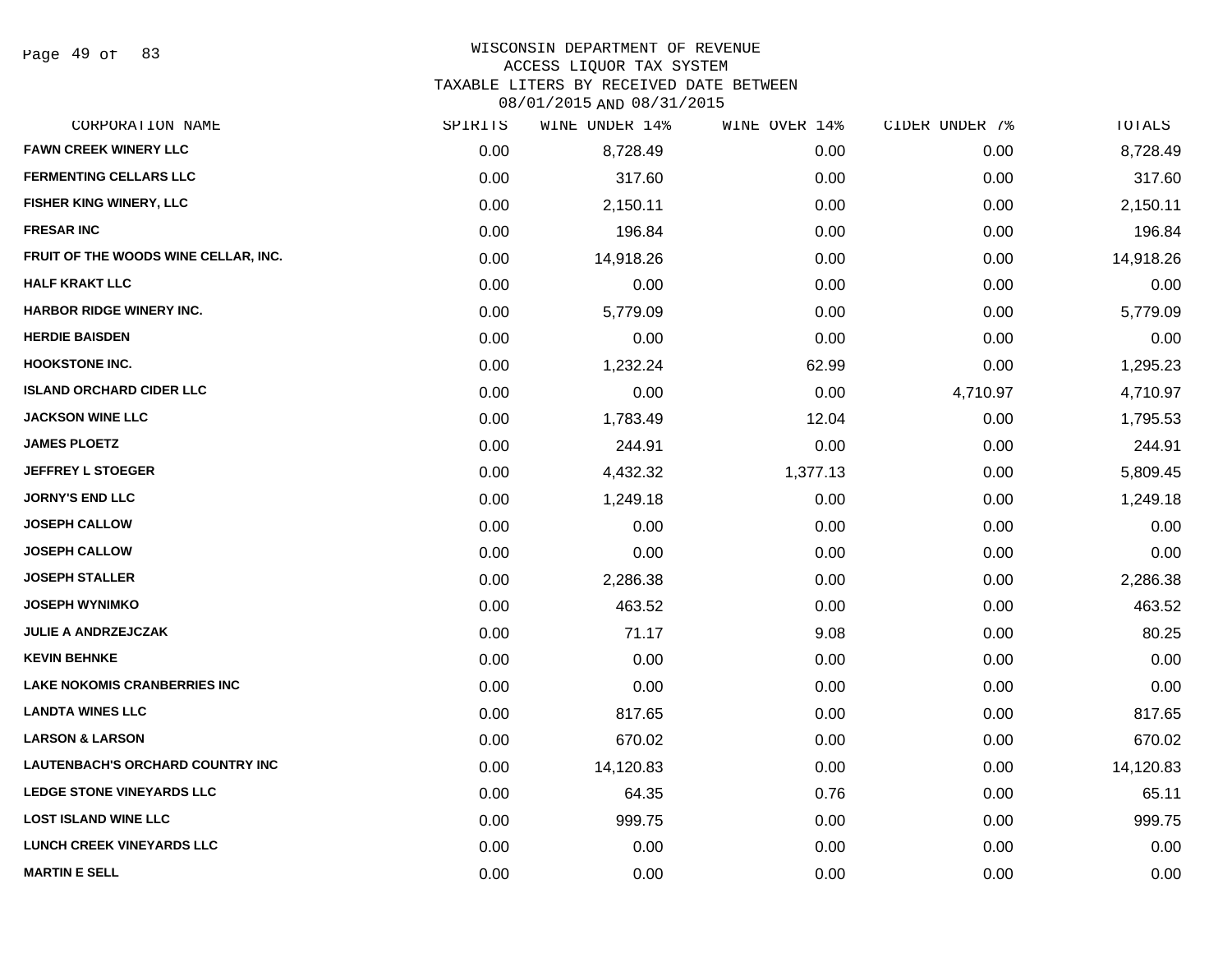# WISCONSIN DEPARTMENT OF REVENUE
## ACCESS LIQUOR TAX SYSTEM
### TAXABLE LITERS BY RECEIVED DATE BETWEEN 08/01/2015 AND 08/31/2015

| CORPORATION NAME | SPIRITS | WINE UNDER 14% | WINE OVER 14% | CIDER UNDER 7% | TOTALS |
|---|---|---|---|---|---|
| FAWN CREEK WINERY LLC | 0.00 | 8,728.49 | 0.00 | 0.00 | 8,728.49 |
| FERMENTING CELLARS LLC | 0.00 | 317.60 | 0.00 | 0.00 | 317.60 |
| FISHER KING WINERY, LLC | 0.00 | 2,150.11 | 0.00 | 0.00 | 2,150.11 |
| FRESAR INC | 0.00 | 196.84 | 0.00 | 0.00 | 196.84 |
| FRUIT OF THE WOODS WINE CELLAR, INC. | 0.00 | 14,918.26 | 0.00 | 0.00 | 14,918.26 |
| HALF KRAKT LLC | 0.00 | 0.00 | 0.00 | 0.00 | 0.00 |
| HARBOR RIDGE WINERY INC. | 0.00 | 5,779.09 | 0.00 | 0.00 | 5,779.09 |
| HERDIE BAISDEN | 0.00 | 0.00 | 0.00 | 0.00 | 0.00 |
| HOOKSTONE INC. | 0.00 | 1,232.24 | 62.99 | 0.00 | 1,295.23 |
| ISLAND ORCHARD CIDER LLC | 0.00 | 0.00 | 0.00 | 4,710.97 | 4,710.97 |
| JACKSON WINE LLC | 0.00 | 1,783.49 | 12.04 | 0.00 | 1,795.53 |
| JAMES PLOETZ | 0.00 | 244.91 | 0.00 | 0.00 | 244.91 |
| JEFFREY L STOEGER | 0.00 | 4,432.32 | 1,377.13 | 0.00 | 5,809.45 |
| JORNY'S END LLC | 0.00 | 1,249.18 | 0.00 | 0.00 | 1,249.18 |
| JOSEPH CALLOW | 0.00 | 0.00 | 0.00 | 0.00 | 0.00 |
| JOSEPH CALLOW | 0.00 | 0.00 | 0.00 | 0.00 | 0.00 |
| JOSEPH STALLER | 0.00 | 2,286.38 | 0.00 | 0.00 | 2,286.38 |
| JOSEPH WYNIMKO | 0.00 | 463.52 | 0.00 | 0.00 | 463.52 |
| JULIE A ANDRZEJCZAK | 0.00 | 71.17 | 9.08 | 0.00 | 80.25 |
| KEVIN BEHNKE | 0.00 | 0.00 | 0.00 | 0.00 | 0.00 |
| LAKE NOKOMIS CRANBERRIES INC | 0.00 | 0.00 | 0.00 | 0.00 | 0.00 |
| LANDTA WINES LLC | 0.00 | 817.65 | 0.00 | 0.00 | 817.65 |
| LARSON & LARSON | 0.00 | 670.02 | 0.00 | 0.00 | 670.02 |
| LAUTENBACH'S ORCHARD COUNTRY INC | 0.00 | 14,120.83 | 0.00 | 0.00 | 14,120.83 |
| LEDGE STONE VINEYARDS LLC | 0.00 | 64.35 | 0.76 | 0.00 | 65.11 |
| LOST ISLAND WINE LLC | 0.00 | 999.75 | 0.00 | 0.00 | 999.75 |
| LUNCH CREEK VINEYARDS LLC | 0.00 | 0.00 | 0.00 | 0.00 | 0.00 |
| MARTIN E SELL | 0.00 | 0.00 | 0.00 | 0.00 | 0.00 |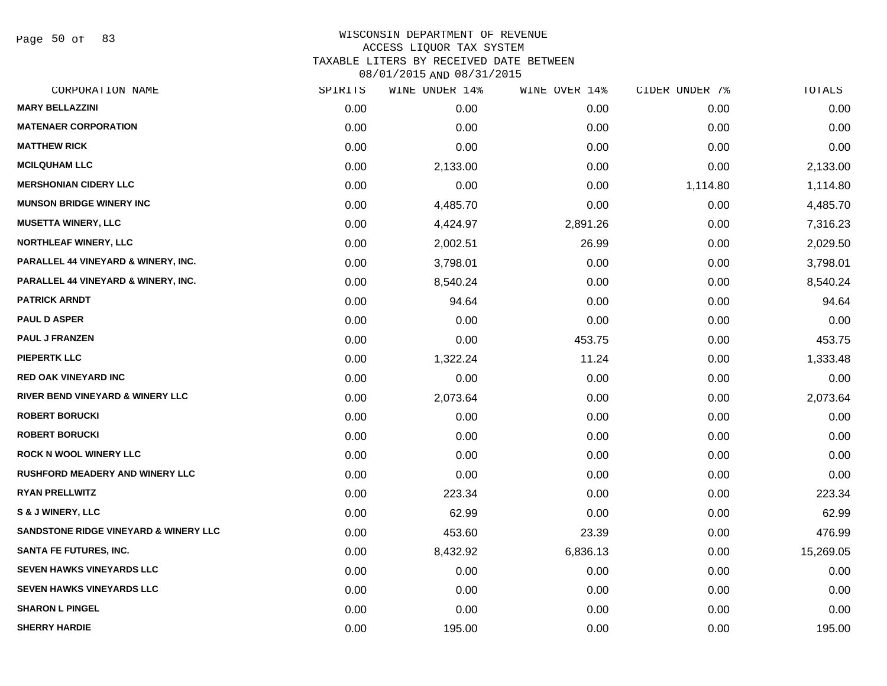# WISCONSIN DEPARTMENT OF REVENUE
## ACCESS LIQUOR TAX SYSTEM
## TAXABLE LITERS BY RECEIVED DATE BETWEEN 08/01/2015 AND 08/31/2015

| CORPORATION NAME | SPIRITS | WINE UNDER 14% | WINE OVER 14% | CIDER UNDER 7% | TOTALS |
|---|---|---|---|---|---|
| MARY BELLAZZINI | 0.00 | 0.00 | 0.00 | 0.00 | 0.00 |
| MATENAER CORPORATION | 0.00 | 0.00 | 0.00 | 0.00 | 0.00 |
| MATTHEW RICK | 0.00 | 0.00 | 0.00 | 0.00 | 0.00 |
| MCILQUHAM LLC | 0.00 | 2,133.00 | 0.00 | 0.00 | 2,133.00 |
| MERSHONIAN CIDERY LLC | 0.00 | 0.00 | 0.00 | 1,114.80 | 1,114.80 |
| MUNSON BRIDGE WINERY INC | 0.00 | 4,485.70 | 0.00 | 0.00 | 4,485.70 |
| MUSETTA WINERY, LLC | 0.00 | 4,424.97 | 2,891.26 | 0.00 | 7,316.23 |
| NORTHLEAF WINERY, LLC | 0.00 | 2,002.51 | 26.99 | 0.00 | 2,029.50 |
| PARALLEL 44 VINEYARD & WINERY, INC. | 0.00 | 3,798.01 | 0.00 | 0.00 | 3,798.01 |
| PARALLEL 44 VINEYARD & WINERY, INC. | 0.00 | 8,540.24 | 0.00 | 0.00 | 8,540.24 |
| PATRICK ARNDT | 0.00 | 94.64 | 0.00 | 0.00 | 94.64 |
| PAUL D ASPER | 0.00 | 0.00 | 0.00 | 0.00 | 0.00 |
| PAUL J FRANZEN | 0.00 | 0.00 | 453.75 | 0.00 | 453.75 |
| PIEPERTK LLC | 0.00 | 1,322.24 | 11.24 | 0.00 | 1,333.48 |
| RED OAK VINEYARD INC | 0.00 | 0.00 | 0.00 | 0.00 | 0.00 |
| RIVER BEND VINEYARD & WINERY LLC | 0.00 | 2,073.64 | 0.00 | 0.00 | 2,073.64 |
| ROBERT BORUCKI | 0.00 | 0.00 | 0.00 | 0.00 | 0.00 |
| ROBERT BORUCKI | 0.00 | 0.00 | 0.00 | 0.00 | 0.00 |
| ROCK N WOOL WINERY LLC | 0.00 | 0.00 | 0.00 | 0.00 | 0.00 |
| RUSHFORD MEADERY AND WINERY LLC | 0.00 | 0.00 | 0.00 | 0.00 | 0.00 |
| RYAN PRELLWITZ | 0.00 | 223.34 | 0.00 | 0.00 | 223.34 |
| S & J WINERY, LLC | 0.00 | 62.99 | 0.00 | 0.00 | 62.99 |
| SANDSTONE RIDGE VINEYARD & WINERY LLC | 0.00 | 453.60 | 23.39 | 0.00 | 476.99 |
| SANTA FE FUTURES, INC. | 0.00 | 8,432.92 | 6,836.13 | 0.00 | 15,269.05 |
| SEVEN HAWKS VINEYARDS LLC | 0.00 | 0.00 | 0.00 | 0.00 | 0.00 |
| SEVEN HAWKS VINEYARDS LLC | 0.00 | 0.00 | 0.00 | 0.00 | 0.00 |
| SHARON L PINGEL | 0.00 | 0.00 | 0.00 | 0.00 | 0.00 |
| SHERRY HARDIE | 0.00 | 195.00 | 0.00 | 0.00 | 195.00 |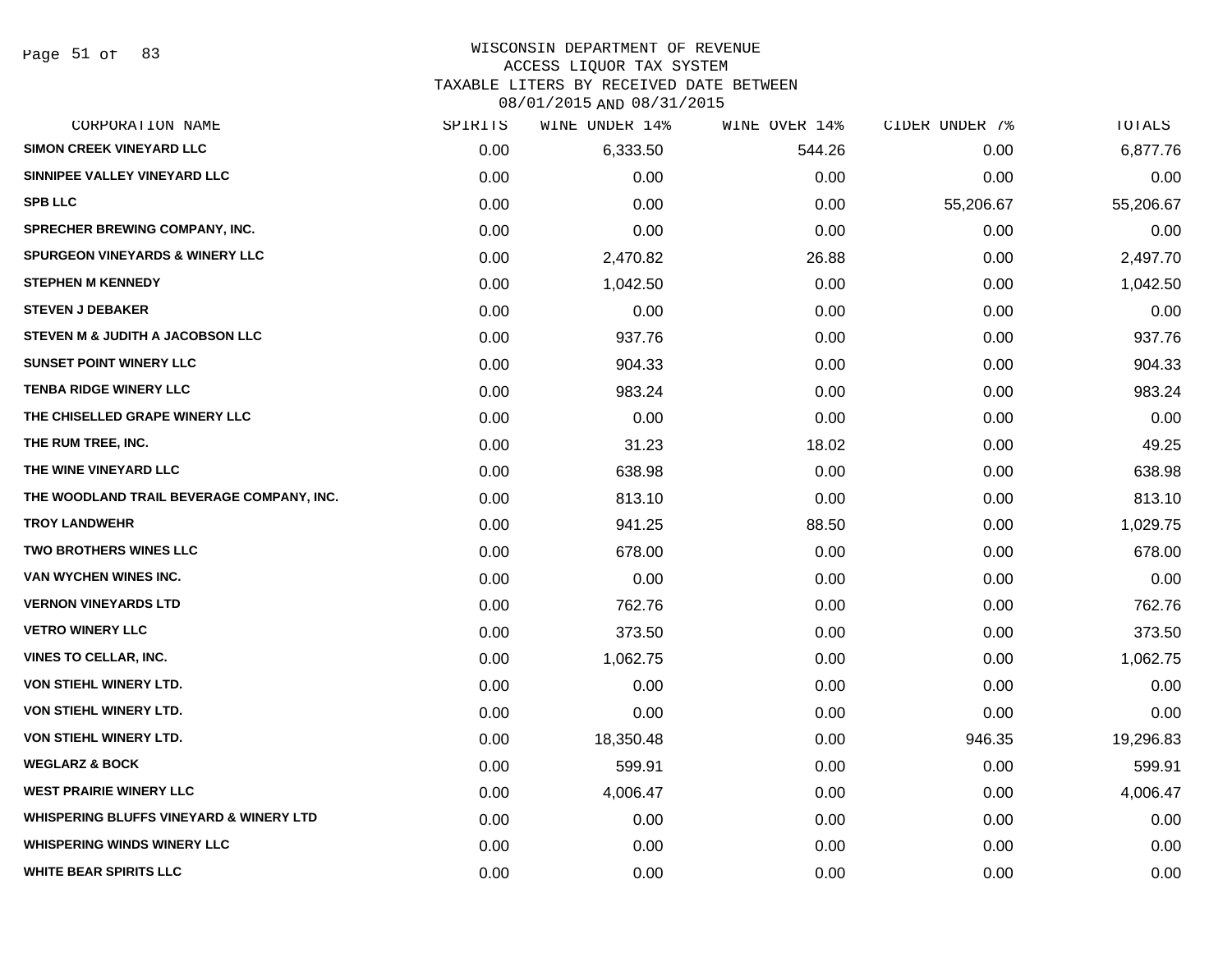# WISCONSIN DEPARTMENT OF REVENUE
## ACCESS LIQUOR TAX SYSTEM
### TAXABLE LITERS BY RECEIVED DATE BETWEEN 08/01/2015 AND 08/31/2015

| CORPORATION NAME | SPIRITS | WINE UNDER 14% | WINE OVER 14% | CIDER UNDER 7% | TOTALS |
|---|---|---|---|---|---|
| SIMON CREEK VINEYARD LLC | 0.00 | 6,333.50 | 544.26 | 0.00 | 6,877.76 |
| SINNIPEE VALLEY VINEYARD LLC | 0.00 | 0.00 | 0.00 | 0.00 | 0.00 |
| SPB LLC | 0.00 | 0.00 | 0.00 | 55,206.67 | 55,206.67 |
| SPRECHER BREWING COMPANY, INC. | 0.00 | 0.00 | 0.00 | 0.00 | 0.00 |
| SPURGEON VINEYARDS & WINERY LLC | 0.00 | 2,470.82 | 26.88 | 0.00 | 2,497.70 |
| STEPHEN M KENNEDY | 0.00 | 1,042.50 | 0.00 | 0.00 | 1,042.50 |
| STEVEN J DEBAKER | 0.00 | 0.00 | 0.00 | 0.00 | 0.00 |
| STEVEN M & JUDITH A JACOBSON LLC | 0.00 | 937.76 | 0.00 | 0.00 | 937.76 |
| SUNSET POINT WINERY LLC | 0.00 | 904.33 | 0.00 | 0.00 | 904.33 |
| TENBA RIDGE WINERY LLC | 0.00 | 983.24 | 0.00 | 0.00 | 983.24 |
| THE CHISELLED GRAPE WINERY LLC | 0.00 | 0.00 | 0.00 | 0.00 | 0.00 |
| THE RUM TREE, INC. | 0.00 | 31.23 | 18.02 | 0.00 | 49.25 |
| THE WINE VINEYARD LLC | 0.00 | 638.98 | 0.00 | 0.00 | 638.98 |
| THE WOODLAND TRAIL BEVERAGE COMPANY, INC. | 0.00 | 813.10 | 0.00 | 0.00 | 813.10 |
| TROY LANDWEHR | 0.00 | 941.25 | 88.50 | 0.00 | 1,029.75 |
| TWO BROTHERS WINES LLC | 0.00 | 678.00 | 0.00 | 0.00 | 678.00 |
| VAN WYCHEN WINES INC. | 0.00 | 0.00 | 0.00 | 0.00 | 0.00 |
| VERNON VINEYARDS LTD | 0.00 | 762.76 | 0.00 | 0.00 | 762.76 |
| VETRO WINERY LLC | 0.00 | 373.50 | 0.00 | 0.00 | 373.50 |
| VINES TO CELLAR, INC. | 0.00 | 1,062.75 | 0.00 | 0.00 | 1,062.75 |
| VON STIEHL WINERY LTD. | 0.00 | 0.00 | 0.00 | 0.00 | 0.00 |
| VON STIEHL WINERY LTD. | 0.00 | 0.00 | 0.00 | 0.00 | 0.00 |
| VON STIEHL WINERY LTD. | 0.00 | 18,350.48 | 0.00 | 946.35 | 19,296.83 |
| WEGLARZ & BOCK | 0.00 | 599.91 | 0.00 | 0.00 | 599.91 |
| WEST PRAIRIE WINERY LLC | 0.00 | 4,006.47 | 0.00 | 0.00 | 4,006.47 |
| WHISPERING BLUFFS VINEYARD & WINERY LTD | 0.00 | 0.00 | 0.00 | 0.00 | 0.00 |
| WHISPERING WINDS WINERY LLC | 0.00 | 0.00 | 0.00 | 0.00 | 0.00 |
| WHITE BEAR SPIRITS LLC | 0.00 | 0.00 | 0.00 | 0.00 | 0.00 |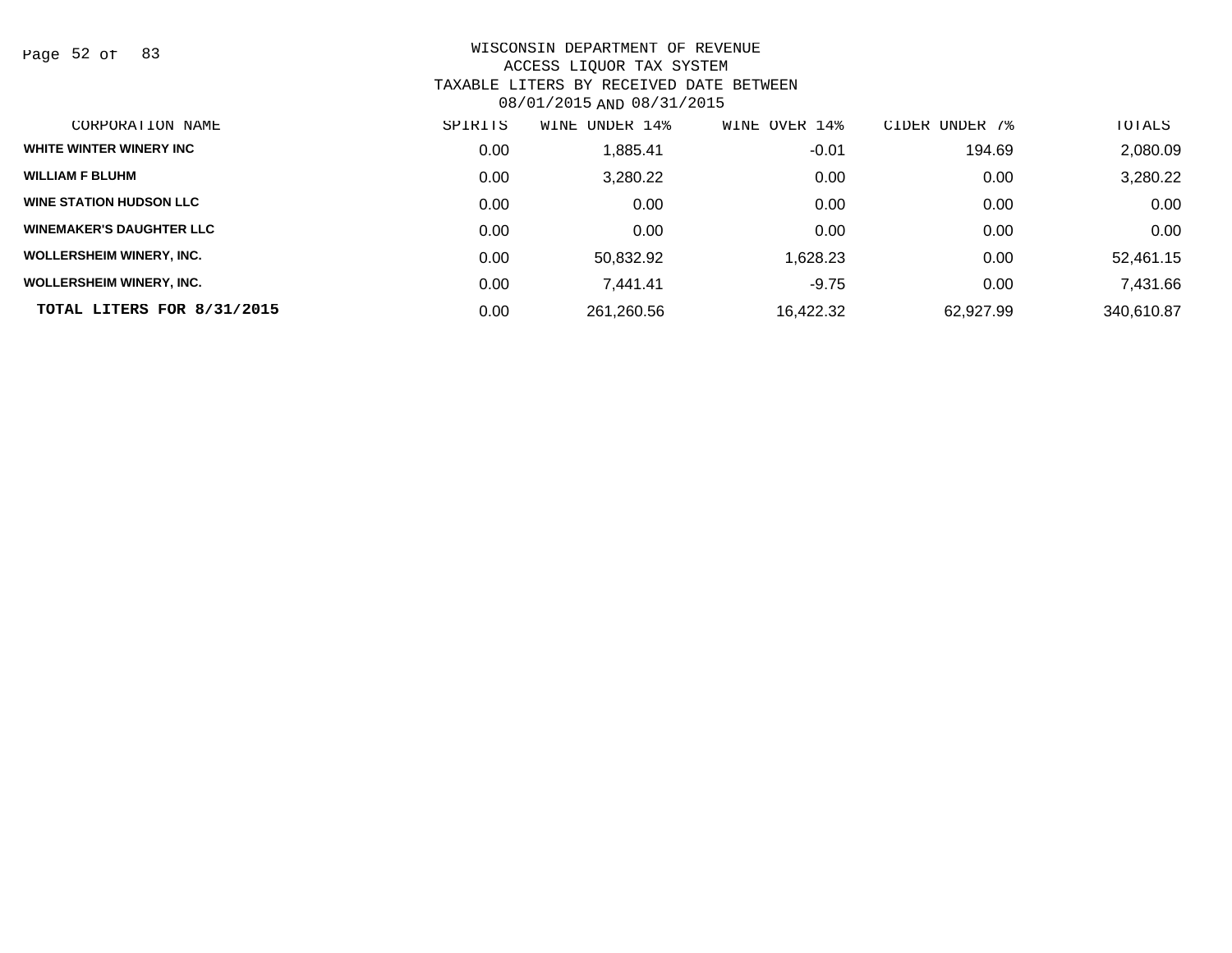WISCONSIN DEPARTMENT OF REVENUE
ACCESS LIQUOR TAX SYSTEM
TAXABLE LITERS BY RECEIVED DATE BETWEEN
08/01/2015 AND 08/31/2015

| CORPORATION NAME | SPIRITS | WINE UNDER 14% | WINE OVER 14% | CIDER UNDER 7% | TOTALS |
|---|---|---|---|---|---|
| WHITE WINTER WINERY INC | 0.00 | 1,885.41 | -0.01 | 194.69 | 2,080.09 |
| WILLIAM F BLUHM | 0.00 | 3,280.22 | 0.00 | 0.00 | 3,280.22 |
| WINE STATION HUDSON LLC | 0.00 | 0.00 | 0.00 | 0.00 | 0.00 |
| WINEMAKER'S DAUGHTER LLC | 0.00 | 0.00 | 0.00 | 0.00 | 0.00 |
| WOLLERSHEIM WINERY, INC. | 0.00 | 50,832.92 | 1,628.23 | 0.00 | 52,461.15 |
| WOLLERSHEIM WINERY, INC. | 0.00 | 7,441.41 | -9.75 | 0.00 | 7,431.66 |
| **TOTAL LITERS FOR 8/31/2015** | 0.00 | 261,260.56 | 16,422.32 | 62,927.99 | 340,610.87 |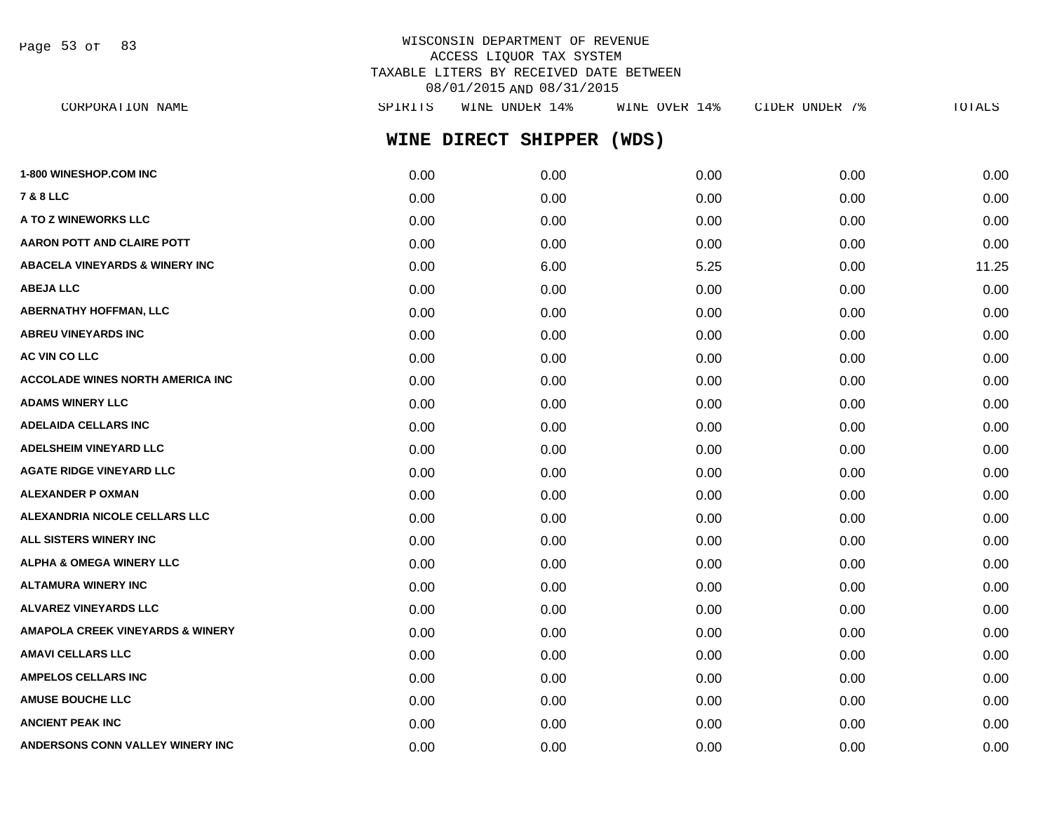WISCONSIN DEPARTMENT OF REVENUE
ACCESS LIQUOR TAX SYSTEM
TAXABLE LITERS BY RECEIVED DATE BETWEEN
08/01/2015 AND 08/31/2015

## WINE DIRECT SHIPPER (WDS)

| CORPORATION NAME | SPIRITS | WINE UNDER 14% | WINE OVER 14% | CIDER UNDER 7% | TOTALS |
|---|---|---|---|---|---|
| 1-800 WINESHOP.COM INC | 0.00 | 0.00 | 0.00 | 0.00 | 0.00 |
| 7 & 8 LLC | 0.00 | 0.00 | 0.00 | 0.00 | 0.00 |
| A TO Z WINEWORKS LLC | 0.00 | 0.00 | 0.00 | 0.00 | 0.00 |
| AARON POTT AND CLAIRE POTT | 0.00 | 0.00 | 0.00 | 0.00 | 0.00 |
| ABACELA VINEYARDS & WINERY INC | 0.00 | 6.00 | 5.25 | 0.00 | 11.25 |
| ABEJA LLC | 0.00 | 0.00 | 0.00 | 0.00 | 0.00 |
| ABERNATHY HOFFMAN, LLC | 0.00 | 0.00 | 0.00 | 0.00 | 0.00 |
| ABREU VINEYARDS INC | 0.00 | 0.00 | 0.00 | 0.00 | 0.00 |
| AC VIN CO LLC | 0.00 | 0.00 | 0.00 | 0.00 | 0.00 |
| ACCOLADE WINES NORTH AMERICA INC | 0.00 | 0.00 | 0.00 | 0.00 | 0.00 |
| ADAMS WINERY LLC | 0.00 | 0.00 | 0.00 | 0.00 | 0.00 |
| ADELAIDA CELLARS INC | 0.00 | 0.00 | 0.00 | 0.00 | 0.00 |
| ADELSHEIM VINEYARD LLC | 0.00 | 0.00 | 0.00 | 0.00 | 0.00 |
| AGATE RIDGE VINEYARD LLC | 0.00 | 0.00 | 0.00 | 0.00 | 0.00 |
| ALEXANDER P OXMAN | 0.00 | 0.00 | 0.00 | 0.00 | 0.00 |
| ALEXANDRIA NICOLE CELLARS LLC | 0.00 | 0.00 | 0.00 | 0.00 | 0.00 |
| ALL SISTERS WINERY INC | 0.00 | 0.00 | 0.00 | 0.00 | 0.00 |
| ALPHA & OMEGA WINERY LLC | 0.00 | 0.00 | 0.00 | 0.00 | 0.00 |
| ALTAMURA WINERY INC | 0.00 | 0.00 | 0.00 | 0.00 | 0.00 |
| ALVAREZ VINEYARDS LLC | 0.00 | 0.00 | 0.00 | 0.00 | 0.00 |
| AMAPOLA CREEK VINEYARDS & WINERY | 0.00 | 0.00 | 0.00 | 0.00 | 0.00 |
| AMAVI CELLARS LLC | 0.00 | 0.00 | 0.00 | 0.00 | 0.00 |
| AMPELOS CELLARS INC | 0.00 | 0.00 | 0.00 | 0.00 | 0.00 |
| AMUSE BOUCHE LLC | 0.00 | 0.00 | 0.00 | 0.00 | 0.00 |
| ANCIENT PEAK INC | 0.00 | 0.00 | 0.00 | 0.00 | 0.00 |
| ANDERSONS CONN VALLEY WINERY INC | 0.00 | 0.00 | 0.00 | 0.00 | 0.00 |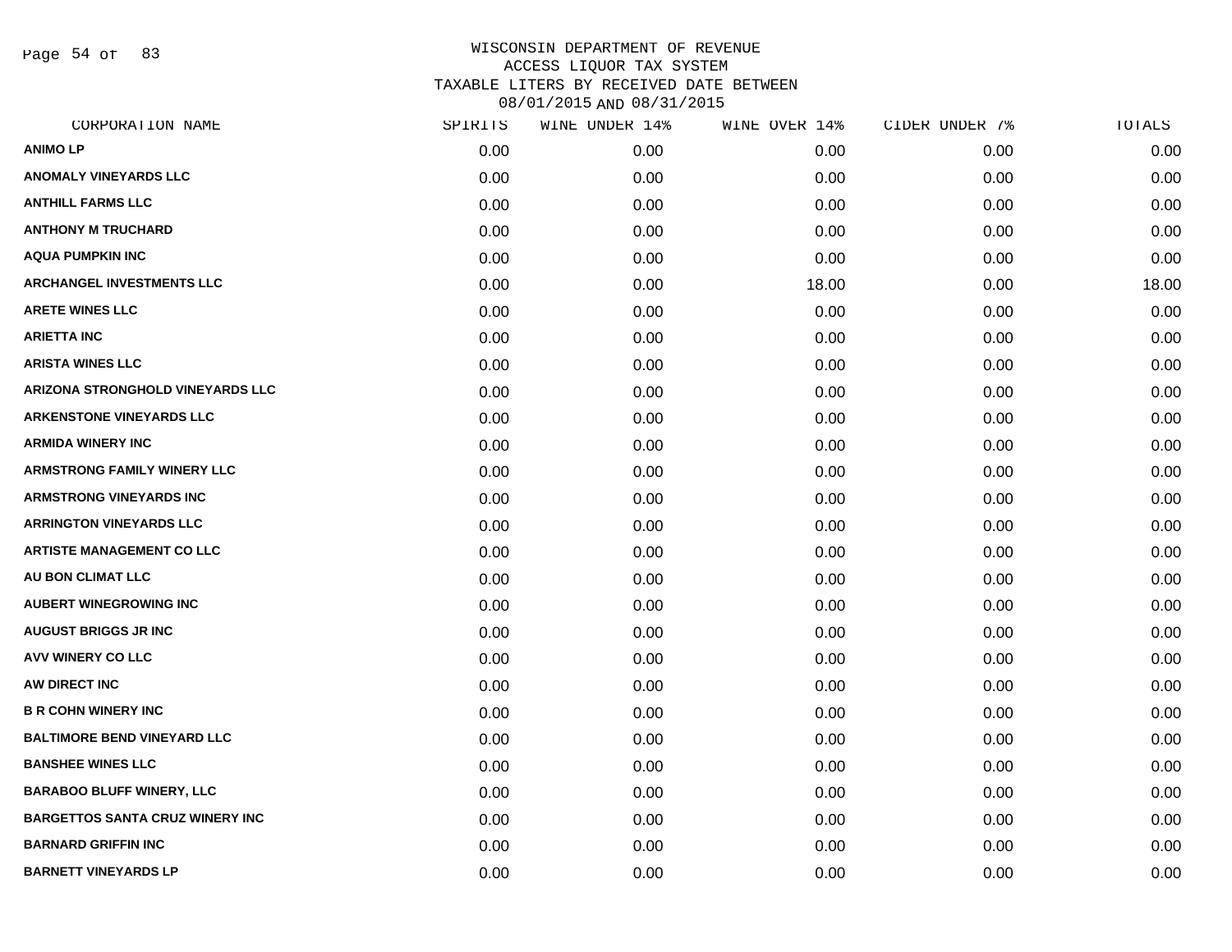# WISCONSIN DEPARTMENT OF REVENUE
## ACCESS LIQUOR TAX SYSTEM
## TAXABLE LITERS BY RECEIVED DATE BETWEEN 08/01/2015 AND 08/31/2015

| CORPORATION NAME | SPIRITS | WINE UNDER 14% | WINE OVER 14% | CIDER UNDER 7% | TOTALS |
|---|---|---|---|---|---|
| ANIMO LP | 0.00 | 0.00 | 0.00 | 0.00 | 0.00 |
| ANOMALY VINEYARDS LLC | 0.00 | 0.00 | 0.00 | 0.00 | 0.00 |
| ANTHILL FARMS LLC | 0.00 | 0.00 | 0.00 | 0.00 | 0.00 |
| ANTHONY M TRUCHARD | 0.00 | 0.00 | 0.00 | 0.00 | 0.00 |
| AQUA PUMPKIN INC | 0.00 | 0.00 | 0.00 | 0.00 | 0.00 |
| ARCHANGEL INVESTMENTS LLC | 0.00 | 0.00 | 18.00 | 0.00 | 18.00 |
| ARETE WINES LLC | 0.00 | 0.00 | 0.00 | 0.00 | 0.00 |
| ARIETTA INC | 0.00 | 0.00 | 0.00 | 0.00 | 0.00 |
| ARISTA WINES LLC | 0.00 | 0.00 | 0.00 | 0.00 | 0.00 |
| ARIZONA STRONGHOLD VINEYARDS LLC | 0.00 | 0.00 | 0.00 | 0.00 | 0.00 |
| ARKENSTONE VINEYARDS LLC | 0.00 | 0.00 | 0.00 | 0.00 | 0.00 |
| ARMIDA WINERY INC | 0.00 | 0.00 | 0.00 | 0.00 | 0.00 |
| ARMSTRONG FAMILY WINERY LLC | 0.00 | 0.00 | 0.00 | 0.00 | 0.00 |
| ARMSTRONG VINEYARDS INC | 0.00 | 0.00 | 0.00 | 0.00 | 0.00 |
| ARRINGTON VINEYARDS LLC | 0.00 | 0.00 | 0.00 | 0.00 | 0.00 |
| ARTISTE MANAGEMENT CO LLC | 0.00 | 0.00 | 0.00 | 0.00 | 0.00 |
| AU BON CLIMAT LLC | 0.00 | 0.00 | 0.00 | 0.00 | 0.00 |
| AUBERT WINEGROWING INC | 0.00 | 0.00 | 0.00 | 0.00 | 0.00 |
| AUGUST BRIGGS JR INC | 0.00 | 0.00 | 0.00 | 0.00 | 0.00 |
| AVV WINERY CO LLC | 0.00 | 0.00 | 0.00 | 0.00 | 0.00 |
| AW DIRECT INC | 0.00 | 0.00 | 0.00 | 0.00 | 0.00 |
| B R COHN WINERY INC | 0.00 | 0.00 | 0.00 | 0.00 | 0.00 |
| BALTIMORE BEND VINEYARD LLC | 0.00 | 0.00 | 0.00 | 0.00 | 0.00 |
| BANSHEE WINES LLC | 0.00 | 0.00 | 0.00 | 0.00 | 0.00 |
| BARABOO BLUFF WINERY, LLC | 0.00 | 0.00 | 0.00 | 0.00 | 0.00 |
| BARGETTOS SANTA CRUZ WINERY INC | 0.00 | 0.00 | 0.00 | 0.00 | 0.00 |
| BARNARD GRIFFIN INC | 0.00 | 0.00 | 0.00 | 0.00 | 0.00 |
| BARNETT VINEYARDS LP | 0.00 | 0.00 | 0.00 | 0.00 | 0.00 |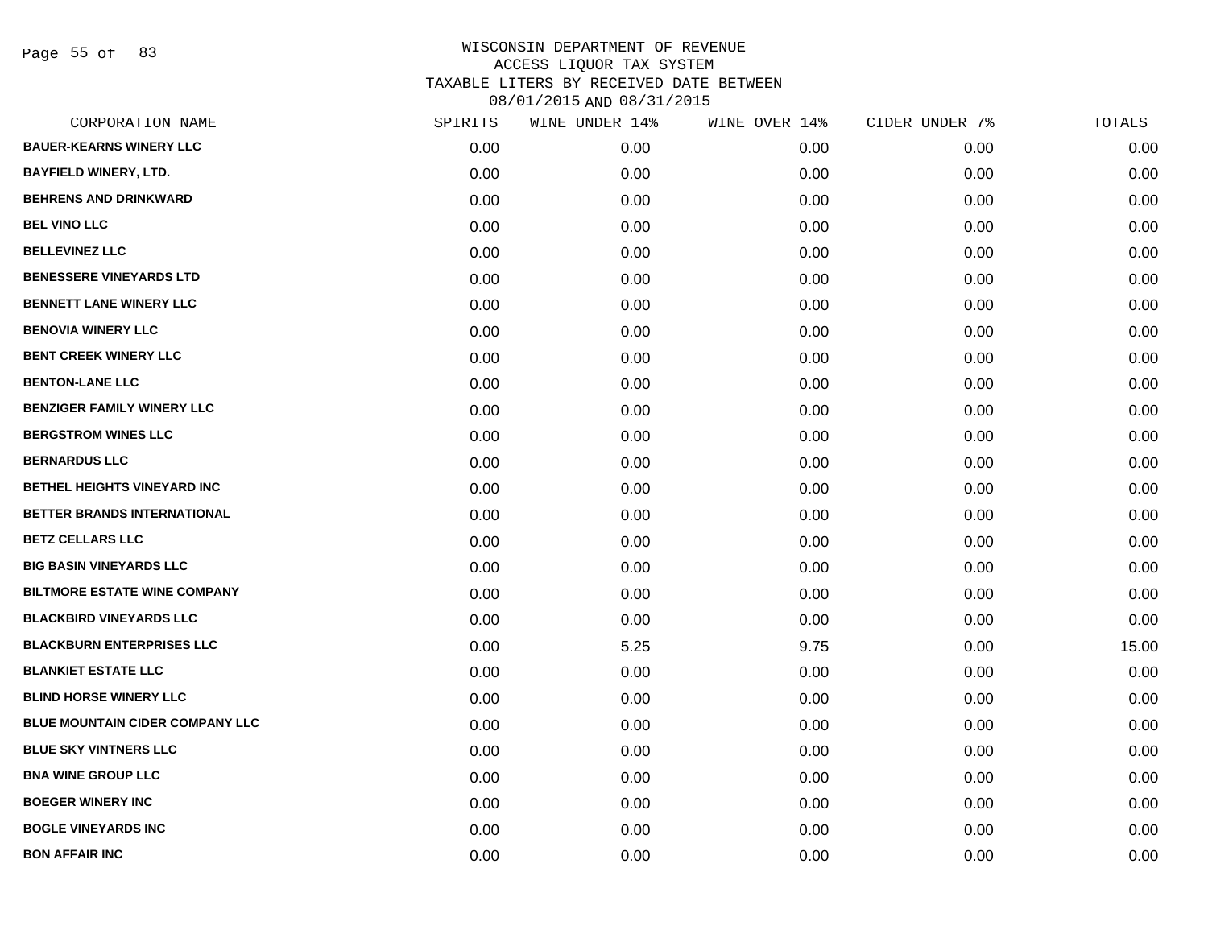# WISCONSIN DEPARTMENT OF REVENUE
## ACCESS LIQUOR TAX SYSTEM
## TAXABLE LITERS BY RECEIVED DATE BETWEEN 08/01/2015 AND 08/31/2015

| CORPORATION NAME | SPIRITS | WINE UNDER 14% | WINE OVER 14% | CIDER UNDER 7% | TOTALS |
|---|---|---|---|---|---|
| BAUER-KEARNS WINERY LLC | 0.00 | 0.00 | 0.00 | 0.00 | 0.00 |
| BAYFIELD WINERY, LTD. | 0.00 | 0.00 | 0.00 | 0.00 | 0.00 |
| BEHRENS AND DRINKWARD | 0.00 | 0.00 | 0.00 | 0.00 | 0.00 |
| BEL VINO LLC | 0.00 | 0.00 | 0.00 | 0.00 | 0.00 |
| BELLEVINEZ LLC | 0.00 | 0.00 | 0.00 | 0.00 | 0.00 |
| BENESSERE VINEYARDS LTD | 0.00 | 0.00 | 0.00 | 0.00 | 0.00 |
| BENNETT LANE WINERY LLC | 0.00 | 0.00 | 0.00 | 0.00 | 0.00 |
| BENOVIA WINERY LLC | 0.00 | 0.00 | 0.00 | 0.00 | 0.00 |
| BENT CREEK WINERY LLC | 0.00 | 0.00 | 0.00 | 0.00 | 0.00 |
| BENTON-LANE LLC | 0.00 | 0.00 | 0.00 | 0.00 | 0.00 |
| BENZIGER FAMILY WINERY LLC | 0.00 | 0.00 | 0.00 | 0.00 | 0.00 |
| BERGSTROM WINES LLC | 0.00 | 0.00 | 0.00 | 0.00 | 0.00 |
| BERNARDUS LLC | 0.00 | 0.00 | 0.00 | 0.00 | 0.00 |
| BETHEL HEIGHTS VINEYARD INC | 0.00 | 0.00 | 0.00 | 0.00 | 0.00 |
| BETTER BRANDS INTERNATIONAL | 0.00 | 0.00 | 0.00 | 0.00 | 0.00 |
| BETZ CELLARS LLC | 0.00 | 0.00 | 0.00 | 0.00 | 0.00 |
| BIG BASIN VINEYARDS LLC | 0.00 | 0.00 | 0.00 | 0.00 | 0.00 |
| BILTMORE ESTATE WINE COMPANY | 0.00 | 0.00 | 0.00 | 0.00 | 0.00 |
| BLACKBIRD VINEYARDS LLC | 0.00 | 0.00 | 0.00 | 0.00 | 0.00 |
| BLACKBURN ENTERPRISES LLC | 0.00 | 5.25 | 9.75 | 0.00 | 15.00 |
| BLANKIET ESTATE LLC | 0.00 | 0.00 | 0.00 | 0.00 | 0.00 |
| BLIND HORSE WINERY LLC | 0.00 | 0.00 | 0.00 | 0.00 | 0.00 |
| BLUE MOUNTAIN CIDER COMPANY LLC | 0.00 | 0.00 | 0.00 | 0.00 | 0.00 |
| BLUE SKY VINTNERS LLC | 0.00 | 0.00 | 0.00 | 0.00 | 0.00 |
| BNA WINE GROUP LLC | 0.00 | 0.00 | 0.00 | 0.00 | 0.00 |
| BOEGER WINERY INC | 0.00 | 0.00 | 0.00 | 0.00 | 0.00 |
| BOGLE VINEYARDS INC | 0.00 | 0.00 | 0.00 | 0.00 | 0.00 |
| BON AFFAIR INC | 0.00 | 0.00 | 0.00 | 0.00 | 0.00 |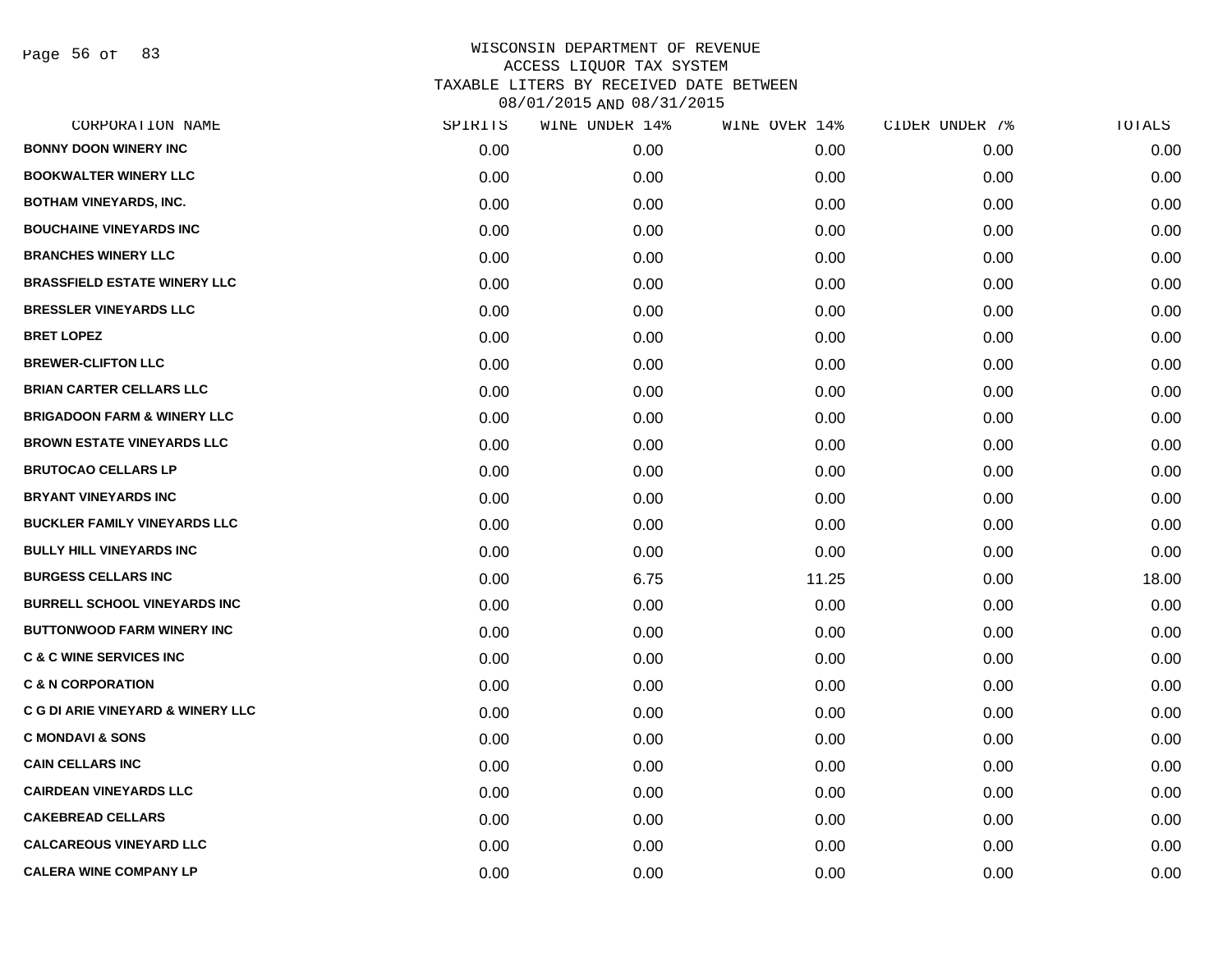# WISCONSIN DEPARTMENT OF REVENUE
## ACCESS LIQUOR TAX SYSTEM
## TAXABLE LITERS BY RECEIVED DATE BETWEEN 08/01/2015 AND 08/31/2015

| CORPORATION NAME | SPIRITS | WINE UNDER 14% | WINE OVER 14% | CIDER UNDER 7% | TOTALS |
|---|---|---|---|---|---|
| BONNY DOON WINERY INC | 0.00 | 0.00 | 0.00 | 0.00 | 0.00 |
| BOOKWALTER WINERY LLC | 0.00 | 0.00 | 0.00 | 0.00 | 0.00 |
| BOTHAM VINEYARDS, INC. | 0.00 | 0.00 | 0.00 | 0.00 | 0.00 |
| BOUCHAINE VINEYARDS INC | 0.00 | 0.00 | 0.00 | 0.00 | 0.00 |
| BRANCHES WINERY LLC | 0.00 | 0.00 | 0.00 | 0.00 | 0.00 |
| BRASSFIELD ESTATE WINERY LLC | 0.00 | 0.00 | 0.00 | 0.00 | 0.00 |
| BRESSLER VINEYARDS LLC | 0.00 | 0.00 | 0.00 | 0.00 | 0.00 |
| BRET LOPEZ | 0.00 | 0.00 | 0.00 | 0.00 | 0.00 |
| BREWER-CLIFTON LLC | 0.00 | 0.00 | 0.00 | 0.00 | 0.00 |
| BRIAN CARTER CELLARS LLC | 0.00 | 0.00 | 0.00 | 0.00 | 0.00 |
| BRIGADOON FARM & WINERY LLC | 0.00 | 0.00 | 0.00 | 0.00 | 0.00 |
| BROWN ESTATE VINEYARDS LLC | 0.00 | 0.00 | 0.00 | 0.00 | 0.00 |
| BRUTOCAO CELLARS LP | 0.00 | 0.00 | 0.00 | 0.00 | 0.00 |
| BRYANT VINEYARDS INC | 0.00 | 0.00 | 0.00 | 0.00 | 0.00 |
| BUCKLER FAMILY VINEYARDS LLC | 0.00 | 0.00 | 0.00 | 0.00 | 0.00 |
| BULLY HILL VINEYARDS INC | 0.00 | 0.00 | 0.00 | 0.00 | 0.00 |
| BURGESS CELLARS INC | 0.00 | 6.75 | 11.25 | 0.00 | 18.00 |
| BURRELL SCHOOL VINEYARDS INC | 0.00 | 0.00 | 0.00 | 0.00 | 0.00 |
| BUTTONWOOD FARM WINERY INC | 0.00 | 0.00 | 0.00 | 0.00 | 0.00 |
| C & C WINE SERVICES INC | 0.00 | 0.00 | 0.00 | 0.00 | 0.00 |
| C & N CORPORATION | 0.00 | 0.00 | 0.00 | 0.00 | 0.00 |
| C G DI ARIE VINEYARD & WINERY LLC | 0.00 | 0.00 | 0.00 | 0.00 | 0.00 |
| C MONDAVI & SONS | 0.00 | 0.00 | 0.00 | 0.00 | 0.00 |
| CAIN CELLARS INC | 0.00 | 0.00 | 0.00 | 0.00 | 0.00 |
| CAIRDEAN VINEYARDS LLC | 0.00 | 0.00 | 0.00 | 0.00 | 0.00 |
| CAKEBREAD CELLARS | 0.00 | 0.00 | 0.00 | 0.00 | 0.00 |
| CALCAREOUS VINEYARD LLC | 0.00 | 0.00 | 0.00 | 0.00 | 0.00 |
| CALERA WINE COMPANY LP | 0.00 | 0.00 | 0.00 | 0.00 | 0.00 |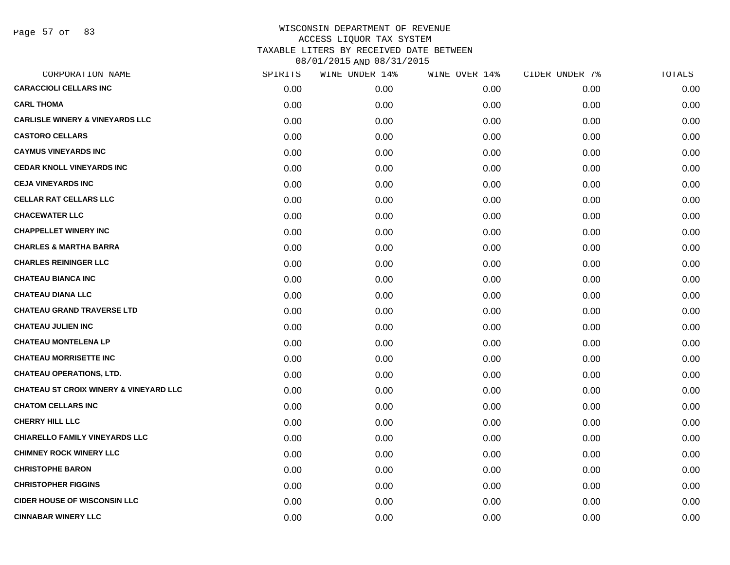WISCONSIN DEPARTMENT OF REVENUE
ACCESS LIQUOR TAX SYSTEM
TAXABLE LITERS BY RECEIVED DATE BETWEEN
08/01/2015 AND 08/31/2015

| CORPORATION NAME | SPIRITS | WINE UNDER 14% | WINE OVER 14% | CIDER UNDER 7% | TOTALS |
|---|---|---|---|---|---|
| CARACCIOLI CELLARS INC | 0.00 | 0.00 | 0.00 | 0.00 | 0.00 |
| CARL THOMA | 0.00 | 0.00 | 0.00 | 0.00 | 0.00 |
| CARLISLE WINERY & VINEYARDS LLC | 0.00 | 0.00 | 0.00 | 0.00 | 0.00 |
| CASTORO CELLARS | 0.00 | 0.00 | 0.00 | 0.00 | 0.00 |
| CAYMUS VINEYARDS INC | 0.00 | 0.00 | 0.00 | 0.00 | 0.00 |
| CEDAR KNOLL VINEYARDS INC | 0.00 | 0.00 | 0.00 | 0.00 | 0.00 |
| CEJA VINEYARDS INC | 0.00 | 0.00 | 0.00 | 0.00 | 0.00 |
| CELLAR RAT CELLARS LLC | 0.00 | 0.00 | 0.00 | 0.00 | 0.00 |
| CHACEWATER LLC | 0.00 | 0.00 | 0.00 | 0.00 | 0.00 |
| CHAPPELLET WINERY INC | 0.00 | 0.00 | 0.00 | 0.00 | 0.00 |
| CHARLES & MARTHA BARRA | 0.00 | 0.00 | 0.00 | 0.00 | 0.00 |
| CHARLES REININGER LLC | 0.00 | 0.00 | 0.00 | 0.00 | 0.00 |
| CHATEAU BIANCA INC | 0.00 | 0.00 | 0.00 | 0.00 | 0.00 |
| CHATEAU DIANA LLC | 0.00 | 0.00 | 0.00 | 0.00 | 0.00 |
| CHATEAU GRAND TRAVERSE LTD | 0.00 | 0.00 | 0.00 | 0.00 | 0.00 |
| CHATEAU JULIEN INC | 0.00 | 0.00 | 0.00 | 0.00 | 0.00 |
| CHATEAU MONTELENA LP | 0.00 | 0.00 | 0.00 | 0.00 | 0.00 |
| CHATEAU MORRISETTE INC | 0.00 | 0.00 | 0.00 | 0.00 | 0.00 |
| CHATEAU OPERATIONS, LTD. | 0.00 | 0.00 | 0.00 | 0.00 | 0.00 |
| CHATEAU ST CROIX WINERY & VINEYARD LLC | 0.00 | 0.00 | 0.00 | 0.00 | 0.00 |
| CHATOM CELLARS INC | 0.00 | 0.00 | 0.00 | 0.00 | 0.00 |
| CHERRY HILL LLC | 0.00 | 0.00 | 0.00 | 0.00 | 0.00 |
| CHIARELLO FAMILY VINEYARDS LLC | 0.00 | 0.00 | 0.00 | 0.00 | 0.00 |
| CHIMNEY ROCK WINERY LLC | 0.00 | 0.00 | 0.00 | 0.00 | 0.00 |
| CHRISTOPHE BARON | 0.00 | 0.00 | 0.00 | 0.00 | 0.00 |
| CHRISTOPHER FIGGINS | 0.00 | 0.00 | 0.00 | 0.00 | 0.00 |
| CIDER HOUSE OF WISCONSIN LLC | 0.00 | 0.00 | 0.00 | 0.00 | 0.00 |
| CINNABAR WINERY LLC | 0.00 | 0.00 | 0.00 | 0.00 | 0.00 |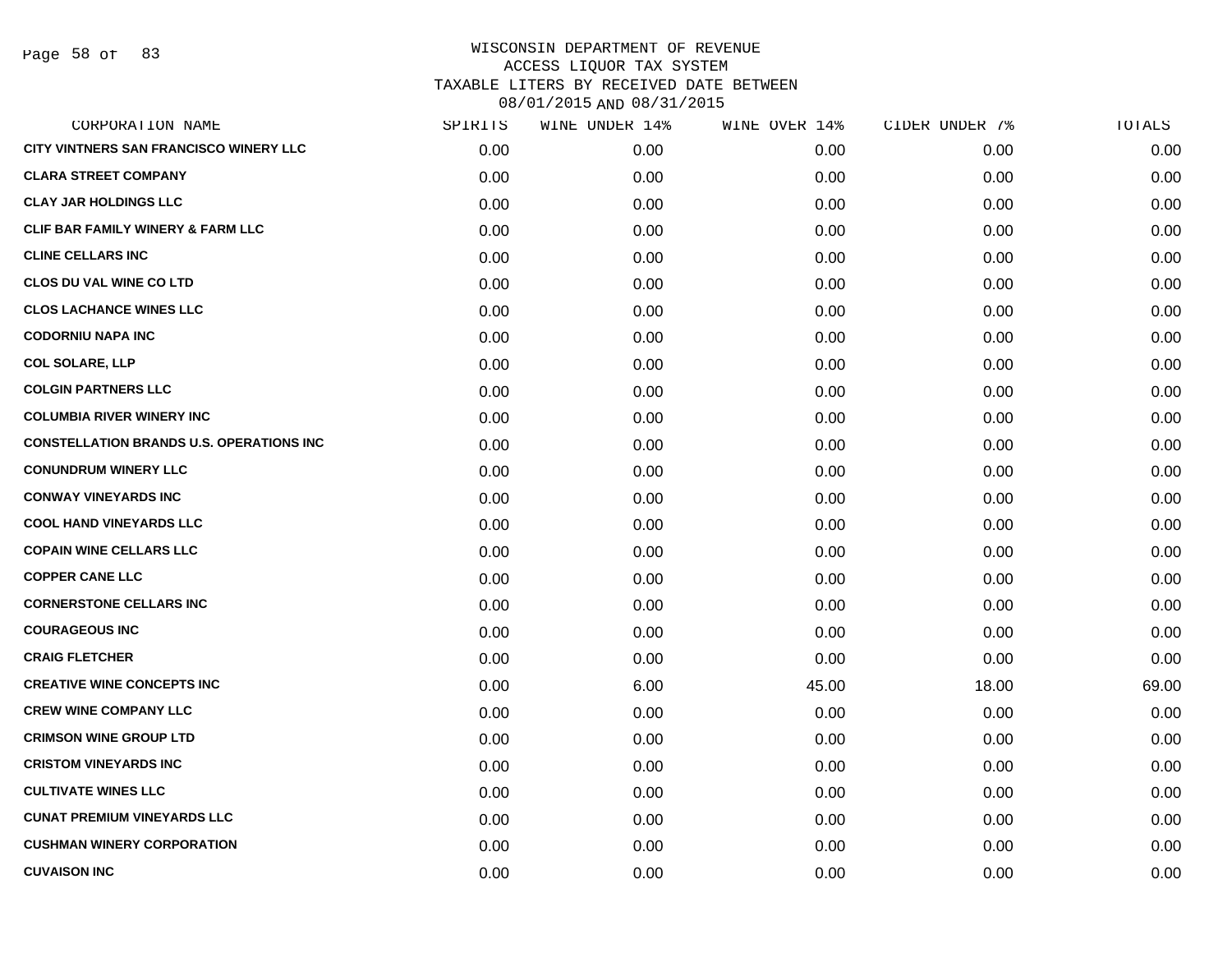WISCONSIN DEPARTMENT OF REVENUE
ACCESS LIQUOR TAX SYSTEM
TAXABLE LITERS BY RECEIVED DATE BETWEEN
08/01/2015 AND 08/31/2015

| CORPORATION NAME | SPIRITS | WINE UNDER 14% | WINE OVER 14% | CIDER UNDER 7% | TOTALS |
|---|---|---|---|---|---|
| CITY VINTNERS SAN FRANCISCO WINERY LLC | 0.00 | 0.00 | 0.00 | 0.00 | 0.00 |
| CLARA STREET COMPANY | 0.00 | 0.00 | 0.00 | 0.00 | 0.00 |
| CLAY JAR HOLDINGS LLC | 0.00 | 0.00 | 0.00 | 0.00 | 0.00 |
| CLIF BAR FAMILY WINERY & FARM LLC | 0.00 | 0.00 | 0.00 | 0.00 | 0.00 |
| CLINE CELLARS INC | 0.00 | 0.00 | 0.00 | 0.00 | 0.00 |
| CLOS DU VAL WINE CO LTD | 0.00 | 0.00 | 0.00 | 0.00 | 0.00 |
| CLOS LACHANCE WINES LLC | 0.00 | 0.00 | 0.00 | 0.00 | 0.00 |
| CODORNIU NAPA INC | 0.00 | 0.00 | 0.00 | 0.00 | 0.00 |
| COL SOLARE, LLP | 0.00 | 0.00 | 0.00 | 0.00 | 0.00 |
| COLGIN PARTNERS LLC | 0.00 | 0.00 | 0.00 | 0.00 | 0.00 |
| COLUMBIA RIVER WINERY INC | 0.00 | 0.00 | 0.00 | 0.00 | 0.00 |
| CONSTELLATION BRANDS U.S. OPERATIONS INC | 0.00 | 0.00 | 0.00 | 0.00 | 0.00 |
| CONUNDRUM WINERY LLC | 0.00 | 0.00 | 0.00 | 0.00 | 0.00 |
| CONWAY VINEYARDS INC | 0.00 | 0.00 | 0.00 | 0.00 | 0.00 |
| COOL HAND VINEYARDS LLC | 0.00 | 0.00 | 0.00 | 0.00 | 0.00 |
| COPAIN WINE CELLARS LLC | 0.00 | 0.00 | 0.00 | 0.00 | 0.00 |
| COPPER CANE LLC | 0.00 | 0.00 | 0.00 | 0.00 | 0.00 |
| CORNERSTONE CELLARS INC | 0.00 | 0.00 | 0.00 | 0.00 | 0.00 |
| COURAGEOUS INC | 0.00 | 0.00 | 0.00 | 0.00 | 0.00 |
| CRAIG FLETCHER | 0.00 | 0.00 | 0.00 | 0.00 | 0.00 |
| CREATIVE WINE CONCEPTS INC | 0.00 | 6.00 | 45.00 | 18.00 | 69.00 |
| CREW WINE COMPANY LLC | 0.00 | 0.00 | 0.00 | 0.00 | 0.00 |
| CRIMSON WINE GROUP LTD | 0.00 | 0.00 | 0.00 | 0.00 | 0.00 |
| CRISTOM VINEYARDS INC | 0.00 | 0.00 | 0.00 | 0.00 | 0.00 |
| CULTIVATE WINES LLC | 0.00 | 0.00 | 0.00 | 0.00 | 0.00 |
| CUNAT PREMIUM VINEYARDS LLC | 0.00 | 0.00 | 0.00 | 0.00 | 0.00 |
| CUSHMAN WINERY CORPORATION | 0.00 | 0.00 | 0.00 | 0.00 | 0.00 |
| CUVAISON INC | 0.00 | 0.00 | 0.00 | 0.00 | 0.00 |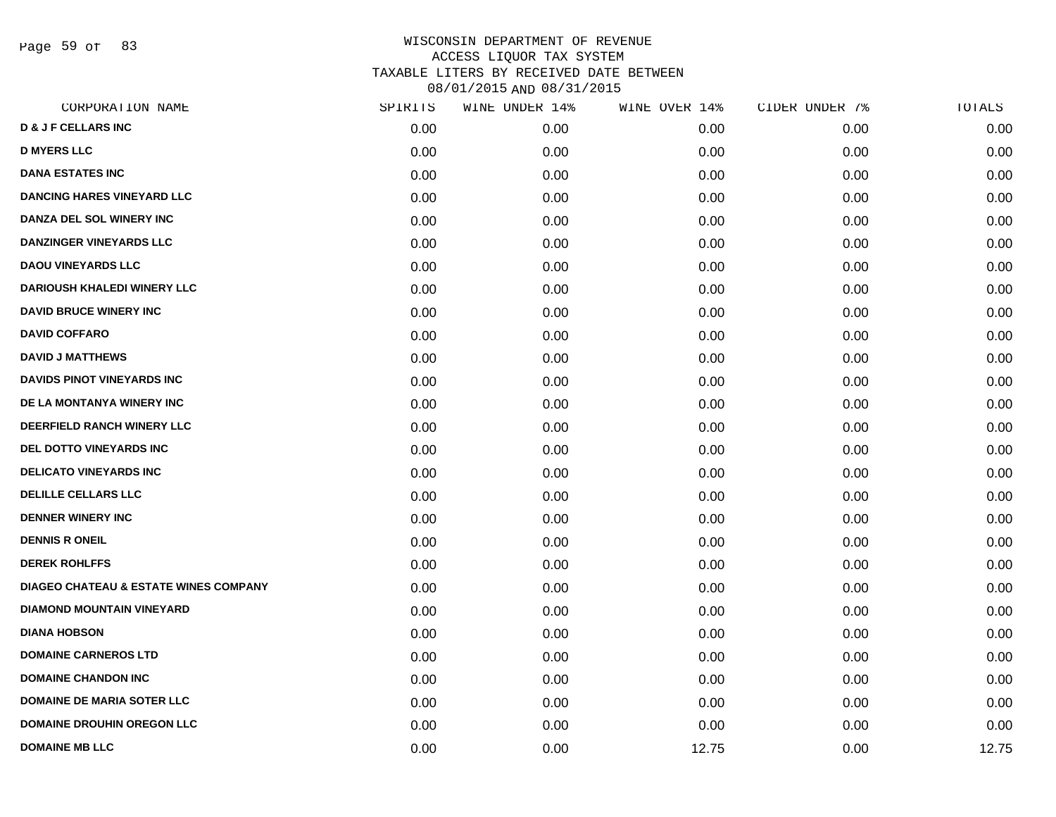# WISCONSIN DEPARTMENT OF REVENUE
## ACCESS LIQUOR TAX SYSTEM
## TAXABLE LITERS BY RECEIVED DATE BETWEEN 08/01/2015 AND 08/31/2015

| CORPORATION NAME | SPIRITS | WINE UNDER 14% | WINE OVER 14% | CIDER UNDER 7% | TOTALS |
|---|---|---|---|---|---|
| D & J F CELLARS INC | 0.00 | 0.00 | 0.00 | 0.00 | 0.00 |
| D MYERS LLC | 0.00 | 0.00 | 0.00 | 0.00 | 0.00 |
| DANA ESTATES INC | 0.00 | 0.00 | 0.00 | 0.00 | 0.00 |
| DANCING HARES VINEYARD LLC | 0.00 | 0.00 | 0.00 | 0.00 | 0.00 |
| DANZA DEL SOL WINERY INC | 0.00 | 0.00 | 0.00 | 0.00 | 0.00 |
| DANZINGER VINEYARDS LLC | 0.00 | 0.00 | 0.00 | 0.00 | 0.00 |
| DAOU VINEYARDS LLC | 0.00 | 0.00 | 0.00 | 0.00 | 0.00 |
| DARIOUSH KHALEDI WINERY LLC | 0.00 | 0.00 | 0.00 | 0.00 | 0.00 |
| DAVID BRUCE WINERY INC | 0.00 | 0.00 | 0.00 | 0.00 | 0.00 |
| DAVID COFFARO | 0.00 | 0.00 | 0.00 | 0.00 | 0.00 |
| DAVID J MATTHEWS | 0.00 | 0.00 | 0.00 | 0.00 | 0.00 |
| DAVIDS PINOT VINEYARDS INC | 0.00 | 0.00 | 0.00 | 0.00 | 0.00 |
| DE LA MONTANYA WINERY INC | 0.00 | 0.00 | 0.00 | 0.00 | 0.00 |
| DEERFIELD RANCH WINERY LLC | 0.00 | 0.00 | 0.00 | 0.00 | 0.00 |
| DEL DOTTO VINEYARDS INC | 0.00 | 0.00 | 0.00 | 0.00 | 0.00 |
| DELICATO VINEYARDS INC | 0.00 | 0.00 | 0.00 | 0.00 | 0.00 |
| DELILLE CELLARS LLC | 0.00 | 0.00 | 0.00 | 0.00 | 0.00 |
| DENNER WINERY INC | 0.00 | 0.00 | 0.00 | 0.00 | 0.00 |
| DENNIS R ONEIL | 0.00 | 0.00 | 0.00 | 0.00 | 0.00 |
| DEREK ROHLFFS | 0.00 | 0.00 | 0.00 | 0.00 | 0.00 |
| DIAGEO CHATEAU & ESTATE WINES COMPANY | 0.00 | 0.00 | 0.00 | 0.00 | 0.00 |
| DIAMOND MOUNTAIN VINEYARD | 0.00 | 0.00 | 0.00 | 0.00 | 0.00 |
| DIANA HOBSON | 0.00 | 0.00 | 0.00 | 0.00 | 0.00 |
| DOMAINE CARNEROS LTD | 0.00 | 0.00 | 0.00 | 0.00 | 0.00 |
| DOMAINE CHANDON INC | 0.00 | 0.00 | 0.00 | 0.00 | 0.00 |
| DOMAINE DE MARIA SOTER LLC | 0.00 | 0.00 | 0.00 | 0.00 | 0.00 |
| DOMAINE DROUHIN OREGON LLC | 0.00 | 0.00 | 0.00 | 0.00 | 0.00 |
| DOMAINE MB LLC | 0.00 | 0.00 | 12.75 | 0.00 | 12.75 |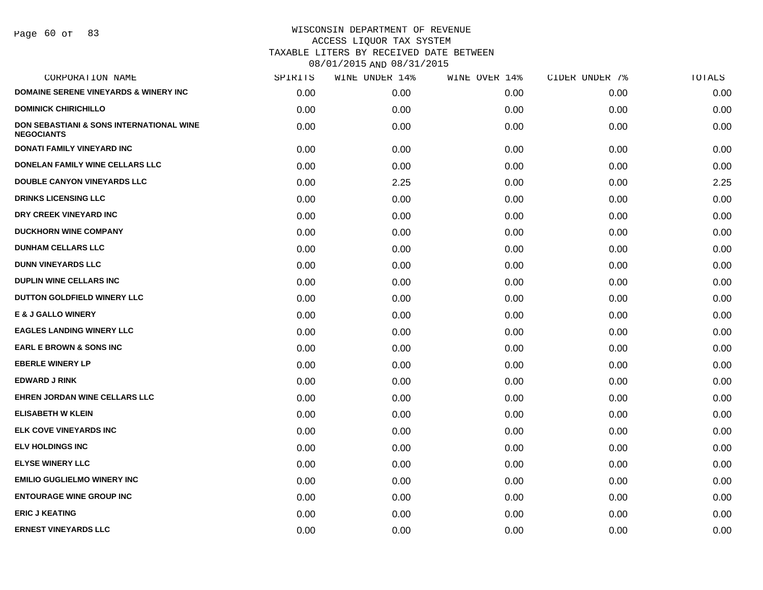# WISCONSIN DEPARTMENT OF REVENUE
## ACCESS LIQUOR TAX SYSTEM
## TAXABLE LITERS BY RECEIVED DATE BETWEEN 08/01/2015 AND 08/31/2015

| CORPORATION NAME | SPIRITS | WINE UNDER 14% | WINE OVER 14% | CIDER UNDER 7% | TOTALS |
|---|---|---|---|---|---|
| DOMAINE SERENE VINEYARDS & WINERY INC | 0.00 | 0.00 | 0.00 | 0.00 | 0.00 |
| DOMINICK CHIRICHILLO | 0.00 | 0.00 | 0.00 | 0.00 | 0.00 |
| DON SEBASTIANI & SONS INTERNATIONAL WINE NEGOCIANTS | 0.00 | 0.00 | 0.00 | 0.00 | 0.00 |
| DONATI FAMILY VINEYARD INC | 0.00 | 0.00 | 0.00 | 0.00 | 0.00 |
| DONELAN FAMILY WINE CELLARS LLC | 0.00 | 0.00 | 0.00 | 0.00 | 0.00 |
| DOUBLE CANYON VINEYARDS LLC | 0.00 | 2.25 | 0.00 | 0.00 | 2.25 |
| DRINKS LICENSING LLC | 0.00 | 0.00 | 0.00 | 0.00 | 0.00 |
| DRY CREEK VINEYARD INC | 0.00 | 0.00 | 0.00 | 0.00 | 0.00 |
| DUCKHORN WINE COMPANY | 0.00 | 0.00 | 0.00 | 0.00 | 0.00 |
| DUNHAM CELLARS LLC | 0.00 | 0.00 | 0.00 | 0.00 | 0.00 |
| DUNN VINEYARDS LLC | 0.00 | 0.00 | 0.00 | 0.00 | 0.00 |
| DUPLIN WINE CELLARS INC | 0.00 | 0.00 | 0.00 | 0.00 | 0.00 |
| DUTTON GOLDFIELD WINERY LLC | 0.00 | 0.00 | 0.00 | 0.00 | 0.00 |
| E & J GALLO WINERY | 0.00 | 0.00 | 0.00 | 0.00 | 0.00 |
| EAGLES LANDING WINERY LLC | 0.00 | 0.00 | 0.00 | 0.00 | 0.00 |
| EARL E BROWN & SONS INC | 0.00 | 0.00 | 0.00 | 0.00 | 0.00 |
| EBERLE WINERY LP | 0.00 | 0.00 | 0.00 | 0.00 | 0.00 |
| EDWARD J RINK | 0.00 | 0.00 | 0.00 | 0.00 | 0.00 |
| EHREN JORDAN WINE CELLARS LLC | 0.00 | 0.00 | 0.00 | 0.00 | 0.00 |
| ELISABETH W KLEIN | 0.00 | 0.00 | 0.00 | 0.00 | 0.00 |
| ELK COVE VINEYARDS INC | 0.00 | 0.00 | 0.00 | 0.00 | 0.00 |
| ELV HOLDINGS INC | 0.00 | 0.00 | 0.00 | 0.00 | 0.00 |
| ELYSE WINERY LLC | 0.00 | 0.00 | 0.00 | 0.00 | 0.00 |
| EMILIO GUGLIELMO WINERY INC | 0.00 | 0.00 | 0.00 | 0.00 | 0.00 |
| ENTOURAGE WINE GROUP INC | 0.00 | 0.00 | 0.00 | 0.00 | 0.00 |
| ERIC J KEATING | 0.00 | 0.00 | 0.00 | 0.00 | 0.00 |
| ERNEST VINEYARDS LLC | 0.00 | 0.00 | 0.00 | 0.00 | 0.00 |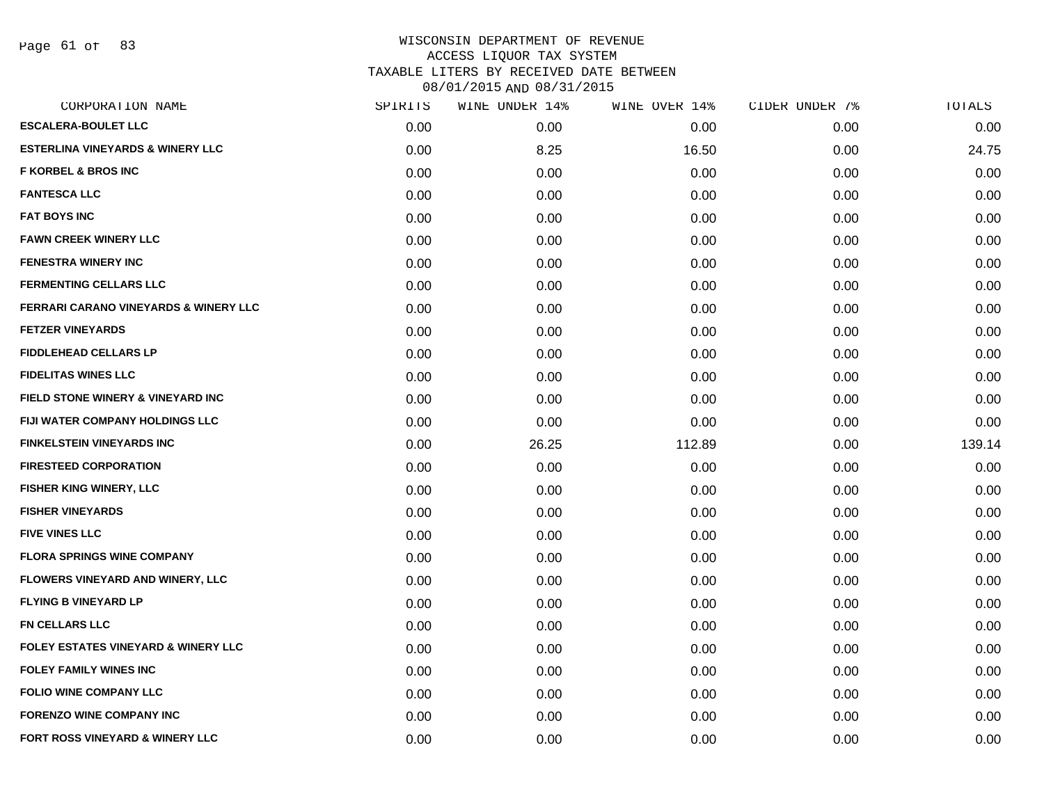# WISCONSIN DEPARTMENT OF REVENUE
## ACCESS LIQUOR TAX SYSTEM
## TAXABLE LITERS BY RECEIVED DATE BETWEEN 08/01/2015 AND 08/31/2015

| CORPORATION NAME | SPIRITS | WINE UNDER 14% | WINE OVER 14% | CIDER UNDER 7% | TOTALS |
|---|---|---|---|---|---|
| ESCALERA-BOULET LLC | 0.00 | 0.00 | 0.00 | 0.00 | 0.00 |
| ESTERLINA VINEYARDS & WINERY LLC | 0.00 | 8.25 | 16.50 | 0.00 | 24.75 |
| F KORBEL & BROS INC | 0.00 | 0.00 | 0.00 | 0.00 | 0.00 |
| FANTESCA LLC | 0.00 | 0.00 | 0.00 | 0.00 | 0.00 |
| FAT BOYS INC | 0.00 | 0.00 | 0.00 | 0.00 | 0.00 |
| FAWN CREEK WINERY LLC | 0.00 | 0.00 | 0.00 | 0.00 | 0.00 |
| FENESTRA WINERY INC | 0.00 | 0.00 | 0.00 | 0.00 | 0.00 |
| FERMENTING CELLARS LLC | 0.00 | 0.00 | 0.00 | 0.00 | 0.00 |
| FERRARI CARANO VINEYARDS & WINERY LLC | 0.00 | 0.00 | 0.00 | 0.00 | 0.00 |
| FETZER VINEYARDS | 0.00 | 0.00 | 0.00 | 0.00 | 0.00 |
| FIDDLEHEAD CELLARS LP | 0.00 | 0.00 | 0.00 | 0.00 | 0.00 |
| FIDELITAS WINES LLC | 0.00 | 0.00 | 0.00 | 0.00 | 0.00 |
| FIELD STONE WINERY & VINEYARD INC | 0.00 | 0.00 | 0.00 | 0.00 | 0.00 |
| FIJI WATER COMPANY HOLDINGS LLC | 0.00 | 0.00 | 0.00 | 0.00 | 0.00 |
| FINKELSTEIN VINEYARDS INC | 0.00 | 26.25 | 112.89 | 0.00 | 139.14 |
| FIRESTEED CORPORATION | 0.00 | 0.00 | 0.00 | 0.00 | 0.00 |
| FISHER KING WINERY, LLC | 0.00 | 0.00 | 0.00 | 0.00 | 0.00 |
| FISHER VINEYARDS | 0.00 | 0.00 | 0.00 | 0.00 | 0.00 |
| FIVE VINES LLC | 0.00 | 0.00 | 0.00 | 0.00 | 0.00 |
| FLORA SPRINGS WINE COMPANY | 0.00 | 0.00 | 0.00 | 0.00 | 0.00 |
| FLOWERS VINEYARD AND WINERY, LLC | 0.00 | 0.00 | 0.00 | 0.00 | 0.00 |
| FLYING B VINEYARD LP | 0.00 | 0.00 | 0.00 | 0.00 | 0.00 |
| FN CELLARS LLC | 0.00 | 0.00 | 0.00 | 0.00 | 0.00 |
| FOLEY ESTATES VINEYARD & WINERY LLC | 0.00 | 0.00 | 0.00 | 0.00 | 0.00 |
| FOLEY FAMILY WINES INC | 0.00 | 0.00 | 0.00 | 0.00 | 0.00 |
| FOLIO WINE COMPANY LLC | 0.00 | 0.00 | 0.00 | 0.00 | 0.00 |
| FORENZO WINE COMPANY INC | 0.00 | 0.00 | 0.00 | 0.00 | 0.00 |
| FORT ROSS VINEYARD & WINERY LLC | 0.00 | 0.00 | 0.00 | 0.00 | 0.00 |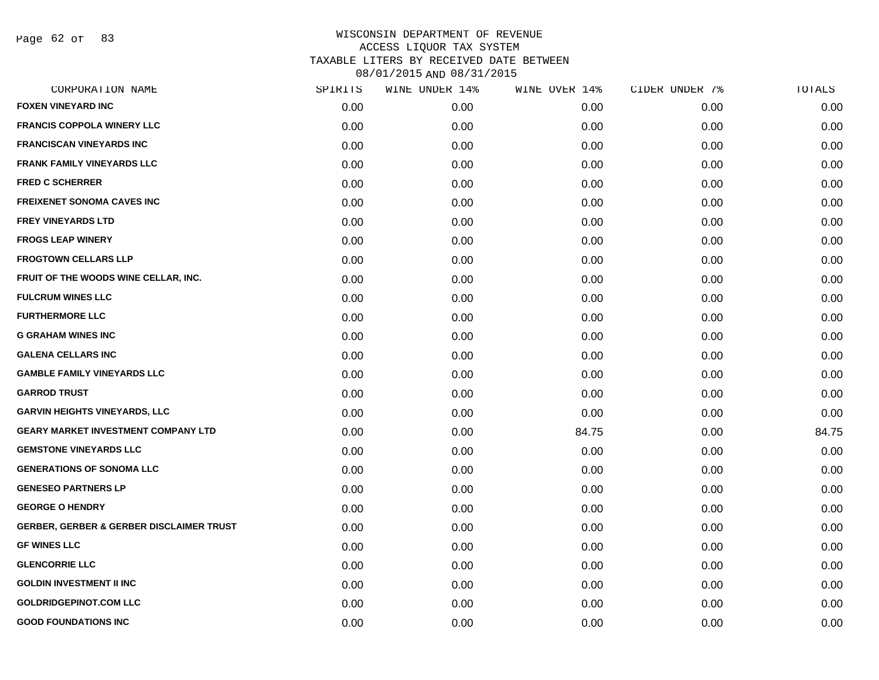WISCONSIN DEPARTMENT OF REVENUE
ACCESS LIQUOR TAX SYSTEM
TAXABLE LITERS BY RECEIVED DATE BETWEEN
08/01/2015 AND 08/31/2015

| CORPORATION NAME | SPIRITS | WINE UNDER 14% | WINE OVER 14% | CIDER UNDER 7% | TOTALS |
|---|---|---|---|---|---|
| FOXEN VINEYARD INC | 0.00 | 0.00 | 0.00 | 0.00 | 0.00 |
| FRANCIS COPPOLA WINERY LLC | 0.00 | 0.00 | 0.00 | 0.00 | 0.00 |
| FRANCISCAN VINEYARDS INC | 0.00 | 0.00 | 0.00 | 0.00 | 0.00 |
| FRANK FAMILY VINEYARDS LLC | 0.00 | 0.00 | 0.00 | 0.00 | 0.00 |
| FRED C SCHERRER | 0.00 | 0.00 | 0.00 | 0.00 | 0.00 |
| FREIXENET SONOMA CAVES INC | 0.00 | 0.00 | 0.00 | 0.00 | 0.00 |
| FREY VINEYARDS LTD | 0.00 | 0.00 | 0.00 | 0.00 | 0.00 |
| FROGS LEAP WINERY | 0.00 | 0.00 | 0.00 | 0.00 | 0.00 |
| FROGTOWN CELLARS LLP | 0.00 | 0.00 | 0.00 | 0.00 | 0.00 |
| FRUIT OF THE WOODS WINE CELLAR, INC. | 0.00 | 0.00 | 0.00 | 0.00 | 0.00 |
| FULCRUM WINES LLC | 0.00 | 0.00 | 0.00 | 0.00 | 0.00 |
| FURTHERMORE LLC | 0.00 | 0.00 | 0.00 | 0.00 | 0.00 |
| G GRAHAM WINES INC | 0.00 | 0.00 | 0.00 | 0.00 | 0.00 |
| GALENA CELLARS INC | 0.00 | 0.00 | 0.00 | 0.00 | 0.00 |
| GAMBLE FAMILY VINEYARDS LLC | 0.00 | 0.00 | 0.00 | 0.00 | 0.00 |
| GARROD TRUST | 0.00 | 0.00 | 0.00 | 0.00 | 0.00 |
| GARVIN HEIGHTS VINEYARDS, LLC | 0.00 | 0.00 | 0.00 | 0.00 | 0.00 |
| GEARY MARKET INVESTMENT COMPANY LTD | 0.00 | 0.00 | 84.75 | 0.00 | 84.75 |
| GEMSTONE VINEYARDS LLC | 0.00 | 0.00 | 0.00 | 0.00 | 0.00 |
| GENERATIONS OF SONOMA LLC | 0.00 | 0.00 | 0.00 | 0.00 | 0.00 |
| GENESEO PARTNERS LP | 0.00 | 0.00 | 0.00 | 0.00 | 0.00 |
| GEORGE O HENDRY | 0.00 | 0.00 | 0.00 | 0.00 | 0.00 |
| GERBER, GERBER & GERBER DISCLAIMER TRUST | 0.00 | 0.00 | 0.00 | 0.00 | 0.00 |
| GF WINES LLC | 0.00 | 0.00 | 0.00 | 0.00 | 0.00 |
| GLENCORRIE LLC | 0.00 | 0.00 | 0.00 | 0.00 | 0.00 |
| GOLDIN INVESTMENT II INC | 0.00 | 0.00 | 0.00 | 0.00 | 0.00 |
| GOLDRIDGEPINOT.COM LLC | 0.00 | 0.00 | 0.00 | 0.00 | 0.00 |
| GOOD FOUNDATIONS INC | 0.00 | 0.00 | 0.00 | 0.00 | 0.00 |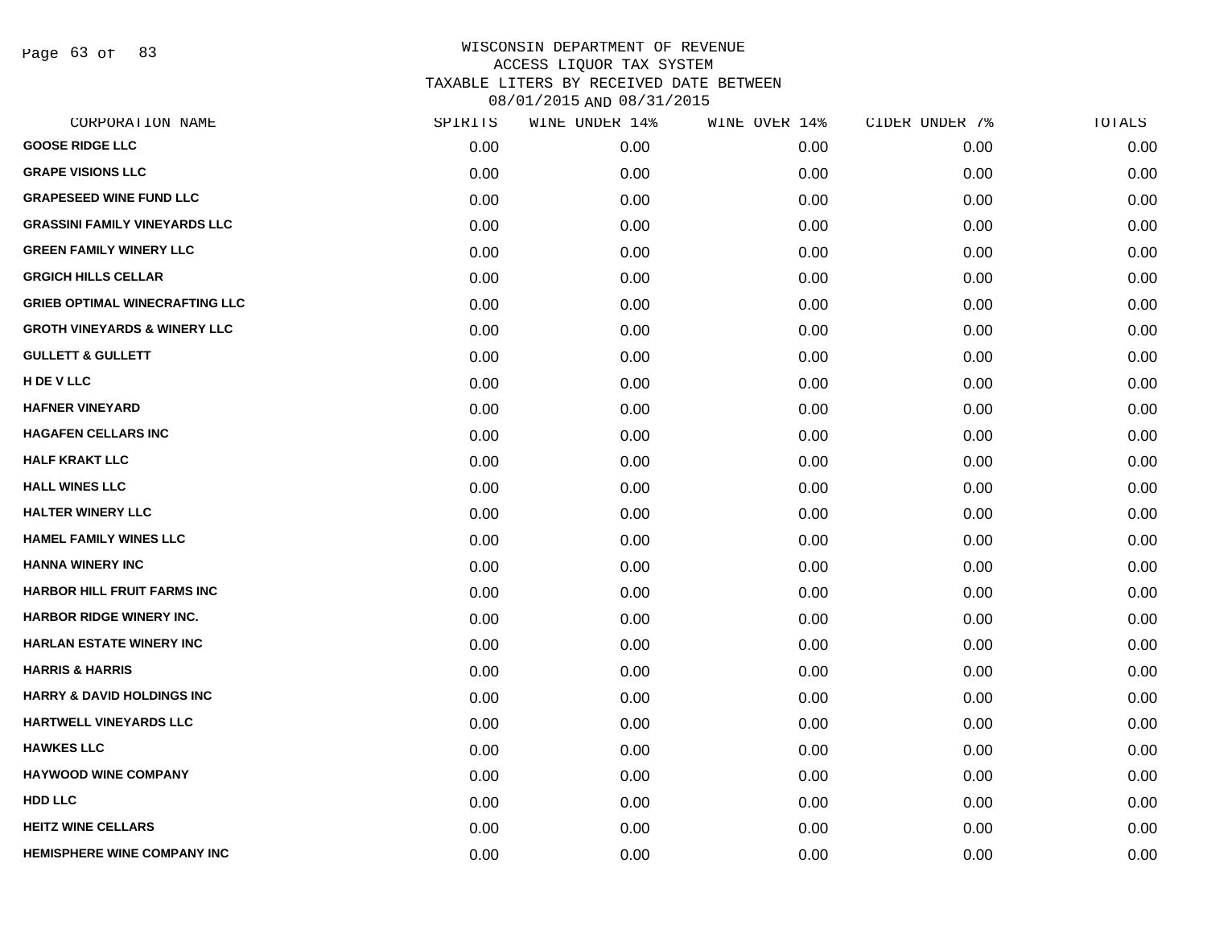# WISCONSIN DEPARTMENT OF REVENUE
## ACCESS LIQUOR TAX SYSTEM
## TAXABLE LITERS BY RECEIVED DATE BETWEEN 08/01/2015 AND 08/31/2015

| CORPORATION NAME | SPIRITS | WINE UNDER 14% | WINE OVER 14% | CIDER UNDER 7% | TOTALS |
|---|---|---|---|---|---|
| GOOSE RIDGE LLC | 0.00 | 0.00 | 0.00 | 0.00 | 0.00 |
| GRAPE VISIONS LLC | 0.00 | 0.00 | 0.00 | 0.00 | 0.00 |
| GRAPESEED WINE FUND LLC | 0.00 | 0.00 | 0.00 | 0.00 | 0.00 |
| GRASSINI FAMILY VINEYARDS LLC | 0.00 | 0.00 | 0.00 | 0.00 | 0.00 |
| GREEN FAMILY WINERY LLC | 0.00 | 0.00 | 0.00 | 0.00 | 0.00 |
| GRGICH HILLS CELLAR | 0.00 | 0.00 | 0.00 | 0.00 | 0.00 |
| GRIEB OPTIMAL WINECRAFTING LLC | 0.00 | 0.00 | 0.00 | 0.00 | 0.00 |
| GROTH VINEYARDS & WINERY LLC | 0.00 | 0.00 | 0.00 | 0.00 | 0.00 |
| GULLETT & GULLETT | 0.00 | 0.00 | 0.00 | 0.00 | 0.00 |
| H DE V LLC | 0.00 | 0.00 | 0.00 | 0.00 | 0.00 |
| HAFNER VINEYARD | 0.00 | 0.00 | 0.00 | 0.00 | 0.00 |
| HAGAFEN CELLARS INC | 0.00 | 0.00 | 0.00 | 0.00 | 0.00 |
| HALF KRAKT LLC | 0.00 | 0.00 | 0.00 | 0.00 | 0.00 |
| HALL WINES LLC | 0.00 | 0.00 | 0.00 | 0.00 | 0.00 |
| HALTER WINERY LLC | 0.00 | 0.00 | 0.00 | 0.00 | 0.00 |
| HAMEL FAMILY WINES LLC | 0.00 | 0.00 | 0.00 | 0.00 | 0.00 |
| HANNA WINERY INC | 0.00 | 0.00 | 0.00 | 0.00 | 0.00 |
| HARBOR HILL FRUIT FARMS INC | 0.00 | 0.00 | 0.00 | 0.00 | 0.00 |
| HARBOR RIDGE WINERY INC. | 0.00 | 0.00 | 0.00 | 0.00 | 0.00 |
| HARLAN ESTATE WINERY INC | 0.00 | 0.00 | 0.00 | 0.00 | 0.00 |
| HARRIS & HARRIS | 0.00 | 0.00 | 0.00 | 0.00 | 0.00 |
| HARRY & DAVID HOLDINGS INC | 0.00 | 0.00 | 0.00 | 0.00 | 0.00 |
| HARTWELL VINEYARDS LLC | 0.00 | 0.00 | 0.00 | 0.00 | 0.00 |
| HAWKES LLC | 0.00 | 0.00 | 0.00 | 0.00 | 0.00 |
| HAYWOOD WINE COMPANY | 0.00 | 0.00 | 0.00 | 0.00 | 0.00 |
| HDD LLC | 0.00 | 0.00 | 0.00 | 0.00 | 0.00 |
| HEITZ WINE CELLARS | 0.00 | 0.00 | 0.00 | 0.00 | 0.00 |
| HEMISPHERE WINE COMPANY INC | 0.00 | 0.00 | 0.00 | 0.00 | 0.00 |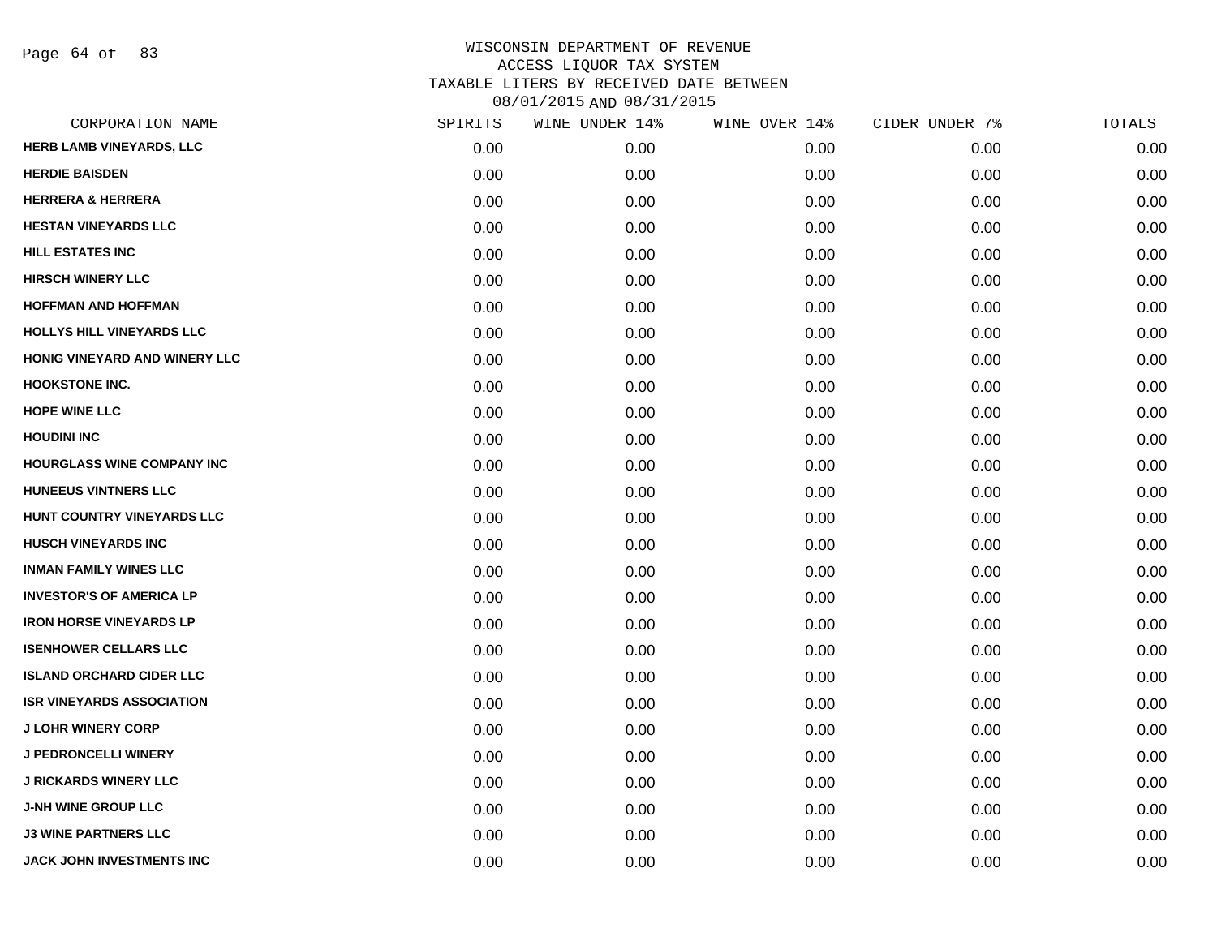# WISCONSIN DEPARTMENT OF REVENUE
## ACCESS LIQUOR TAX SYSTEM
## TAXABLE LITERS BY RECEIVED DATE BETWEEN 08/01/2015 AND 08/31/2015

| CORPORATION NAME | SPIRITS | WINE UNDER 14% | WINE OVER 14% | CIDER UNDER 7% | TOTALS |
|---|---|---|---|---|---|
| HERB LAMB VINEYARDS, LLC | 0.00 | 0.00 | 0.00 | 0.00 | 0.00 |
| HERDIE BAISDEN | 0.00 | 0.00 | 0.00 | 0.00 | 0.00 |
| HERRERA & HERRERA | 0.00 | 0.00 | 0.00 | 0.00 | 0.00 |
| HESTAN VINEYARDS LLC | 0.00 | 0.00 | 0.00 | 0.00 | 0.00 |
| HILL ESTATES INC | 0.00 | 0.00 | 0.00 | 0.00 | 0.00 |
| HIRSCH WINERY LLC | 0.00 | 0.00 | 0.00 | 0.00 | 0.00 |
| HOFFMAN AND HOFFMAN | 0.00 | 0.00 | 0.00 | 0.00 | 0.00 |
| HOLLYS HILL VINEYARDS LLC | 0.00 | 0.00 | 0.00 | 0.00 | 0.00 |
| HONIG VINEYARD AND WINERY LLC | 0.00 | 0.00 | 0.00 | 0.00 | 0.00 |
| HOOKSTONE INC. | 0.00 | 0.00 | 0.00 | 0.00 | 0.00 |
| HOPE WINE LLC | 0.00 | 0.00 | 0.00 | 0.00 | 0.00 |
| HOUDINI INC | 0.00 | 0.00 | 0.00 | 0.00 | 0.00 |
| HOURGLASS WINE COMPANY INC | 0.00 | 0.00 | 0.00 | 0.00 | 0.00 |
| HUNEEUS VINTNERS LLC | 0.00 | 0.00 | 0.00 | 0.00 | 0.00 |
| HUNT COUNTRY VINEYARDS LLC | 0.00 | 0.00 | 0.00 | 0.00 | 0.00 |
| HUSCH VINEYARDS INC | 0.00 | 0.00 | 0.00 | 0.00 | 0.00 |
| INMAN FAMILY WINES LLC | 0.00 | 0.00 | 0.00 | 0.00 | 0.00 |
| INVESTOR'S OF AMERICA LP | 0.00 | 0.00 | 0.00 | 0.00 | 0.00 |
| IRON HORSE VINEYARDS LP | 0.00 | 0.00 | 0.00 | 0.00 | 0.00 |
| ISENHOWER CELLARS LLC | 0.00 | 0.00 | 0.00 | 0.00 | 0.00 |
| ISLAND ORCHARD CIDER LLC | 0.00 | 0.00 | 0.00 | 0.00 | 0.00 |
| ISR VINEYARDS ASSOCIATION | 0.00 | 0.00 | 0.00 | 0.00 | 0.00 |
| J LOHR WINERY CORP | 0.00 | 0.00 | 0.00 | 0.00 | 0.00 |
| J PEDRONCELLI WINERY | 0.00 | 0.00 | 0.00 | 0.00 | 0.00 |
| J RICKARDS WINERY LLC | 0.00 | 0.00 | 0.00 | 0.00 | 0.00 |
| J-NH WINE GROUP LLC | 0.00 | 0.00 | 0.00 | 0.00 | 0.00 |
| J3 WINE PARTNERS LLC | 0.00 | 0.00 | 0.00 | 0.00 | 0.00 |
| JACK JOHN INVESTMENTS INC | 0.00 | 0.00 | 0.00 | 0.00 | 0.00 |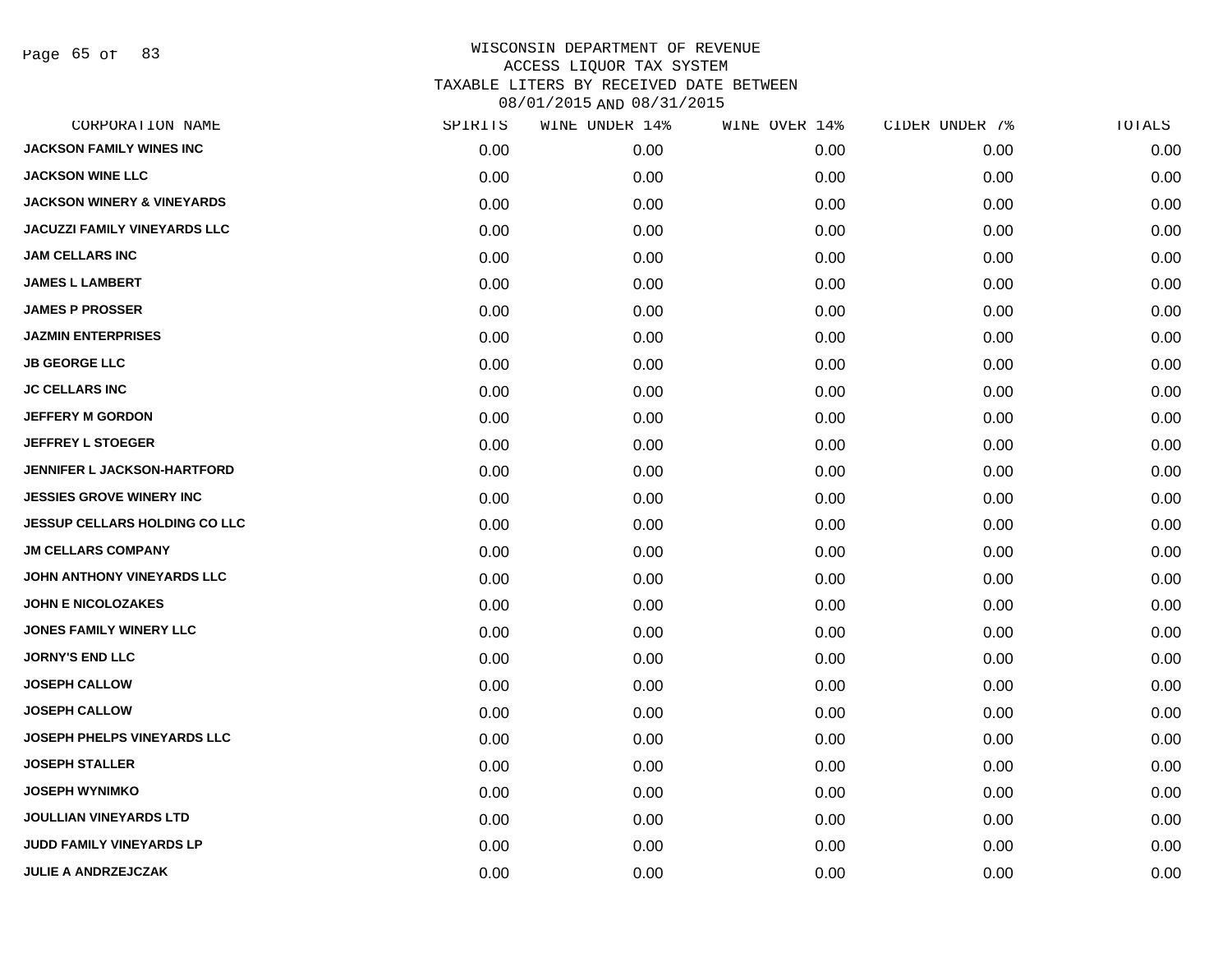# WISCONSIN DEPARTMENT OF REVENUE
## ACCESS LIQUOR TAX SYSTEM
## TAXABLE LITERS BY RECEIVED DATE BETWEEN 08/01/2015 AND 08/31/2015

| CORPORATION NAME | SPIRITS | WINE UNDER 14% | WINE OVER 14% | CIDER UNDER 7% | TOTALS |
|---|---|---|---|---|---|
| JACKSON FAMILY WINES INC | 0.00 | 0.00 | 0.00 | 0.00 | 0.00 |
| JACKSON WINE LLC | 0.00 | 0.00 | 0.00 | 0.00 | 0.00 |
| JACKSON WINERY & VINEYARDS | 0.00 | 0.00 | 0.00 | 0.00 | 0.00 |
| JACUZZI FAMILY VINEYARDS LLC | 0.00 | 0.00 | 0.00 | 0.00 | 0.00 |
| JAM CELLARS INC | 0.00 | 0.00 | 0.00 | 0.00 | 0.00 |
| JAMES L LAMBERT | 0.00 | 0.00 | 0.00 | 0.00 | 0.00 |
| JAMES P PROSSER | 0.00 | 0.00 | 0.00 | 0.00 | 0.00 |
| JAZMIN ENTERPRISES | 0.00 | 0.00 | 0.00 | 0.00 | 0.00 |
| JB GEORGE LLC | 0.00 | 0.00 | 0.00 | 0.00 | 0.00 |
| JC CELLARS INC | 0.00 | 0.00 | 0.00 | 0.00 | 0.00 |
| JEFFERY M GORDON | 0.00 | 0.00 | 0.00 | 0.00 | 0.00 |
| JEFFREY L STOEGER | 0.00 | 0.00 | 0.00 | 0.00 | 0.00 |
| JENNIFER L JACKSON-HARTFORD | 0.00 | 0.00 | 0.00 | 0.00 | 0.00 |
| JESSIES GROVE WINERY INC | 0.00 | 0.00 | 0.00 | 0.00 | 0.00 |
| JESSUP CELLARS HOLDING CO LLC | 0.00 | 0.00 | 0.00 | 0.00 | 0.00 |
| JM CELLARS COMPANY | 0.00 | 0.00 | 0.00 | 0.00 | 0.00 |
| JOHN ANTHONY VINEYARDS LLC | 0.00 | 0.00 | 0.00 | 0.00 | 0.00 |
| JOHN E NICOLOZAKES | 0.00 | 0.00 | 0.00 | 0.00 | 0.00 |
| JONES FAMILY WINERY LLC | 0.00 | 0.00 | 0.00 | 0.00 | 0.00 |
| JORNY'S END LLC | 0.00 | 0.00 | 0.00 | 0.00 | 0.00 |
| JOSEPH CALLOW | 0.00 | 0.00 | 0.00 | 0.00 | 0.00 |
| JOSEPH CALLOW | 0.00 | 0.00 | 0.00 | 0.00 | 0.00 |
| JOSEPH PHELPS VINEYARDS LLC | 0.00 | 0.00 | 0.00 | 0.00 | 0.00 |
| JOSEPH STALLER | 0.00 | 0.00 | 0.00 | 0.00 | 0.00 |
| JOSEPH WYNIMKO | 0.00 | 0.00 | 0.00 | 0.00 | 0.00 |
| JOULLIAN VINEYARDS LTD | 0.00 | 0.00 | 0.00 | 0.00 | 0.00 |
| JUDD FAMILY VINEYARDS LP | 0.00 | 0.00 | 0.00 | 0.00 | 0.00 |
| JULIE A ANDRZEJCZAK | 0.00 | 0.00 | 0.00 | 0.00 | 0.00 |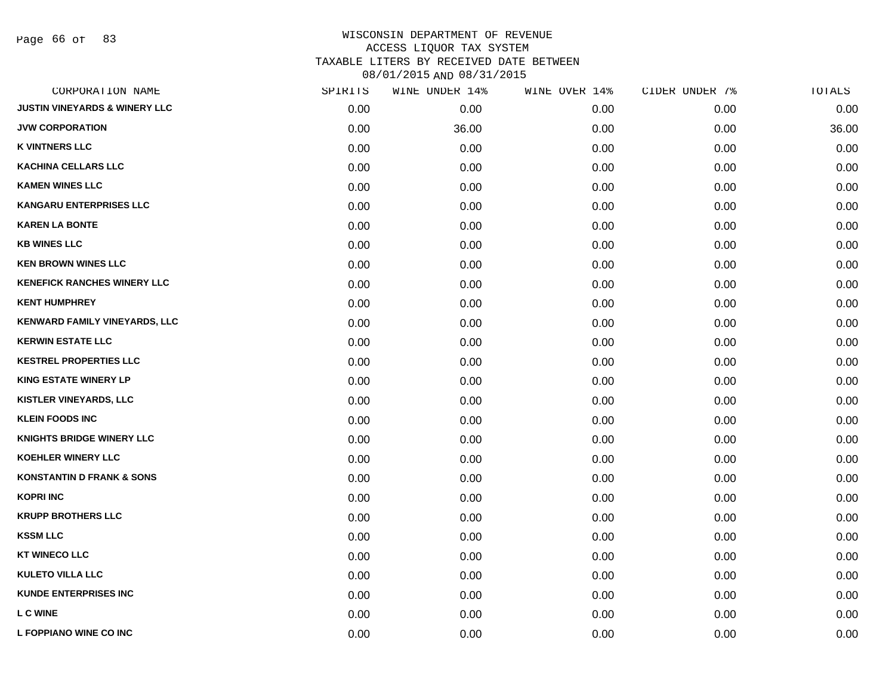# WISCONSIN DEPARTMENT OF REVENUE
## ACCESS LIQUOR TAX SYSTEM
## TAXABLE LITERS BY RECEIVED DATE BETWEEN 08/01/2015 AND 08/31/2015

| CORPORATION NAME | SPIRITS | WINE UNDER 14% | WINE OVER 14% | CIDER UNDER 7% | TOTALS |
|---|---|---|---|---|---|
| JUSTIN VINEYARDS & WINERY LLC | 0.00 | 0.00 | 0.00 | 0.00 | 0.00 |
| JVW CORPORATION | 0.00 | 36.00 | 0.00 | 0.00 | 36.00 |
| K VINTNERS LLC | 0.00 | 0.00 | 0.00 | 0.00 | 0.00 |
| KACHINA CELLARS LLC | 0.00 | 0.00 | 0.00 | 0.00 | 0.00 |
| KAMEN WINES LLC | 0.00 | 0.00 | 0.00 | 0.00 | 0.00 |
| KANGARU ENTERPRISES LLC | 0.00 | 0.00 | 0.00 | 0.00 | 0.00 |
| KAREN LA BONTE | 0.00 | 0.00 | 0.00 | 0.00 | 0.00 |
| KB WINES LLC | 0.00 | 0.00 | 0.00 | 0.00 | 0.00 |
| KEN BROWN WINES LLC | 0.00 | 0.00 | 0.00 | 0.00 | 0.00 |
| KENEFICK RANCHES WINERY LLC | 0.00 | 0.00 | 0.00 | 0.00 | 0.00 |
| KENT HUMPHREY | 0.00 | 0.00 | 0.00 | 0.00 | 0.00 |
| KENWARD FAMILY VINEYARDS, LLC | 0.00 | 0.00 | 0.00 | 0.00 | 0.00 |
| KERWIN ESTATE LLC | 0.00 | 0.00 | 0.00 | 0.00 | 0.00 |
| KESTREL PROPERTIES LLC | 0.00 | 0.00 | 0.00 | 0.00 | 0.00 |
| KING ESTATE WINERY LP | 0.00 | 0.00 | 0.00 | 0.00 | 0.00 |
| KISTLER VINEYARDS, LLC | 0.00 | 0.00 | 0.00 | 0.00 | 0.00 |
| KLEIN FOODS INC | 0.00 | 0.00 | 0.00 | 0.00 | 0.00 |
| KNIGHTS BRIDGE WINERY LLC | 0.00 | 0.00 | 0.00 | 0.00 | 0.00 |
| KOEHLER WINERY LLC | 0.00 | 0.00 | 0.00 | 0.00 | 0.00 |
| KONSTANTIN D FRANK & SONS | 0.00 | 0.00 | 0.00 | 0.00 | 0.00 |
| KOPRI INC | 0.00 | 0.00 | 0.00 | 0.00 | 0.00 |
| KRUPP BROTHERS LLC | 0.00 | 0.00 | 0.00 | 0.00 | 0.00 |
| KSSM LLC | 0.00 | 0.00 | 0.00 | 0.00 | 0.00 |
| KT WINECO LLC | 0.00 | 0.00 | 0.00 | 0.00 | 0.00 |
| KULETO VILLA LLC | 0.00 | 0.00 | 0.00 | 0.00 | 0.00 |
| KUNDE ENTERPRISES INC | 0.00 | 0.00 | 0.00 | 0.00 | 0.00 |
| L C WINE | 0.00 | 0.00 | 0.00 | 0.00 | 0.00 |
| L FOPPIANO WINE CO INC | 0.00 | 0.00 | 0.00 | 0.00 | 0.00 |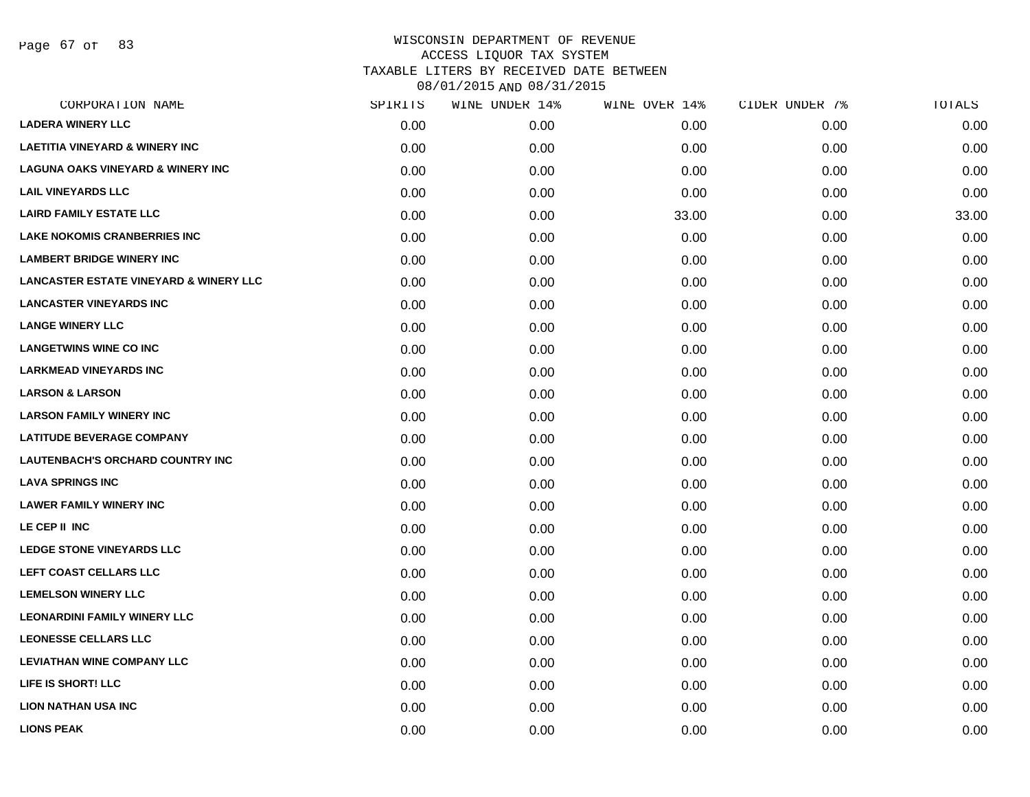# WISCONSIN DEPARTMENT OF REVENUE
## ACCESS LIQUOR TAX SYSTEM
## TAXABLE LITERS BY RECEIVED DATE BETWEEN 08/01/2015 AND 08/31/2015

| CORPORATION NAME | SPIRITS | WINE UNDER 14% | WINE OVER 14% | CIDER UNDER 7% | TOTALS |
|---|---|---|---|---|---|
| LADERA WINERY LLC | 0.00 | 0.00 | 0.00 | 0.00 | 0.00 |
| LAETITIA VINEYARD & WINERY INC | 0.00 | 0.00 | 0.00 | 0.00 | 0.00 |
| LAGUNA OAKS VINEYARD & WINERY INC | 0.00 | 0.00 | 0.00 | 0.00 | 0.00 |
| LAIL VINEYARDS LLC | 0.00 | 0.00 | 0.00 | 0.00 | 0.00 |
| LAIRD FAMILY ESTATE LLC | 0.00 | 0.00 | 33.00 | 0.00 | 33.00 |
| LAKE NOKOMIS CRANBERRIES INC | 0.00 | 0.00 | 0.00 | 0.00 | 0.00 |
| LAMBERT BRIDGE WINERY INC | 0.00 | 0.00 | 0.00 | 0.00 | 0.00 |
| LANCASTER ESTATE VINEYARD & WINERY LLC | 0.00 | 0.00 | 0.00 | 0.00 | 0.00 |
| LANCASTER VINEYARDS INC | 0.00 | 0.00 | 0.00 | 0.00 | 0.00 |
| LANGE WINERY LLC | 0.00 | 0.00 | 0.00 | 0.00 | 0.00 |
| LANGETWINS WINE CO INC | 0.00 | 0.00 | 0.00 | 0.00 | 0.00 |
| LARKMEAD VINEYARDS INC | 0.00 | 0.00 | 0.00 | 0.00 | 0.00 |
| LARSON & LARSON | 0.00 | 0.00 | 0.00 | 0.00 | 0.00 |
| LARSON FAMILY WINERY INC | 0.00 | 0.00 | 0.00 | 0.00 | 0.00 |
| LATITUDE BEVERAGE COMPANY | 0.00 | 0.00 | 0.00 | 0.00 | 0.00 |
| LAUTENBACH'S ORCHARD COUNTRY INC | 0.00 | 0.00 | 0.00 | 0.00 | 0.00 |
| LAVA SPRINGS INC | 0.00 | 0.00 | 0.00 | 0.00 | 0.00 |
| LAWER FAMILY WINERY INC | 0.00 | 0.00 | 0.00 | 0.00 | 0.00 |
| LE CEP II INC | 0.00 | 0.00 | 0.00 | 0.00 | 0.00 |
| LEDGE STONE VINEYARDS LLC | 0.00 | 0.00 | 0.00 | 0.00 | 0.00 |
| LEFT COAST CELLARS LLC | 0.00 | 0.00 | 0.00 | 0.00 | 0.00 |
| LEMELSON WINERY LLC | 0.00 | 0.00 | 0.00 | 0.00 | 0.00 |
| LEONARDINI FAMILY WINERY LLC | 0.00 | 0.00 | 0.00 | 0.00 | 0.00 |
| LEONESSE CELLARS LLC | 0.00 | 0.00 | 0.00 | 0.00 | 0.00 |
| LEVIATHAN WINE COMPANY LLC | 0.00 | 0.00 | 0.00 | 0.00 | 0.00 |
| LIFE IS SHORT! LLC | 0.00 | 0.00 | 0.00 | 0.00 | 0.00 |
| LION NATHAN USA INC | 0.00 | 0.00 | 0.00 | 0.00 | 0.00 |
| LIONS PEAK | 0.00 | 0.00 | 0.00 | 0.00 | 0.00 |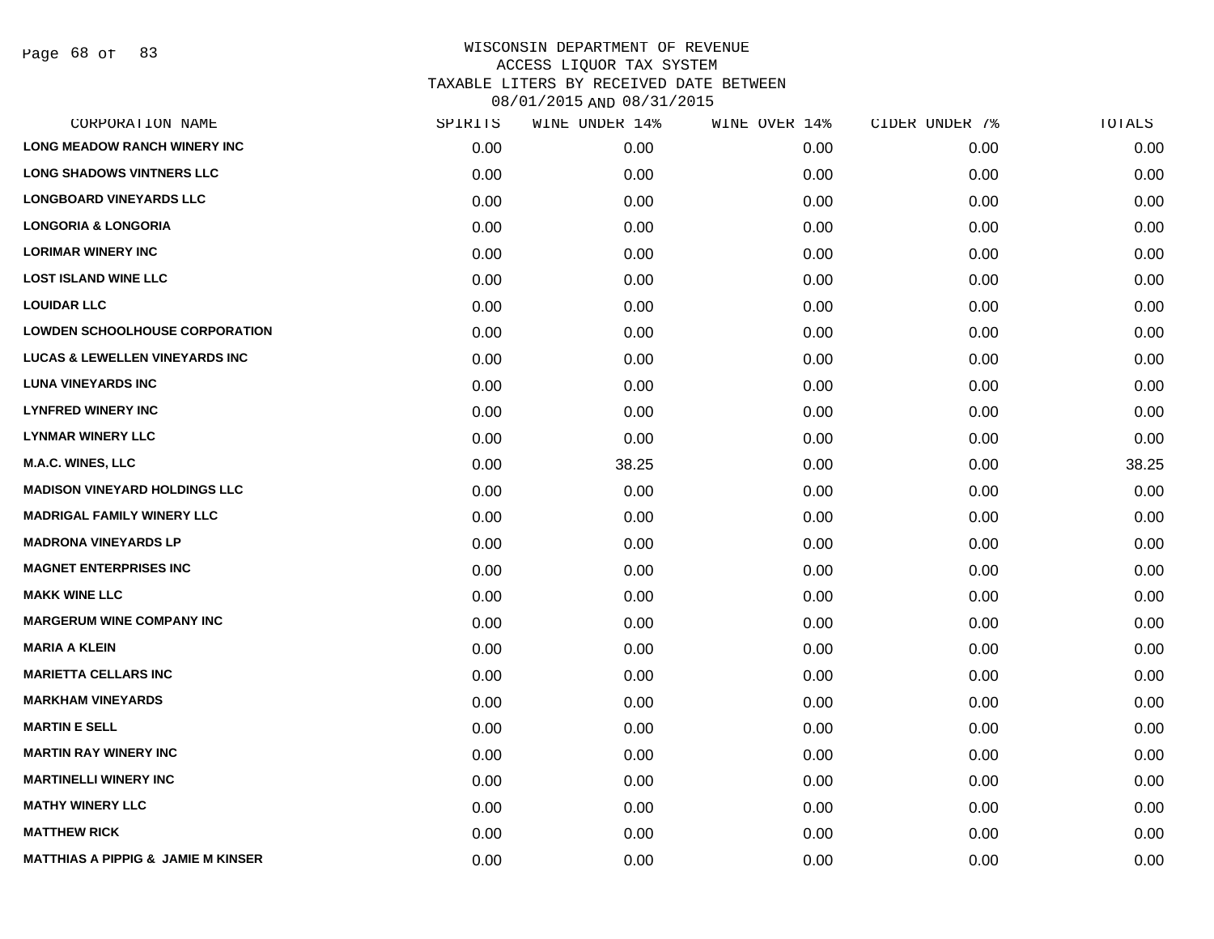# WISCONSIN DEPARTMENT OF REVENUE
## ACCESS LIQUOR TAX SYSTEM
## TAXABLE LITERS BY RECEIVED DATE BETWEEN 08/01/2015 AND 08/31/2015

| CORPORATION NAME | SPIRITS | WINE UNDER 14% | WINE OVER 14% | CIDER UNDER 7% | TOTALS |
|---|---|---|---|---|---|
| LONG MEADOW RANCH WINERY INC | 0.00 | 0.00 | 0.00 | 0.00 | 0.00 |
| LONG SHADOWS VINTNERS LLC | 0.00 | 0.00 | 0.00 | 0.00 | 0.00 |
| LONGBOARD VINEYARDS LLC | 0.00 | 0.00 | 0.00 | 0.00 | 0.00 |
| LONGORIA & LONGORIA | 0.00 | 0.00 | 0.00 | 0.00 | 0.00 |
| LORIMAR WINERY INC | 0.00 | 0.00 | 0.00 | 0.00 | 0.00 |
| LOST ISLAND WINE LLC | 0.00 | 0.00 | 0.00 | 0.00 | 0.00 |
| LOUIDAR LLC | 0.00 | 0.00 | 0.00 | 0.00 | 0.00 |
| LOWDEN SCHOOLHOUSE CORPORATION | 0.00 | 0.00 | 0.00 | 0.00 | 0.00 |
| LUCAS & LEWELLEN VINEYARDS INC | 0.00 | 0.00 | 0.00 | 0.00 | 0.00 |
| LUNA VINEYARDS INC | 0.00 | 0.00 | 0.00 | 0.00 | 0.00 |
| LYNFRED WINERY INC | 0.00 | 0.00 | 0.00 | 0.00 | 0.00 |
| LYNMAR WINERY LLC | 0.00 | 0.00 | 0.00 | 0.00 | 0.00 |
| M.A.C. WINES, LLC | 0.00 | 38.25 | 0.00 | 0.00 | 38.25 |
| MADISON VINEYARD HOLDINGS LLC | 0.00 | 0.00 | 0.00 | 0.00 | 0.00 |
| MADRIGAL FAMILY WINERY LLC | 0.00 | 0.00 | 0.00 | 0.00 | 0.00 |
| MADRONA VINEYARDS LP | 0.00 | 0.00 | 0.00 | 0.00 | 0.00 |
| MAGNET ENTERPRISES INC | 0.00 | 0.00 | 0.00 | 0.00 | 0.00 |
| MAKK WINE LLC | 0.00 | 0.00 | 0.00 | 0.00 | 0.00 |
| MARGERUM WINE COMPANY INC | 0.00 | 0.00 | 0.00 | 0.00 | 0.00 |
| MARIA A KLEIN | 0.00 | 0.00 | 0.00 | 0.00 | 0.00 |
| MARIETTA CELLARS INC | 0.00 | 0.00 | 0.00 | 0.00 | 0.00 |
| MARKHAM VINEYARDS | 0.00 | 0.00 | 0.00 | 0.00 | 0.00 |
| MARTIN E SELL | 0.00 | 0.00 | 0.00 | 0.00 | 0.00 |
| MARTIN RAY WINERY INC | 0.00 | 0.00 | 0.00 | 0.00 | 0.00 |
| MARTINELLI WINERY INC | 0.00 | 0.00 | 0.00 | 0.00 | 0.00 |
| MATHY WINERY LLC | 0.00 | 0.00 | 0.00 | 0.00 | 0.00 |
| MATTHEW RICK | 0.00 | 0.00 | 0.00 | 0.00 | 0.00 |
| MATTHIAS A PIPPIG & JAMIE M KINSER | 0.00 | 0.00 | 0.00 | 0.00 | 0.00 |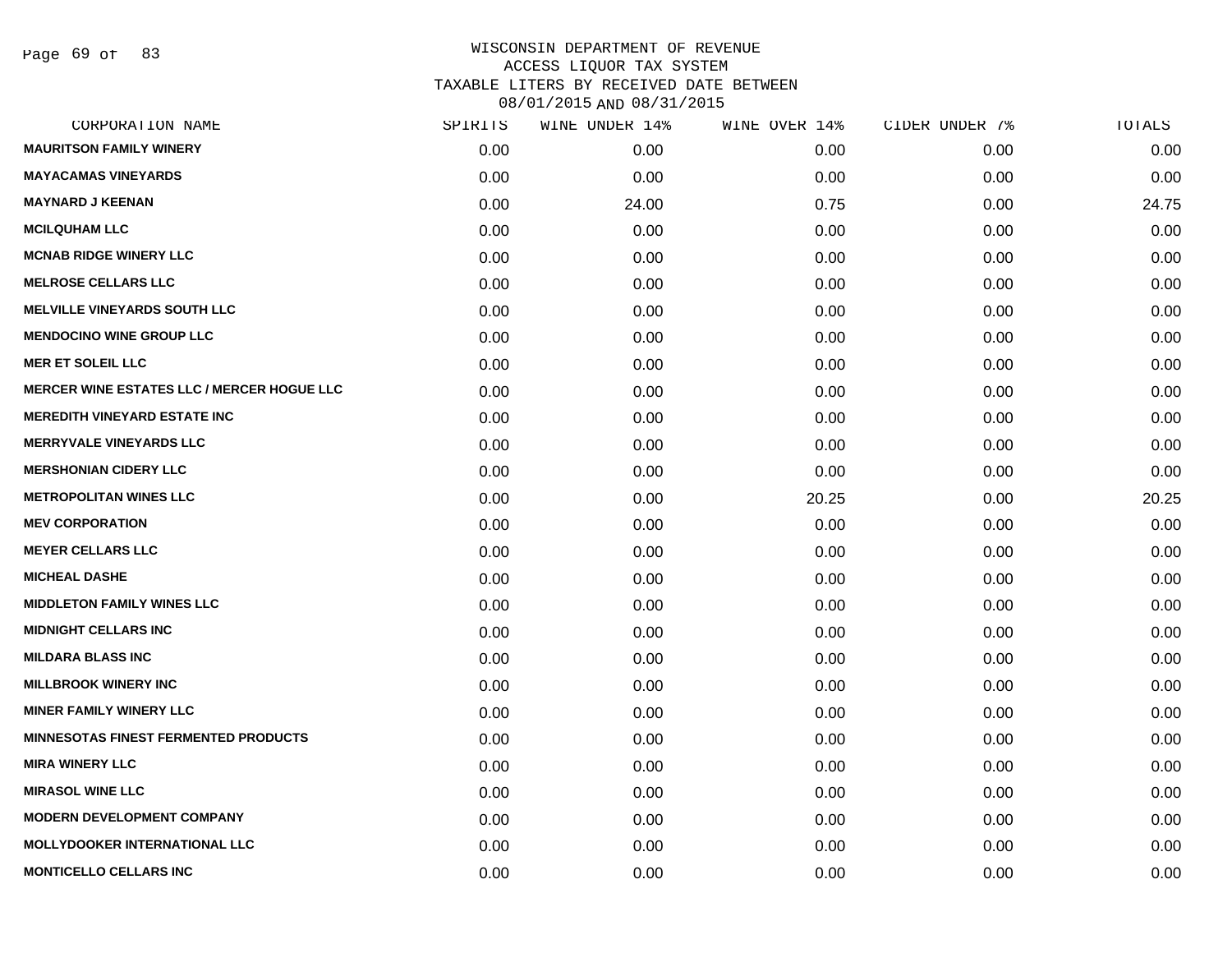# WISCONSIN DEPARTMENT OF REVENUE
## ACCESS LIQUOR TAX SYSTEM
## TAXABLE LITERS BY RECEIVED DATE BETWEEN 08/01/2015 AND 08/31/2015

| CORPORATION NAME | SPIRITS | WINE UNDER 14% | WINE OVER 14% | CIDER UNDER 7% | TOTALS |
|---|---|---|---|---|---|
| MAURITSON FAMILY WINERY | 0.00 | 0.00 | 0.00 | 0.00 | 0.00 |
| MAYACAMAS VINEYARDS | 0.00 | 0.00 | 0.00 | 0.00 | 0.00 |
| MAYNARD J KEENAN | 0.00 | 24.00 | 0.75 | 0.00 | 24.75 |
| MCILQUHAM LLC | 0.00 | 0.00 | 0.00 | 0.00 | 0.00 |
| MCNAB RIDGE WINERY LLC | 0.00 | 0.00 | 0.00 | 0.00 | 0.00 |
| MELROSE CELLARS LLC | 0.00 | 0.00 | 0.00 | 0.00 | 0.00 |
| MELVILLE VINEYARDS SOUTH LLC | 0.00 | 0.00 | 0.00 | 0.00 | 0.00 |
| MENDOCINO WINE GROUP LLC | 0.00 | 0.00 | 0.00 | 0.00 | 0.00 |
| MER ET SOLEIL LLC | 0.00 | 0.00 | 0.00 | 0.00 | 0.00 |
| MERCER WINE ESTATES LLC / MERCER HOGUE LLC | 0.00 | 0.00 | 0.00 | 0.00 | 0.00 |
| MEREDITH VINEYARD ESTATE INC | 0.00 | 0.00 | 0.00 | 0.00 | 0.00 |
| MERRYVALE VINEYARDS LLC | 0.00 | 0.00 | 0.00 | 0.00 | 0.00 |
| MERSHONIAN CIDERY LLC | 0.00 | 0.00 | 0.00 | 0.00 | 0.00 |
| METROPOLITAN WINES LLC | 0.00 | 0.00 | 20.25 | 0.00 | 20.25 |
| MEV CORPORATION | 0.00 | 0.00 | 0.00 | 0.00 | 0.00 |
| MEYER CELLARS LLC | 0.00 | 0.00 | 0.00 | 0.00 | 0.00 |
| MICHEAL DASHE | 0.00 | 0.00 | 0.00 | 0.00 | 0.00 |
| MIDDLETON FAMILY WINES LLC | 0.00 | 0.00 | 0.00 | 0.00 | 0.00 |
| MIDNIGHT CELLARS INC | 0.00 | 0.00 | 0.00 | 0.00 | 0.00 |
| MILDARA BLASS INC | 0.00 | 0.00 | 0.00 | 0.00 | 0.00 |
| MILLBROOK WINERY INC | 0.00 | 0.00 | 0.00 | 0.00 | 0.00 |
| MINER FAMILY WINERY LLC | 0.00 | 0.00 | 0.00 | 0.00 | 0.00 |
| MINNESOTAS FINEST FERMENTED PRODUCTS | 0.00 | 0.00 | 0.00 | 0.00 | 0.00 |
| MIRA WINERY LLC | 0.00 | 0.00 | 0.00 | 0.00 | 0.00 |
| MIRASOL WINE LLC | 0.00 | 0.00 | 0.00 | 0.00 | 0.00 |
| MODERN DEVELOPMENT COMPANY | 0.00 | 0.00 | 0.00 | 0.00 | 0.00 |
| MOLLYDOOKER INTERNATIONAL LLC | 0.00 | 0.00 | 0.00 | 0.00 | 0.00 |
| MONTICELLO CELLARS INC | 0.00 | 0.00 | 0.00 | 0.00 | 0.00 |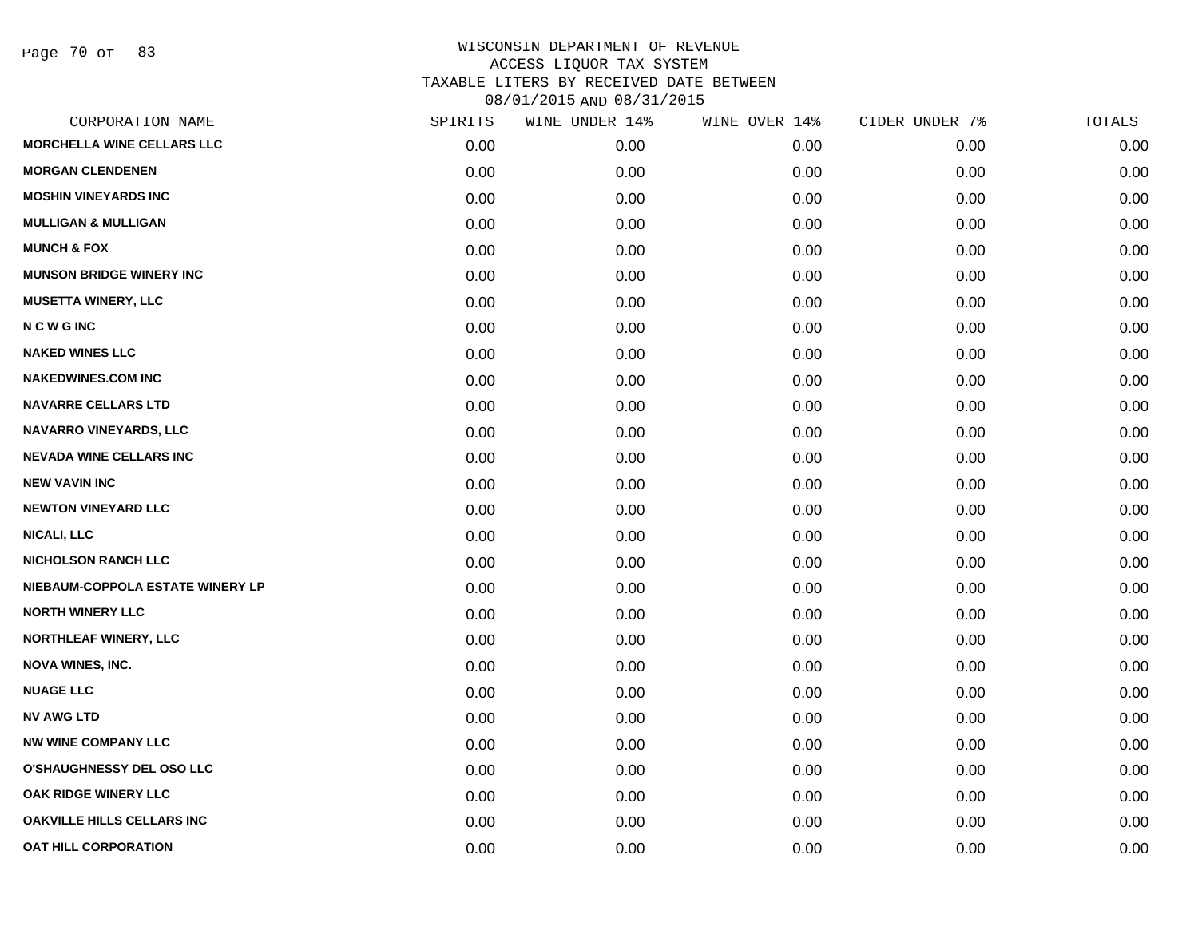# WISCONSIN DEPARTMENT OF REVENUE
## ACCESS LIQUOR TAX SYSTEM
## TAXABLE LITERS BY RECEIVED DATE BETWEEN 08/01/2015 AND 08/31/2015

| CORPORATION NAME | SPIRITS | WINE UNDER 14% | WINE OVER 14% | CIDER UNDER 7% | TOTALS |
|---|---|---|---|---|---|
| MORCHELLA WINE CELLARS LLC | 0.00 | 0.00 | 0.00 | 0.00 | 0.00 |
| MORGAN CLENDENEN | 0.00 | 0.00 | 0.00 | 0.00 | 0.00 |
| MOSHIN VINEYARDS INC | 0.00 | 0.00 | 0.00 | 0.00 | 0.00 |
| MULLIGAN & MULLIGAN | 0.00 | 0.00 | 0.00 | 0.00 | 0.00 |
| MUNCH & FOX | 0.00 | 0.00 | 0.00 | 0.00 | 0.00 |
| MUNSON BRIDGE WINERY INC | 0.00 | 0.00 | 0.00 | 0.00 | 0.00 |
| MUSETTA WINERY, LLC | 0.00 | 0.00 | 0.00 | 0.00 | 0.00 |
| N C W G INC | 0.00 | 0.00 | 0.00 | 0.00 | 0.00 |
| NAKED WINES LLC | 0.00 | 0.00 | 0.00 | 0.00 | 0.00 |
| NAKEDWINES.COM INC | 0.00 | 0.00 | 0.00 | 0.00 | 0.00 |
| NAVARRE CELLARS LTD | 0.00 | 0.00 | 0.00 | 0.00 | 0.00 |
| NAVARRO VINEYARDS, LLC | 0.00 | 0.00 | 0.00 | 0.00 | 0.00 |
| NEVADA WINE CELLARS INC | 0.00 | 0.00 | 0.00 | 0.00 | 0.00 |
| NEW VAVIN INC | 0.00 | 0.00 | 0.00 | 0.00 | 0.00 |
| NEWTON VINEYARD LLC | 0.00 | 0.00 | 0.00 | 0.00 | 0.00 |
| NICALI, LLC | 0.00 | 0.00 | 0.00 | 0.00 | 0.00 |
| NICHOLSON RANCH LLC | 0.00 | 0.00 | 0.00 | 0.00 | 0.00 |
| NIEBAUM-COPPOLA ESTATE WINERY LP | 0.00 | 0.00 | 0.00 | 0.00 | 0.00 |
| NORTH WINERY LLC | 0.00 | 0.00 | 0.00 | 0.00 | 0.00 |
| NORTHLEAF WINERY, LLC | 0.00 | 0.00 | 0.00 | 0.00 | 0.00 |
| NOVA WINES, INC. | 0.00 | 0.00 | 0.00 | 0.00 | 0.00 |
| NUAGE LLC | 0.00 | 0.00 | 0.00 | 0.00 | 0.00 |
| NV AWG LTD | 0.00 | 0.00 | 0.00 | 0.00 | 0.00 |
| NW WINE COMPANY LLC | 0.00 | 0.00 | 0.00 | 0.00 | 0.00 |
| O'SHAUGHNESSY DEL OSO LLC | 0.00 | 0.00 | 0.00 | 0.00 | 0.00 |
| OAK RIDGE WINERY LLC | 0.00 | 0.00 | 0.00 | 0.00 | 0.00 |
| OAKVILLE HILLS CELLARS INC | 0.00 | 0.00 | 0.00 | 0.00 | 0.00 |
| OAT HILL CORPORATION | 0.00 | 0.00 | 0.00 | 0.00 | 0.00 |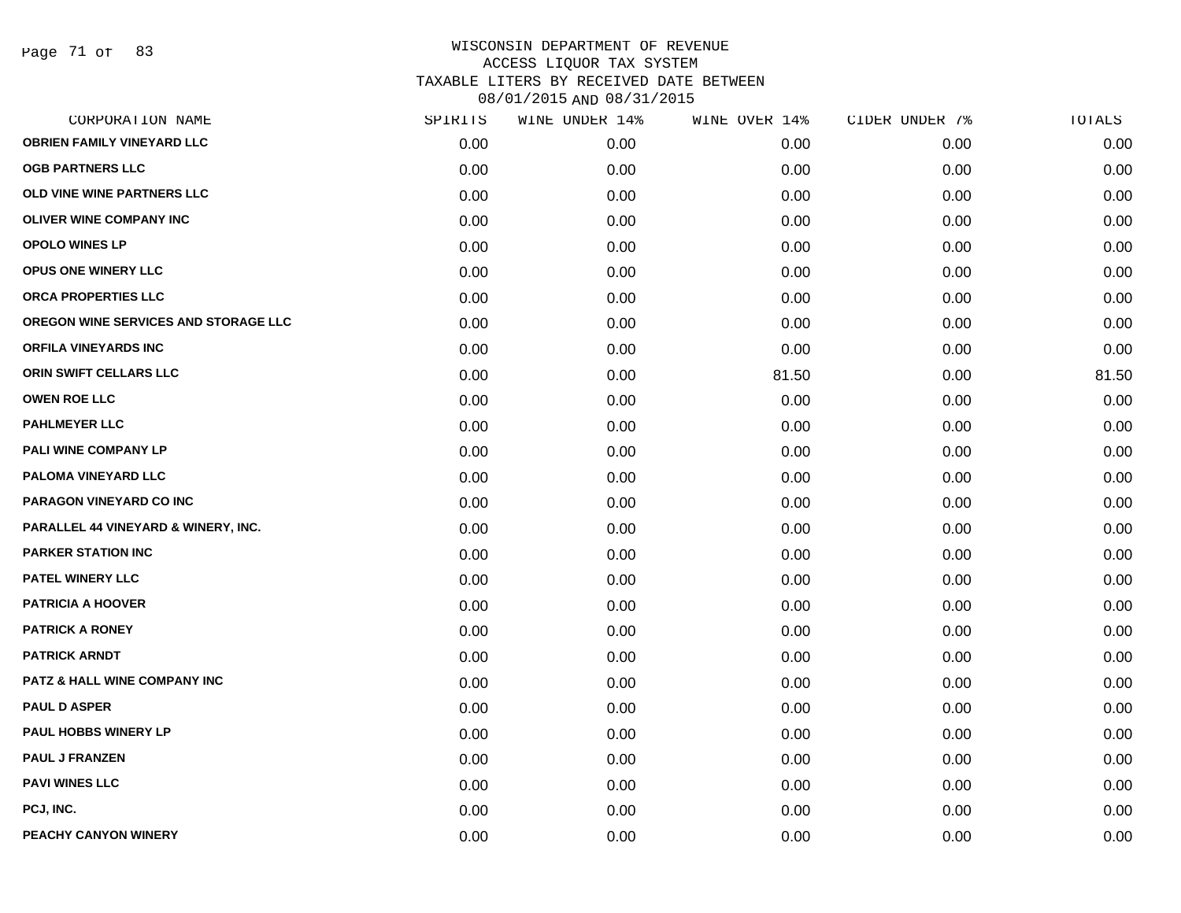WISCONSIN DEPARTMENT OF REVENUE
ACCESS LIQUOR TAX SYSTEM
TAXABLE LITERS BY RECEIVED DATE BETWEEN
08/01/2015 AND 08/31/2015

| CORPORATION NAME | SPIRITS | WINE UNDER 14% | WINE OVER 14% | CIDER UNDER 7% | TOTALS |
|---|---|---|---|---|---|
| OBRIEN FAMILY VINEYARD LLC | 0.00 | 0.00 | 0.00 | 0.00 | 0.00 |
| OGB PARTNERS LLC | 0.00 | 0.00 | 0.00 | 0.00 | 0.00 |
| OLD VINE WINE PARTNERS LLC | 0.00 | 0.00 | 0.00 | 0.00 | 0.00 |
| OLIVER WINE COMPANY INC | 0.00 | 0.00 | 0.00 | 0.00 | 0.00 |
| OPOLO WINES LP | 0.00 | 0.00 | 0.00 | 0.00 | 0.00 |
| OPUS ONE WINERY LLC | 0.00 | 0.00 | 0.00 | 0.00 | 0.00 |
| ORCA PROPERTIES LLC | 0.00 | 0.00 | 0.00 | 0.00 | 0.00 |
| OREGON WINE SERVICES AND STORAGE LLC | 0.00 | 0.00 | 0.00 | 0.00 | 0.00 |
| ORFILA VINEYARDS INC | 0.00 | 0.00 | 0.00 | 0.00 | 0.00 |
| ORIN SWIFT CELLARS LLC | 0.00 | 0.00 | 81.50 | 0.00 | 81.50 |
| OWEN ROE LLC | 0.00 | 0.00 | 0.00 | 0.00 | 0.00 |
| PAHLMEYER LLC | 0.00 | 0.00 | 0.00 | 0.00 | 0.00 |
| PALI WINE COMPANY LP | 0.00 | 0.00 | 0.00 | 0.00 | 0.00 |
| PALOMA VINEYARD LLC | 0.00 | 0.00 | 0.00 | 0.00 | 0.00 |
| PARAGON VINEYARD CO INC | 0.00 | 0.00 | 0.00 | 0.00 | 0.00 |
| PARALLEL 44 VINEYARD & WINERY, INC. | 0.00 | 0.00 | 0.00 | 0.00 | 0.00 |
| PARKER STATION INC | 0.00 | 0.00 | 0.00 | 0.00 | 0.00 |
| PATEL WINERY LLC | 0.00 | 0.00 | 0.00 | 0.00 | 0.00 |
| PATRICIA A HOOVER | 0.00 | 0.00 | 0.00 | 0.00 | 0.00 |
| PATRICK A RONEY | 0.00 | 0.00 | 0.00 | 0.00 | 0.00 |
| PATRICK ARNDT | 0.00 | 0.00 | 0.00 | 0.00 | 0.00 |
| PATZ & HALL WINE COMPANY INC | 0.00 | 0.00 | 0.00 | 0.00 | 0.00 |
| PAUL D ASPER | 0.00 | 0.00 | 0.00 | 0.00 | 0.00 |
| PAUL HOBBS WINERY LP | 0.00 | 0.00 | 0.00 | 0.00 | 0.00 |
| PAUL J FRANZEN | 0.00 | 0.00 | 0.00 | 0.00 | 0.00 |
| PAVI WINES LLC | 0.00 | 0.00 | 0.00 | 0.00 | 0.00 |
| PCJ, INC. | 0.00 | 0.00 | 0.00 | 0.00 | 0.00 |
| PEACHY CANYON WINERY | 0.00 | 0.00 | 0.00 | 0.00 | 0.00 |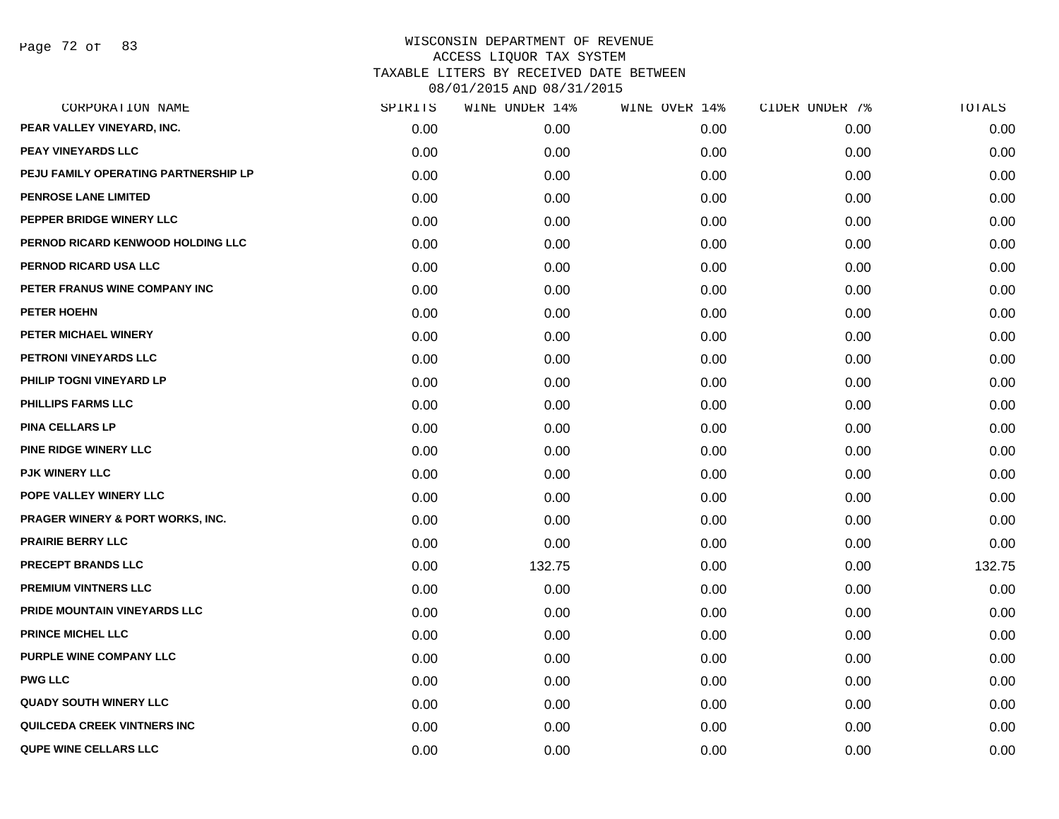# WISCONSIN DEPARTMENT OF REVENUE
## ACCESS LIQUOR TAX SYSTEM
## TAXABLE LITERS BY RECEIVED DATE BETWEEN 08/01/2015 AND 08/31/2015

| CORPORATION NAME | SPIRITS | WINE UNDER 14% | WINE OVER 14% | CIDER UNDER 7% | TOTALS |
|---|---|---|---|---|---|
| PEAR VALLEY VINEYARD, INC. | 0.00 | 0.00 | 0.00 | 0.00 | 0.00 |
| PEAY VINEYARDS LLC | 0.00 | 0.00 | 0.00 | 0.00 | 0.00 |
| PEJU FAMILY OPERATING PARTNERSHIP LP | 0.00 | 0.00 | 0.00 | 0.00 | 0.00 |
| PENROSE LANE LIMITED | 0.00 | 0.00 | 0.00 | 0.00 | 0.00 |
| PEPPER BRIDGE WINERY LLC | 0.00 | 0.00 | 0.00 | 0.00 | 0.00 |
| PERNOD RICARD KENWOOD HOLDING LLC | 0.00 | 0.00 | 0.00 | 0.00 | 0.00 |
| PERNOD RICARD USA LLC | 0.00 | 0.00 | 0.00 | 0.00 | 0.00 |
| PETER FRANUS WINE COMPANY INC | 0.00 | 0.00 | 0.00 | 0.00 | 0.00 |
| PETER HOEHN | 0.00 | 0.00 | 0.00 | 0.00 | 0.00 |
| PETER MICHAEL WINERY | 0.00 | 0.00 | 0.00 | 0.00 | 0.00 |
| PETRONI VINEYARDS LLC | 0.00 | 0.00 | 0.00 | 0.00 | 0.00 |
| PHILIP TOGNI VINEYARD LP | 0.00 | 0.00 | 0.00 | 0.00 | 0.00 |
| PHILLIPS FARMS LLC | 0.00 | 0.00 | 0.00 | 0.00 | 0.00 |
| PINA CELLARS LP | 0.00 | 0.00 | 0.00 | 0.00 | 0.00 |
| PINE RIDGE WINERY LLC | 0.00 | 0.00 | 0.00 | 0.00 | 0.00 |
| PJK WINERY LLC | 0.00 | 0.00 | 0.00 | 0.00 | 0.00 |
| POPE VALLEY WINERY LLC | 0.00 | 0.00 | 0.00 | 0.00 | 0.00 |
| PRAGER WINERY & PORT WORKS, INC. | 0.00 | 0.00 | 0.00 | 0.00 | 0.00 |
| PRAIRIE BERRY LLC | 0.00 | 0.00 | 0.00 | 0.00 | 0.00 |
| PRECEPT BRANDS LLC | 0.00 | 132.75 | 0.00 | 0.00 | 132.75 |
| PREMIUM VINTNERS LLC | 0.00 | 0.00 | 0.00 | 0.00 | 0.00 |
| PRIDE MOUNTAIN VINEYARDS LLC | 0.00 | 0.00 | 0.00 | 0.00 | 0.00 |
| PRINCE MICHEL LLC | 0.00 | 0.00 | 0.00 | 0.00 | 0.00 |
| PURPLE WINE COMPANY LLC | 0.00 | 0.00 | 0.00 | 0.00 | 0.00 |
| PWG LLC | 0.00 | 0.00 | 0.00 | 0.00 | 0.00 |
| QUADY SOUTH WINERY LLC | 0.00 | 0.00 | 0.00 | 0.00 | 0.00 |
| QUILCEDA CREEK VINTNERS INC | 0.00 | 0.00 | 0.00 | 0.00 | 0.00 |
| QUPE WINE CELLARS LLC | 0.00 | 0.00 | 0.00 | 0.00 | 0.00 |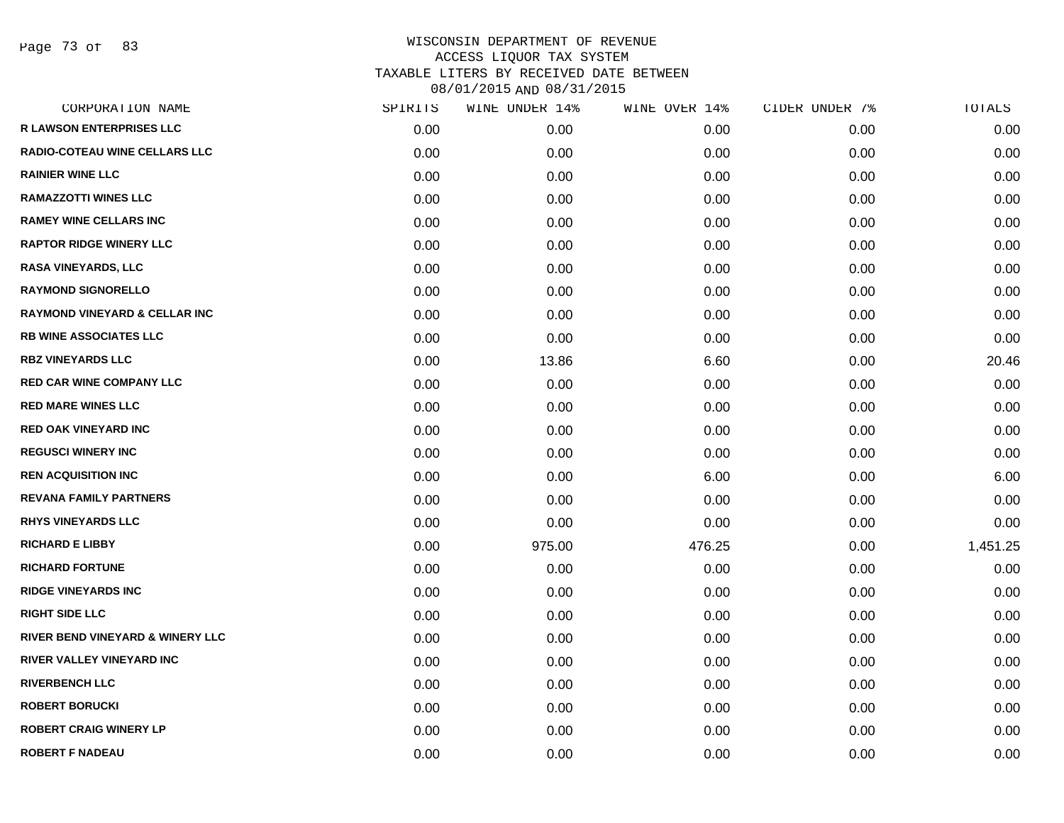# WISCONSIN DEPARTMENT OF REVENUE
## ACCESS LIQUOR TAX SYSTEM
## TAXABLE LITERS BY RECEIVED DATE BETWEEN 08/01/2015 AND 08/31/2015

| CORPORATION NAME | SPIRITS | WINE UNDER 14% | WINE OVER 14% | CIDER UNDER 7% | TOTALS |
|---|---|---|---|---|---|
| R LAWSON ENTERPRISES LLC | 0.00 | 0.00 | 0.00 | 0.00 | 0.00 |
| RADIO-COTEAU WINE CELLARS LLC | 0.00 | 0.00 | 0.00 | 0.00 | 0.00 |
| RAINIER WINE LLC | 0.00 | 0.00 | 0.00 | 0.00 | 0.00 |
| RAMAZZOTTI WINES LLC | 0.00 | 0.00 | 0.00 | 0.00 | 0.00 |
| RAMEY WINE CELLARS INC | 0.00 | 0.00 | 0.00 | 0.00 | 0.00 |
| RAPTOR RIDGE WINERY LLC | 0.00 | 0.00 | 0.00 | 0.00 | 0.00 |
| RASA VINEYARDS, LLC | 0.00 | 0.00 | 0.00 | 0.00 | 0.00 |
| RAYMOND SIGNORELLO | 0.00 | 0.00 | 0.00 | 0.00 | 0.00 |
| RAYMOND VINEYARD & CELLAR INC | 0.00 | 0.00 | 0.00 | 0.00 | 0.00 |
| RB WINE ASSOCIATES LLC | 0.00 | 0.00 | 0.00 | 0.00 | 0.00 |
| RBZ VINEYARDS LLC | 0.00 | 13.86 | 6.60 | 0.00 | 20.46 |
| RED CAR WINE COMPANY LLC | 0.00 | 0.00 | 0.00 | 0.00 | 0.00 |
| RED MARE WINES LLC | 0.00 | 0.00 | 0.00 | 0.00 | 0.00 |
| RED OAK VINEYARD INC | 0.00 | 0.00 | 0.00 | 0.00 | 0.00 |
| REGUSCI WINERY INC | 0.00 | 0.00 | 0.00 | 0.00 | 0.00 |
| REN ACQUISITION INC | 0.00 | 0.00 | 6.00 | 0.00 | 6.00 |
| REVANA FAMILY PARTNERS | 0.00 | 0.00 | 0.00 | 0.00 | 0.00 |
| RHYS VINEYARDS LLC | 0.00 | 0.00 | 0.00 | 0.00 | 0.00 |
| RICHARD E LIBBY | 0.00 | 975.00 | 476.25 | 0.00 | 1,451.25 |
| RICHARD FORTUNE | 0.00 | 0.00 | 0.00 | 0.00 | 0.00 |
| RIDGE VINEYARDS INC | 0.00 | 0.00 | 0.00 | 0.00 | 0.00 |
| RIGHT SIDE LLC | 0.00 | 0.00 | 0.00 | 0.00 | 0.00 |
| RIVER BEND VINEYARD & WINERY LLC | 0.00 | 0.00 | 0.00 | 0.00 | 0.00 |
| RIVER VALLEY VINEYARD INC | 0.00 | 0.00 | 0.00 | 0.00 | 0.00 |
| RIVERBENCH LLC | 0.00 | 0.00 | 0.00 | 0.00 | 0.00 |
| ROBERT BORUCKI | 0.00 | 0.00 | 0.00 | 0.00 | 0.00 |
| ROBERT CRAIG WINERY LP | 0.00 | 0.00 | 0.00 | 0.00 | 0.00 |
| ROBERT F NADEAU | 0.00 | 0.00 | 0.00 | 0.00 | 0.00 |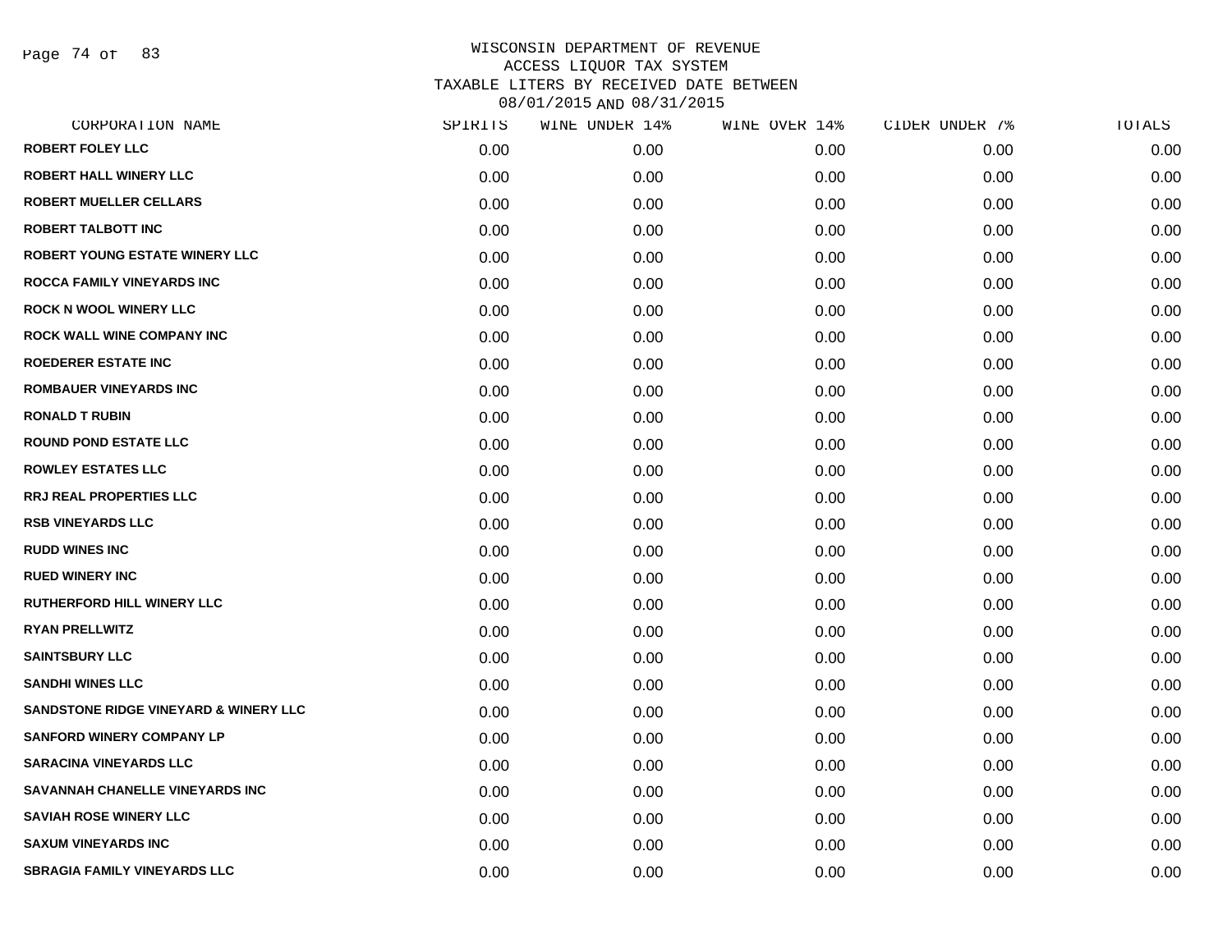# WISCONSIN DEPARTMENT OF REVENUE
## ACCESS LIQUOR TAX SYSTEM
## TAXABLE LITERS BY RECEIVED DATE BETWEEN 08/01/2015 AND 08/31/2015

| CORPORATION NAME | SPIRITS | WINE UNDER 14% | WINE OVER 14% | CIDER UNDER 7% | TOTALS |
|---|---|---|---|---|---|
| ROBERT FOLEY LLC | 0.00 | 0.00 | 0.00 | 0.00 | 0.00 |
| ROBERT HALL WINERY LLC | 0.00 | 0.00 | 0.00 | 0.00 | 0.00 |
| ROBERT MUELLER CELLARS | 0.00 | 0.00 | 0.00 | 0.00 | 0.00 |
| ROBERT TALBOTT INC | 0.00 | 0.00 | 0.00 | 0.00 | 0.00 |
| ROBERT YOUNG ESTATE WINERY LLC | 0.00 | 0.00 | 0.00 | 0.00 | 0.00 |
| ROCCA FAMILY VINEYARDS INC | 0.00 | 0.00 | 0.00 | 0.00 | 0.00 |
| ROCK N WOOL WINERY LLC | 0.00 | 0.00 | 0.00 | 0.00 | 0.00 |
| ROCK WALL WINE COMPANY INC | 0.00 | 0.00 | 0.00 | 0.00 | 0.00 |
| ROEDERER ESTATE INC | 0.00 | 0.00 | 0.00 | 0.00 | 0.00 |
| ROMBAUER VINEYARDS INC | 0.00 | 0.00 | 0.00 | 0.00 | 0.00 |
| RONALD T RUBIN | 0.00 | 0.00 | 0.00 | 0.00 | 0.00 |
| ROUND POND ESTATE LLC | 0.00 | 0.00 | 0.00 | 0.00 | 0.00 |
| ROWLEY ESTATES LLC | 0.00 | 0.00 | 0.00 | 0.00 | 0.00 |
| RRJ REAL PROPERTIES LLC | 0.00 | 0.00 | 0.00 | 0.00 | 0.00 |
| RSB VINEYARDS LLC | 0.00 | 0.00 | 0.00 | 0.00 | 0.00 |
| RUDD WINES INC | 0.00 | 0.00 | 0.00 | 0.00 | 0.00 |
| RUED WINERY INC | 0.00 | 0.00 | 0.00 | 0.00 | 0.00 |
| RUTHERFORD HILL WINERY LLC | 0.00 | 0.00 | 0.00 | 0.00 | 0.00 |
| RYAN PRELLWITZ | 0.00 | 0.00 | 0.00 | 0.00 | 0.00 |
| SAINTSBURY LLC | 0.00 | 0.00 | 0.00 | 0.00 | 0.00 |
| SANDHI WINES LLC | 0.00 | 0.00 | 0.00 | 0.00 | 0.00 |
| SANDSTONE RIDGE VINEYARD & WINERY LLC | 0.00 | 0.00 | 0.00 | 0.00 | 0.00 |
| SANFORD WINERY COMPANY LP | 0.00 | 0.00 | 0.00 | 0.00 | 0.00 |
| SARACINA VINEYARDS LLC | 0.00 | 0.00 | 0.00 | 0.00 | 0.00 |
| SAVANNAH CHANELLE VINEYARDS INC | 0.00 | 0.00 | 0.00 | 0.00 | 0.00 |
| SAVIAH ROSE WINERY LLC | 0.00 | 0.00 | 0.00 | 0.00 | 0.00 |
| SAXUM VINEYARDS INC | 0.00 | 0.00 | 0.00 | 0.00 | 0.00 |
| SBRAGIA FAMILY VINEYARDS LLC | 0.00 | 0.00 | 0.00 | 0.00 | 0.00 |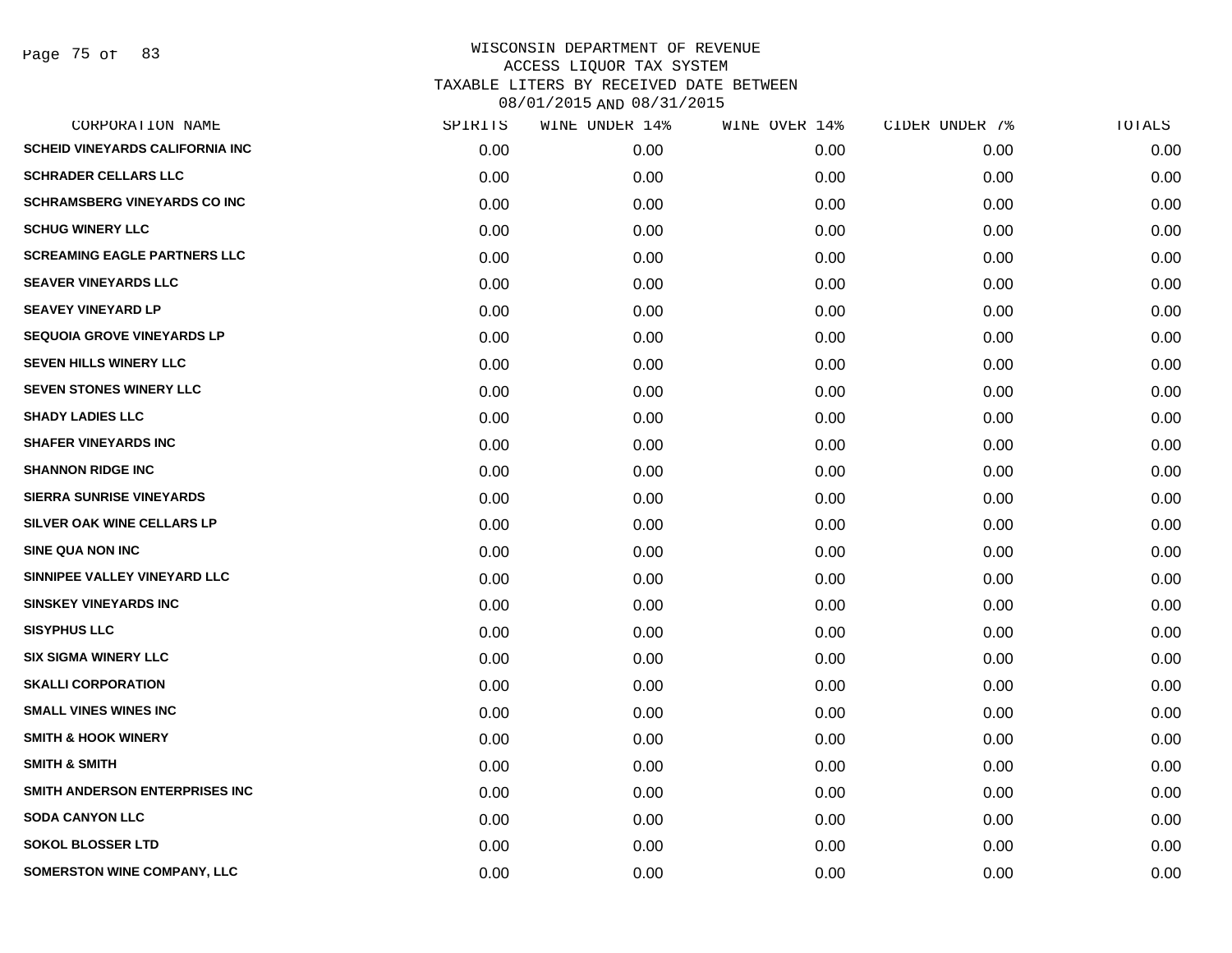# WISCONSIN DEPARTMENT OF REVENUE
## ACCESS LIQUOR TAX SYSTEM
## TAXABLE LITERS BY RECEIVED DATE BETWEEN 08/01/2015 AND 08/31/2015

| CORPORATION NAME | SPIRITS | WINE UNDER 14% | WINE OVER 14% | CIDER UNDER 7% | TOTALS |
|---|---|---|---|---|---|
| SCHEID VINEYARDS CALIFORNIA INC | 0.00 | 0.00 | 0.00 | 0.00 | 0.00 |
| SCHRADER CELLARS LLC | 0.00 | 0.00 | 0.00 | 0.00 | 0.00 |
| SCHRAMSBERG VINEYARDS CO INC | 0.00 | 0.00 | 0.00 | 0.00 | 0.00 |
| SCHUG WINERY LLC | 0.00 | 0.00 | 0.00 | 0.00 | 0.00 |
| SCREAMING EAGLE PARTNERS LLC | 0.00 | 0.00 | 0.00 | 0.00 | 0.00 |
| SEAVER VINEYARDS LLC | 0.00 | 0.00 | 0.00 | 0.00 | 0.00 |
| SEAVEY VINEYARD LP | 0.00 | 0.00 | 0.00 | 0.00 | 0.00 |
| SEQUOIA GROVE VINEYARDS LP | 0.00 | 0.00 | 0.00 | 0.00 | 0.00 |
| SEVEN HILLS WINERY LLC | 0.00 | 0.00 | 0.00 | 0.00 | 0.00 |
| SEVEN STONES WINERY LLC | 0.00 | 0.00 | 0.00 | 0.00 | 0.00 |
| SHADY LADIES LLC | 0.00 | 0.00 | 0.00 | 0.00 | 0.00 |
| SHAFER VINEYARDS INC | 0.00 | 0.00 | 0.00 | 0.00 | 0.00 |
| SHANNON RIDGE INC | 0.00 | 0.00 | 0.00 | 0.00 | 0.00 |
| SIERRA SUNRISE VINEYARDS | 0.00 | 0.00 | 0.00 | 0.00 | 0.00 |
| SILVER OAK WINE CELLARS LP | 0.00 | 0.00 | 0.00 | 0.00 | 0.00 |
| SINE QUA NON INC | 0.00 | 0.00 | 0.00 | 0.00 | 0.00 |
| SINNIPEE VALLEY VINEYARD LLC | 0.00 | 0.00 | 0.00 | 0.00 | 0.00 |
| SINSKEY VINEYARDS INC | 0.00 | 0.00 | 0.00 | 0.00 | 0.00 |
| SISYPHUS LLC | 0.00 | 0.00 | 0.00 | 0.00 | 0.00 |
| SIX SIGMA WINERY LLC | 0.00 | 0.00 | 0.00 | 0.00 | 0.00 |
| SKALLI CORPORATION | 0.00 | 0.00 | 0.00 | 0.00 | 0.00 |
| SMALL VINES WINES INC | 0.00 | 0.00 | 0.00 | 0.00 | 0.00 |
| SMITH & HOOK WINERY | 0.00 | 0.00 | 0.00 | 0.00 | 0.00 |
| SMITH & SMITH | 0.00 | 0.00 | 0.00 | 0.00 | 0.00 |
| SMITH ANDERSON ENTERPRISES INC | 0.00 | 0.00 | 0.00 | 0.00 | 0.00 |
| SODA CANYON LLC | 0.00 | 0.00 | 0.00 | 0.00 | 0.00 |
| SOKOL BLOSSER LTD | 0.00 | 0.00 | 0.00 | 0.00 | 0.00 |
| SOMERSTON WINE COMPANY, LLC | 0.00 | 0.00 | 0.00 | 0.00 | 0.00 |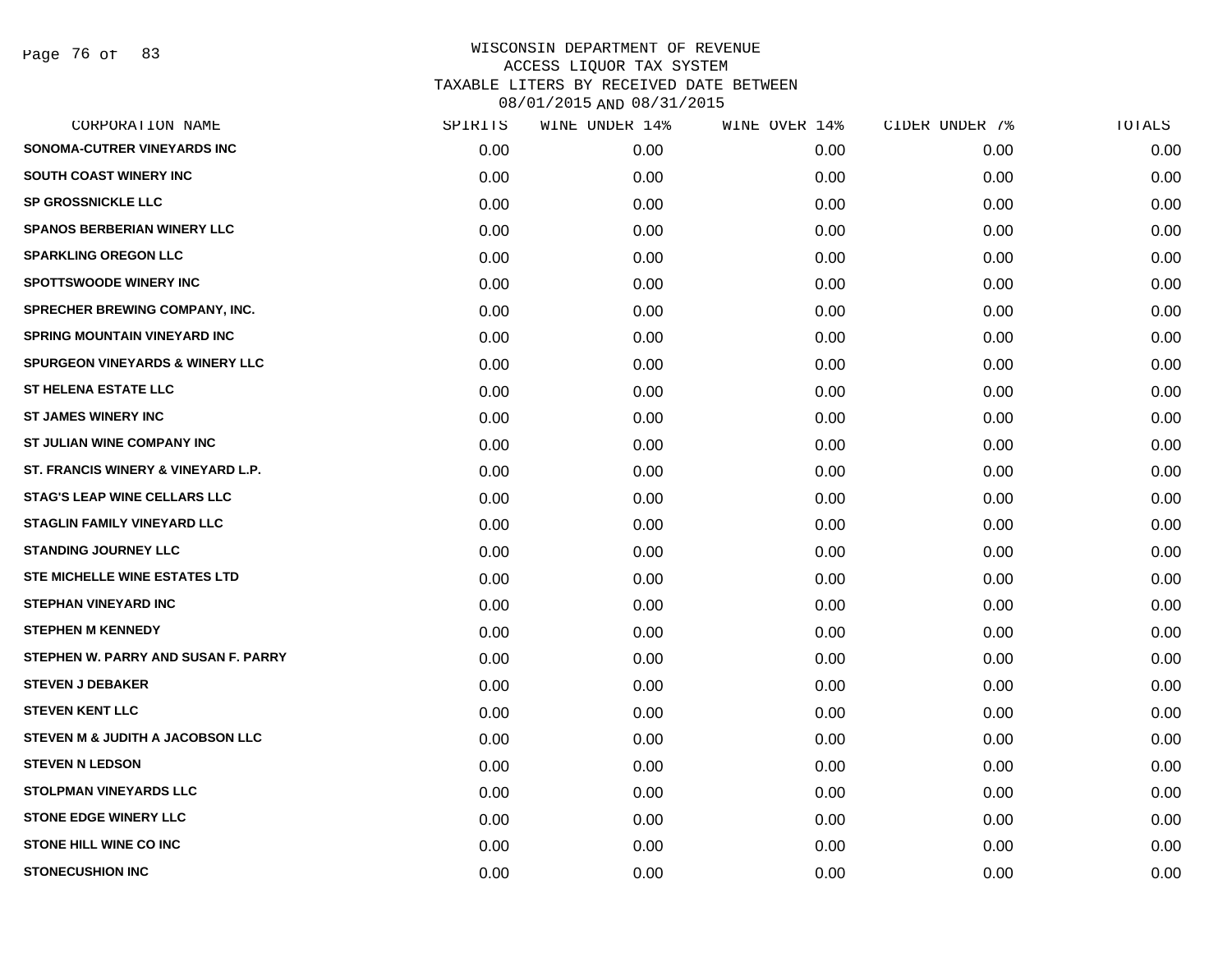WISCONSIN DEPARTMENT OF REVENUE
ACCESS LIQUOR TAX SYSTEM
TAXABLE LITERS BY RECEIVED DATE BETWEEN
08/01/2015 AND 08/31/2015

| CORPORATION NAME | SPIRITS | WINE UNDER 14% | WINE OVER 14% | CIDER UNDER 7% | TOTALS |
|---|---|---|---|---|---|
| SONOMA-CUTRER VINEYARDS INC | 0.00 | 0.00 | 0.00 | 0.00 | 0.00 |
| SOUTH COAST WINERY INC | 0.00 | 0.00 | 0.00 | 0.00 | 0.00 |
| SP GROSSNICKLE LLC | 0.00 | 0.00 | 0.00 | 0.00 | 0.00 |
| SPANOS BERBERIAN WINERY LLC | 0.00 | 0.00 | 0.00 | 0.00 | 0.00 |
| SPARKLING OREGON LLC | 0.00 | 0.00 | 0.00 | 0.00 | 0.00 |
| SPOTTSWOODE WINERY INC | 0.00 | 0.00 | 0.00 | 0.00 | 0.00 |
| SPRECHER BREWING COMPANY, INC. | 0.00 | 0.00 | 0.00 | 0.00 | 0.00 |
| SPRING MOUNTAIN VINEYARD INC | 0.00 | 0.00 | 0.00 | 0.00 | 0.00 |
| SPURGEON VINEYARDS & WINERY LLC | 0.00 | 0.00 | 0.00 | 0.00 | 0.00 |
| ST HELENA ESTATE LLC | 0.00 | 0.00 | 0.00 | 0.00 | 0.00 |
| ST JAMES WINERY INC | 0.00 | 0.00 | 0.00 | 0.00 | 0.00 |
| ST JULIAN WINE COMPANY INC | 0.00 | 0.00 | 0.00 | 0.00 | 0.00 |
| ST. FRANCIS WINERY & VINEYARD L.P. | 0.00 | 0.00 | 0.00 | 0.00 | 0.00 |
| STAG'S LEAP WINE CELLARS LLC | 0.00 | 0.00 | 0.00 | 0.00 | 0.00 |
| STAGLIN FAMILY VINEYARD LLC | 0.00 | 0.00 | 0.00 | 0.00 | 0.00 |
| STANDING JOURNEY LLC | 0.00 | 0.00 | 0.00 | 0.00 | 0.00 |
| STE MICHELLE WINE ESTATES LTD | 0.00 | 0.00 | 0.00 | 0.00 | 0.00 |
| STEPHAN VINEYARD INC | 0.00 | 0.00 | 0.00 | 0.00 | 0.00 |
| STEPHEN M KENNEDY | 0.00 | 0.00 | 0.00 | 0.00 | 0.00 |
| STEPHEN W. PARRY AND SUSAN F. PARRY | 0.00 | 0.00 | 0.00 | 0.00 | 0.00 |
| STEVEN J DEBAKER | 0.00 | 0.00 | 0.00 | 0.00 | 0.00 |
| STEVEN KENT LLC | 0.00 | 0.00 | 0.00 | 0.00 | 0.00 |
| STEVEN M & JUDITH A JACOBSON LLC | 0.00 | 0.00 | 0.00 | 0.00 | 0.00 |
| STEVEN N LEDSON | 0.00 | 0.00 | 0.00 | 0.00 | 0.00 |
| STOLPMAN VINEYARDS LLC | 0.00 | 0.00 | 0.00 | 0.00 | 0.00 |
| STONE EDGE WINERY LLC | 0.00 | 0.00 | 0.00 | 0.00 | 0.00 |
| STONE HILL WINE CO INC | 0.00 | 0.00 | 0.00 | 0.00 | 0.00 |
| STONECUSHION INC | 0.00 | 0.00 | 0.00 | 0.00 | 0.00 |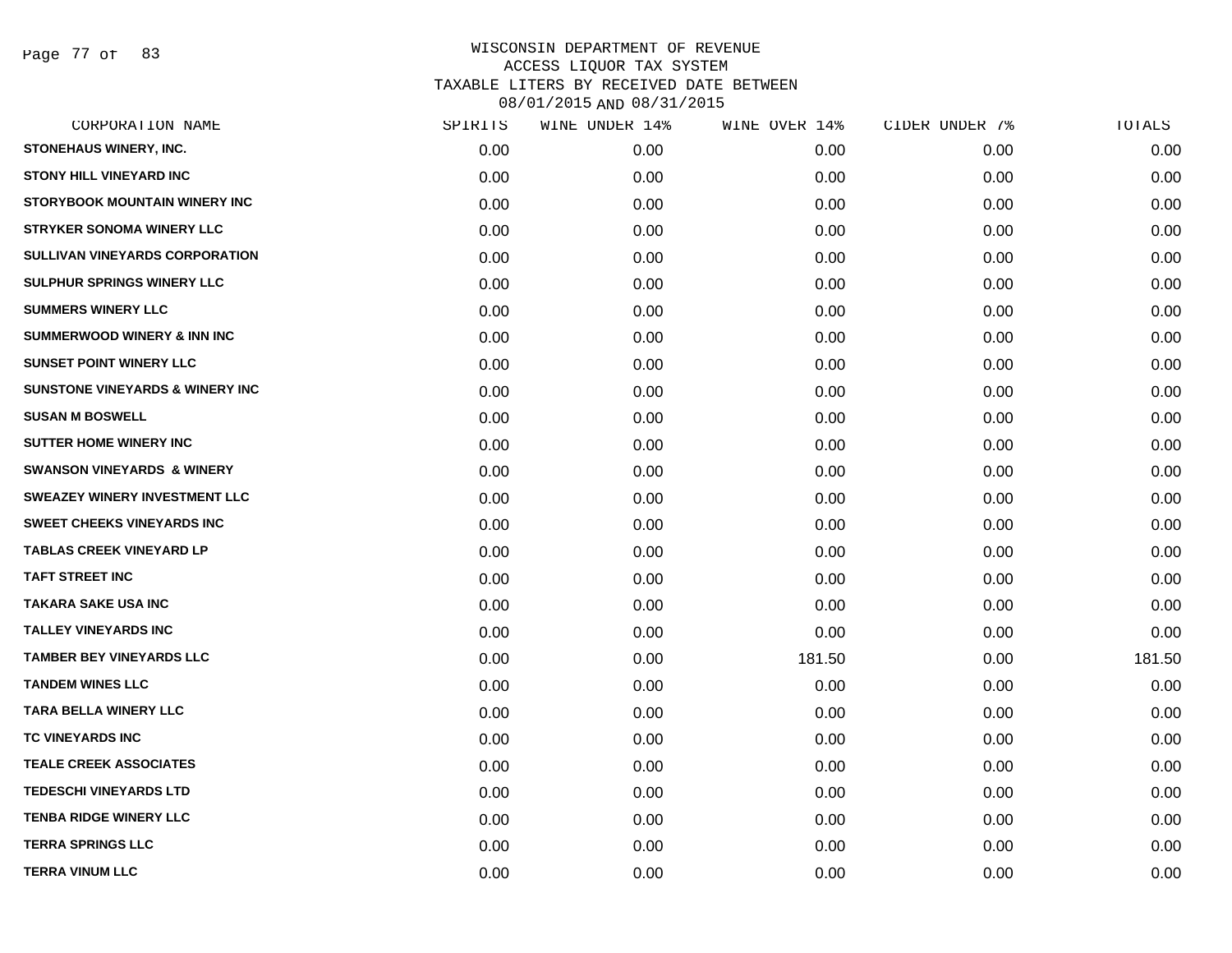# WISCONSIN DEPARTMENT OF REVENUE
## ACCESS LIQUOR TAX SYSTEM
## TAXABLE LITERS BY RECEIVED DATE BETWEEN 08/01/2015 AND 08/31/2015

| CORPORATION NAME | SPIRITS | WINE UNDER 14% | WINE OVER 14% | CIDER UNDER 7% | TOTALS |
|---|---|---|---|---|---|
| STONEHAUS WINERY, INC. | 0.00 | 0.00 | 0.00 | 0.00 | 0.00 |
| STONY HILL VINEYARD INC | 0.00 | 0.00 | 0.00 | 0.00 | 0.00 |
| STORYBOOK MOUNTAIN WINERY INC | 0.00 | 0.00 | 0.00 | 0.00 | 0.00 |
| STRYKER SONOMA WINERY LLC | 0.00 | 0.00 | 0.00 | 0.00 | 0.00 |
| SULLIVAN VINEYARDS CORPORATION | 0.00 | 0.00 | 0.00 | 0.00 | 0.00 |
| SULPHUR SPRINGS WINERY LLC | 0.00 | 0.00 | 0.00 | 0.00 | 0.00 |
| SUMMERS WINERY LLC | 0.00 | 0.00 | 0.00 | 0.00 | 0.00 |
| SUMMERWOOD WINERY & INN INC | 0.00 | 0.00 | 0.00 | 0.00 | 0.00 |
| SUNSET POINT WINERY LLC | 0.00 | 0.00 | 0.00 | 0.00 | 0.00 |
| SUNSTONE VINEYARDS & WINERY INC | 0.00 | 0.00 | 0.00 | 0.00 | 0.00 |
| SUSAN M BOSWELL | 0.00 | 0.00 | 0.00 | 0.00 | 0.00 |
| SUTTER HOME WINERY INC | 0.00 | 0.00 | 0.00 | 0.00 | 0.00 |
| SWANSON VINEYARDS & WINERY | 0.00 | 0.00 | 0.00 | 0.00 | 0.00 |
| SWEAZEY WINERY INVESTMENT LLC | 0.00 | 0.00 | 0.00 | 0.00 | 0.00 |
| SWEET CHEEKS VINEYARDS INC | 0.00 | 0.00 | 0.00 | 0.00 | 0.00 |
| TABLAS CREEK VINEYARD LP | 0.00 | 0.00 | 0.00 | 0.00 | 0.00 |
| TAFT STREET INC | 0.00 | 0.00 | 0.00 | 0.00 | 0.00 |
| TAKARA SAKE USA INC | 0.00 | 0.00 | 0.00 | 0.00 | 0.00 |
| TALLEY VINEYARDS INC | 0.00 | 0.00 | 0.00 | 0.00 | 0.00 |
| TAMBER BEY VINEYARDS LLC | 0.00 | 0.00 | 181.50 | 0.00 | 181.50 |
| TANDEM WINES LLC | 0.00 | 0.00 | 0.00 | 0.00 | 0.00 |
| TARA BELLA WINERY LLC | 0.00 | 0.00 | 0.00 | 0.00 | 0.00 |
| TC VINEYARDS INC | 0.00 | 0.00 | 0.00 | 0.00 | 0.00 |
| TEALE CREEK ASSOCIATES | 0.00 | 0.00 | 0.00 | 0.00 | 0.00 |
| TEDESCHI VINEYARDS LTD | 0.00 | 0.00 | 0.00 | 0.00 | 0.00 |
| TENBA RIDGE WINERY LLC | 0.00 | 0.00 | 0.00 | 0.00 | 0.00 |
| TERRA SPRINGS LLC | 0.00 | 0.00 | 0.00 | 0.00 | 0.00 |
| TERRA VINUM LLC | 0.00 | 0.00 | 0.00 | 0.00 | 0.00 |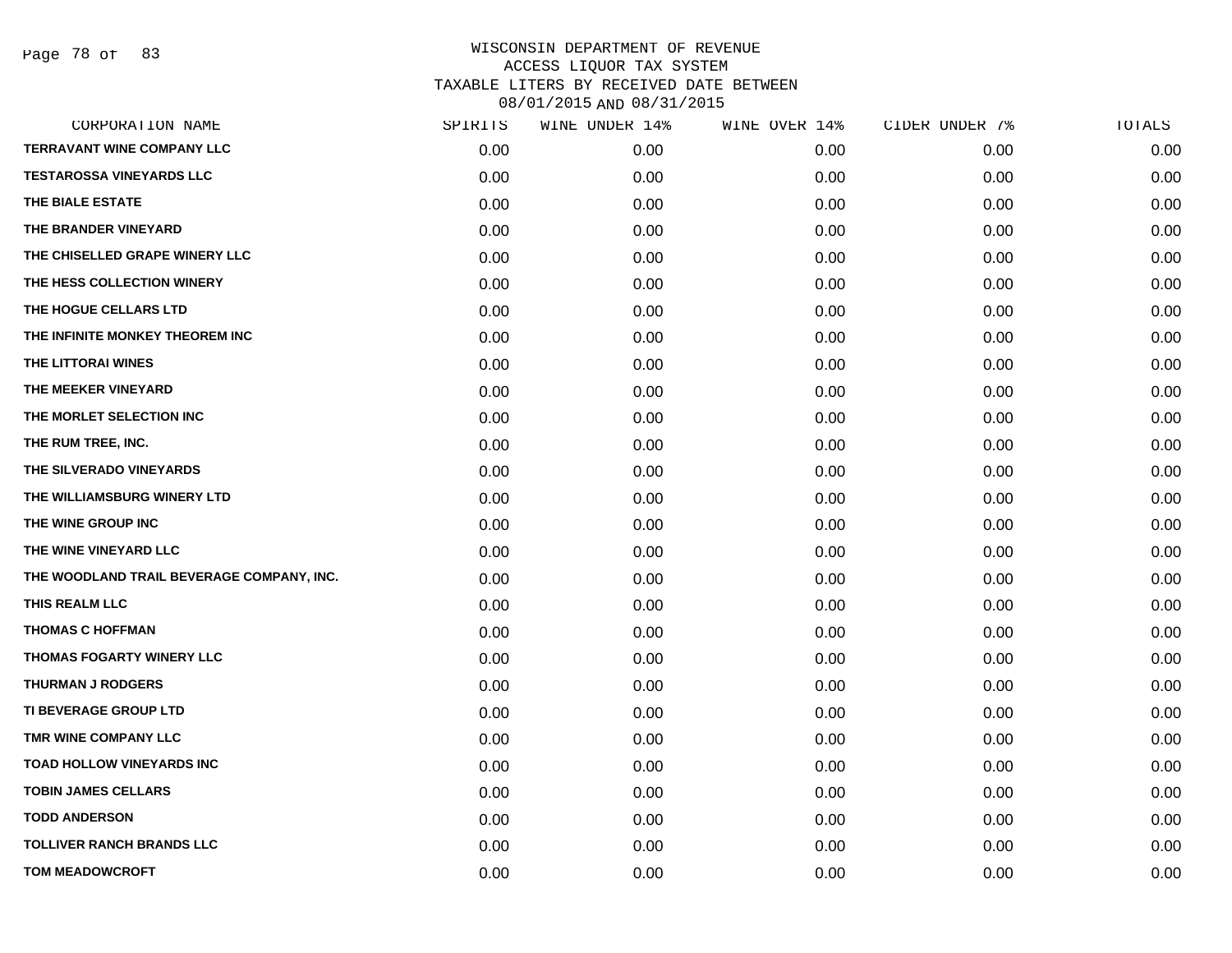WISCONSIN DEPARTMENT OF REVENUE
ACCESS LIQUOR TAX SYSTEM
TAXABLE LITERS BY RECEIVED DATE BETWEEN
08/01/2015 AND 08/31/2015

| CORPORATION NAME | SPIRITS | WINE UNDER 14% | WINE OVER 14% | CIDER UNDER 7% | TOTALS |
|---|---|---|---|---|---|
| TERRAVANT WINE COMPANY LLC | 0.00 | 0.00 | 0.00 | 0.00 | 0.00 |
| TESTAROSSA VINEYARDS LLC | 0.00 | 0.00 | 0.00 | 0.00 | 0.00 |
| THE BIALE ESTATE | 0.00 | 0.00 | 0.00 | 0.00 | 0.00 |
| THE BRANDER VINEYARD | 0.00 | 0.00 | 0.00 | 0.00 | 0.00 |
| THE CHISELLED GRAPE WINERY LLC | 0.00 | 0.00 | 0.00 | 0.00 | 0.00 |
| THE HESS COLLECTION WINERY | 0.00 | 0.00 | 0.00 | 0.00 | 0.00 |
| THE HOGUE CELLARS LTD | 0.00 | 0.00 | 0.00 | 0.00 | 0.00 |
| THE INFINITE MONKEY THEOREM INC | 0.00 | 0.00 | 0.00 | 0.00 | 0.00 |
| THE LITTORAI WINES | 0.00 | 0.00 | 0.00 | 0.00 | 0.00 |
| THE MEEKER VINEYARD | 0.00 | 0.00 | 0.00 | 0.00 | 0.00 |
| THE MORLET SELECTION INC | 0.00 | 0.00 | 0.00 | 0.00 | 0.00 |
| THE RUM TREE, INC. | 0.00 | 0.00 | 0.00 | 0.00 | 0.00 |
| THE SILVERADO VINEYARDS | 0.00 | 0.00 | 0.00 | 0.00 | 0.00 |
| THE WILLIAMSBURG WINERY LTD | 0.00 | 0.00 | 0.00 | 0.00 | 0.00 |
| THE WINE GROUP INC | 0.00 | 0.00 | 0.00 | 0.00 | 0.00 |
| THE WINE VINEYARD LLC | 0.00 | 0.00 | 0.00 | 0.00 | 0.00 |
| THE WOODLAND TRAIL BEVERAGE COMPANY, INC. | 0.00 | 0.00 | 0.00 | 0.00 | 0.00 |
| THIS REALM LLC | 0.00 | 0.00 | 0.00 | 0.00 | 0.00 |
| THOMAS C HOFFMAN | 0.00 | 0.00 | 0.00 | 0.00 | 0.00 |
| THOMAS FOGARTY WINERY LLC | 0.00 | 0.00 | 0.00 | 0.00 | 0.00 |
| THURMAN J RODGERS | 0.00 | 0.00 | 0.00 | 0.00 | 0.00 |
| TI BEVERAGE GROUP LTD | 0.00 | 0.00 | 0.00 | 0.00 | 0.00 |
| TMR WINE COMPANY LLC | 0.00 | 0.00 | 0.00 | 0.00 | 0.00 |
| TOAD HOLLOW VINEYARDS INC | 0.00 | 0.00 | 0.00 | 0.00 | 0.00 |
| TOBIN JAMES CELLARS | 0.00 | 0.00 | 0.00 | 0.00 | 0.00 |
| TODD ANDERSON | 0.00 | 0.00 | 0.00 | 0.00 | 0.00 |
| TOLLIVER RANCH BRANDS LLC | 0.00 | 0.00 | 0.00 | 0.00 | 0.00 |
| TOM MEADOWCROFT | 0.00 | 0.00 | 0.00 | 0.00 | 0.00 |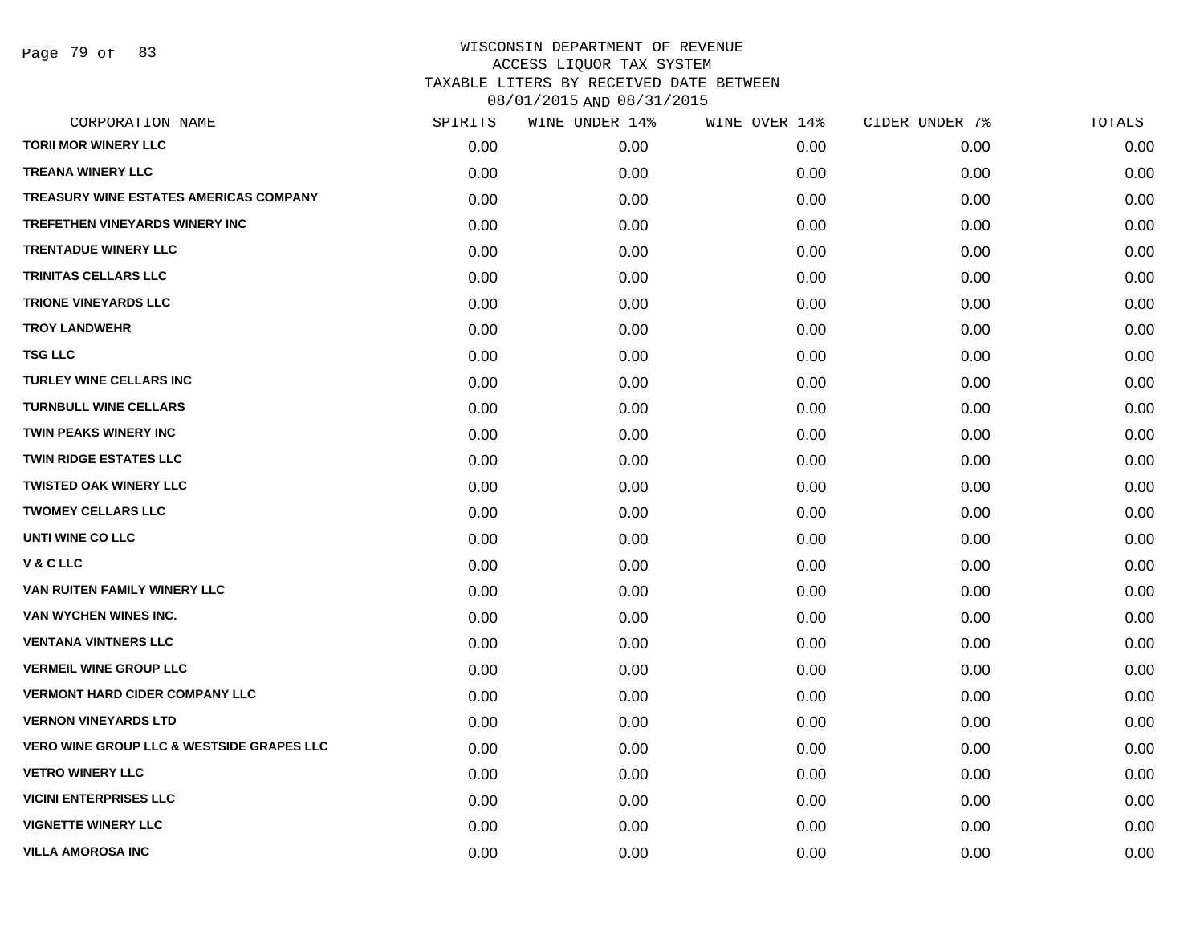WISCONSIN DEPARTMENT OF REVENUE
ACCESS LIQUOR TAX SYSTEM
TAXABLE LITERS BY RECEIVED DATE BETWEEN
08/01/2015 AND 08/31/2015

| CORPORATION NAME | SPIRITS | WINE UNDER 14% | WINE OVER 14% | CIDER UNDER 7% | TOTALS |
|---|---|---|---|---|---|
| TORII MOR WINERY LLC | 0.00 | 0.00 | 0.00 | 0.00 | 0.00 |
| TREANA WINERY LLC | 0.00 | 0.00 | 0.00 | 0.00 | 0.00 |
| TREASURY WINE ESTATES AMERICAS COMPANY | 0.00 | 0.00 | 0.00 | 0.00 | 0.00 |
| TREFETHEN VINEYARDS WINERY INC | 0.00 | 0.00 | 0.00 | 0.00 | 0.00 |
| TRENTADUE WINERY LLC | 0.00 | 0.00 | 0.00 | 0.00 | 0.00 |
| TRINITAS CELLARS LLC | 0.00 | 0.00 | 0.00 | 0.00 | 0.00 |
| TRIONE VINEYARDS LLC | 0.00 | 0.00 | 0.00 | 0.00 | 0.00 |
| TROY LANDWEHR | 0.00 | 0.00 | 0.00 | 0.00 | 0.00 |
| TSG LLC | 0.00 | 0.00 | 0.00 | 0.00 | 0.00 |
| TURLEY WINE CELLARS INC | 0.00 | 0.00 | 0.00 | 0.00 | 0.00 |
| TURNBULL WINE CELLARS | 0.00 | 0.00 | 0.00 | 0.00 | 0.00 |
| TWIN PEAKS WINERY INC | 0.00 | 0.00 | 0.00 | 0.00 | 0.00 |
| TWIN RIDGE ESTATES LLC | 0.00 | 0.00 | 0.00 | 0.00 | 0.00 |
| TWISTED OAK WINERY LLC | 0.00 | 0.00 | 0.00 | 0.00 | 0.00 |
| TWOMEY CELLARS LLC | 0.00 | 0.00 | 0.00 | 0.00 | 0.00 |
| UNTI WINE CO LLC | 0.00 | 0.00 | 0.00 | 0.00 | 0.00 |
| V & C LLC | 0.00 | 0.00 | 0.00 | 0.00 | 0.00 |
| VAN RUITEN FAMILY WINERY LLC | 0.00 | 0.00 | 0.00 | 0.00 | 0.00 |
| VAN WYCHEN WINES INC. | 0.00 | 0.00 | 0.00 | 0.00 | 0.00 |
| VENTANA VINTNERS LLC | 0.00 | 0.00 | 0.00 | 0.00 | 0.00 |
| VERMEIL WINE GROUP LLC | 0.00 | 0.00 | 0.00 | 0.00 | 0.00 |
| VERMONT HARD CIDER COMPANY LLC | 0.00 | 0.00 | 0.00 | 0.00 | 0.00 |
| VERNON VINEYARDS LTD | 0.00 | 0.00 | 0.00 | 0.00 | 0.00 |
| VERO WINE GROUP LLC & WESTSIDE GRAPES LLC | 0.00 | 0.00 | 0.00 | 0.00 | 0.00 |
| VETRO WINERY LLC | 0.00 | 0.00 | 0.00 | 0.00 | 0.00 |
| VICINI ENTERPRISES LLC | 0.00 | 0.00 | 0.00 | 0.00 | 0.00 |
| VIGNETTE WINERY LLC | 0.00 | 0.00 | 0.00 | 0.00 | 0.00 |
| VILLA AMOROSA INC | 0.00 | 0.00 | 0.00 | 0.00 | 0.00 |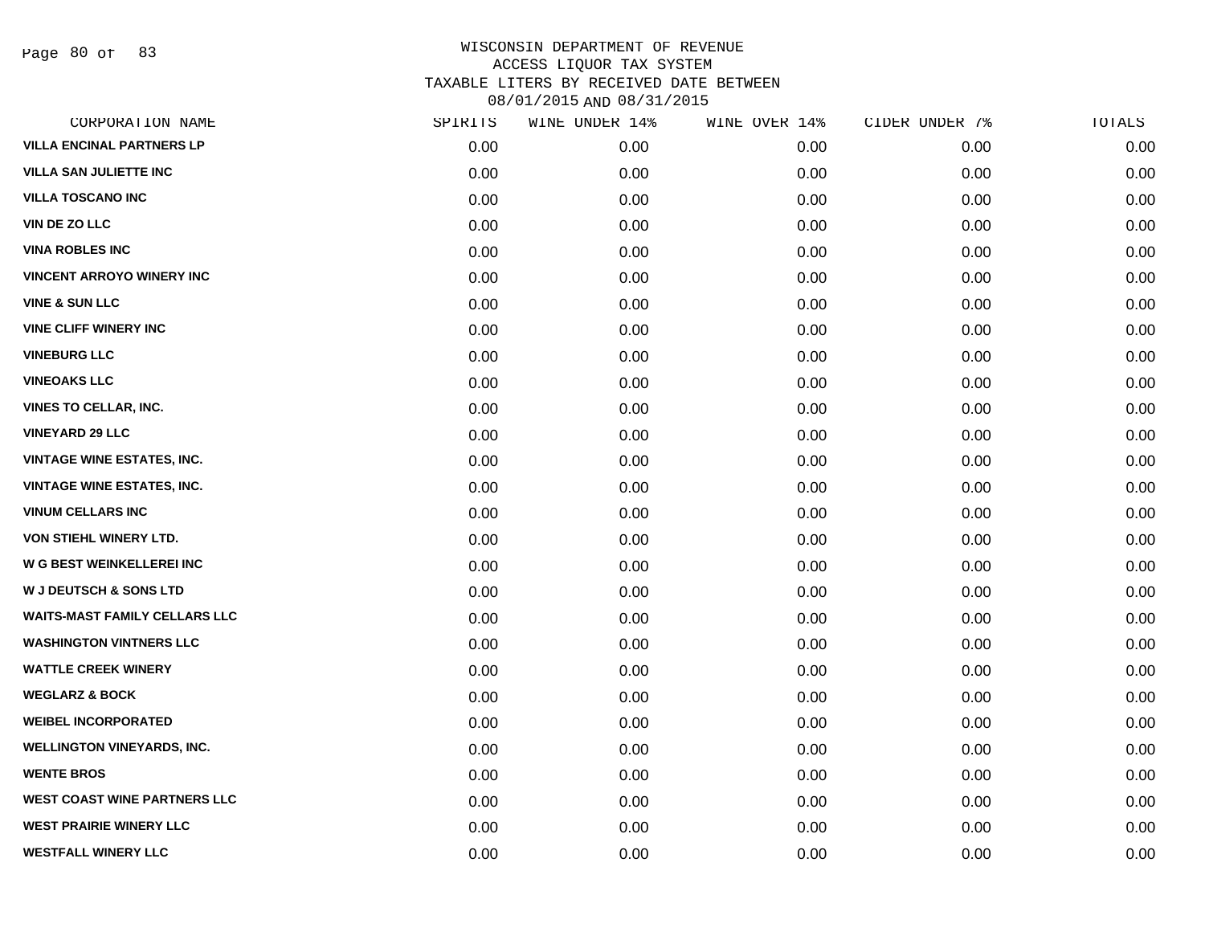# WISCONSIN DEPARTMENT OF REVENUE
## ACCESS LIQUOR TAX SYSTEM
## TAXABLE LITERS BY RECEIVED DATE BETWEEN 08/01/2015 AND 08/31/2015

| CORPORATION NAME | SPIRITS | WINE UNDER 14% | WINE OVER 14% | CIDER UNDER 7% | TOTALS |
|---|---|---|---|---|---|
| VILLA ENCINAL PARTNERS LP | 0.00 | 0.00 | 0.00 | 0.00 | 0.00 |
| VILLA SAN JULIETTE INC | 0.00 | 0.00 | 0.00 | 0.00 | 0.00 |
| VILLA TOSCANO INC | 0.00 | 0.00 | 0.00 | 0.00 | 0.00 |
| VIN DE ZO LLC | 0.00 | 0.00 | 0.00 | 0.00 | 0.00 |
| VINA ROBLES INC | 0.00 | 0.00 | 0.00 | 0.00 | 0.00 |
| VINCENT ARROYO WINERY INC | 0.00 | 0.00 | 0.00 | 0.00 | 0.00 |
| VINE & SUN LLC | 0.00 | 0.00 | 0.00 | 0.00 | 0.00 |
| VINE CLIFF WINERY INC | 0.00 | 0.00 | 0.00 | 0.00 | 0.00 |
| VINEBURG LLC | 0.00 | 0.00 | 0.00 | 0.00 | 0.00 |
| VINEOAKS LLC | 0.00 | 0.00 | 0.00 | 0.00 | 0.00 |
| VINES TO CELLAR, INC. | 0.00 | 0.00 | 0.00 | 0.00 | 0.00 |
| VINEYARD 29 LLC | 0.00 | 0.00 | 0.00 | 0.00 | 0.00 |
| VINTAGE WINE ESTATES, INC. | 0.00 | 0.00 | 0.00 | 0.00 | 0.00 |
| VINTAGE WINE ESTATES, INC. | 0.00 | 0.00 | 0.00 | 0.00 | 0.00 |
| VINUM CELLARS INC | 0.00 | 0.00 | 0.00 | 0.00 | 0.00 |
| VON STIEHL WINERY LTD. | 0.00 | 0.00 | 0.00 | 0.00 | 0.00 |
| W G BEST WEINKELLEREI INC | 0.00 | 0.00 | 0.00 | 0.00 | 0.00 |
| W J DEUTSCH & SONS LTD | 0.00 | 0.00 | 0.00 | 0.00 | 0.00 |
| WAITS-MAST FAMILY CELLARS LLC | 0.00 | 0.00 | 0.00 | 0.00 | 0.00 |
| WASHINGTON VINTNERS LLC | 0.00 | 0.00 | 0.00 | 0.00 | 0.00 |
| WATTLE CREEK WINERY | 0.00 | 0.00 | 0.00 | 0.00 | 0.00 |
| WEGLARZ & BOCK | 0.00 | 0.00 | 0.00 | 0.00 | 0.00 |
| WEIBEL INCORPORATED | 0.00 | 0.00 | 0.00 | 0.00 | 0.00 |
| WELLINGTON VINEYARDS, INC. | 0.00 | 0.00 | 0.00 | 0.00 | 0.00 |
| WENTE BROS | 0.00 | 0.00 | 0.00 | 0.00 | 0.00 |
| WEST COAST WINE PARTNERS LLC | 0.00 | 0.00 | 0.00 | 0.00 | 0.00 |
| WEST PRAIRIE WINERY LLC | 0.00 | 0.00 | 0.00 | 0.00 | 0.00 |
| WESTFALL WINERY LLC | 0.00 | 0.00 | 0.00 | 0.00 | 0.00 |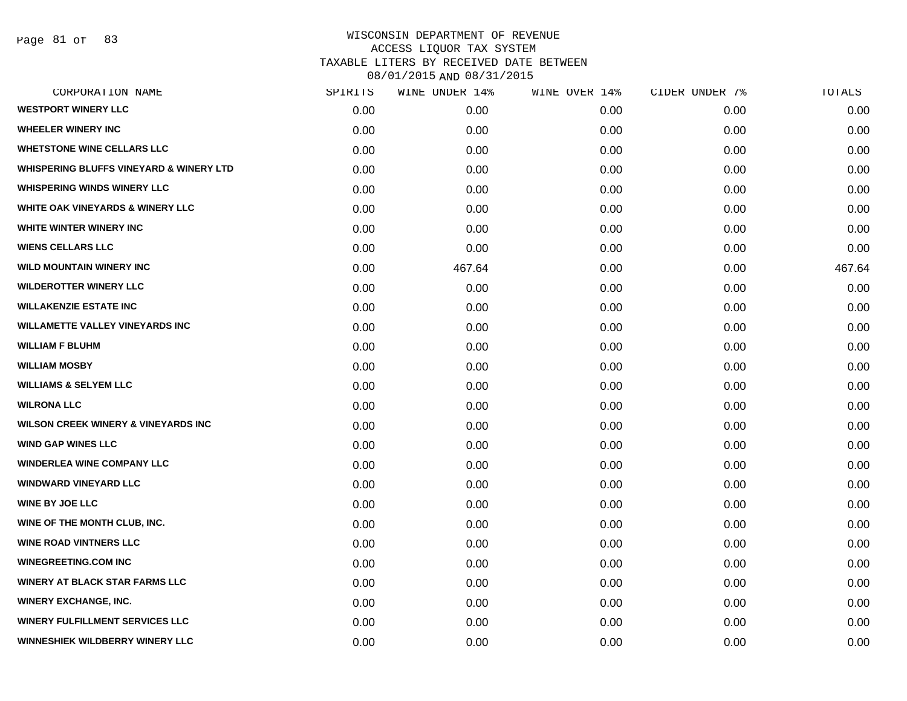WISCONSIN DEPARTMENT OF REVENUE
ACCESS LIQUOR TAX SYSTEM
TAXABLE LITERS BY RECEIVED DATE BETWEEN
08/01/2015 AND 08/31/2015

| CORPORATION NAME | SPIRITS | WINE UNDER 14% | WINE OVER 14% | CIDER UNDER 7% | TOTALS |
|---|---|---|---|---|---|
| WESTPORT WINERY LLC | 0.00 | 0.00 | 0.00 | 0.00 | 0.00 |
| WHEELER WINERY INC | 0.00 | 0.00 | 0.00 | 0.00 | 0.00 |
| WHETSTONE WINE CELLARS LLC | 0.00 | 0.00 | 0.00 | 0.00 | 0.00 |
| WHISPERING BLUFFS VINEYARD & WINERY LTD | 0.00 | 0.00 | 0.00 | 0.00 | 0.00 |
| WHISPERING WINDS WINERY LLC | 0.00 | 0.00 | 0.00 | 0.00 | 0.00 |
| WHITE OAK VINEYARDS & WINERY LLC | 0.00 | 0.00 | 0.00 | 0.00 | 0.00 |
| WHITE WINTER WINERY INC | 0.00 | 0.00 | 0.00 | 0.00 | 0.00 |
| WIENS CELLARS LLC | 0.00 | 0.00 | 0.00 | 0.00 | 0.00 |
| WILD MOUNTAIN WINERY INC | 0.00 | 467.64 | 0.00 | 0.00 | 467.64 |
| WILDEROTTER WINERY LLC | 0.00 | 0.00 | 0.00 | 0.00 | 0.00 |
| WILLAKENZIE ESTATE INC | 0.00 | 0.00 | 0.00 | 0.00 | 0.00 |
| WILLAMETTE VALLEY VINEYARDS INC | 0.00 | 0.00 | 0.00 | 0.00 | 0.00 |
| WILLIAM F BLUHM | 0.00 | 0.00 | 0.00 | 0.00 | 0.00 |
| WILLIAM MOSBY | 0.00 | 0.00 | 0.00 | 0.00 | 0.00 |
| WILLIAMS & SELYEM LLC | 0.00 | 0.00 | 0.00 | 0.00 | 0.00 |
| WILRONA LLC | 0.00 | 0.00 | 0.00 | 0.00 | 0.00 |
| WILSON CREEK WINERY & VINEYARDS INC | 0.00 | 0.00 | 0.00 | 0.00 | 0.00 |
| WIND GAP WINES LLC | 0.00 | 0.00 | 0.00 | 0.00 | 0.00 |
| WINDERLEA WINE COMPANY LLC | 0.00 | 0.00 | 0.00 | 0.00 | 0.00 |
| WINDWARD VINEYARD LLC | 0.00 | 0.00 | 0.00 | 0.00 | 0.00 |
| WINE BY JOE LLC | 0.00 | 0.00 | 0.00 | 0.00 | 0.00 |
| WINE OF THE MONTH CLUB, INC. | 0.00 | 0.00 | 0.00 | 0.00 | 0.00 |
| WINE ROAD VINTNERS LLC | 0.00 | 0.00 | 0.00 | 0.00 | 0.00 |
| WINEGREETING.COM INC | 0.00 | 0.00 | 0.00 | 0.00 | 0.00 |
| WINERY AT BLACK STAR FARMS LLC | 0.00 | 0.00 | 0.00 | 0.00 | 0.00 |
| WINERY EXCHANGE, INC. | 0.00 | 0.00 | 0.00 | 0.00 | 0.00 |
| WINERY FULFILLMENT SERVICES LLC | 0.00 | 0.00 | 0.00 | 0.00 | 0.00 |
| WINNESHIEK WILDBERRY WINERY LLC | 0.00 | 0.00 | 0.00 | 0.00 | 0.00 |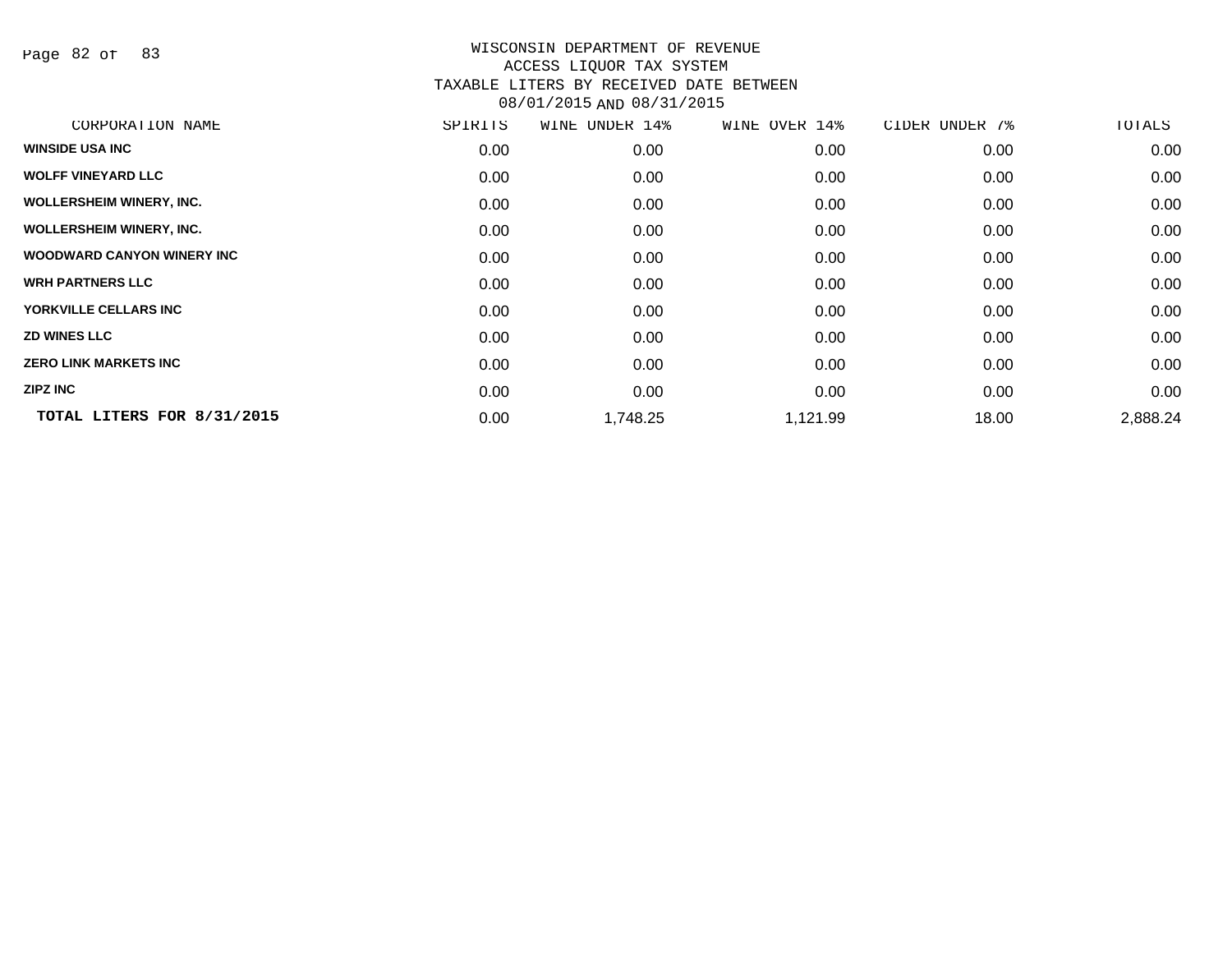WISCONSIN DEPARTMENT OF REVENUE
ACCESS LIQUOR TAX SYSTEM
TAXABLE LITERS BY RECEIVED DATE BETWEEN
08/01/2015 AND 08/31/2015

| CORPORATION NAME | SPIRITS | WINE UNDER 14% | WINE OVER 14% | CIDER UNDER 7% | TOTALS |
|---|---|---|---|---|---|
| WINSIDE USA INC | 0.00 | 0.00 | 0.00 | 0.00 | 0.00 |
| WOLFF VINEYARD LLC | 0.00 | 0.00 | 0.00 | 0.00 | 0.00 |
| WOLLERSHEIM WINERY, INC. | 0.00 | 0.00 | 0.00 | 0.00 | 0.00 |
| WOLLERSHEIM WINERY, INC. | 0.00 | 0.00 | 0.00 | 0.00 | 0.00 |
| WOODWARD CANYON WINERY INC | 0.00 | 0.00 | 0.00 | 0.00 | 0.00 |
| WRH PARTNERS LLC | 0.00 | 0.00 | 0.00 | 0.00 | 0.00 |
| YORKVILLE CELLARS INC | 0.00 | 0.00 | 0.00 | 0.00 | 0.00 |
| ZD WINES LLC | 0.00 | 0.00 | 0.00 | 0.00 | 0.00 |
| ZERO LINK MARKETS INC | 0.00 | 0.00 | 0.00 | 0.00 | 0.00 |
| ZIPZ INC | 0.00 | 0.00 | 0.00 | 0.00 | 0.00 |
| **TOTAL LITERS FOR 8/31/2015** | 0.00 | 1,748.25 | 1,121.99 | 18.00 | 2,888.24 |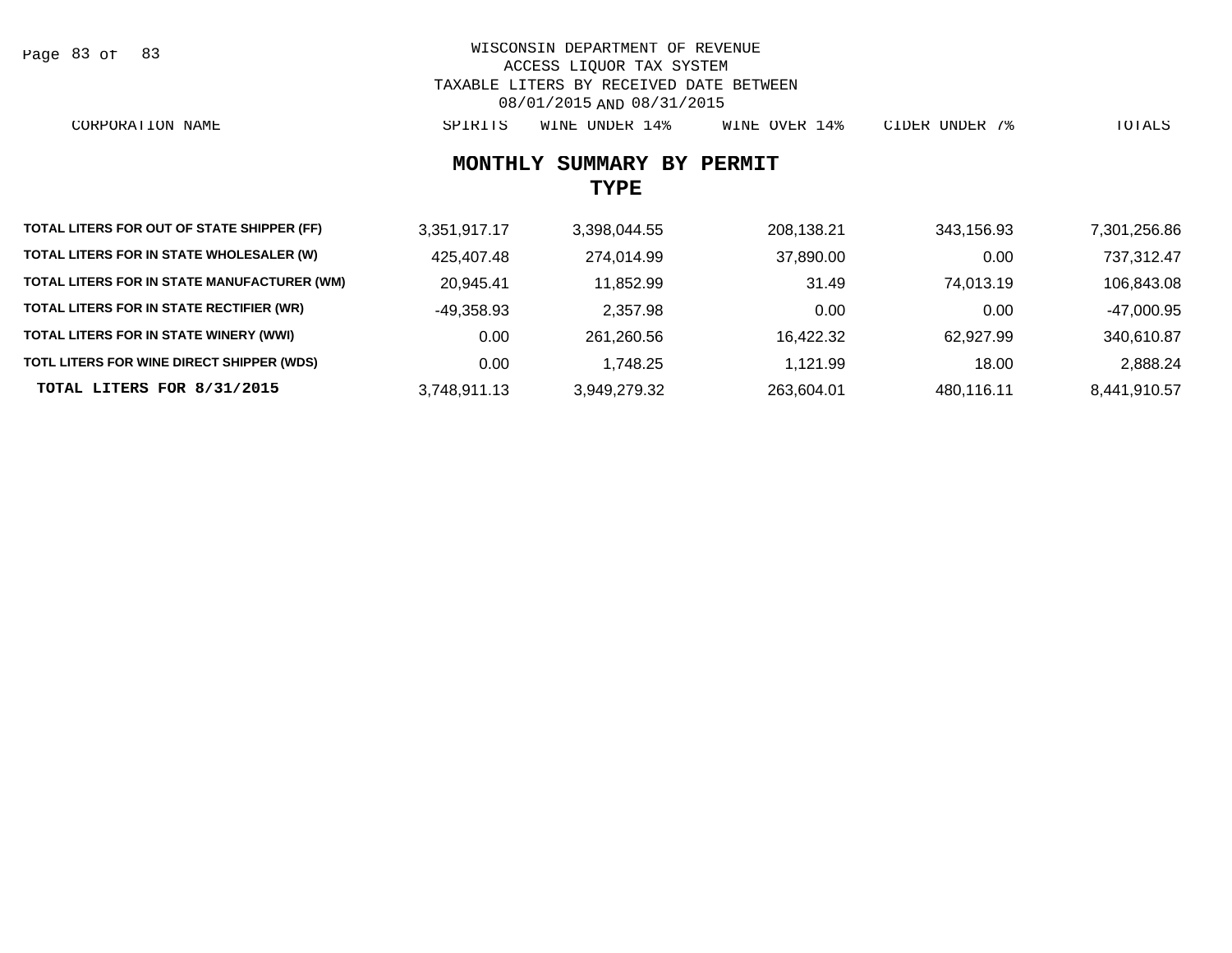WISCONSIN DEPARTMENT OF REVENUE
ACCESS LIQUOR TAX SYSTEM
TAXABLE LITERS BY RECEIVED DATE BETWEEN
08/01/2015 AND 08/31/2015

## MONTHLY SUMMARY BY PERMIT TYPE

| CORPORATION NAME | SPIRITS | WINE UNDER 14% | WINE OVER 14% | CIDER UNDER 7% | TOTALS |
|---|---|---|---|---|---|
| TOTAL LITERS FOR OUT OF STATE SHIPPER (FF) | 3,351,917.17 | 3,398,044.55 | 208,138.21 | 343,156.93 | 7,301,256.86 |
| TOTAL LITERS FOR IN STATE WHOLESALER (W) | 425,407.48 | 274,014.99 | 37,890.00 | 0.00 | 737,312.47 |
| TOTAL LITERS FOR IN STATE MANUFACTURER (WM) | 20,945.41 | 11,852.99 | 31.49 | 74,013.19 | 106,843.08 |
| TOTAL LITERS FOR IN STATE RECTIFIER (WR) | -49,358.93 | 2,357.98 | 0.00 | 0.00 | -47,000.95 |
| TOTAL LITERS FOR IN STATE WINERY (WWI) | 0.00 | 261,260.56 | 16,422.32 | 62,927.99 | 340,610.87 |
| TOTL LITERS FOR WINE DIRECT SHIPPER (WDS) | 0.00 | 1,748.25 | 1,121.99 | 18.00 | 2,888.24 |
| **TOTAL LITERS FOR 8/31/2015** | 3,748,911.13 | 3,949,279.32 | 263,604.01 | 480,116.11 | 8,441,910.57 |